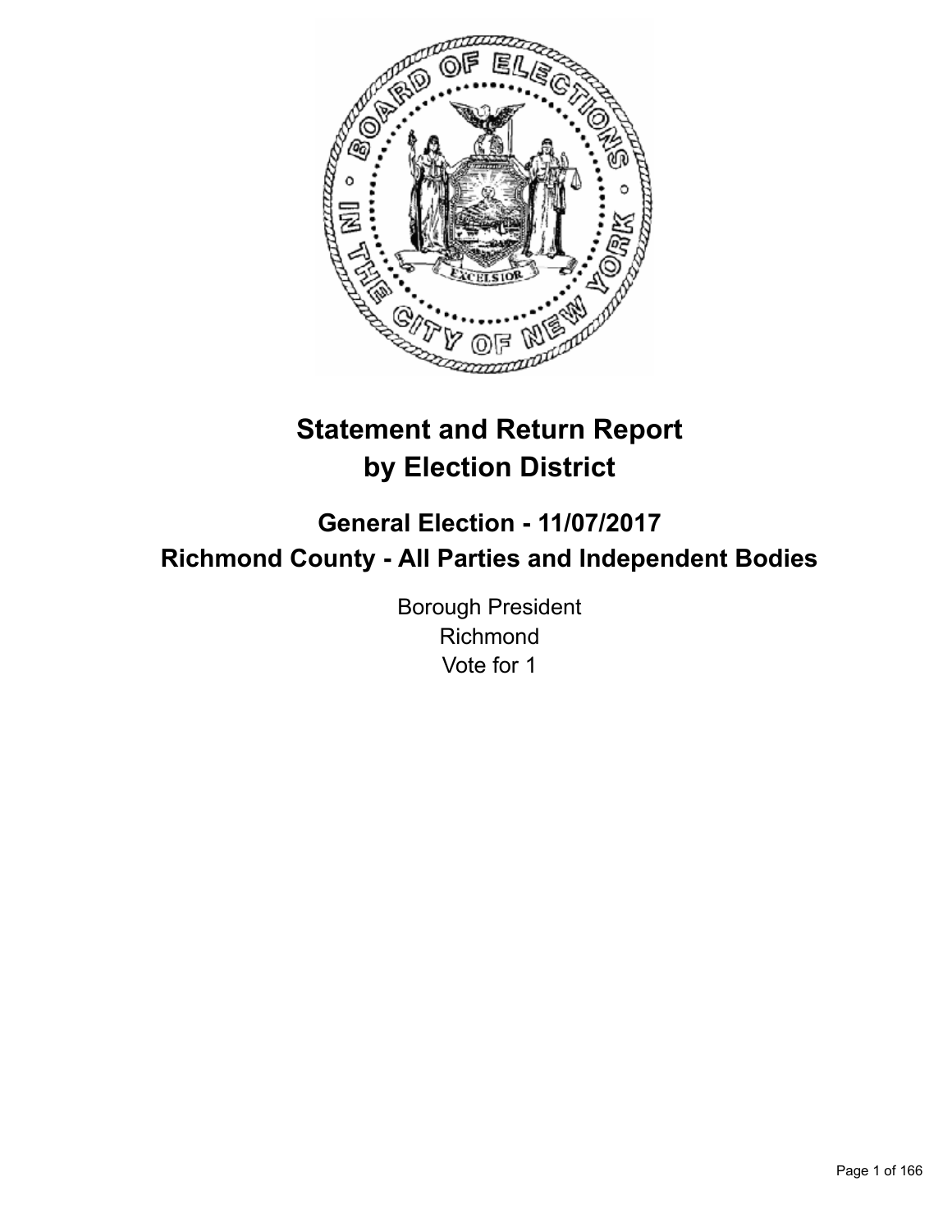# Statement and Return Report by Election District

## General Election - 11/07/2017

## Richmond County - All Parties and Independent Bodies

Borough President
Richmond
Vote for 1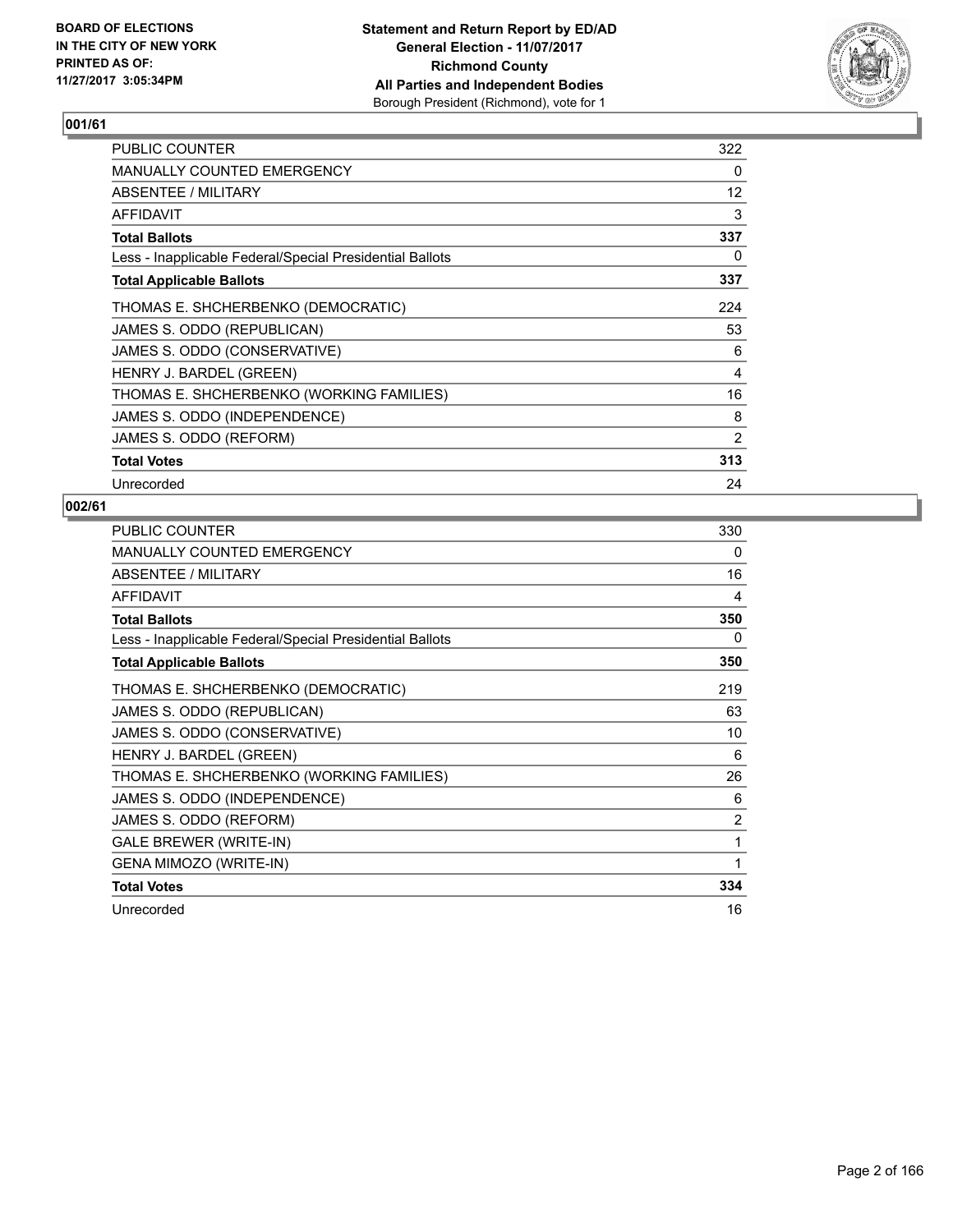**BOARD OF ELECTIONS IN THE CITY OF NEW YORK PRINTED AS OF: 11/27/2017 3:05:34PM**

**Statement and Return Report by ED/AD**
**General Election - 11/07/2017**
**Richmond County**
**All Parties and Independent Bodies**
Borough President (Richmond), vote for 1

### 001/61

| | |
|---|---|
| PUBLIC COUNTER | 322 |
| MANUALLY COUNTED EMERGENCY | 0 |
| ABSENTEE / MILITARY | 12 |
| AFFIDAVIT | 3 |
| **Total Ballots** | **337** |
| Less - Inapplicable Federal/Special Presidential Ballots | 0 |
| **Total Applicable Ballots** | **337** |
| THOMAS E. SHCHERBENKO (DEMOCRATIC) | 224 |
| JAMES S. ODDO (REPUBLICAN) | 53 |
| JAMES S. ODDO (CONSERVATIVE) | 6 |
| HENRY J. BARDEL (GREEN) | 4 |
| THOMAS E. SHCHERBENKO (WORKING FAMILIES) | 16 |
| JAMES S. ODDO (INDEPENDENCE) | 8 |
| JAMES S. ODDO (REFORM) | 2 |
| **Total Votes** | **313** |
| Unrecorded | 24 |

### 002/61

| | |
|---|---|
| PUBLIC COUNTER | 330 |
| MANUALLY COUNTED EMERGENCY | 0 |
| ABSENTEE / MILITARY | 16 |
| AFFIDAVIT | 4 |
| **Total Ballots** | **350** |
| Less - Inapplicable Federal/Special Presidential Ballots | 0 |
| **Total Applicable Ballots** | **350** |
| THOMAS E. SHCHERBENKO (DEMOCRATIC) | 219 |
| JAMES S. ODDO (REPUBLICAN) | 63 |
| JAMES S. ODDO (CONSERVATIVE) | 10 |
| HENRY J. BARDEL (GREEN) | 6 |
| THOMAS E. SHCHERBENKO (WORKING FAMILIES) | 26 |
| JAMES S. ODDO (INDEPENDENCE) | 6 |
| JAMES S. ODDO (REFORM) | 2 |
| GALE BREWER (WRITE-IN) | 1 |
| GENA MIMOZO (WRITE-IN) | 1 |
| **Total Votes** | **334** |
| Unrecorded | 16 |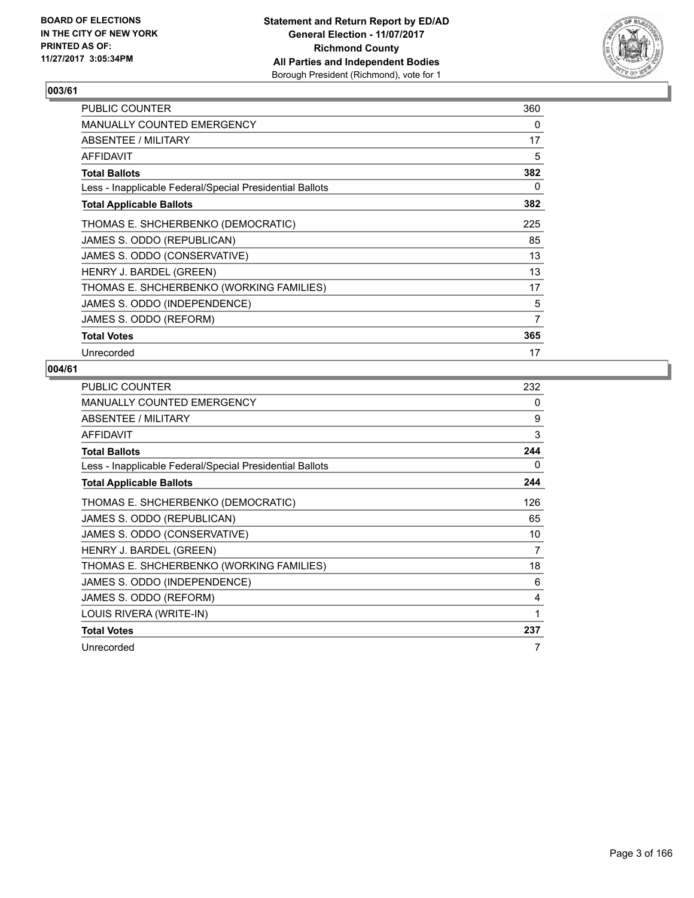BOARD OF ELECTIONS
IN THE CITY OF NEW YORK
PRINTED AS OF:
11/27/2017 3:05:34PM

**Statement and Return Report by ED/AD**
**General Election - 11/07/2017**
**Richmond County**
**All Parties and Independent Bodies**
Borough President (Richmond), vote for 1

## 003/61

| | |
|---|---|
| PUBLIC COUNTER | 360 |
| MANUALLY COUNTED EMERGENCY | 0 |
| ABSENTEE / MILITARY | 17 |
| AFFIDAVIT | 5 |
| **Total Ballots** | **382** |
| Less - Inapplicable Federal/Special Presidential Ballots | 0 |
| **Total Applicable Ballots** | **382** |
| THOMAS E. SHCHERBENKO (DEMOCRATIC) | 225 |
| JAMES S. ODDO (REPUBLICAN) | 85 |
| JAMES S. ODDO (CONSERVATIVE) | 13 |
| HENRY J. BARDEL (GREEN) | 13 |
| THOMAS E. SHCHERBENKO (WORKING FAMILIES) | 17 |
| JAMES S. ODDO (INDEPENDENCE) | 5 |
| JAMES S. ODDO (REFORM) | 7 |
| **Total Votes** | **365** |
| Unrecorded | 17 |

## 004/61

| | |
|---|---|
| PUBLIC COUNTER | 232 |
| MANUALLY COUNTED EMERGENCY | 0 |
| ABSENTEE / MILITARY | 9 |
| AFFIDAVIT | 3 |
| **Total Ballots** | **244** |
| Less - Inapplicable Federal/Special Presidential Ballots | 0 |
| **Total Applicable Ballots** | **244** |
| THOMAS E. SHCHERBENKO (DEMOCRATIC) | 126 |
| JAMES S. ODDO (REPUBLICAN) | 65 |
| JAMES S. ODDO (CONSERVATIVE) | 10 |
| HENRY J. BARDEL (GREEN) | 7 |
| THOMAS E. SHCHERBENKO (WORKING FAMILIES) | 18 |
| JAMES S. ODDO (INDEPENDENCE) | 6 |
| JAMES S. ODDO (REFORM) | 4 |
| LOUIS RIVERA (WRITE-IN) | 1 |
| **Total Votes** | **237** |
| Unrecorded | 7 |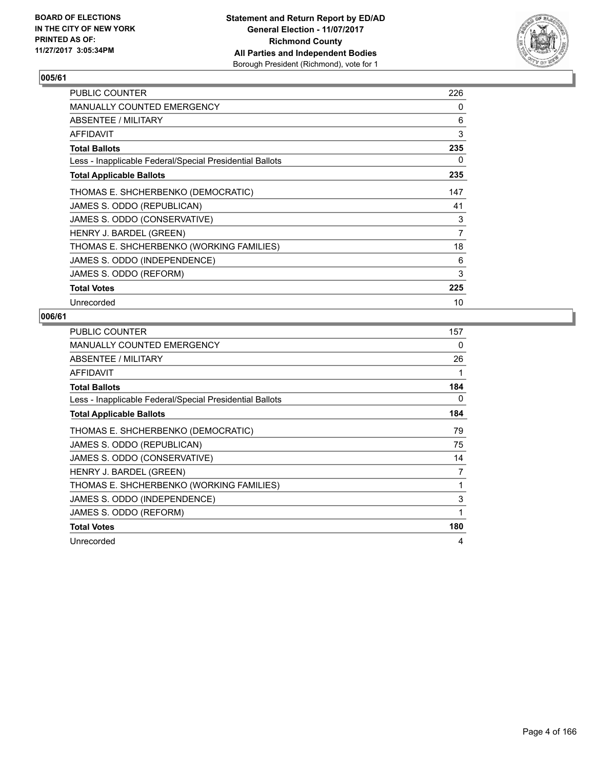**BOARD OF ELECTIONS IN THE CITY OF NEW YORK PRINTED AS OF: 11/27/2017 3:05:34PM**

**Statement and Return Report by ED/AD**
**General Election - 11/07/2017**
**Richmond County**
**All Parties and Independent Bodies**
Borough President (Richmond), vote for 1

### 005/61

| | |
|---|---|
| PUBLIC COUNTER | 226 |
| MANUALLY COUNTED EMERGENCY | 0 |
| ABSENTEE / MILITARY | 6 |
| AFFIDAVIT | 3 |
| **Total Ballots** | **235** |
| Less - Inapplicable Federal/Special Presidential Ballots | 0 |
| **Total Applicable Ballots** | **235** |
| THOMAS E. SHCHERBENKO (DEMOCRATIC) | 147 |
| JAMES S. ODDO (REPUBLICAN) | 41 |
| JAMES S. ODDO (CONSERVATIVE) | 3 |
| HENRY J. BARDEL (GREEN) | 7 |
| THOMAS E. SHCHERBENKO (WORKING FAMILIES) | 18 |
| JAMES S. ODDO (INDEPENDENCE) | 6 |
| JAMES S. ODDO (REFORM) | 3 |
| **Total Votes** | **225** |
| Unrecorded | 10 |

### 006/61

| | |
|---|---|
| PUBLIC COUNTER | 157 |
| MANUALLY COUNTED EMERGENCY | 0 |
| ABSENTEE / MILITARY | 26 |
| AFFIDAVIT | 1 |
| **Total Ballots** | **184** |
| Less - Inapplicable Federal/Special Presidential Ballots | 0 |
| **Total Applicable Ballots** | **184** |
| THOMAS E. SHCHERBENKO (DEMOCRATIC) | 79 |
| JAMES S. ODDO (REPUBLICAN) | 75 |
| JAMES S. ODDO (CONSERVATIVE) | 14 |
| HENRY J. BARDEL (GREEN) | 7 |
| THOMAS E. SHCHERBENKO (WORKING FAMILIES) | 1 |
| JAMES S. ODDO (INDEPENDENCE) | 3 |
| JAMES S. ODDO (REFORM) | 1 |
| **Total Votes** | **180** |
| Unrecorded | 4 |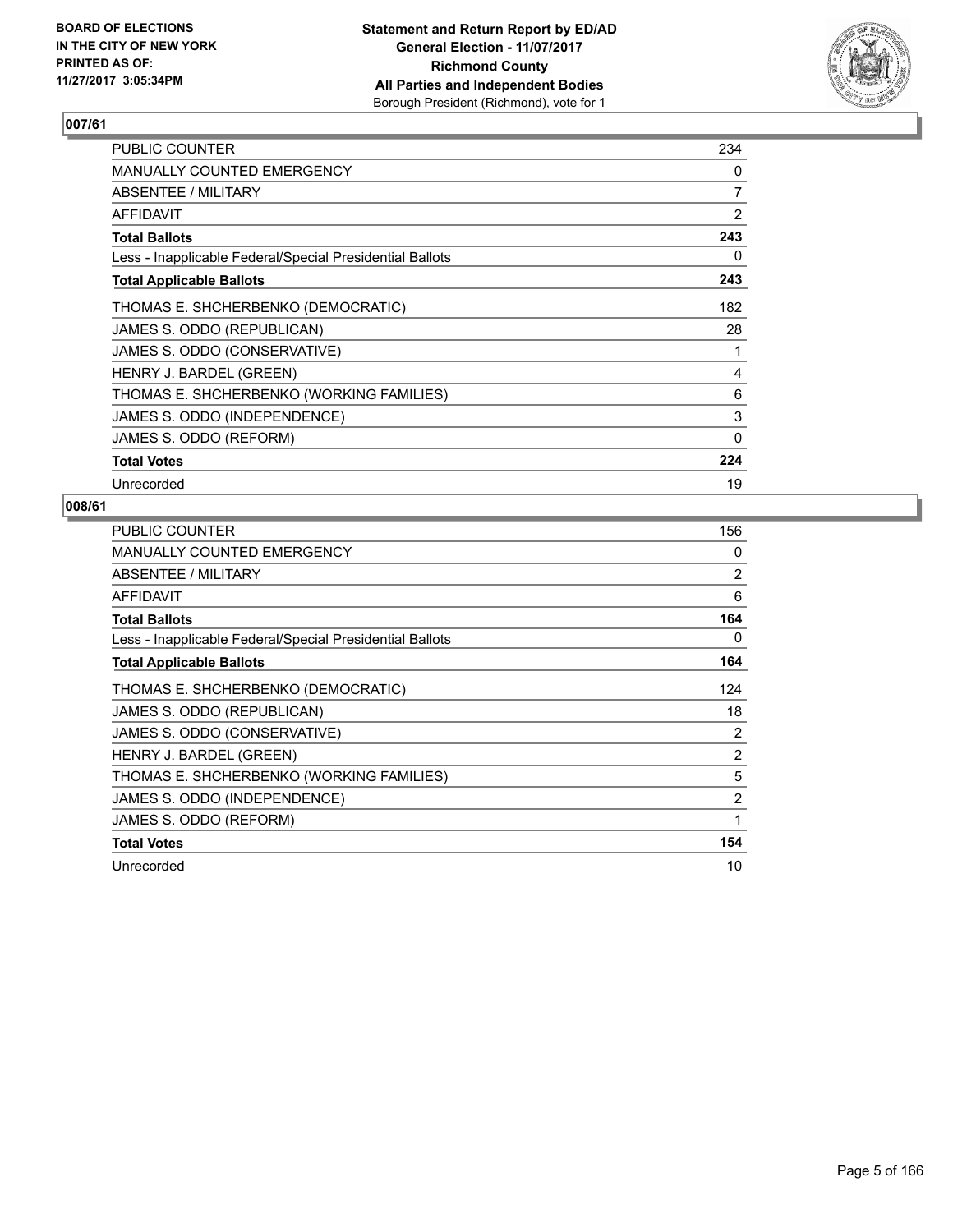BOARD OF ELECTIONS
IN THE CITY OF NEW YORK
PRINTED AS OF:
11/27/2017 3:05:34PM

**Statement and Return Report by ED/AD**
**General Election - 11/07/2017**
**Richmond County**
**All Parties and Independent Bodies**
Borough President (Richmond), vote for 1

## 007/61

| | |
|---|---|
| PUBLIC COUNTER | 234 |
| MANUALLY COUNTED EMERGENCY | 0 |
| ABSENTEE / MILITARY | 7 |
| AFFIDAVIT | 2 |
| **Total Ballots** | **243** |
| Less - Inapplicable Federal/Special Presidential Ballots | 0 |
| **Total Applicable Ballots** | **243** |
| THOMAS E. SHCHERBENKO (DEMOCRATIC) | 182 |
| JAMES S. ODDO (REPUBLICAN) | 28 |
| JAMES S. ODDO (CONSERVATIVE) | 1 |
| HENRY J. BARDEL (GREEN) | 4 |
| THOMAS E. SHCHERBENKO (WORKING FAMILIES) | 6 |
| JAMES S. ODDO (INDEPENDENCE) | 3 |
| JAMES S. ODDO (REFORM) | 0 |
| **Total Votes** | **224** |
| Unrecorded | 19 |

## 008/61

| | |
|---|---|
| PUBLIC COUNTER | 156 |
| MANUALLY COUNTED EMERGENCY | 0 |
| ABSENTEE / MILITARY | 2 |
| AFFIDAVIT | 6 |
| **Total Ballots** | **164** |
| Less - Inapplicable Federal/Special Presidential Ballots | 0 |
| **Total Applicable Ballots** | **164** |
| THOMAS E. SHCHERBENKO (DEMOCRATIC) | 124 |
| JAMES S. ODDO (REPUBLICAN) | 18 |
| JAMES S. ODDO (CONSERVATIVE) | 2 |
| HENRY J. BARDEL (GREEN) | 2 |
| THOMAS E. SHCHERBENKO (WORKING FAMILIES) | 5 |
| JAMES S. ODDO (INDEPENDENCE) | 2 |
| JAMES S. ODDO (REFORM) | 1 |
| **Total Votes** | **154** |
| Unrecorded | 10 |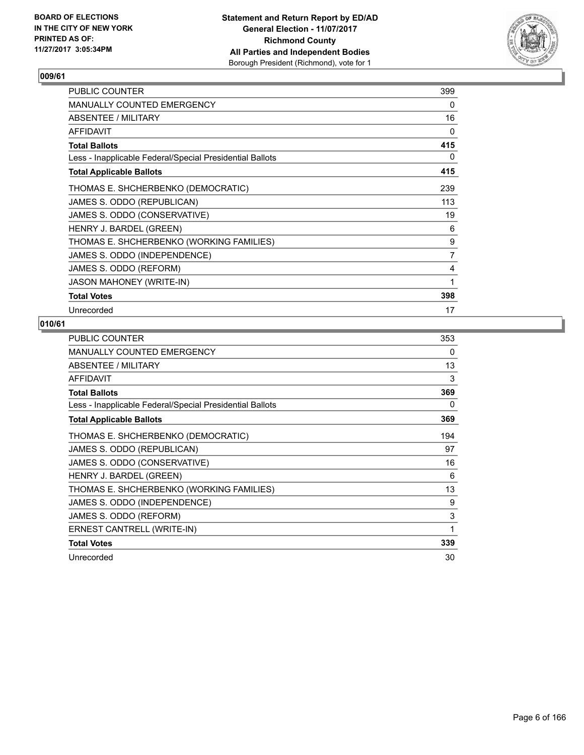BOARD OF ELECTIONS
IN THE CITY OF NEW YORK
PRINTED AS OF:
11/27/2017 3:05:34PM

**Statement and Return Report by ED/AD**
**General Election - 11/07/2017**
**Richmond County**
**All Parties and Independent Bodies**
Borough President (Richmond), vote for 1

### 009/61

| | |
|---|---|
| PUBLIC COUNTER | 399 |
| MANUALLY COUNTED EMERGENCY | 0 |
| ABSENTEE / MILITARY | 16 |
| AFFIDAVIT | 0 |
| **Total Ballots** | **415** |
| Less - Inapplicable Federal/Special Presidential Ballots | 0 |
| **Total Applicable Ballots** | **415** |
| THOMAS E. SHCHERBENKO (DEMOCRATIC) | 239 |
| JAMES S. ODDO (REPUBLICAN) | 113 |
| JAMES S. ODDO (CONSERVATIVE) | 19 |
| HENRY J. BARDEL (GREEN) | 6 |
| THOMAS E. SHCHERBENKO (WORKING FAMILIES) | 9 |
| JAMES S. ODDO (INDEPENDENCE) | 7 |
| JAMES S. ODDO (REFORM) | 4 |
| JASON MAHONEY (WRITE-IN) | 1 |
| **Total Votes** | **398** |
| Unrecorded | 17 |

### 010/61

| | |
|---|---|
| PUBLIC COUNTER | 353 |
| MANUALLY COUNTED EMERGENCY | 0 |
| ABSENTEE / MILITARY | 13 |
| AFFIDAVIT | 3 |
| **Total Ballots** | **369** |
| Less - Inapplicable Federal/Special Presidential Ballots | 0 |
| **Total Applicable Ballots** | **369** |
| THOMAS E. SHCHERBENKO (DEMOCRATIC) | 194 |
| JAMES S. ODDO (REPUBLICAN) | 97 |
| JAMES S. ODDO (CONSERVATIVE) | 16 |
| HENRY J. BARDEL (GREEN) | 6 |
| THOMAS E. SHCHERBENKO (WORKING FAMILIES) | 13 |
| JAMES S. ODDO (INDEPENDENCE) | 9 |
| JAMES S. ODDO (REFORM) | 3 |
| ERNEST CANTRELL (WRITE-IN) | 1 |
| **Total Votes** | **339** |
| Unrecorded | 30 |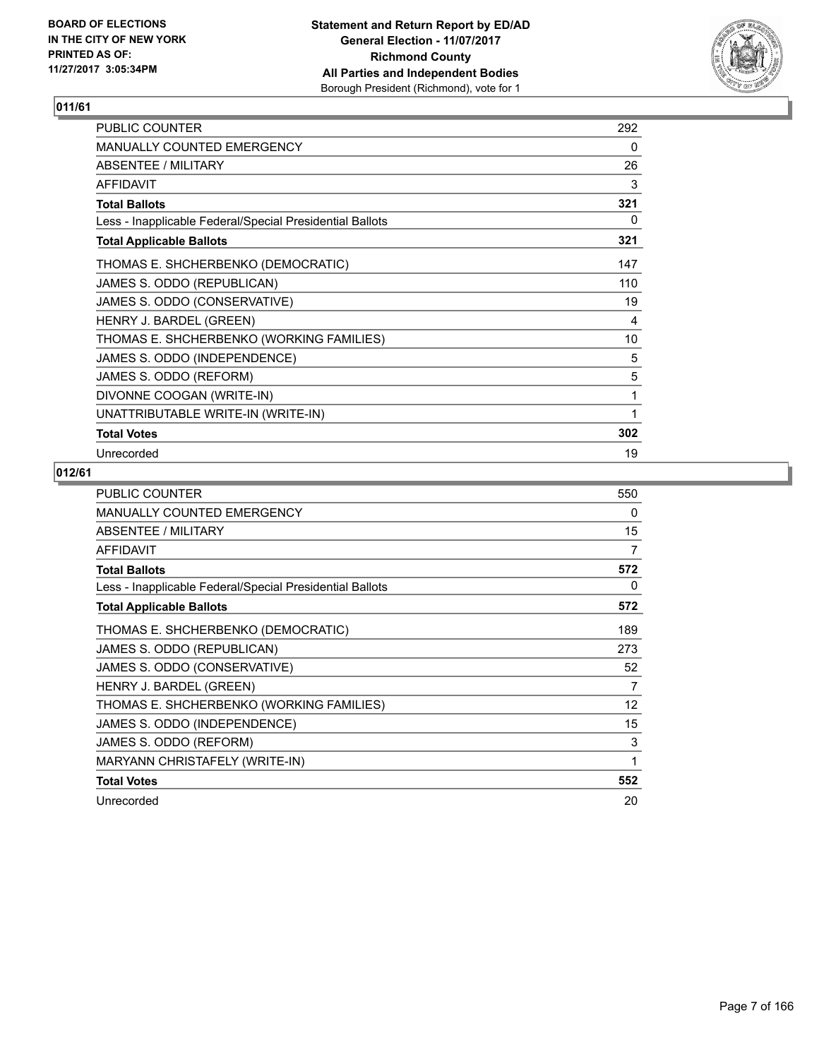**BOARD OF ELECTIONS IN THE CITY OF NEW YORK PRINTED AS OF: 11/27/2017 3:05:34PM**

**Statement and Return Report by ED/AD**
**General Election - 11/07/2017**
**Richmond County**
**All Parties and Independent Bodies**
Borough President (Richmond), vote for 1

## 011/61

| | |
|---|---|
| PUBLIC COUNTER | 292 |
| MANUALLY COUNTED EMERGENCY | 0 |
| ABSENTEE / MILITARY | 26 |
| AFFIDAVIT | 3 |
| **Total Ballots** | **321** |
| Less - Inapplicable Federal/Special Presidential Ballots | 0 |
| **Total Applicable Ballots** | **321** |
| THOMAS E. SHCHERBENKO (DEMOCRATIC) | 147 |
| JAMES S. ODDO (REPUBLICAN) | 110 |
| JAMES S. ODDO (CONSERVATIVE) | 19 |
| HENRY J. BARDEL (GREEN) | 4 |
| THOMAS E. SHCHERBENKO (WORKING FAMILIES) | 10 |
| JAMES S. ODDO (INDEPENDENCE) | 5 |
| JAMES S. ODDO (REFORM) | 5 |
| DIVONNE COOGAN (WRITE-IN) | 1 |
| UNATTRIBUTABLE WRITE-IN (WRITE-IN) | 1 |
| **Total Votes** | **302** |
| Unrecorded | 19 |

## 012/61

| | |
|---|---|
| PUBLIC COUNTER | 550 |
| MANUALLY COUNTED EMERGENCY | 0 |
| ABSENTEE / MILITARY | 15 |
| AFFIDAVIT | 7 |
| **Total Ballots** | **572** |
| Less - Inapplicable Federal/Special Presidential Ballots | 0 |
| **Total Applicable Ballots** | **572** |
| THOMAS E. SHCHERBENKO (DEMOCRATIC) | 189 |
| JAMES S. ODDO (REPUBLICAN) | 273 |
| JAMES S. ODDO (CONSERVATIVE) | 52 |
| HENRY J. BARDEL (GREEN) | 7 |
| THOMAS E. SHCHERBENKO (WORKING FAMILIES) | 12 |
| JAMES S. ODDO (INDEPENDENCE) | 15 |
| JAMES S. ODDO (REFORM) | 3 |
| MARYANN CHRISTAFELY (WRITE-IN) | 1 |
| **Total Votes** | **552** |
| Unrecorded | 20 |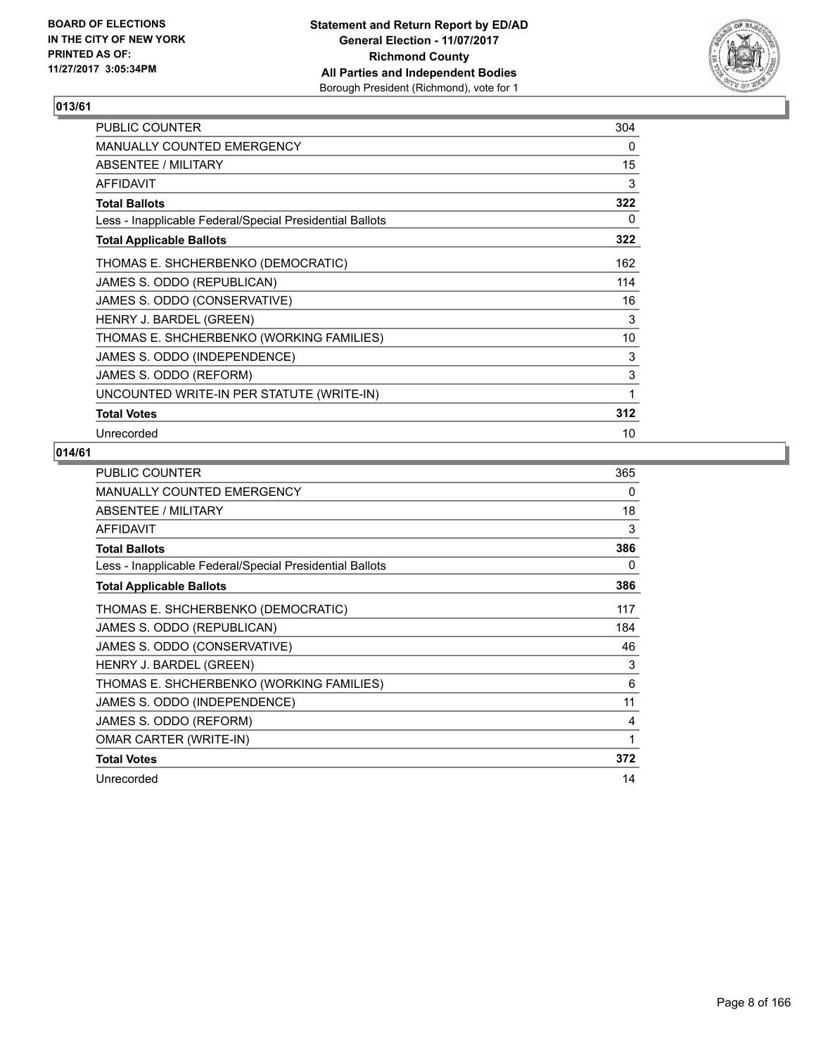## 013/61

| | |
|---|---|
| PUBLIC COUNTER | 304 |
| MANUALLY COUNTED EMERGENCY | 0 |
| ABSENTEE / MILITARY | 15 |
| AFFIDAVIT | 3 |
| **Total Ballots** | **322** |
| Less - Inapplicable Federal/Special Presidential Ballots | 0 |
| **Total Applicable Ballots** | **322** |
| THOMAS E. SHCHERBENKO (DEMOCRATIC) | 162 |
| JAMES S. ODDO (REPUBLICAN) | 114 |
| JAMES S. ODDO (CONSERVATIVE) | 16 |
| HENRY J. BARDEL (GREEN) | 3 |
| THOMAS E. SHCHERBENKO (WORKING FAMILIES) | 10 |
| JAMES S. ODDO (INDEPENDENCE) | 3 |
| JAMES S. ODDO (REFORM) | 3 |
| UNCOUNTED WRITE-IN PER STATUTE (WRITE-IN) | 1 |
| **Total Votes** | **312** |
| Unrecorded | 10 |

## 014/61

| | |
|---|---|
| PUBLIC COUNTER | 365 |
| MANUALLY COUNTED EMERGENCY | 0 |
| ABSENTEE / MILITARY | 18 |
| AFFIDAVIT | 3 |
| **Total Ballots** | **386** |
| Less - Inapplicable Federal/Special Presidential Ballots | 0 |
| **Total Applicable Ballots** | **386** |
| THOMAS E. SHCHERBENKO (DEMOCRATIC) | 117 |
| JAMES S. ODDO (REPUBLICAN) | 184 |
| JAMES S. ODDO (CONSERVATIVE) | 46 |
| HENRY J. BARDEL (GREEN) | 3 |
| THOMAS E. SHCHERBENKO (WORKING FAMILIES) | 6 |
| JAMES S. ODDO (INDEPENDENCE) | 11 |
| JAMES S. ODDO (REFORM) | 4 |
| OMAR CARTER (WRITE-IN) | 1 |
| **Total Votes** | **372** |
| Unrecorded | 14 |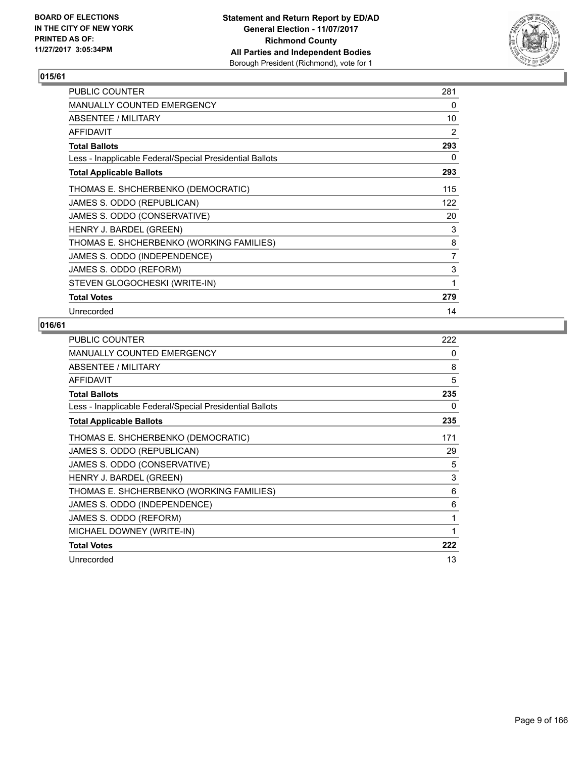**BOARD OF ELECTIONS IN THE CITY OF NEW YORK PRINTED AS OF: 11/27/2017 3:05:34PM**

**Statement and Return Report by ED/AD General Election - 11/07/2017 Richmond County All Parties and Independent Bodies** Borough President (Richmond), vote for 1

## 015/61

| | |
|---|---|
| PUBLIC COUNTER | 281 |
| MANUALLY COUNTED EMERGENCY | 0 |
| ABSENTEE / MILITARY | 10 |
| AFFIDAVIT | 2 |
| **Total Ballots** | **293** |
| Less - Inapplicable Federal/Special Presidential Ballots | 0 |
| **Total Applicable Ballots** | **293** |
| THOMAS E. SHCHERBENKO (DEMOCRATIC) | 115 |
| JAMES S. ODDO (REPUBLICAN) | 122 |
| JAMES S. ODDO (CONSERVATIVE) | 20 |
| HENRY J. BARDEL (GREEN) | 3 |
| THOMAS E. SHCHERBENKO (WORKING FAMILIES) | 8 |
| JAMES S. ODDO (INDEPENDENCE) | 7 |
| JAMES S. ODDO (REFORM) | 3 |
| STEVEN GLOGOCHESKI (WRITE-IN) | 1 |
| **Total Votes** | **279** |
| Unrecorded | 14 |

## 016/61

| | |
|---|---|
| PUBLIC COUNTER | 222 |
| MANUALLY COUNTED EMERGENCY | 0 |
| ABSENTEE / MILITARY | 8 |
| AFFIDAVIT | 5 |
| **Total Ballots** | **235** |
| Less - Inapplicable Federal/Special Presidential Ballots | 0 |
| **Total Applicable Ballots** | **235** |
| THOMAS E. SHCHERBENKO (DEMOCRATIC) | 171 |
| JAMES S. ODDO (REPUBLICAN) | 29 |
| JAMES S. ODDO (CONSERVATIVE) | 5 |
| HENRY J. BARDEL (GREEN) | 3 |
| THOMAS E. SHCHERBENKO (WORKING FAMILIES) | 6 |
| JAMES S. ODDO (INDEPENDENCE) | 6 |
| JAMES S. ODDO (REFORM) | 1 |
| MICHAEL DOWNEY (WRITE-IN) | 1 |
| **Total Votes** | **222** |
| Unrecorded | 13 |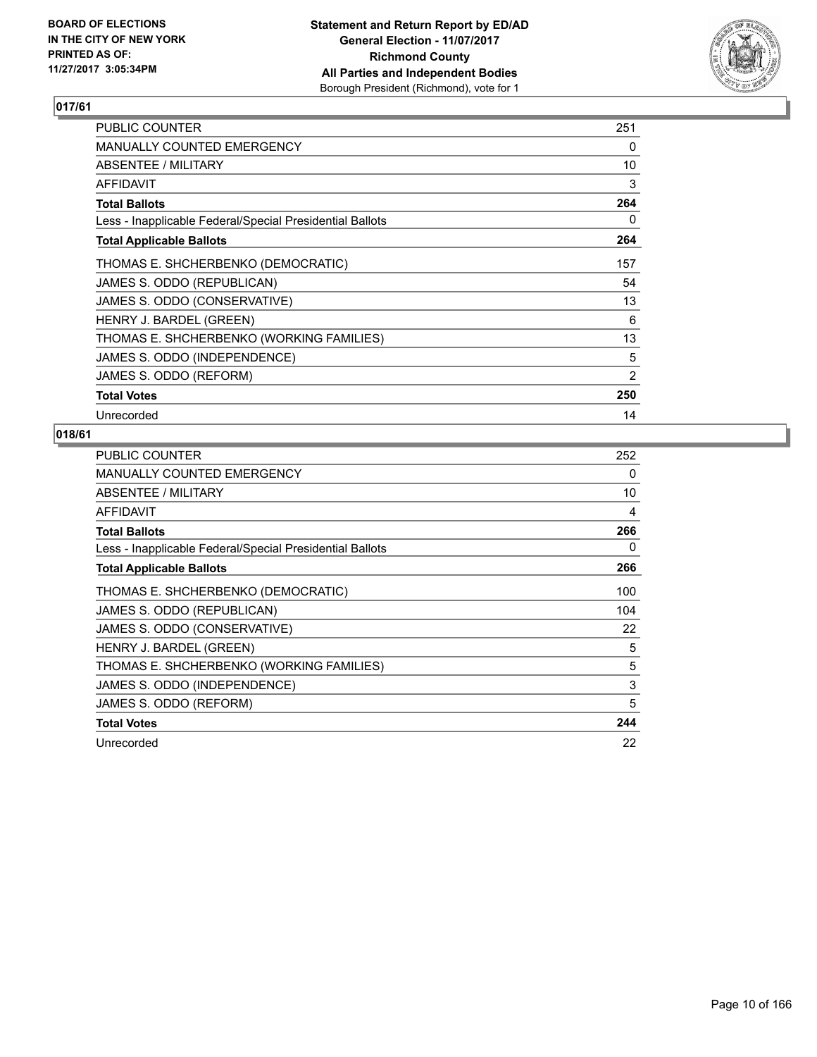**BOARD OF ELECTIONS IN THE CITY OF NEW YORK PRINTED AS OF: 11/27/2017 3:05:34PM**

**Statement and Return Report by ED/AD General Election - 11/07/2017 Richmond County All Parties and Independent Bodies** Borough President (Richmond), vote for 1

## 017/61

| | |
|---|---|
| PUBLIC COUNTER | 251 |
| MANUALLY COUNTED EMERGENCY | 0 |
| ABSENTEE / MILITARY | 10 |
| AFFIDAVIT | 3 |
| **Total Ballots** | **264** |
| Less - Inapplicable Federal/Special Presidential Ballots | 0 |
| **Total Applicable Ballots** | **264** |
| THOMAS E. SHCHERBENKO (DEMOCRATIC) | 157 |
| JAMES S. ODDO (REPUBLICAN) | 54 |
| JAMES S. ODDO (CONSERVATIVE) | 13 |
| HENRY J. BARDEL (GREEN) | 6 |
| THOMAS E. SHCHERBENKO (WORKING FAMILIES) | 13 |
| JAMES S. ODDO (INDEPENDENCE) | 5 |
| JAMES S. ODDO (REFORM) | 2 |
| **Total Votes** | **250** |
| Unrecorded | 14 |

## 018/61

| | |
|---|---|
| PUBLIC COUNTER | 252 |
| MANUALLY COUNTED EMERGENCY | 0 |
| ABSENTEE / MILITARY | 10 |
| AFFIDAVIT | 4 |
| **Total Ballots** | **266** |
| Less - Inapplicable Federal/Special Presidential Ballots | 0 |
| **Total Applicable Ballots** | **266** |
| THOMAS E. SHCHERBENKO (DEMOCRATIC) | 100 |
| JAMES S. ODDO (REPUBLICAN) | 104 |
| JAMES S. ODDO (CONSERVATIVE) | 22 |
| HENRY J. BARDEL (GREEN) | 5 |
| THOMAS E. SHCHERBENKO (WORKING FAMILIES) | 5 |
| JAMES S. ODDO (INDEPENDENCE) | 3 |
| JAMES S. ODDO (REFORM) | 5 |
| **Total Votes** | **244** |
| Unrecorded | 22 |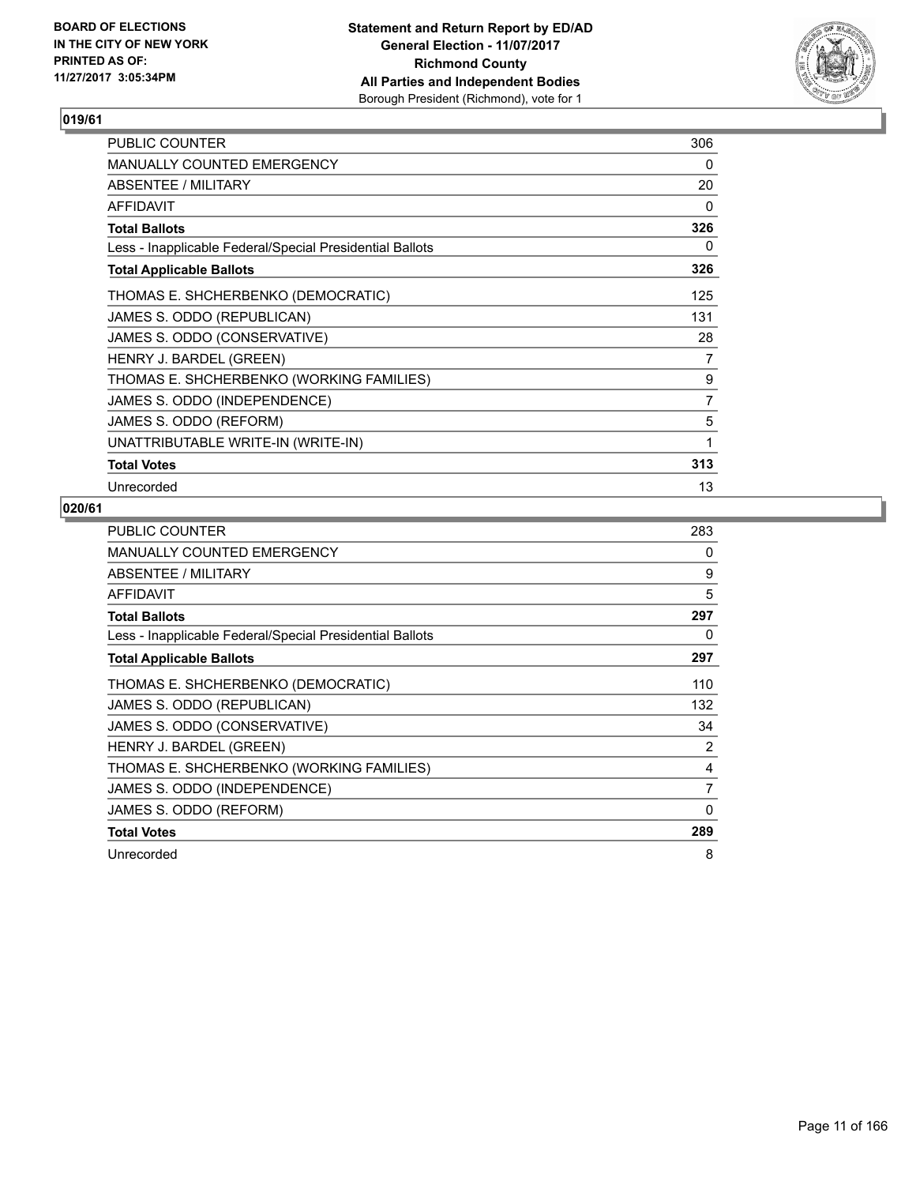**BOARD OF ELECTIONS IN THE CITY OF NEW YORK PRINTED AS OF: 11/27/2017 3:05:34PM**

**Statement and Return Report by ED/AD**
**General Election - 11/07/2017**
**Richmond County**
**All Parties and Independent Bodies**
Borough President (Richmond), vote for 1

## 019/61

| | |
|---|---|
| PUBLIC COUNTER | 306 |
| MANUALLY COUNTED EMERGENCY | 0 |
| ABSENTEE / MILITARY | 20 |
| AFFIDAVIT | 0 |
| **Total Ballots** | **326** |
| Less - Inapplicable Federal/Special Presidential Ballots | 0 |
| **Total Applicable Ballots** | **326** |
| THOMAS E. SHCHERBENKO (DEMOCRATIC) | 125 |
| JAMES S. ODDO (REPUBLICAN) | 131 |
| JAMES S. ODDO (CONSERVATIVE) | 28 |
| HENRY J. BARDEL (GREEN) | 7 |
| THOMAS E. SHCHERBENKO (WORKING FAMILIES) | 9 |
| JAMES S. ODDO (INDEPENDENCE) | 7 |
| JAMES S. ODDO (REFORM) | 5 |
| UNATTRIBUTABLE WRITE-IN (WRITE-IN) | 1 |
| **Total Votes** | **313** |
| Unrecorded | 13 |

## 020/61

| | |
|---|---|
| PUBLIC COUNTER | 283 |
| MANUALLY COUNTED EMERGENCY | 0 |
| ABSENTEE / MILITARY | 9 |
| AFFIDAVIT | 5 |
| **Total Ballots** | **297** |
| Less - Inapplicable Federal/Special Presidential Ballots | 0 |
| **Total Applicable Ballots** | **297** |
| THOMAS E. SHCHERBENKO (DEMOCRATIC) | 110 |
| JAMES S. ODDO (REPUBLICAN) | 132 |
| JAMES S. ODDO (CONSERVATIVE) | 34 |
| HENRY J. BARDEL (GREEN) | 2 |
| THOMAS E. SHCHERBENKO (WORKING FAMILIES) | 4 |
| JAMES S. ODDO (INDEPENDENCE) | 7 |
| JAMES S. ODDO (REFORM) | 0 |
| **Total Votes** | **289** |
| Unrecorded | 8 |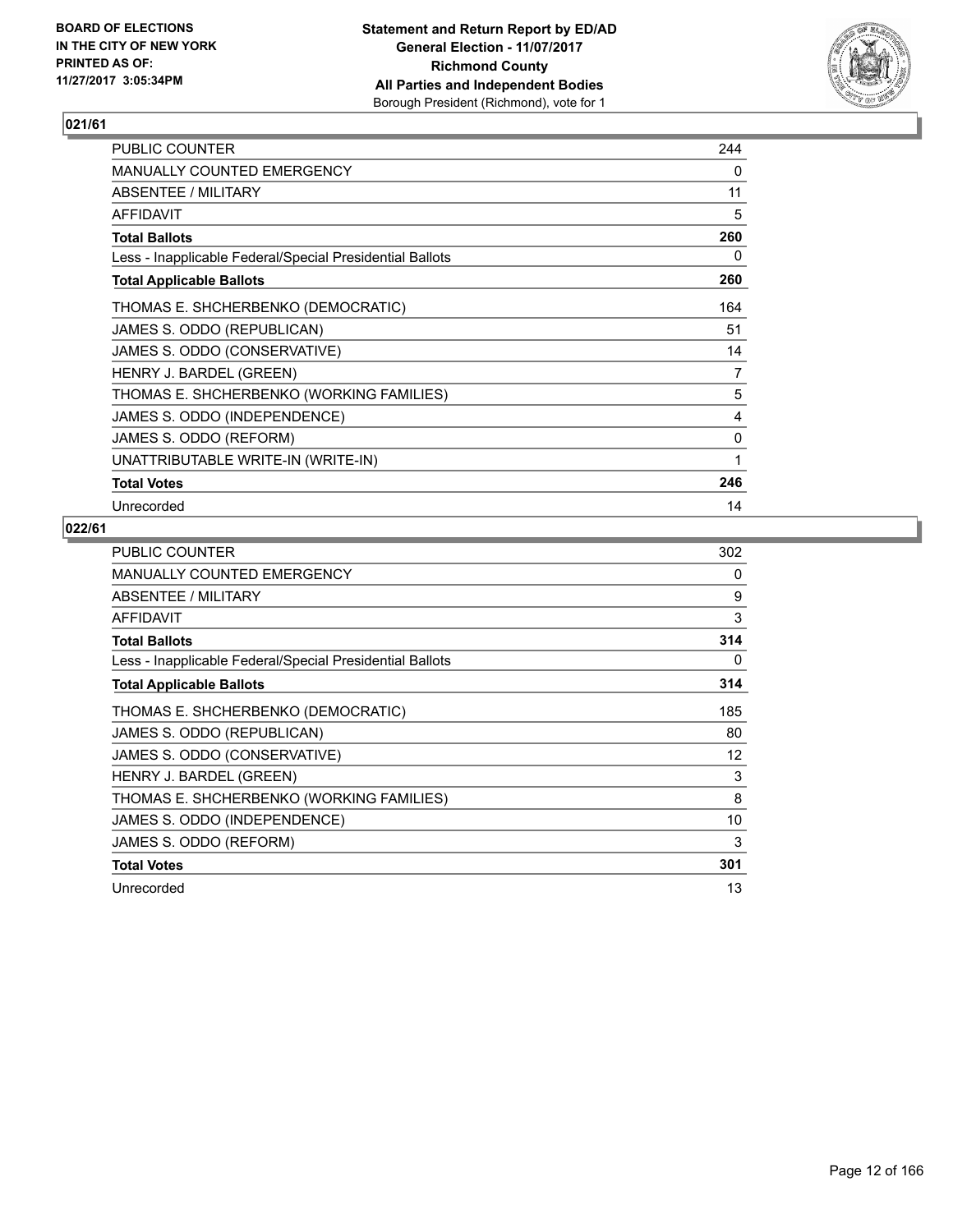BOARD OF ELECTIONS
IN THE CITY OF NEW YORK
PRINTED AS OF:
11/27/2017 3:05:34PM

**Statement and Return Report by ED/AD**
**General Election - 11/07/2017**
**Richmond County**
**All Parties and Independent Bodies**
Borough President (Richmond), vote for 1

## 021/61

| | |
|---|---|
| PUBLIC COUNTER | 244 |
| MANUALLY COUNTED EMERGENCY | 0 |
| ABSENTEE / MILITARY | 11 |
| AFFIDAVIT | 5 |
| **Total Ballots** | **260** |
| Less - Inapplicable Federal/Special Presidential Ballots | 0 |
| **Total Applicable Ballots** | **260** |
| THOMAS E. SHCHERBENKO (DEMOCRATIC) | 164 |
| JAMES S. ODDO (REPUBLICAN) | 51 |
| JAMES S. ODDO (CONSERVATIVE) | 14 |
| HENRY J. BARDEL (GREEN) | 7 |
| THOMAS E. SHCHERBENKO (WORKING FAMILIES) | 5 |
| JAMES S. ODDO (INDEPENDENCE) | 4 |
| JAMES S. ODDO (REFORM) | 0 |
| UNATTRIBUTABLE WRITE-IN (WRITE-IN) | 1 |
| **Total Votes** | **246** |
| Unrecorded | 14 |

## 022/61

| | |
|---|---|
| PUBLIC COUNTER | 302 |
| MANUALLY COUNTED EMERGENCY | 0 |
| ABSENTEE / MILITARY | 9 |
| AFFIDAVIT | 3 |
| **Total Ballots** | **314** |
| Less - Inapplicable Federal/Special Presidential Ballots | 0 |
| **Total Applicable Ballots** | **314** |
| THOMAS E. SHCHERBENKO (DEMOCRATIC) | 185 |
| JAMES S. ODDO (REPUBLICAN) | 80 |
| JAMES S. ODDO (CONSERVATIVE) | 12 |
| HENRY J. BARDEL (GREEN) | 3 |
| THOMAS E. SHCHERBENKO (WORKING FAMILIES) | 8 |
| JAMES S. ODDO (INDEPENDENCE) | 10 |
| JAMES S. ODDO (REFORM) | 3 |
| **Total Votes** | **301** |
| Unrecorded | 13 |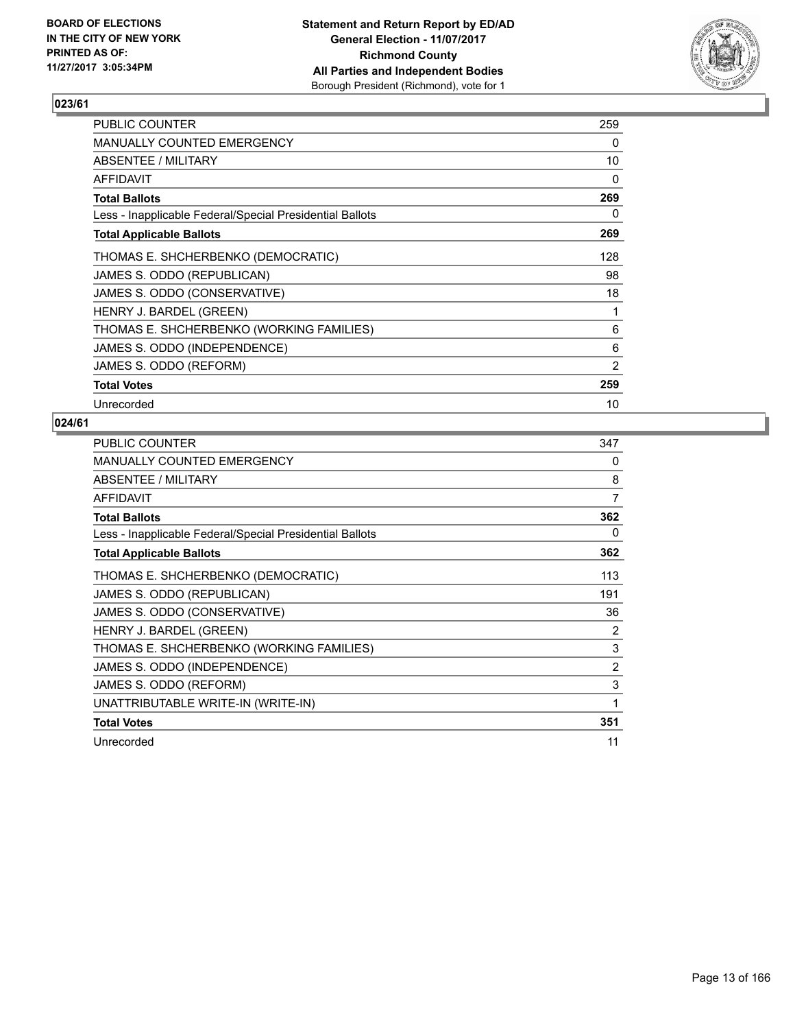BOARD OF ELECTIONS
IN THE CITY OF NEW YORK
PRINTED AS OF:
11/27/2017 3:05:34PM

**Statement and Return Report by ED/AD**
**General Election - 11/07/2017**
**Richmond County**
**All Parties and Independent Bodies**
Borough President (Richmond), vote for 1

## 023/61

| | |
|---|---|
| PUBLIC COUNTER | 259 |
| MANUALLY COUNTED EMERGENCY | 0 |
| ABSENTEE / MILITARY | 10 |
| AFFIDAVIT | 0 |
| **Total Ballots** | **269** |
| Less - Inapplicable Federal/Special Presidential Ballots | 0 |
| **Total Applicable Ballots** | **269** |
| THOMAS E. SHCHERBENKO (DEMOCRATIC) | 128 |
| JAMES S. ODDO (REPUBLICAN) | 98 |
| JAMES S. ODDO (CONSERVATIVE) | 18 |
| HENRY J. BARDEL (GREEN) | 1 |
| THOMAS E. SHCHERBENKO (WORKING FAMILIES) | 6 |
| JAMES S. ODDO (INDEPENDENCE) | 6 |
| JAMES S. ODDO (REFORM) | 2 |
| **Total Votes** | **259** |
| Unrecorded | 10 |

## 024/61

| | |
|---|---|
| PUBLIC COUNTER | 347 |
| MANUALLY COUNTED EMERGENCY | 0 |
| ABSENTEE / MILITARY | 8 |
| AFFIDAVIT | 7 |
| **Total Ballots** | **362** |
| Less - Inapplicable Federal/Special Presidential Ballots | 0 |
| **Total Applicable Ballots** | **362** |
| THOMAS E. SHCHERBENKO (DEMOCRATIC) | 113 |
| JAMES S. ODDO (REPUBLICAN) | 191 |
| JAMES S. ODDO (CONSERVATIVE) | 36 |
| HENRY J. BARDEL (GREEN) | 2 |
| THOMAS E. SHCHERBENKO (WORKING FAMILIES) | 3 |
| JAMES S. ODDO (INDEPENDENCE) | 2 |
| JAMES S. ODDO (REFORM) | 3 |
| UNATTRIBUTABLE WRITE-IN (WRITE-IN) | 1 |
| **Total Votes** | **351** |
| Unrecorded | 11 |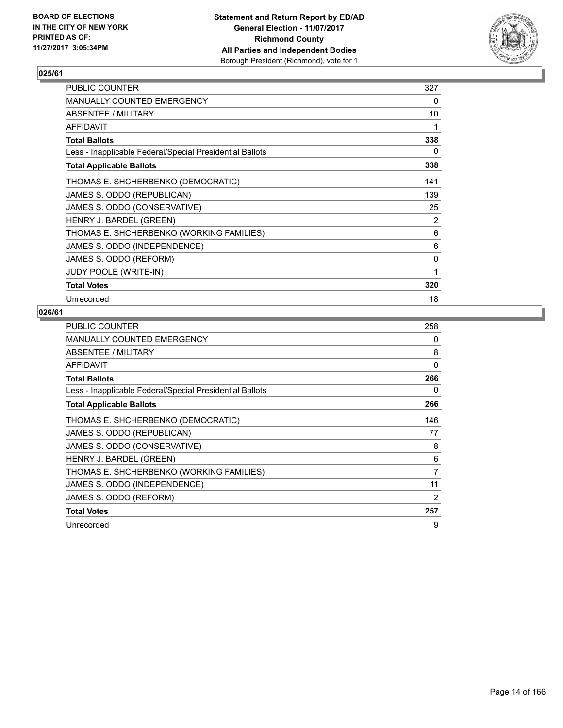**BOARD OF ELECTIONS IN THE CITY OF NEW YORK PRINTED AS OF: 11/27/2017 3:05:34PM**

**Statement and Return Report by ED/AD General Election - 11/07/2017 Richmond County All Parties and Independent Bodies**
Borough President (Richmond), vote for 1

### 025/61

| | |
|---|---|
| PUBLIC COUNTER | 327 |
| MANUALLY COUNTED EMERGENCY | 0 |
| ABSENTEE / MILITARY | 10 |
| AFFIDAVIT | 1 |
| **Total Ballots** | **338** |
| Less - Inapplicable Federal/Special Presidential Ballots | 0 |
| **Total Applicable Ballots** | **338** |
| THOMAS E. SHCHERBENKO (DEMOCRATIC) | 141 |
| JAMES S. ODDO (REPUBLICAN) | 139 |
| JAMES S. ODDO (CONSERVATIVE) | 25 |
| HENRY J. BARDEL (GREEN) | 2 |
| THOMAS E. SHCHERBENKO (WORKING FAMILIES) | 6 |
| JAMES S. ODDO (INDEPENDENCE) | 6 |
| JAMES S. ODDO (REFORM) | 0 |
| JUDY POOLE (WRITE-IN) | 1 |
| **Total Votes** | **320** |
| Unrecorded | 18 |

### 026/61

| | |
|---|---|
| PUBLIC COUNTER | 258 |
| MANUALLY COUNTED EMERGENCY | 0 |
| ABSENTEE / MILITARY | 8 |
| AFFIDAVIT | 0 |
| **Total Ballots** | **266** |
| Less - Inapplicable Federal/Special Presidential Ballots | 0 |
| **Total Applicable Ballots** | **266** |
| THOMAS E. SHCHERBENKO (DEMOCRATIC) | 146 |
| JAMES S. ODDO (REPUBLICAN) | 77 |
| JAMES S. ODDO (CONSERVATIVE) | 8 |
| HENRY J. BARDEL (GREEN) | 6 |
| THOMAS E. SHCHERBENKO (WORKING FAMILIES) | 7 |
| JAMES S. ODDO (INDEPENDENCE) | 11 |
| JAMES S. ODDO (REFORM) | 2 |
| **Total Votes** | **257** |
| Unrecorded | 9 |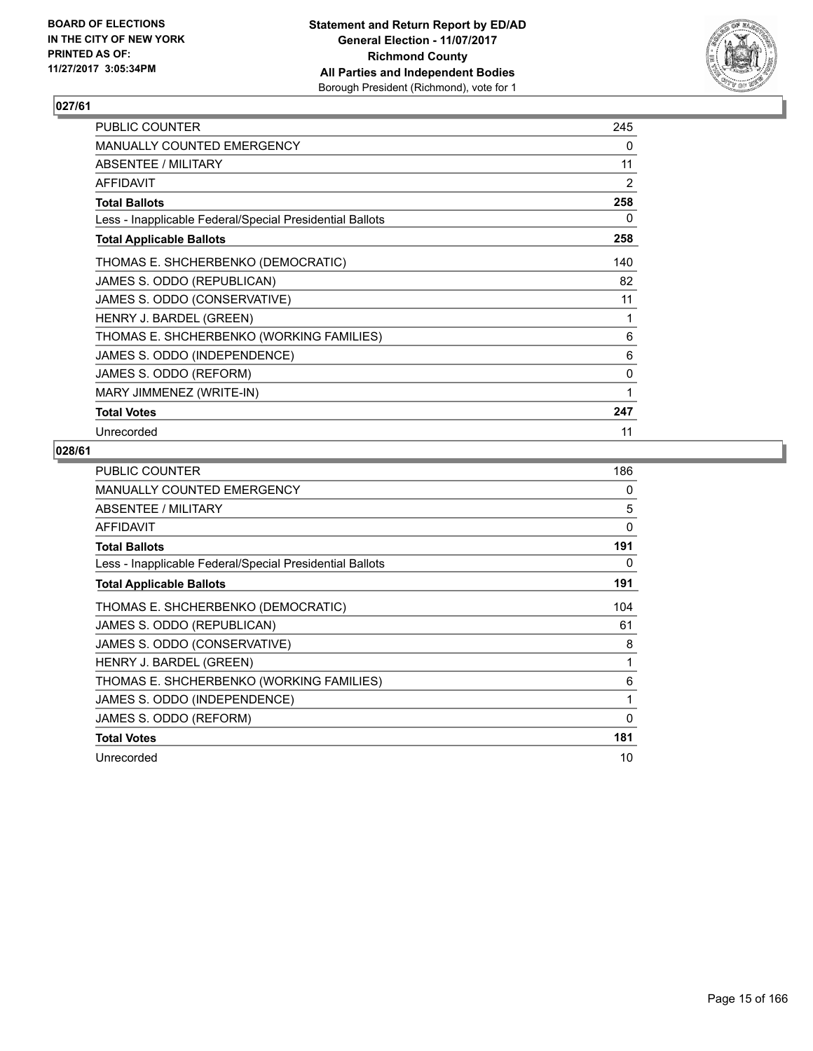BOARD OF ELECTIONS
IN THE CITY OF NEW YORK
PRINTED AS OF:
11/27/2017 3:05:34PM

**Statement and Return Report by ED/AD**
**General Election - 11/07/2017**
**Richmond County**
**All Parties and Independent Bodies**
Borough President (Richmond), vote for 1

## 027/61

| | |
|---|---|
| PUBLIC COUNTER | 245 |
| MANUALLY COUNTED EMERGENCY | 0 |
| ABSENTEE / MILITARY | 11 |
| AFFIDAVIT | 2 |
| **Total Ballots** | **258** |
| Less - Inapplicable Federal/Special Presidential Ballots | 0 |
| **Total Applicable Ballots** | **258** |
| THOMAS E. SHCHERBENKO (DEMOCRATIC) | 140 |
| JAMES S. ODDO (REPUBLICAN) | 82 |
| JAMES S. ODDO (CONSERVATIVE) | 11 |
| HENRY J. BARDEL (GREEN) | 1 |
| THOMAS E. SHCHERBENKO (WORKING FAMILIES) | 6 |
| JAMES S. ODDO (INDEPENDENCE) | 6 |
| JAMES S. ODDO (REFORM) | 0 |
| MARY JIMMENEZ (WRITE-IN) | 1 |
| **Total Votes** | **247** |
| Unrecorded | 11 |

## 028/61

| | |
|---|---|
| PUBLIC COUNTER | 186 |
| MANUALLY COUNTED EMERGENCY | 0 |
| ABSENTEE / MILITARY | 5 |
| AFFIDAVIT | 0 |
| **Total Ballots** | **191** |
| Less - Inapplicable Federal/Special Presidential Ballots | 0 |
| **Total Applicable Ballots** | **191** |
| THOMAS E. SHCHERBENKO (DEMOCRATIC) | 104 |
| JAMES S. ODDO (REPUBLICAN) | 61 |
| JAMES S. ODDO (CONSERVATIVE) | 8 |
| HENRY J. BARDEL (GREEN) | 1 |
| THOMAS E. SHCHERBENKO (WORKING FAMILIES) | 6 |
| JAMES S. ODDO (INDEPENDENCE) | 1 |
| JAMES S. ODDO (REFORM) | 0 |
| **Total Votes** | **181** |
| Unrecorded | 10 |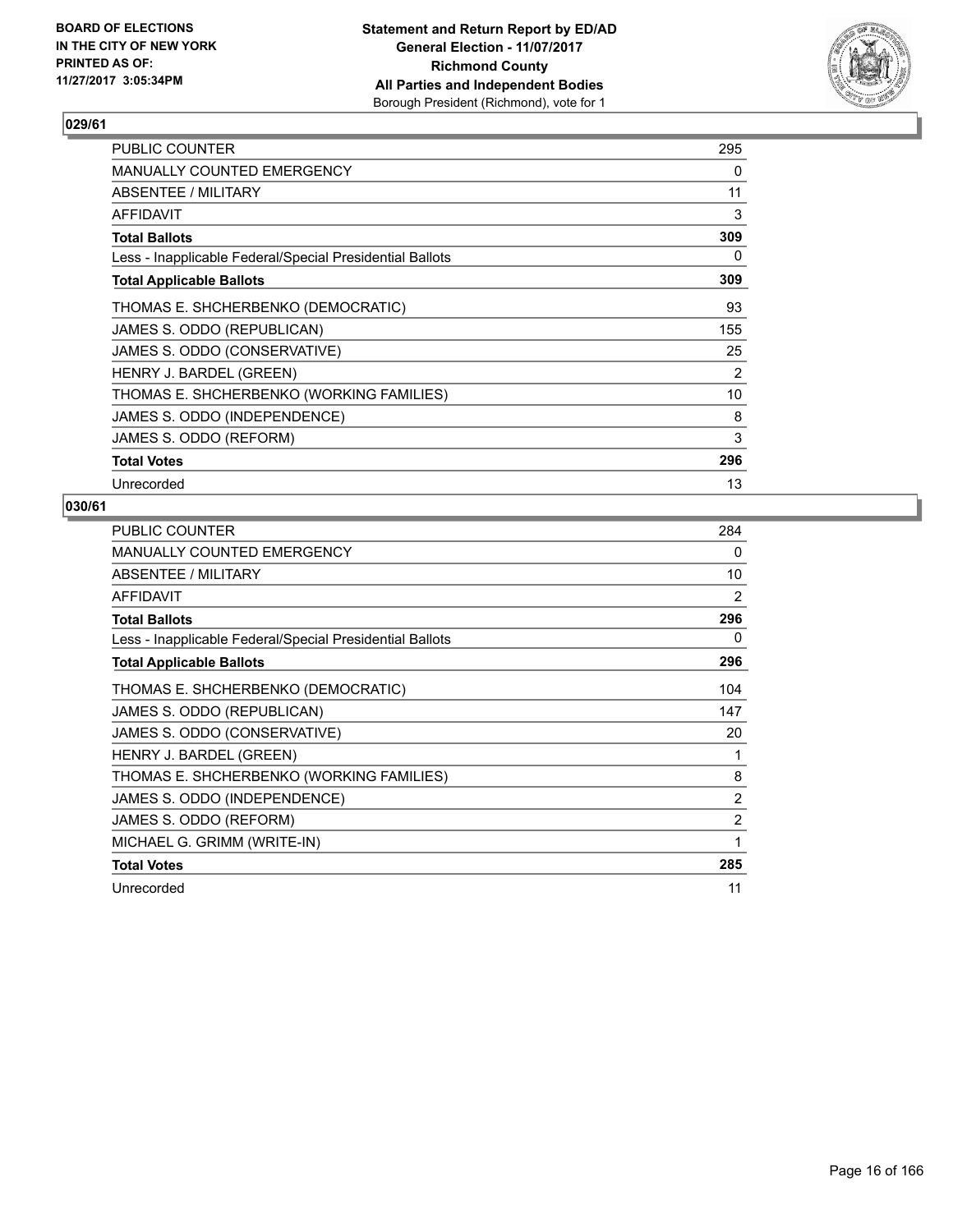**BOARD OF ELECTIONS IN THE CITY OF NEW YORK PRINTED AS OF: 11/27/2017 3:05:34PM**

**Statement and Return Report by ED/AD**
**General Election - 11/07/2017**
**Richmond County**
**All Parties and Independent Bodies**
Borough President (Richmond), vote for 1

## 029/61

| | |
|---|---|
| PUBLIC COUNTER | 295 |
| MANUALLY COUNTED EMERGENCY | 0 |
| ABSENTEE / MILITARY | 11 |
| AFFIDAVIT | 3 |
| **Total Ballots** | **309** |
| Less - Inapplicable Federal/Special Presidential Ballots | 0 |
| **Total Applicable Ballots** | **309** |
| THOMAS E. SHCHERBENKO (DEMOCRATIC) | 93 |
| JAMES S. ODDO (REPUBLICAN) | 155 |
| JAMES S. ODDO (CONSERVATIVE) | 25 |
| HENRY J. BARDEL (GREEN) | 2 |
| THOMAS E. SHCHERBENKO (WORKING FAMILIES) | 10 |
| JAMES S. ODDO (INDEPENDENCE) | 8 |
| JAMES S. ODDO (REFORM) | 3 |
| **Total Votes** | **296** |
| Unrecorded | 13 |

## 030/61

| | |
|---|---|
| PUBLIC COUNTER | 284 |
| MANUALLY COUNTED EMERGENCY | 0 |
| ABSENTEE / MILITARY | 10 |
| AFFIDAVIT | 2 |
| **Total Ballots** | **296** |
| Less - Inapplicable Federal/Special Presidential Ballots | 0 |
| **Total Applicable Ballots** | **296** |
| THOMAS E. SHCHERBENKO (DEMOCRATIC) | 104 |
| JAMES S. ODDO (REPUBLICAN) | 147 |
| JAMES S. ODDO (CONSERVATIVE) | 20 |
| HENRY J. BARDEL (GREEN) | 1 |
| THOMAS E. SHCHERBENKO (WORKING FAMILIES) | 8 |
| JAMES S. ODDO (INDEPENDENCE) | 2 |
| JAMES S. ODDO (REFORM) | 2 |
| MICHAEL G. GRIMM (WRITE-IN) | 1 |
| **Total Votes** | **285** |
| Unrecorded | 11 |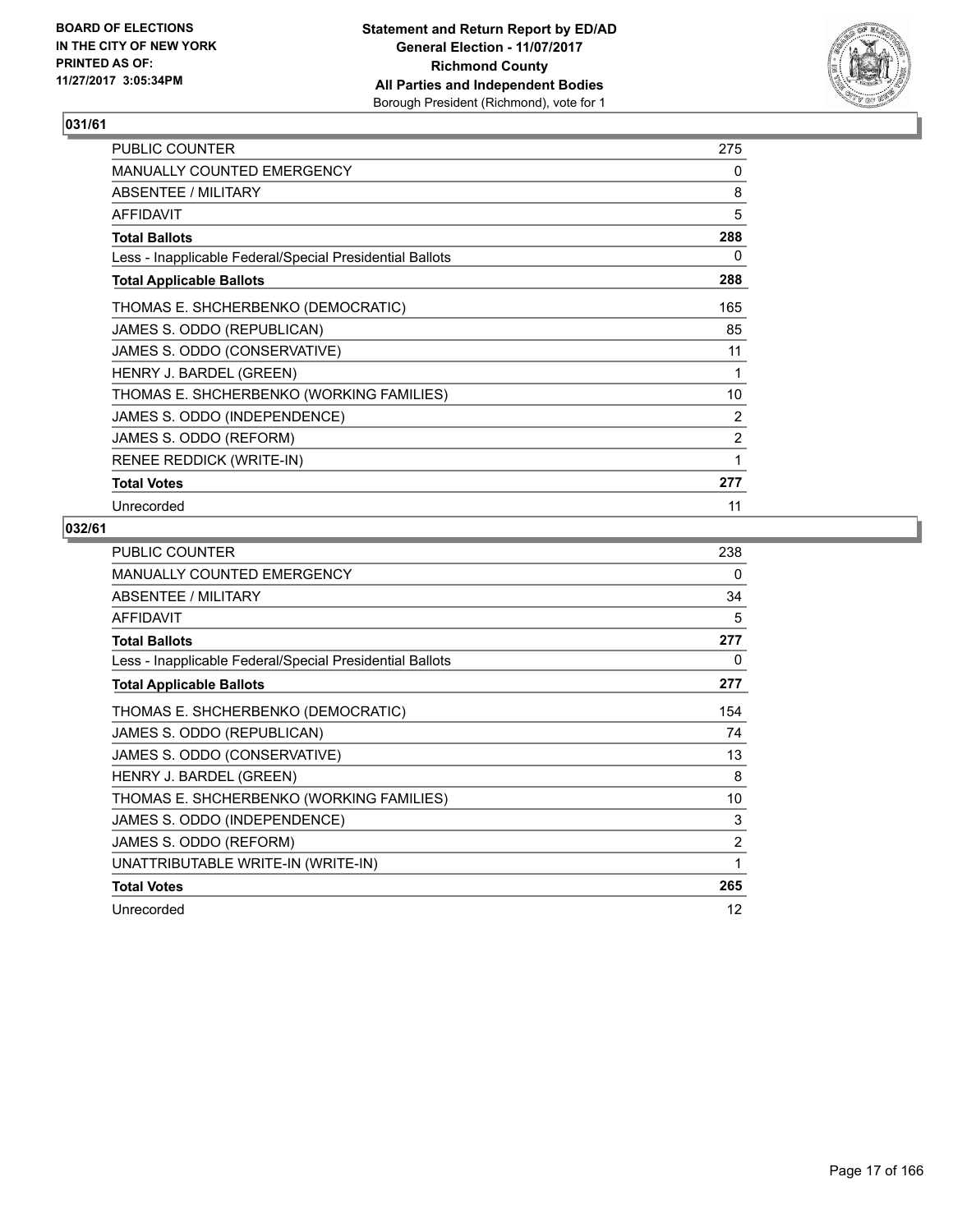**BOARD OF ELECTIONS IN THE CITY OF NEW YORK PRINTED AS OF: 11/27/2017 3:05:34PM**

**Statement and Return Report by ED/AD General Election - 11/07/2017 Richmond County All Parties and Independent Bodies** Borough President (Richmond), vote for 1

## 031/61

| | |
|---|---|
| PUBLIC COUNTER | 275 |
| MANUALLY COUNTED EMERGENCY | 0 |
| ABSENTEE / MILITARY | 8 |
| AFFIDAVIT | 5 |
| **Total Ballots** | **288** |
| Less - Inapplicable Federal/Special Presidential Ballots | 0 |
| **Total Applicable Ballots** | **288** |
| THOMAS E. SHCHERBENKO (DEMOCRATIC) | 165 |
| JAMES S. ODDO (REPUBLICAN) | 85 |
| JAMES S. ODDO (CONSERVATIVE) | 11 |
| HENRY J. BARDEL (GREEN) | 1 |
| THOMAS E. SHCHERBENKO (WORKING FAMILIES) | 10 |
| JAMES S. ODDO (INDEPENDENCE) | 2 |
| JAMES S. ODDO (REFORM) | 2 |
| RENEE REDDICK (WRITE-IN) | 1 |
| **Total Votes** | **277** |
| Unrecorded | 11 |

## 032/61

| | |
|---|---|
| PUBLIC COUNTER | 238 |
| MANUALLY COUNTED EMERGENCY | 0 |
| ABSENTEE / MILITARY | 34 |
| AFFIDAVIT | 5 |
| **Total Ballots** | **277** |
| Less - Inapplicable Federal/Special Presidential Ballots | 0 |
| **Total Applicable Ballots** | **277** |
| THOMAS E. SHCHERBENKO (DEMOCRATIC) | 154 |
| JAMES S. ODDO (REPUBLICAN) | 74 |
| JAMES S. ODDO (CONSERVATIVE) | 13 |
| HENRY J. BARDEL (GREEN) | 8 |
| THOMAS E. SHCHERBENKO (WORKING FAMILIES) | 10 |
| JAMES S. ODDO (INDEPENDENCE) | 3 |
| JAMES S. ODDO (REFORM) | 2 |
| UNATTRIBUTABLE WRITE-IN (WRITE-IN) | 1 |
| **Total Votes** | **265** |
| Unrecorded | 12 |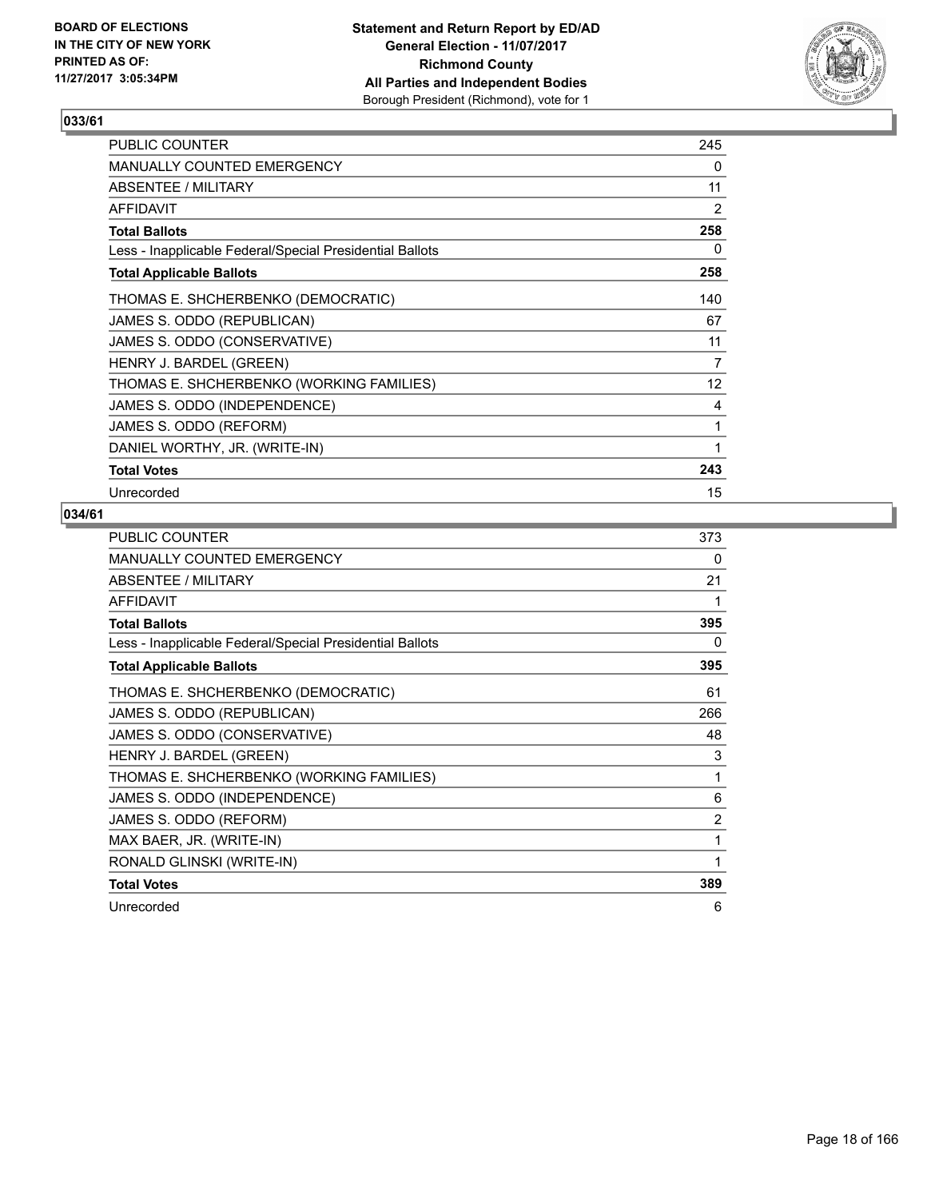**BOARD OF ELECTIONS IN THE CITY OF NEW YORK PRINTED AS OF: 11/27/2017 3:05:34PM**

**Statement and Return Report by ED/AD General Election - 11/07/2017 Richmond County All Parties and Independent Bodies** Borough President (Richmond), vote for 1

## 033/61

| | |
|---|---|
| PUBLIC COUNTER | 245 |
| MANUALLY COUNTED EMERGENCY | 0 |
| ABSENTEE / MILITARY | 11 |
| AFFIDAVIT | 2 |
| **Total Ballots** | **258** |
| Less - Inapplicable Federal/Special Presidential Ballots | 0 |
| **Total Applicable Ballots** | **258** |
| THOMAS E. SHCHERBENKO (DEMOCRATIC) | 140 |
| JAMES S. ODDO (REPUBLICAN) | 67 |
| JAMES S. ODDO (CONSERVATIVE) | 11 |
| HENRY J. BARDEL (GREEN) | 7 |
| THOMAS E. SHCHERBENKO (WORKING FAMILIES) | 12 |
| JAMES S. ODDO (INDEPENDENCE) | 4 |
| JAMES S. ODDO (REFORM) | 1 |
| DANIEL WORTHY, JR. (WRITE-IN) | 1 |
| **Total Votes** | **243** |
| Unrecorded | 15 |

## 034/61

| | |
|---|---|
| PUBLIC COUNTER | 373 |
| MANUALLY COUNTED EMERGENCY | 0 |
| ABSENTEE / MILITARY | 21 |
| AFFIDAVIT | 1 |
| **Total Ballots** | **395** |
| Less - Inapplicable Federal/Special Presidential Ballots | 0 |
| **Total Applicable Ballots** | **395** |
| THOMAS E. SHCHERBENKO (DEMOCRATIC) | 61 |
| JAMES S. ODDO (REPUBLICAN) | 266 |
| JAMES S. ODDO (CONSERVATIVE) | 48 |
| HENRY J. BARDEL (GREEN) | 3 |
| THOMAS E. SHCHERBENKO (WORKING FAMILIES) | 1 |
| JAMES S. ODDO (INDEPENDENCE) | 6 |
| JAMES S. ODDO (REFORM) | 2 |
| MAX BAER, JR. (WRITE-IN) | 1 |
| RONALD GLINSKI (WRITE-IN) | 1 |
| **Total Votes** | **389** |
| Unrecorded | 6 |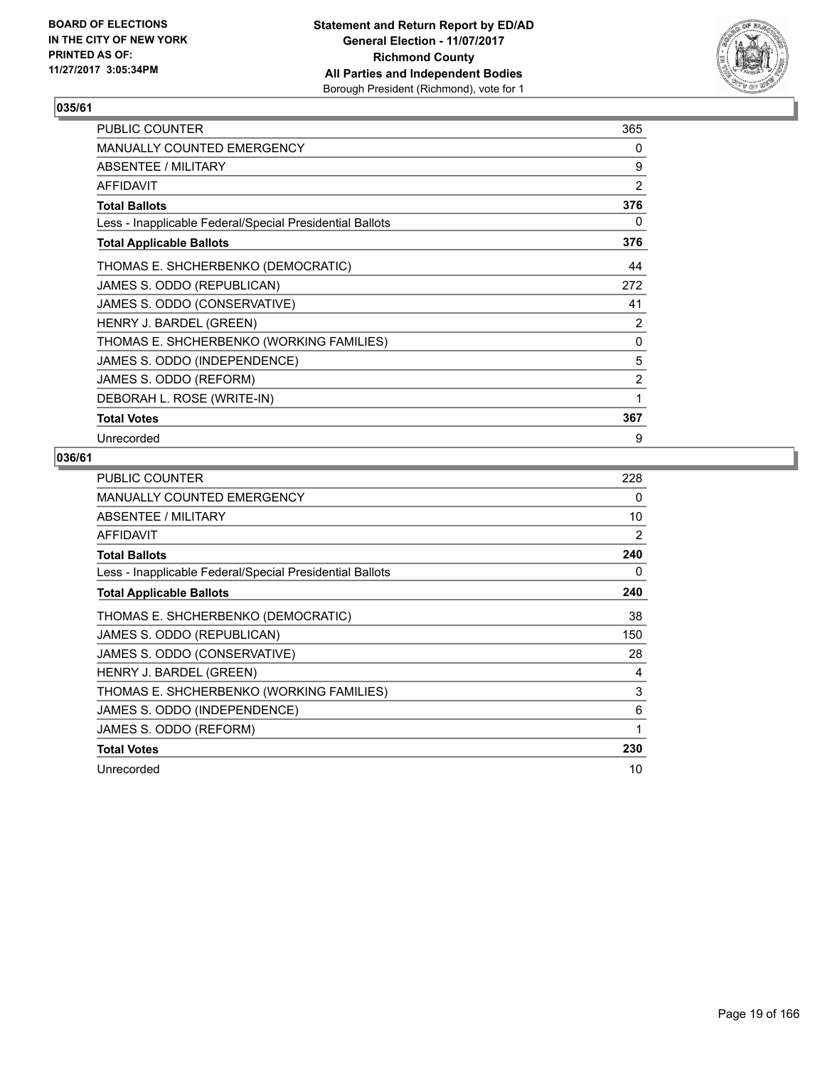**Statement and Return Report by ED/AD**
**General Election - 11/07/2017**
**Richmond County**
**All Parties and Independent Bodies**
Borough President (Richmond), vote for 1

BOARD OF ELECTIONS
IN THE CITY OF NEW YORK
PRINTED AS OF:
11/27/2017 3:05:34PM

## 035/61

| | |
|---|---|
| PUBLIC COUNTER | 365 |
| MANUALLY COUNTED EMERGENCY | 0 |
| ABSENTEE / MILITARY | 9 |
| AFFIDAVIT | 2 |
| **Total Ballots** | **376** |
| Less - Inapplicable Federal/Special Presidential Ballots | 0 |
| **Total Applicable Ballots** | **376** |
| THOMAS E. SHCHERBENKO (DEMOCRATIC) | 44 |
| JAMES S. ODDO (REPUBLICAN) | 272 |
| JAMES S. ODDO (CONSERVATIVE) | 41 |
| HENRY J. BARDEL (GREEN) | 2 |
| THOMAS E. SHCHERBENKO (WORKING FAMILIES) | 0 |
| JAMES S. ODDO (INDEPENDENCE) | 5 |
| JAMES S. ODDO (REFORM) | 2 |
| DEBORAH L. ROSE (WRITE-IN) | 1 |
| **Total Votes** | **367** |
| Unrecorded | 9 |

## 036/61

| | |
|---|---|
| PUBLIC COUNTER | 228 |
| MANUALLY COUNTED EMERGENCY | 0 |
| ABSENTEE / MILITARY | 10 |
| AFFIDAVIT | 2 |
| **Total Ballots** | **240** |
| Less - Inapplicable Federal/Special Presidential Ballots | 0 |
| **Total Applicable Ballots** | **240** |
| THOMAS E. SHCHERBENKO (DEMOCRATIC) | 38 |
| JAMES S. ODDO (REPUBLICAN) | 150 |
| JAMES S. ODDO (CONSERVATIVE) | 28 |
| HENRY J. BARDEL (GREEN) | 4 |
| THOMAS E. SHCHERBENKO (WORKING FAMILIES) | 3 |
| JAMES S. ODDO (INDEPENDENCE) | 6 |
| JAMES S. ODDO (REFORM) | 1 |
| **Total Votes** | **230** |
| Unrecorded | 10 |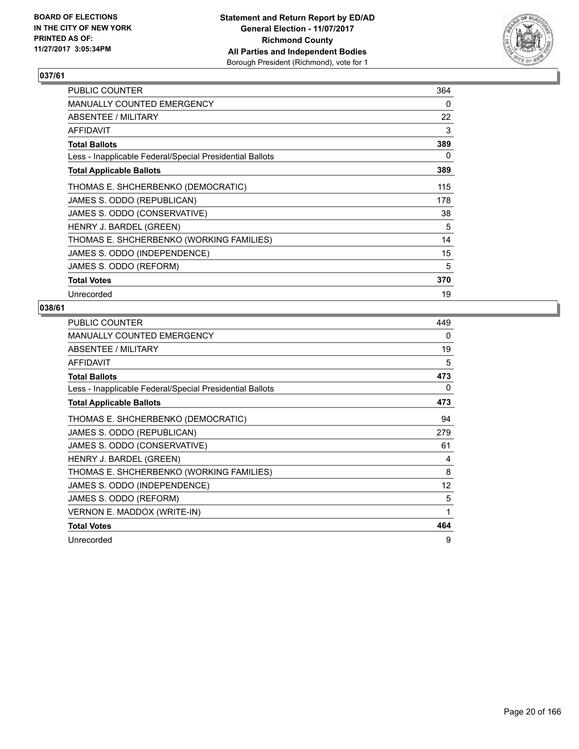BOARD OF ELECTIONS
IN THE CITY OF NEW YORK
PRINTED AS OF:
11/27/2017 3:05:34PM

**Statement and Return Report by ED/AD**
**General Election - 11/07/2017**
**Richmond County**
**All Parties and Independent Bodies**
Borough President (Richmond), vote for 1

## 037/61

| | |
|---|---|
| PUBLIC COUNTER | 364 |
| MANUALLY COUNTED EMERGENCY | 0 |
| ABSENTEE / MILITARY | 22 |
| AFFIDAVIT | 3 |
| **Total Ballots** | **389** |
| Less - Inapplicable Federal/Special Presidential Ballots | 0 |
| **Total Applicable Ballots** | **389** |
| THOMAS E. SHCHERBENKO (DEMOCRATIC) | 115 |
| JAMES S. ODDO (REPUBLICAN) | 178 |
| JAMES S. ODDO (CONSERVATIVE) | 38 |
| HENRY J. BARDEL (GREEN) | 5 |
| THOMAS E. SHCHERBENKO (WORKING FAMILIES) | 14 |
| JAMES S. ODDO (INDEPENDENCE) | 15 |
| JAMES S. ODDO (REFORM) | 5 |
| **Total Votes** | **370** |
| Unrecorded | 19 |

## 038/61

| | |
|---|---|
| PUBLIC COUNTER | 449 |
| MANUALLY COUNTED EMERGENCY | 0 |
| ABSENTEE / MILITARY | 19 |
| AFFIDAVIT | 5 |
| **Total Ballots** | **473** |
| Less - Inapplicable Federal/Special Presidential Ballots | 0 |
| **Total Applicable Ballots** | **473** |
| THOMAS E. SHCHERBENKO (DEMOCRATIC) | 94 |
| JAMES S. ODDO (REPUBLICAN) | 279 |
| JAMES S. ODDO (CONSERVATIVE) | 61 |
| HENRY J. BARDEL (GREEN) | 4 |
| THOMAS E. SHCHERBENKO (WORKING FAMILIES) | 8 |
| JAMES S. ODDO (INDEPENDENCE) | 12 |
| JAMES S. ODDO (REFORM) | 5 |
| VERNON E. MADDOX (WRITE-IN) | 1 |
| **Total Votes** | **464** |
| Unrecorded | 9 |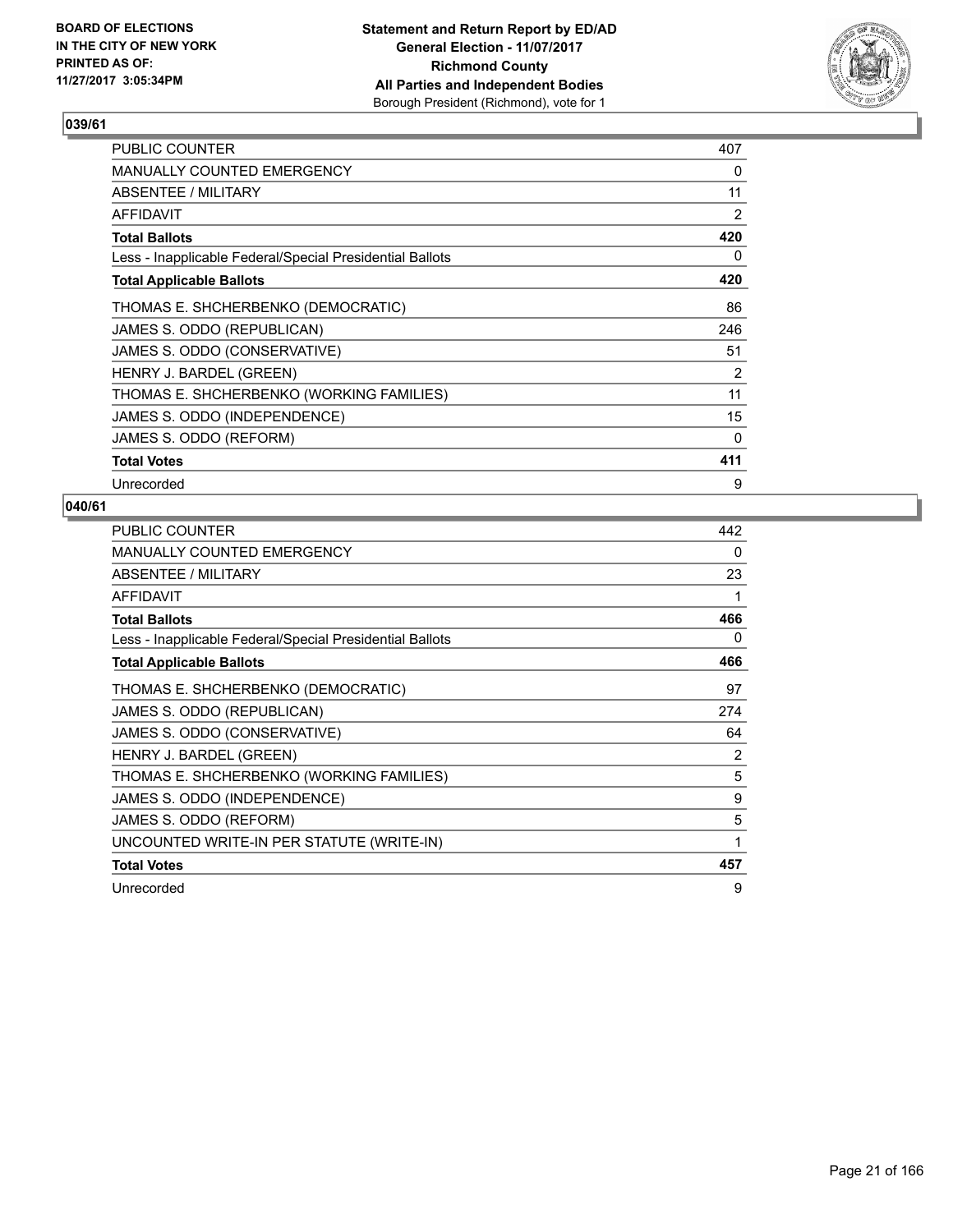**Statement and Return Report by ED/AD**
**General Election - 11/07/2017**
**Richmond County**
**All Parties and Independent Bodies**
Borough President (Richmond), vote for 1

BOARD OF ELECTIONS
IN THE CITY OF NEW YORK
PRINTED AS OF:
11/27/2017 3:05:34PM

### 039/61

| | |
|---|---|
| PUBLIC COUNTER | 407 |
| MANUALLY COUNTED EMERGENCY | 0 |
| ABSENTEE / MILITARY | 11 |
| AFFIDAVIT | 2 |
| **Total Ballots** | **420** |
| Less - Inapplicable Federal/Special Presidential Ballots | 0 |
| **Total Applicable Ballots** | **420** |
| THOMAS E. SHCHERBENKO (DEMOCRATIC) | 86 |
| JAMES S. ODDO (REPUBLICAN) | 246 |
| JAMES S. ODDO (CONSERVATIVE) | 51 |
| HENRY J. BARDEL (GREEN) | 2 |
| THOMAS E. SHCHERBENKO (WORKING FAMILIES) | 11 |
| JAMES S. ODDO (INDEPENDENCE) | 15 |
| JAMES S. ODDO (REFORM) | 0 |
| **Total Votes** | **411** |
| Unrecorded | 9 |

### 040/61

| | |
|---|---|
| PUBLIC COUNTER | 442 |
| MANUALLY COUNTED EMERGENCY | 0 |
| ABSENTEE / MILITARY | 23 |
| AFFIDAVIT | 1 |
| **Total Ballots** | **466** |
| Less - Inapplicable Federal/Special Presidential Ballots | 0 |
| **Total Applicable Ballots** | **466** |
| THOMAS E. SHCHERBENKO (DEMOCRATIC) | 97 |
| JAMES S. ODDO (REPUBLICAN) | 274 |
| JAMES S. ODDO (CONSERVATIVE) | 64 |
| HENRY J. BARDEL (GREEN) | 2 |
| THOMAS E. SHCHERBENKO (WORKING FAMILIES) | 5 |
| JAMES S. ODDO (INDEPENDENCE) | 9 |
| JAMES S. ODDO (REFORM) | 5 |
| UNCOUNTED WRITE-IN PER STATUTE (WRITE-IN) | 1 |
| **Total Votes** | **457** |
| Unrecorded | 9 |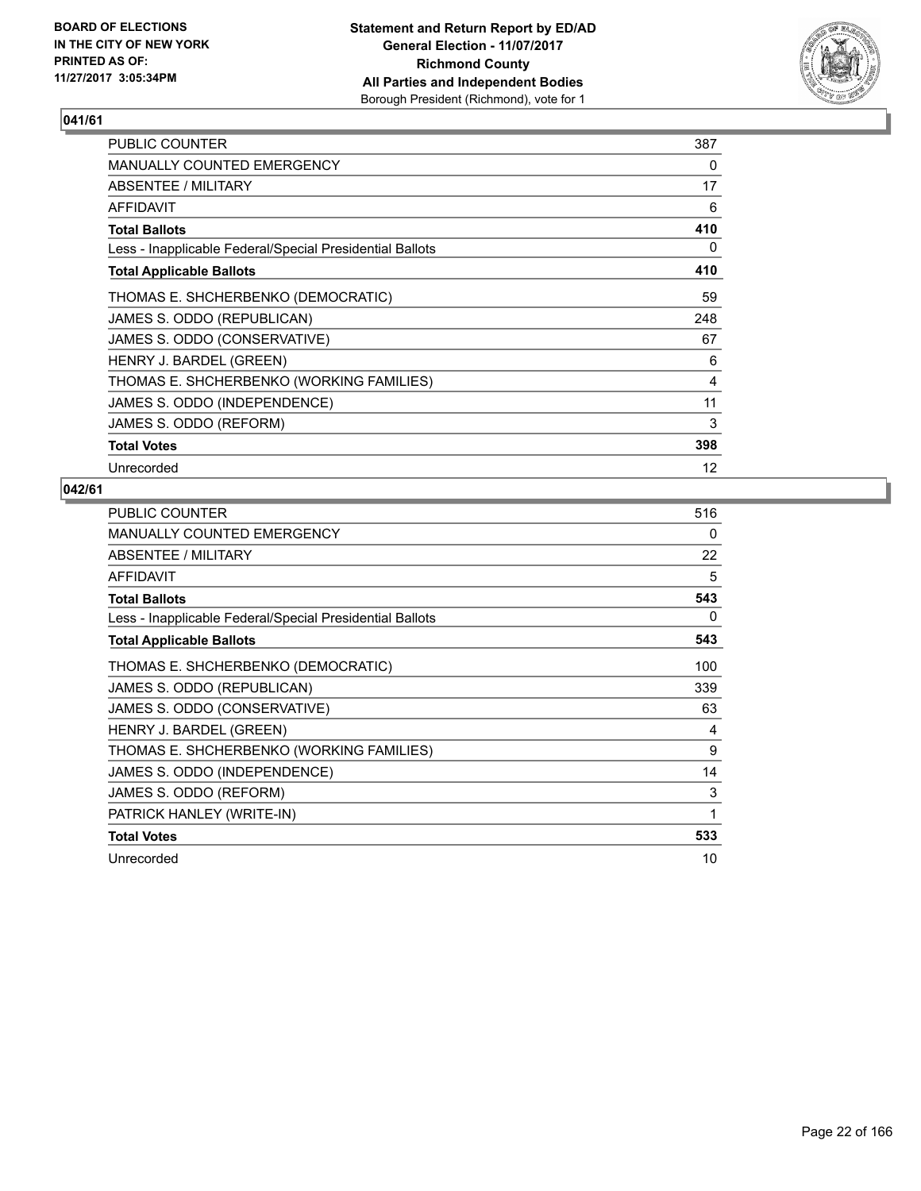**Statement and Return Report by ED/AD**
**General Election - 11/07/2017**
**Richmond County**
**All Parties and Independent Bodies**
Borough President (Richmond), vote for 1

BOARD OF ELECTIONS
IN THE CITY OF NEW YORK
PRINTED AS OF:
11/27/2017 3:05:34PM

## 041/61

| | |
|---|---|
| PUBLIC COUNTER | 387 |
| MANUALLY COUNTED EMERGENCY | 0 |
| ABSENTEE / MILITARY | 17 |
| AFFIDAVIT | 6 |
| **Total Ballots** | **410** |
| Less - Inapplicable Federal/Special Presidential Ballots | 0 |
| **Total Applicable Ballots** | **410** |
| THOMAS E. SHCHERBENKO (DEMOCRATIC) | 59 |
| JAMES S. ODDO (REPUBLICAN) | 248 |
| JAMES S. ODDO (CONSERVATIVE) | 67 |
| HENRY J. BARDEL (GREEN) | 6 |
| THOMAS E. SHCHERBENKO (WORKING FAMILIES) | 4 |
| JAMES S. ODDO (INDEPENDENCE) | 11 |
| JAMES S. ODDO (REFORM) | 3 |
| **Total Votes** | **398** |
| Unrecorded | 12 |

## 042/61

| | |
|---|---|
| PUBLIC COUNTER | 516 |
| MANUALLY COUNTED EMERGENCY | 0 |
| ABSENTEE / MILITARY | 22 |
| AFFIDAVIT | 5 |
| **Total Ballots** | **543** |
| Less - Inapplicable Federal/Special Presidential Ballots | 0 |
| **Total Applicable Ballots** | **543** |
| THOMAS E. SHCHERBENKO (DEMOCRATIC) | 100 |
| JAMES S. ODDO (REPUBLICAN) | 339 |
| JAMES S. ODDO (CONSERVATIVE) | 63 |
| HENRY J. BARDEL (GREEN) | 4 |
| THOMAS E. SHCHERBENKO (WORKING FAMILIES) | 9 |
| JAMES S. ODDO (INDEPENDENCE) | 14 |
| JAMES S. ODDO (REFORM) | 3 |
| PATRICK HANLEY (WRITE-IN) | 1 |
| **Total Votes** | **533** |
| Unrecorded | 10 |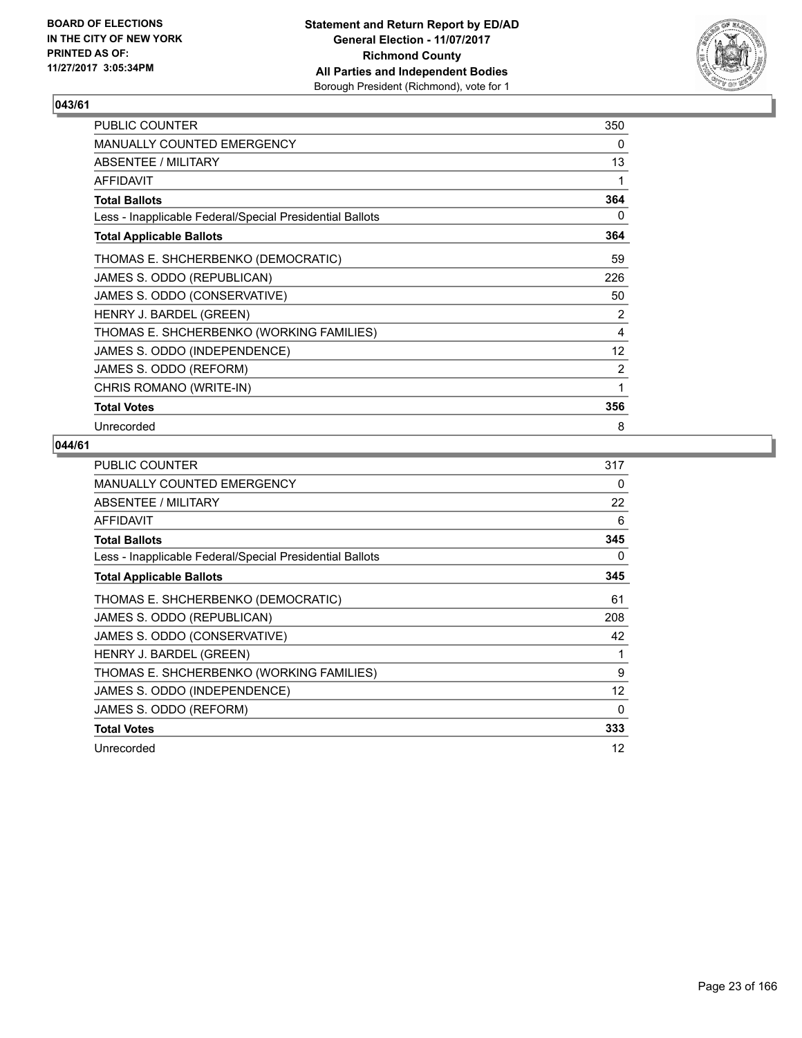BOARD OF ELECTIONS
IN THE CITY OF NEW YORK
PRINTED AS OF:
11/27/2017 3:05:34PM

**Statement and Return Report by ED/AD**
**General Election - 11/07/2017**
**Richmond County**
**All Parties and Independent Bodies**
Borough President (Richmond), vote for 1

## 043/61

| | |
|---|---|
| PUBLIC COUNTER | 350 |
| MANUALLY COUNTED EMERGENCY | 0 |
| ABSENTEE / MILITARY | 13 |
| AFFIDAVIT | 1 |
| **Total Ballots** | **364** |
| Less - Inapplicable Federal/Special Presidential Ballots | 0 |
| **Total Applicable Ballots** | **364** |
| THOMAS E. SHCHERBENKO (DEMOCRATIC) | 59 |
| JAMES S. ODDO (REPUBLICAN) | 226 |
| JAMES S. ODDO (CONSERVATIVE) | 50 |
| HENRY J. BARDEL (GREEN) | 2 |
| THOMAS E. SHCHERBENKO (WORKING FAMILIES) | 4 |
| JAMES S. ODDO (INDEPENDENCE) | 12 |
| JAMES S. ODDO (REFORM) | 2 |
| CHRIS ROMANO (WRITE-IN) | 1 |
| **Total Votes** | **356** |
| Unrecorded | 8 |

## 044/61

| | |
|---|---|
| PUBLIC COUNTER | 317 |
| MANUALLY COUNTED EMERGENCY | 0 |
| ABSENTEE / MILITARY | 22 |
| AFFIDAVIT | 6 |
| **Total Ballots** | **345** |
| Less - Inapplicable Federal/Special Presidential Ballots | 0 |
| **Total Applicable Ballots** | **345** |
| THOMAS E. SHCHERBENKO (DEMOCRATIC) | 61 |
| JAMES S. ODDO (REPUBLICAN) | 208 |
| JAMES S. ODDO (CONSERVATIVE) | 42 |
| HENRY J. BARDEL (GREEN) | 1 |
| THOMAS E. SHCHERBENKO (WORKING FAMILIES) | 9 |
| JAMES S. ODDO (INDEPENDENCE) | 12 |
| JAMES S. ODDO (REFORM) | 0 |
| **Total Votes** | **333** |
| Unrecorded | 12 |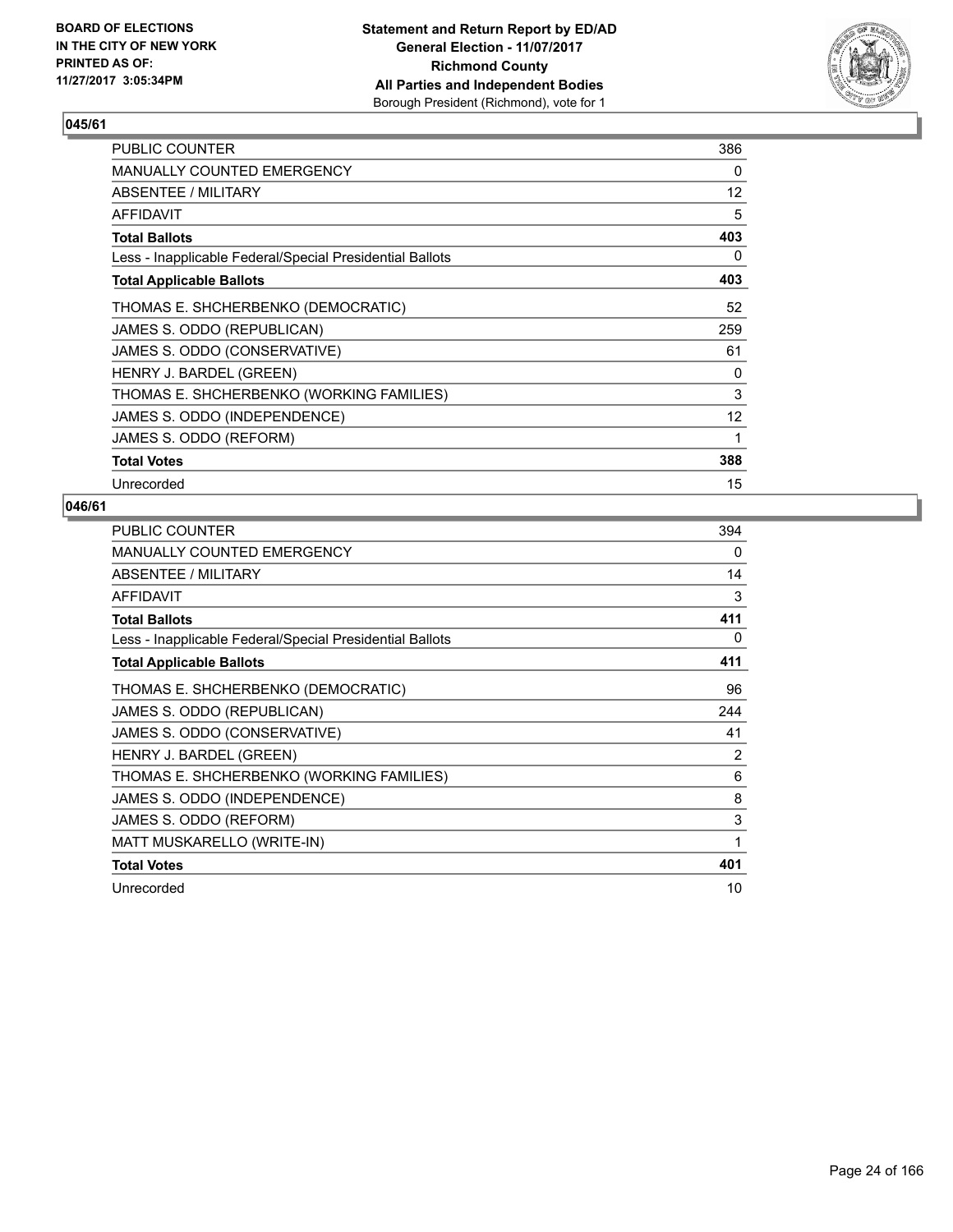BOARD OF ELECTIONS
IN THE CITY OF NEW YORK
PRINTED AS OF:
11/27/2017 3:05:34PM

**Statement and Return Report by ED/AD**
**General Election - 11/07/2017**
**Richmond County**
**All Parties and Independent Bodies**
Borough President (Richmond), vote for 1

## 045/61

| | |
|---|---|
| PUBLIC COUNTER | 386 |
| MANUALLY COUNTED EMERGENCY | 0 |
| ABSENTEE / MILITARY | 12 |
| AFFIDAVIT | 5 |
| **Total Ballots** | **403** |
| Less - Inapplicable Federal/Special Presidential Ballots | 0 |
| **Total Applicable Ballots** | **403** |
| THOMAS E. SHCHERBENKO (DEMOCRATIC) | 52 |
| JAMES S. ODDO (REPUBLICAN) | 259 |
| JAMES S. ODDO (CONSERVATIVE) | 61 |
| HENRY J. BARDEL (GREEN) | 0 |
| THOMAS E. SHCHERBENKO (WORKING FAMILIES) | 3 |
| JAMES S. ODDO (INDEPENDENCE) | 12 |
| JAMES S. ODDO (REFORM) | 1 |
| **Total Votes** | **388** |
| Unrecorded | 15 |

## 046/61

| | |
|---|---|
| PUBLIC COUNTER | 394 |
| MANUALLY COUNTED EMERGENCY | 0 |
| ABSENTEE / MILITARY | 14 |
| AFFIDAVIT | 3 |
| **Total Ballots** | **411** |
| Less - Inapplicable Federal/Special Presidential Ballots | 0 |
| **Total Applicable Ballots** | **411** |
| THOMAS E. SHCHERBENKO (DEMOCRATIC) | 96 |
| JAMES S. ODDO (REPUBLICAN) | 244 |
| JAMES S. ODDO (CONSERVATIVE) | 41 |
| HENRY J. BARDEL (GREEN) | 2 |
| THOMAS E. SHCHERBENKO (WORKING FAMILIES) | 6 |
| JAMES S. ODDO (INDEPENDENCE) | 8 |
| JAMES S. ODDO (REFORM) | 3 |
| MATT MUSKARELLO (WRITE-IN) | 1 |
| **Total Votes** | **401** |
| Unrecorded | 10 |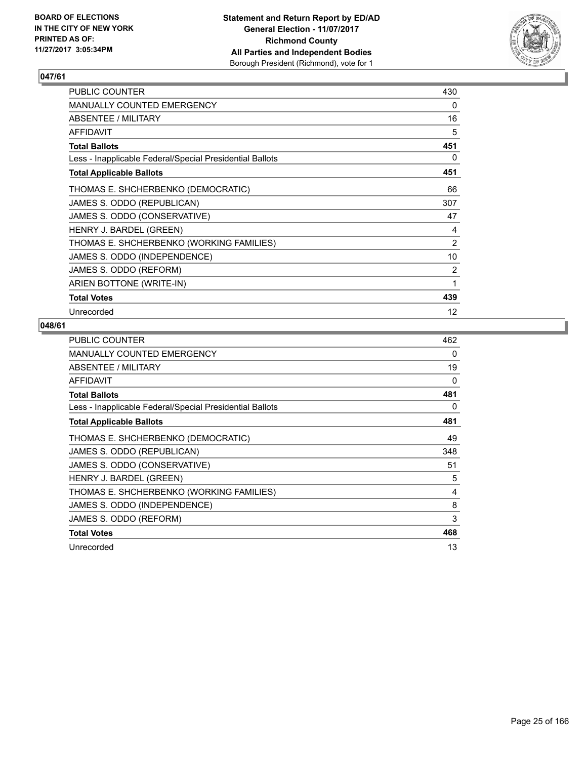BOARD OF ELECTIONS
IN THE CITY OF NEW YORK
PRINTED AS OF:
11/27/2017 3:05:34PM

**Statement and Return Report by ED/AD**
**General Election - 11/07/2017**
**Richmond County**
**All Parties and Independent Bodies**
Borough President (Richmond), vote for 1

### 047/61

| | |
|---|---|
| PUBLIC COUNTER | 430 |
| MANUALLY COUNTED EMERGENCY | 0 |
| ABSENTEE / MILITARY | 16 |
| AFFIDAVIT | 5 |
| **Total Ballots** | **451** |
| Less - Inapplicable Federal/Special Presidential Ballots | 0 |
| **Total Applicable Ballots** | **451** |
| THOMAS E. SHCHERBENKO (DEMOCRATIC) | 66 |
| JAMES S. ODDO (REPUBLICAN) | 307 |
| JAMES S. ODDO (CONSERVATIVE) | 47 |
| HENRY J. BARDEL (GREEN) | 4 |
| THOMAS E. SHCHERBENKO (WORKING FAMILIES) | 2 |
| JAMES S. ODDO (INDEPENDENCE) | 10 |
| JAMES S. ODDO (REFORM) | 2 |
| ARIEN BOTTONE (WRITE-IN) | 1 |
| **Total Votes** | **439** |
| Unrecorded | 12 |

### 048/61

| | |
|---|---|
| PUBLIC COUNTER | 462 |
| MANUALLY COUNTED EMERGENCY | 0 |
| ABSENTEE / MILITARY | 19 |
| AFFIDAVIT | 0 |
| **Total Ballots** | **481** |
| Less - Inapplicable Federal/Special Presidential Ballots | 0 |
| **Total Applicable Ballots** | **481** |
| THOMAS E. SHCHERBENKO (DEMOCRATIC) | 49 |
| JAMES S. ODDO (REPUBLICAN) | 348 |
| JAMES S. ODDO (CONSERVATIVE) | 51 |
| HENRY J. BARDEL (GREEN) | 5 |
| THOMAS E. SHCHERBENKO (WORKING FAMILIES) | 4 |
| JAMES S. ODDO (INDEPENDENCE) | 8 |
| JAMES S. ODDO (REFORM) | 3 |
| **Total Votes** | **468** |
| Unrecorded | 13 |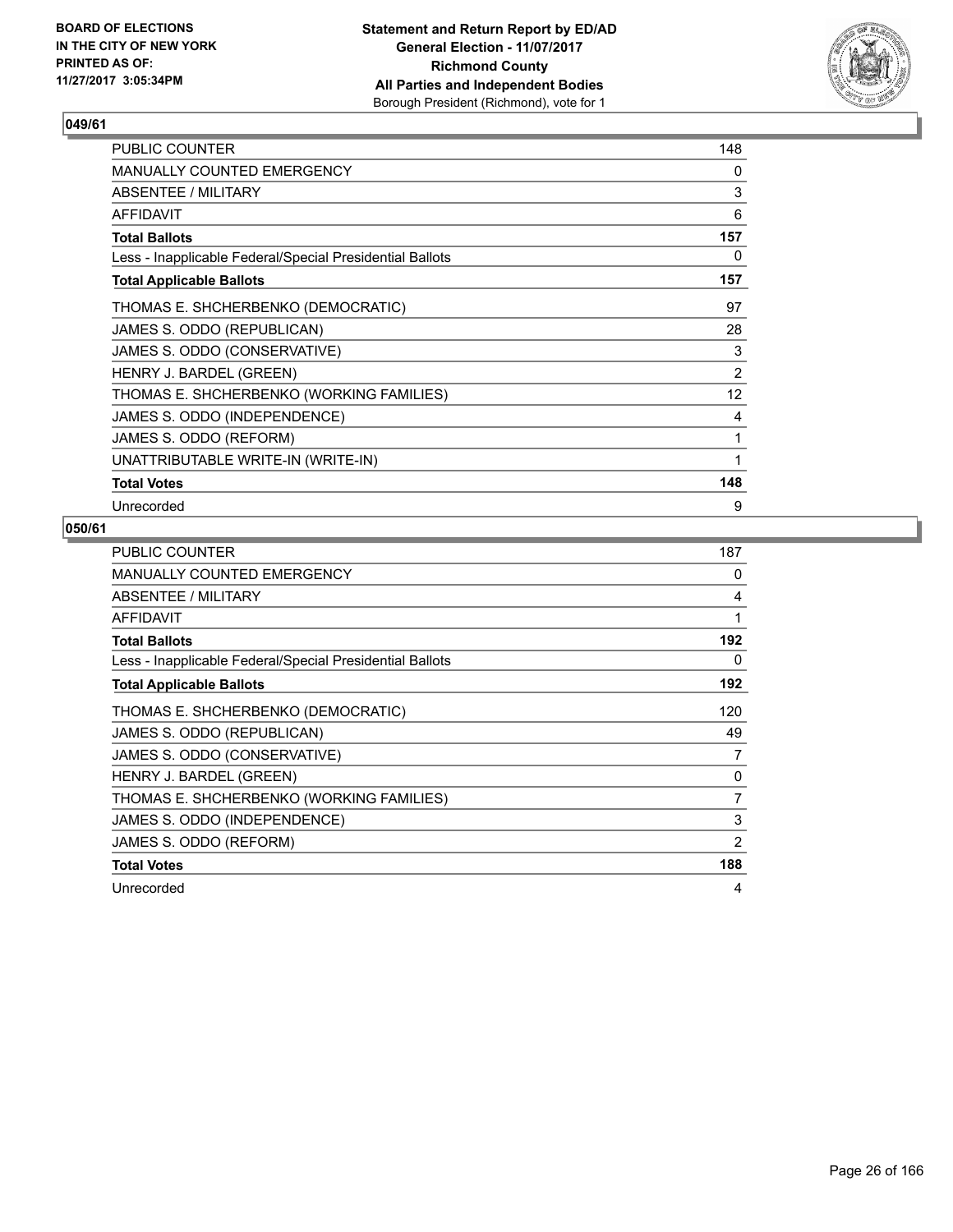**BOARD OF ELECTIONS IN THE CITY OF NEW YORK PRINTED AS OF: 11/27/2017 3:05:34PM**

**Statement and Return Report by ED/AD General Election - 11/07/2017 Richmond County All Parties and Independent Bodies** Borough President (Richmond), vote for 1

### 049/61

| | |
|---|---|
| PUBLIC COUNTER | 148 |
| MANUALLY COUNTED EMERGENCY | 0 |
| ABSENTEE / MILITARY | 3 |
| AFFIDAVIT | 6 |
| **Total Ballots** | **157** |
| Less - Inapplicable Federal/Special Presidential Ballots | 0 |
| **Total Applicable Ballots** | **157** |
| THOMAS E. SHCHERBENKO (DEMOCRATIC) | 97 |
| JAMES S. ODDO (REPUBLICAN) | 28 |
| JAMES S. ODDO (CONSERVATIVE) | 3 |
| HENRY J. BARDEL (GREEN) | 2 |
| THOMAS E. SHCHERBENKO (WORKING FAMILIES) | 12 |
| JAMES S. ODDO (INDEPENDENCE) | 4 |
| JAMES S. ODDO (REFORM) | 1 |
| UNATTRIBUTABLE WRITE-IN (WRITE-IN) | 1 |
| **Total Votes** | **148** |
| Unrecorded | 9 |

### 050/61

| | |
|---|---|
| PUBLIC COUNTER | 187 |
| MANUALLY COUNTED EMERGENCY | 0 |
| ABSENTEE / MILITARY | 4 |
| AFFIDAVIT | 1 |
| **Total Ballots** | **192** |
| Less - Inapplicable Federal/Special Presidential Ballots | 0 |
| **Total Applicable Ballots** | **192** |
| THOMAS E. SHCHERBENKO (DEMOCRATIC) | 120 |
| JAMES S. ODDO (REPUBLICAN) | 49 |
| JAMES S. ODDO (CONSERVATIVE) | 7 |
| HENRY J. BARDEL (GREEN) | 0 |
| THOMAS E. SHCHERBENKO (WORKING FAMILIES) | 7 |
| JAMES S. ODDO (INDEPENDENCE) | 3 |
| JAMES S. ODDO (REFORM) | 2 |
| **Total Votes** | **188** |
| Unrecorded | 4 |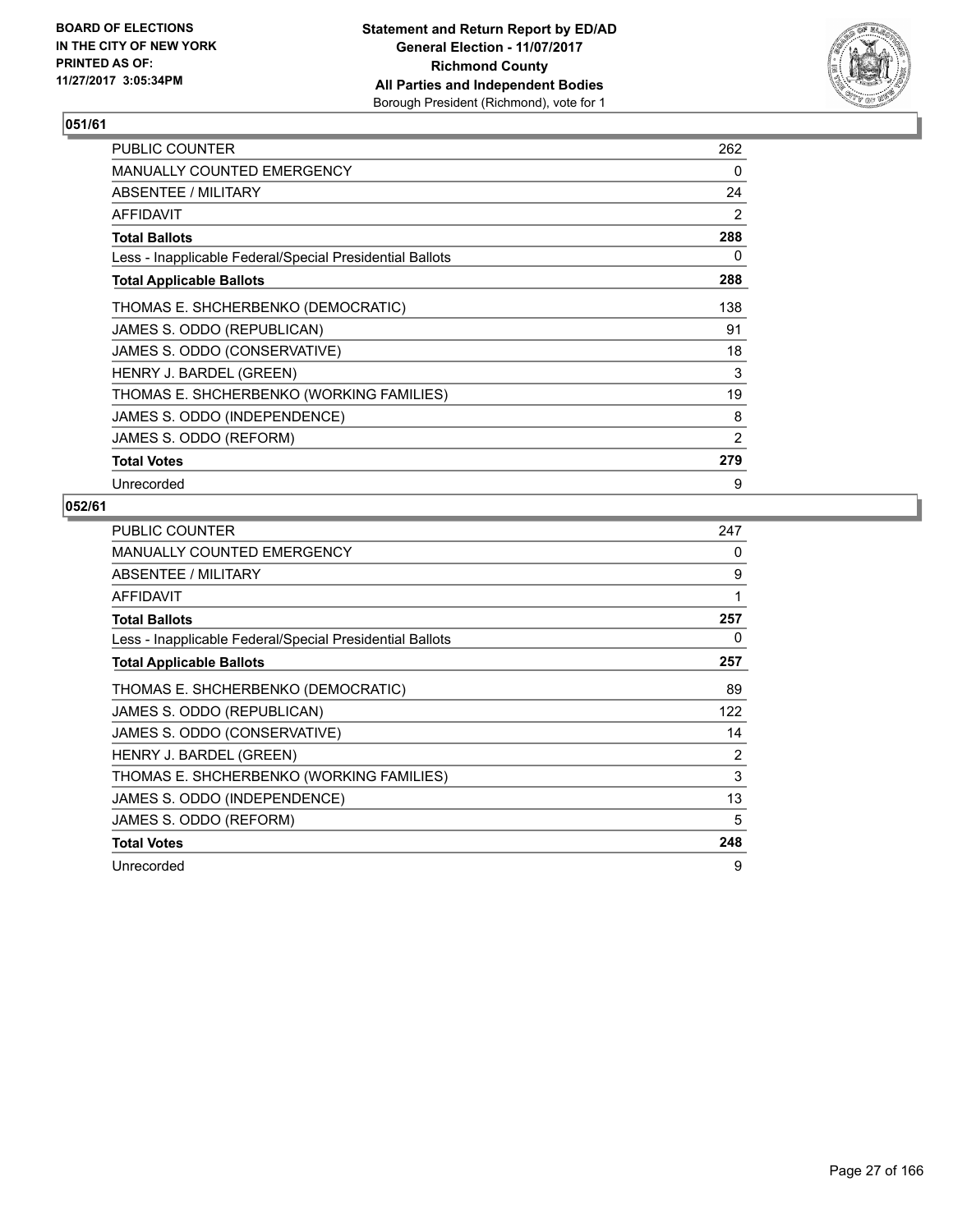**BOARD OF ELECTIONS IN THE CITY OF NEW YORK PRINTED AS OF: 11/27/2017 3:05:34PM**

**Statement and Return Report by ED/AD General Election - 11/07/2017 Richmond County All Parties and Independent Bodies** Borough President (Richmond), vote for 1

### 051/61

| | |
|---|---|
| PUBLIC COUNTER | 262 |
| MANUALLY COUNTED EMERGENCY | 0 |
| ABSENTEE / MILITARY | 24 |
| AFFIDAVIT | 2 |
| **Total Ballots** | **288** |
| Less - Inapplicable Federal/Special Presidential Ballots | 0 |
| **Total Applicable Ballots** | **288** |
| THOMAS E. SHCHERBENKO (DEMOCRATIC) | 138 |
| JAMES S. ODDO (REPUBLICAN) | 91 |
| JAMES S. ODDO (CONSERVATIVE) | 18 |
| HENRY J. BARDEL (GREEN) | 3 |
| THOMAS E. SHCHERBENKO (WORKING FAMILIES) | 19 |
| JAMES S. ODDO (INDEPENDENCE) | 8 |
| JAMES S. ODDO (REFORM) | 2 |
| **Total Votes** | **279** |
| Unrecorded | 9 |

### 052/61

| | |
|---|---|
| PUBLIC COUNTER | 247 |
| MANUALLY COUNTED EMERGENCY | 0 |
| ABSENTEE / MILITARY | 9 |
| AFFIDAVIT | 1 |
| **Total Ballots** | **257** |
| Less - Inapplicable Federal/Special Presidential Ballots | 0 |
| **Total Applicable Ballots** | **257** |
| THOMAS E. SHCHERBENKO (DEMOCRATIC) | 89 |
| JAMES S. ODDO (REPUBLICAN) | 122 |
| JAMES S. ODDO (CONSERVATIVE) | 14 |
| HENRY J. BARDEL (GREEN) | 2 |
| THOMAS E. SHCHERBENKO (WORKING FAMILIES) | 3 |
| JAMES S. ODDO (INDEPENDENCE) | 13 |
| JAMES S. ODDO (REFORM) | 5 |
| **Total Votes** | **248** |
| Unrecorded | 9 |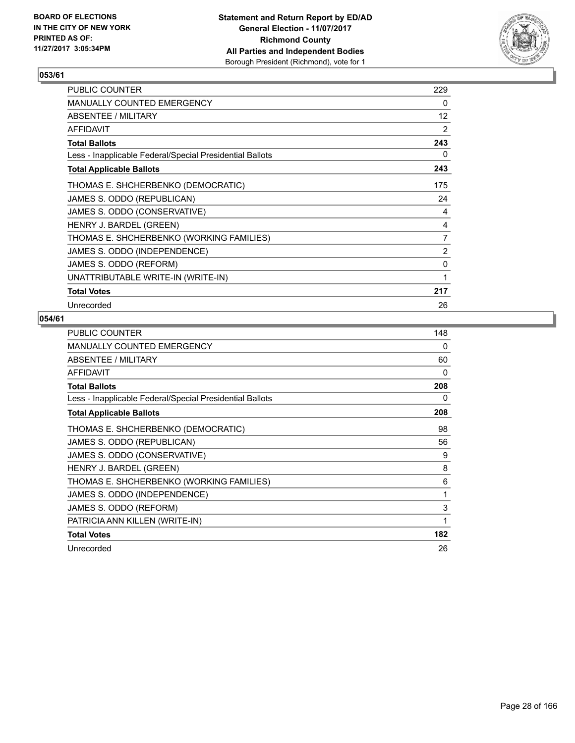BOARD OF ELECTIONS
IN THE CITY OF NEW YORK
PRINTED AS OF:
11/27/2017 3:05:34PM

**Statement and Return Report by ED/AD**
**General Election - 11/07/2017**
**Richmond County**
**All Parties and Independent Bodies**
Borough President (Richmond), vote for 1

## 053/61

| | |
|---|---|
| PUBLIC COUNTER | 229 |
| MANUALLY COUNTED EMERGENCY | 0 |
| ABSENTEE / MILITARY | 12 |
| AFFIDAVIT | 2 |
| **Total Ballots** | **243** |
| Less - Inapplicable Federal/Special Presidential Ballots | 0 |
| **Total Applicable Ballots** | **243** |
| THOMAS E. SHCHERBENKO (DEMOCRATIC) | 175 |
| JAMES S. ODDO (REPUBLICAN) | 24 |
| JAMES S. ODDO (CONSERVATIVE) | 4 |
| HENRY J. BARDEL (GREEN) | 4 |
| THOMAS E. SHCHERBENKO (WORKING FAMILIES) | 7 |
| JAMES S. ODDO (INDEPENDENCE) | 2 |
| JAMES S. ODDO (REFORM) | 0 |
| UNATTRIBUTABLE WRITE-IN (WRITE-IN) | 1 |
| **Total Votes** | **217** |
| Unrecorded | 26 |

## 054/61

| | |
|---|---|
| PUBLIC COUNTER | 148 |
| MANUALLY COUNTED EMERGENCY | 0 |
| ABSENTEE / MILITARY | 60 |
| AFFIDAVIT | 0 |
| **Total Ballots** | **208** |
| Less - Inapplicable Federal/Special Presidential Ballots | 0 |
| **Total Applicable Ballots** | **208** |
| THOMAS E. SHCHERBENKO (DEMOCRATIC) | 98 |
| JAMES S. ODDO (REPUBLICAN) | 56 |
| JAMES S. ODDO (CONSERVATIVE) | 9 |
| HENRY J. BARDEL (GREEN) | 8 |
| THOMAS E. SHCHERBENKO (WORKING FAMILIES) | 6 |
| JAMES S. ODDO (INDEPENDENCE) | 1 |
| JAMES S. ODDO (REFORM) | 3 |
| PATRICIA ANN KILLEN (WRITE-IN) | 1 |
| **Total Votes** | **182** |
| Unrecorded | 26 |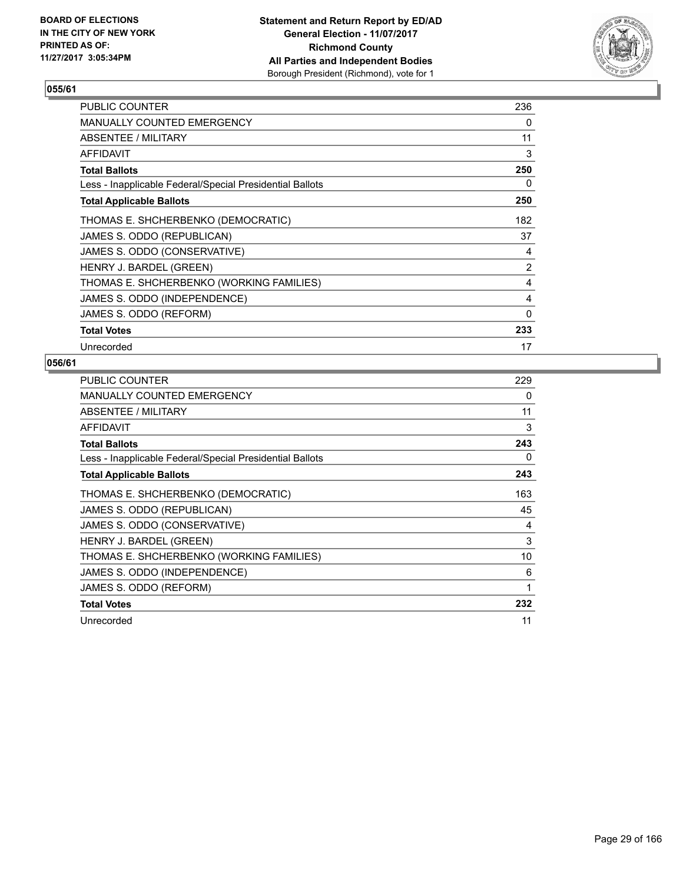BOARD OF ELECTIONS
IN THE CITY OF NEW YORK
PRINTED AS OF:
11/27/2017 3:05:34PM

**Statement and Return Report by ED/AD**
**General Election - 11/07/2017**
**Richmond County**
**All Parties and Independent Bodies**
Borough President (Richmond), vote for 1

## 055/61

| | |
|---|---|
| PUBLIC COUNTER | 236 |
| MANUALLY COUNTED EMERGENCY | 0 |
| ABSENTEE / MILITARY | 11 |
| AFFIDAVIT | 3 |
| **Total Ballots** | **250** |
| Less - Inapplicable Federal/Special Presidential Ballots | 0 |
| **Total Applicable Ballots** | **250** |
| THOMAS E. SHCHERBENKO (DEMOCRATIC) | 182 |
| JAMES S. ODDO (REPUBLICAN) | 37 |
| JAMES S. ODDO (CONSERVATIVE) | 4 |
| HENRY J. BARDEL (GREEN) | 2 |
| THOMAS E. SHCHERBENKO (WORKING FAMILIES) | 4 |
| JAMES S. ODDO (INDEPENDENCE) | 4 |
| JAMES S. ODDO (REFORM) | 0 |
| **Total Votes** | **233** |
| Unrecorded | 17 |

## 056/61

| | |
|---|---|
| PUBLIC COUNTER | 229 |
| MANUALLY COUNTED EMERGENCY | 0 |
| ABSENTEE / MILITARY | 11 |
| AFFIDAVIT | 3 |
| **Total Ballots** | **243** |
| Less - Inapplicable Federal/Special Presidential Ballots | 0 |
| **Total Applicable Ballots** | **243** |
| THOMAS E. SHCHERBENKO (DEMOCRATIC) | 163 |
| JAMES S. ODDO (REPUBLICAN) | 45 |
| JAMES S. ODDO (CONSERVATIVE) | 4 |
| HENRY J. BARDEL (GREEN) | 3 |
| THOMAS E. SHCHERBENKO (WORKING FAMILIES) | 10 |
| JAMES S. ODDO (INDEPENDENCE) | 6 |
| JAMES S. ODDO (REFORM) | 1 |
| **Total Votes** | **232** |
| Unrecorded | 11 |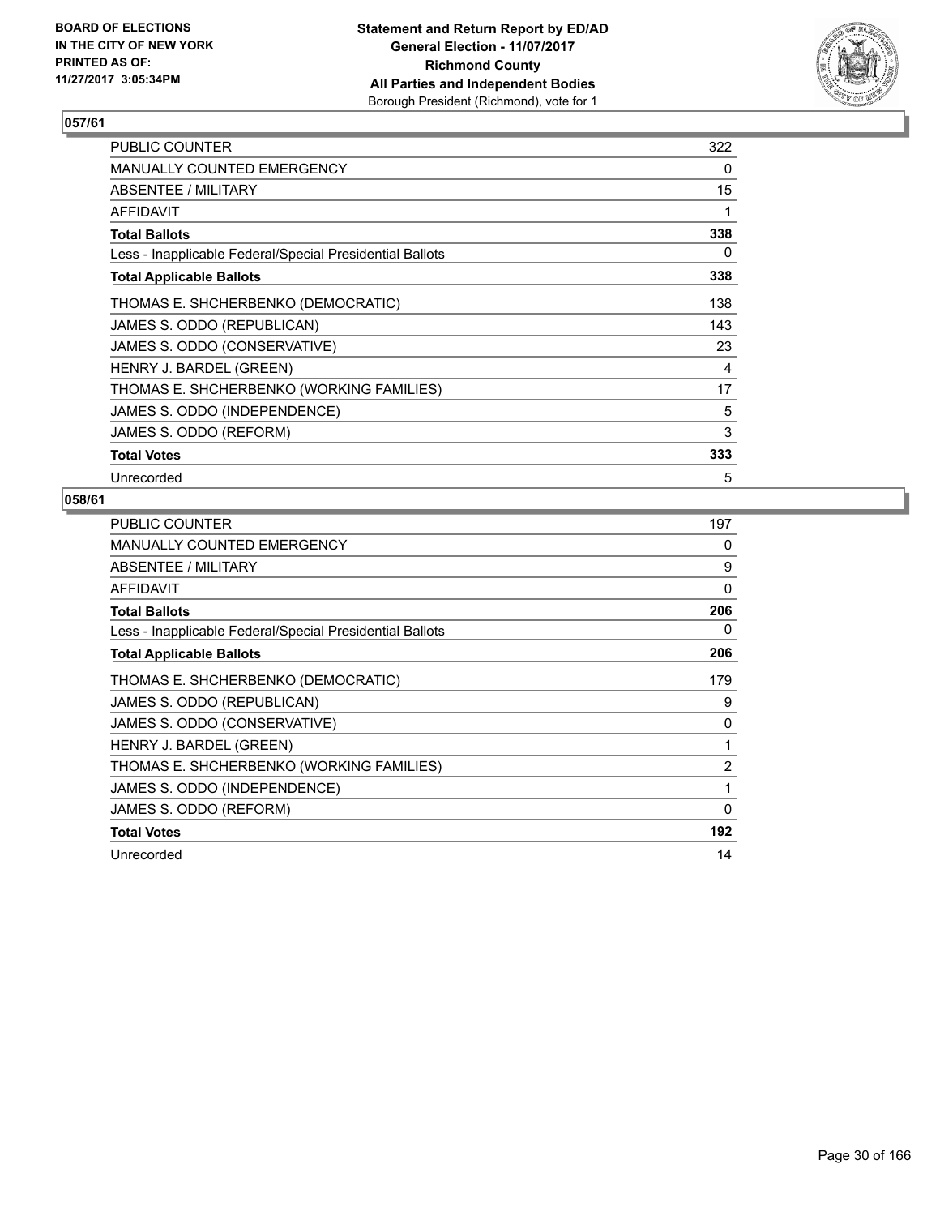BOARD OF ELECTIONS
IN THE CITY OF NEW YORK
PRINTED AS OF:
11/27/2017 3:05:34PM

**Statement and Return Report by ED/AD**
**General Election - 11/07/2017**
**Richmond County**
**All Parties and Independent Bodies**
Borough President (Richmond), vote for 1

## 057/61

| | |
|---|---|
| PUBLIC COUNTER | 322 |
| MANUALLY COUNTED EMERGENCY | 0 |
| ABSENTEE / MILITARY | 15 |
| AFFIDAVIT | 1 |
| **Total Ballots** | **338** |
| Less - Inapplicable Federal/Special Presidential Ballots | 0 |
| **Total Applicable Ballots** | **338** |
| THOMAS E. SHCHERBENKO (DEMOCRATIC) | 138 |
| JAMES S. ODDO (REPUBLICAN) | 143 |
| JAMES S. ODDO (CONSERVATIVE) | 23 |
| HENRY J. BARDEL (GREEN) | 4 |
| THOMAS E. SHCHERBENKO (WORKING FAMILIES) | 17 |
| JAMES S. ODDO (INDEPENDENCE) | 5 |
| JAMES S. ODDO (REFORM) | 3 |
| **Total Votes** | **333** |
| Unrecorded | 5 |

## 058/61

| | |
|---|---|
| PUBLIC COUNTER | 197 |
| MANUALLY COUNTED EMERGENCY | 0 |
| ABSENTEE / MILITARY | 9 |
| AFFIDAVIT | 0 |
| **Total Ballots** | **206** |
| Less - Inapplicable Federal/Special Presidential Ballots | 0 |
| **Total Applicable Ballots** | **206** |
| THOMAS E. SHCHERBENKO (DEMOCRATIC) | 179 |
| JAMES S. ODDO (REPUBLICAN) | 9 |
| JAMES S. ODDO (CONSERVATIVE) | 0 |
| HENRY J. BARDEL (GREEN) | 1 |
| THOMAS E. SHCHERBENKO (WORKING FAMILIES) | 2 |
| JAMES S. ODDO (INDEPENDENCE) | 1 |
| JAMES S. ODDO (REFORM) | 0 |
| **Total Votes** | **192** |
| Unrecorded | 14 |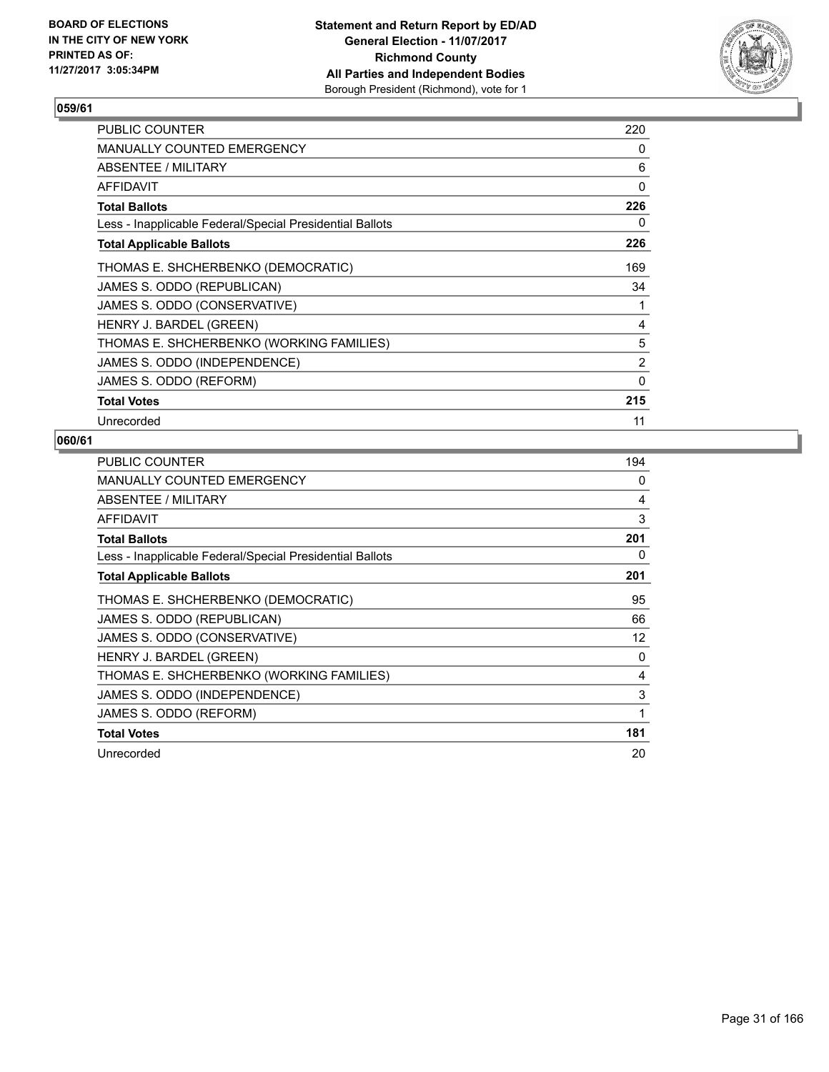**BOARD OF ELECTIONS IN THE CITY OF NEW YORK PRINTED AS OF: 11/27/2017 3:05:34PM**

**Statement and Return Report by ED/AD**
**General Election - 11/07/2017**
**Richmond County**
**All Parties and Independent Bodies**
Borough President (Richmond), vote for 1

### 059/61

| | |
|---|---|
| PUBLIC COUNTER | 220 |
| MANUALLY COUNTED EMERGENCY | 0 |
| ABSENTEE / MILITARY | 6 |
| AFFIDAVIT | 0 |
| **Total Ballots** | **226** |
| Less - Inapplicable Federal/Special Presidential Ballots | 0 |
| **Total Applicable Ballots** | **226** |
| THOMAS E. SHCHERBENKO (DEMOCRATIC) | 169 |
| JAMES S. ODDO (REPUBLICAN) | 34 |
| JAMES S. ODDO (CONSERVATIVE) | 1 |
| HENRY J. BARDEL (GREEN) | 4 |
| THOMAS E. SHCHERBENKO (WORKING FAMILIES) | 5 |
| JAMES S. ODDO (INDEPENDENCE) | 2 |
| JAMES S. ODDO (REFORM) | 0 |
| **Total Votes** | **215** |
| Unrecorded | 11 |

### 060/61

| | |
|---|---|
| PUBLIC COUNTER | 194 |
| MANUALLY COUNTED EMERGENCY | 0 |
| ABSENTEE / MILITARY | 4 |
| AFFIDAVIT | 3 |
| **Total Ballots** | **201** |
| Less - Inapplicable Federal/Special Presidential Ballots | 0 |
| **Total Applicable Ballots** | **201** |
| THOMAS E. SHCHERBENKO (DEMOCRATIC) | 95 |
| JAMES S. ODDO (REPUBLICAN) | 66 |
| JAMES S. ODDO (CONSERVATIVE) | 12 |
| HENRY J. BARDEL (GREEN) | 0 |
| THOMAS E. SHCHERBENKO (WORKING FAMILIES) | 4 |
| JAMES S. ODDO (INDEPENDENCE) | 3 |
| JAMES S. ODDO (REFORM) | 1 |
| **Total Votes** | **181** |
| Unrecorded | 20 |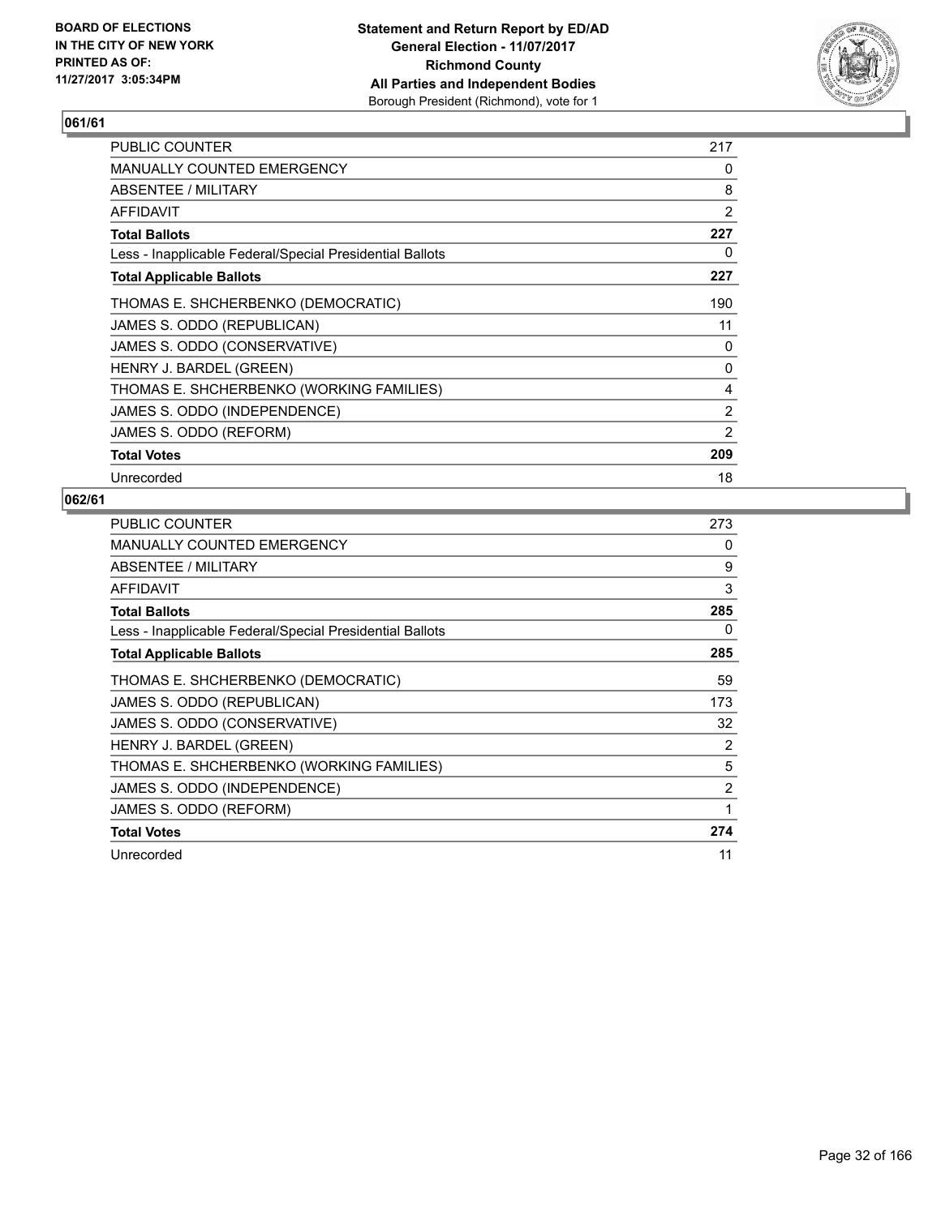**BOARD OF ELECTIONS IN THE CITY OF NEW YORK PRINTED AS OF: 11/27/2017 3:05:34PM**

**Statement and Return Report by ED/AD General Election - 11/07/2017 Richmond County All Parties and Independent Bodies**
Borough President (Richmond), vote for 1

### 061/61

| | |
|---|---|
| PUBLIC COUNTER | 217 |
| MANUALLY COUNTED EMERGENCY | 0 |
| ABSENTEE / MILITARY | 8 |
| AFFIDAVIT | 2 |
| **Total Ballots** | **227** |
| Less - Inapplicable Federal/Special Presidential Ballots | 0 |
| **Total Applicable Ballots** | **227** |
| THOMAS E. SHCHERBENKO (DEMOCRATIC) | 190 |
| JAMES S. ODDO (REPUBLICAN) | 11 |
| JAMES S. ODDO (CONSERVATIVE) | 0 |
| HENRY J. BARDEL (GREEN) | 0 |
| THOMAS E. SHCHERBENKO (WORKING FAMILIES) | 4 |
| JAMES S. ODDO (INDEPENDENCE) | 2 |
| JAMES S. ODDO (REFORM) | 2 |
| **Total Votes** | **209** |
| Unrecorded | 18 |

### 062/61

| | |
|---|---|
| PUBLIC COUNTER | 273 |
| MANUALLY COUNTED EMERGENCY | 0 |
| ABSENTEE / MILITARY | 9 |
| AFFIDAVIT | 3 |
| **Total Ballots** | **285** |
| Less - Inapplicable Federal/Special Presidential Ballots | 0 |
| **Total Applicable Ballots** | **285** |
| THOMAS E. SHCHERBENKO (DEMOCRATIC) | 59 |
| JAMES S. ODDO (REPUBLICAN) | 173 |
| JAMES S. ODDO (CONSERVATIVE) | 32 |
| HENRY J. BARDEL (GREEN) | 2 |
| THOMAS E. SHCHERBENKO (WORKING FAMILIES) | 5 |
| JAMES S. ODDO (INDEPENDENCE) | 2 |
| JAMES S. ODDO (REFORM) | 1 |
| **Total Votes** | **274** |
| Unrecorded | 11 |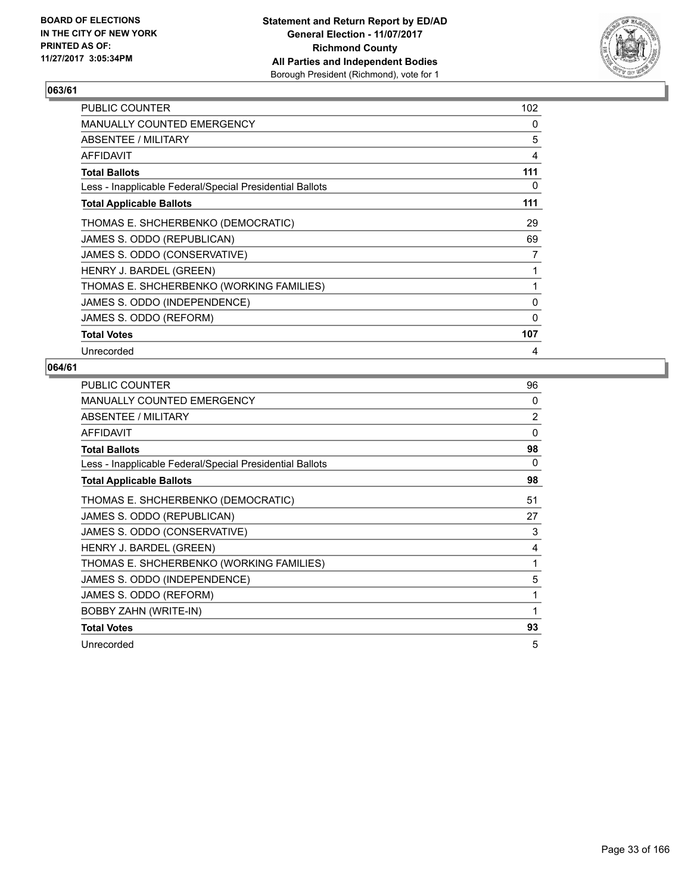BOARD OF ELECTIONS
IN THE CITY OF NEW YORK
PRINTED AS OF:
11/27/2017 3:05:34PM

**Statement and Return Report by ED/AD**
**General Election - 11/07/2017**
**Richmond County**
**All Parties and Independent Bodies**
Borough President (Richmond), vote for 1

## 063/61

| | |
|---|---|
| PUBLIC COUNTER | 102 |
| MANUALLY COUNTED EMERGENCY | 0 |
| ABSENTEE / MILITARY | 5 |
| AFFIDAVIT | 4 |
| **Total Ballots** | **111** |
| Less - Inapplicable Federal/Special Presidential Ballots | 0 |
| **Total Applicable Ballots** | **111** |
| THOMAS E. SHCHERBENKO (DEMOCRATIC) | 29 |
| JAMES S. ODDO (REPUBLICAN) | 69 |
| JAMES S. ODDO (CONSERVATIVE) | 7 |
| HENRY J. BARDEL (GREEN) | 1 |
| THOMAS E. SHCHERBENKO (WORKING FAMILIES) | 1 |
| JAMES S. ODDO (INDEPENDENCE) | 0 |
| JAMES S. ODDO (REFORM) | 0 |
| **Total Votes** | **107** |
| Unrecorded | 4 |

## 064/61

| | |
|---|---|
| PUBLIC COUNTER | 96 |
| MANUALLY COUNTED EMERGENCY | 0 |
| ABSENTEE / MILITARY | 2 |
| AFFIDAVIT | 0 |
| **Total Ballots** | **98** |
| Less - Inapplicable Federal/Special Presidential Ballots | 0 |
| **Total Applicable Ballots** | **98** |
| THOMAS E. SHCHERBENKO (DEMOCRATIC) | 51 |
| JAMES S. ODDO (REPUBLICAN) | 27 |
| JAMES S. ODDO (CONSERVATIVE) | 3 |
| HENRY J. BARDEL (GREEN) | 4 |
| THOMAS E. SHCHERBENKO (WORKING FAMILIES) | 1 |
| JAMES S. ODDO (INDEPENDENCE) | 5 |
| JAMES S. ODDO (REFORM) | 1 |
| BOBBY ZAHN (WRITE-IN) | 1 |
| **Total Votes** | **93** |
| Unrecorded | 5 |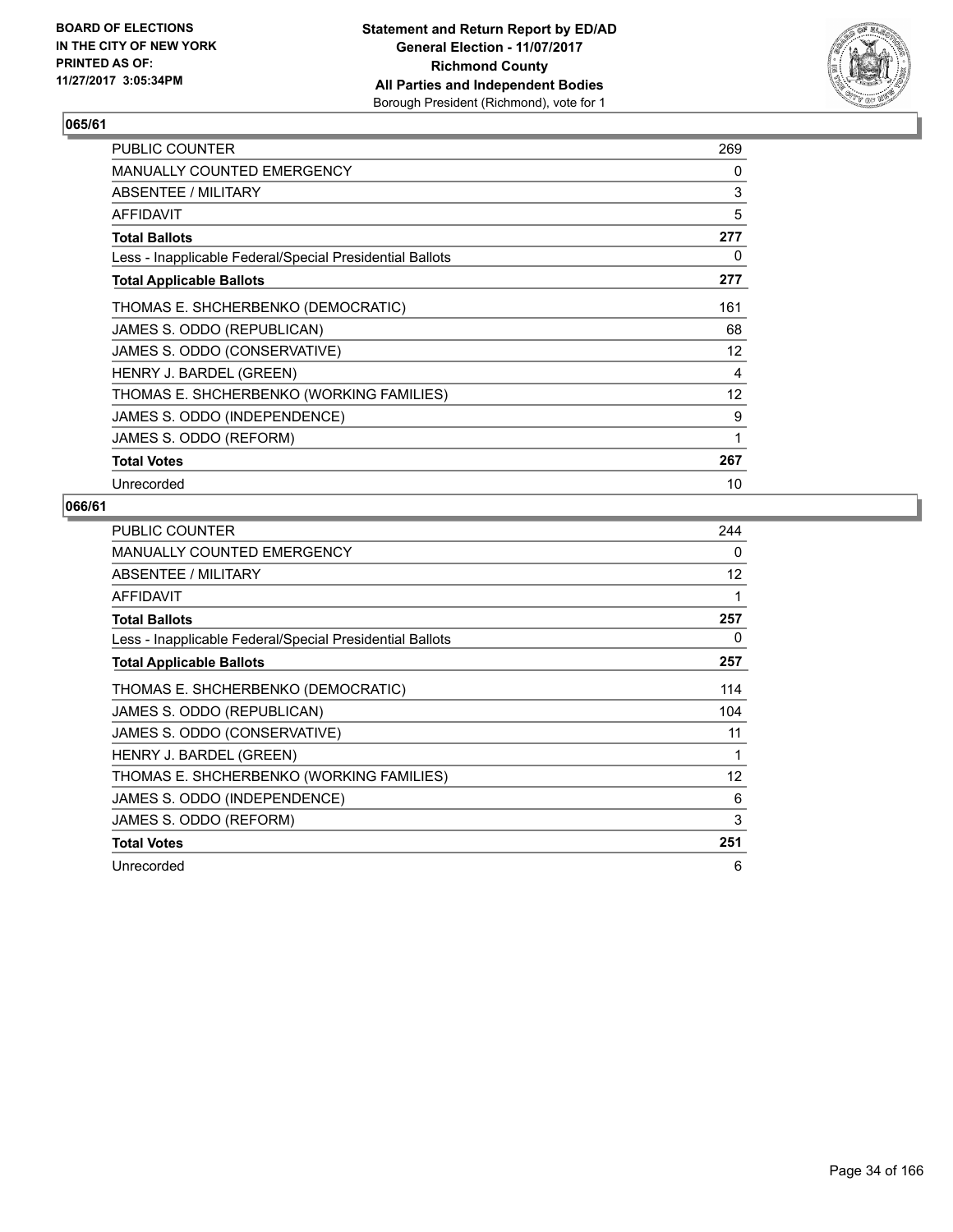BOARD OF ELECTIONS
IN THE CITY OF NEW YORK
PRINTED AS OF:
11/27/2017 3:05:34PM

**Statement and Return Report by ED/AD**
**General Election - 11/07/2017**
**Richmond County**
**All Parties and Independent Bodies**
Borough President (Richmond), vote for 1

## 065/61

| | |
|---|---|
| PUBLIC COUNTER | 269 |
| MANUALLY COUNTED EMERGENCY | 0 |
| ABSENTEE / MILITARY | 3 |
| AFFIDAVIT | 5 |
| **Total Ballots** | **277** |
| Less - Inapplicable Federal/Special Presidential Ballots | 0 |
| **Total Applicable Ballots** | **277** |
| THOMAS E. SHCHERBENKO (DEMOCRATIC) | 161 |
| JAMES S. ODDO (REPUBLICAN) | 68 |
| JAMES S. ODDO (CONSERVATIVE) | 12 |
| HENRY J. BARDEL (GREEN) | 4 |
| THOMAS E. SHCHERBENKO (WORKING FAMILIES) | 12 |
| JAMES S. ODDO (INDEPENDENCE) | 9 |
| JAMES S. ODDO (REFORM) | 1 |
| **Total Votes** | **267** |
| Unrecorded | 10 |

## 066/61

| | |
|---|---|
| PUBLIC COUNTER | 244 |
| MANUALLY COUNTED EMERGENCY | 0 |
| ABSENTEE / MILITARY | 12 |
| AFFIDAVIT | 1 |
| **Total Ballots** | **257** |
| Less - Inapplicable Federal/Special Presidential Ballots | 0 |
| **Total Applicable Ballots** | **257** |
| THOMAS E. SHCHERBENKO (DEMOCRATIC) | 114 |
| JAMES S. ODDO (REPUBLICAN) | 104 |
| JAMES S. ODDO (CONSERVATIVE) | 11 |
| HENRY J. BARDEL (GREEN) | 1 |
| THOMAS E. SHCHERBENKO (WORKING FAMILIES) | 12 |
| JAMES S. ODDO (INDEPENDENCE) | 6 |
| JAMES S. ODDO (REFORM) | 3 |
| **Total Votes** | **251** |
| Unrecorded | 6 |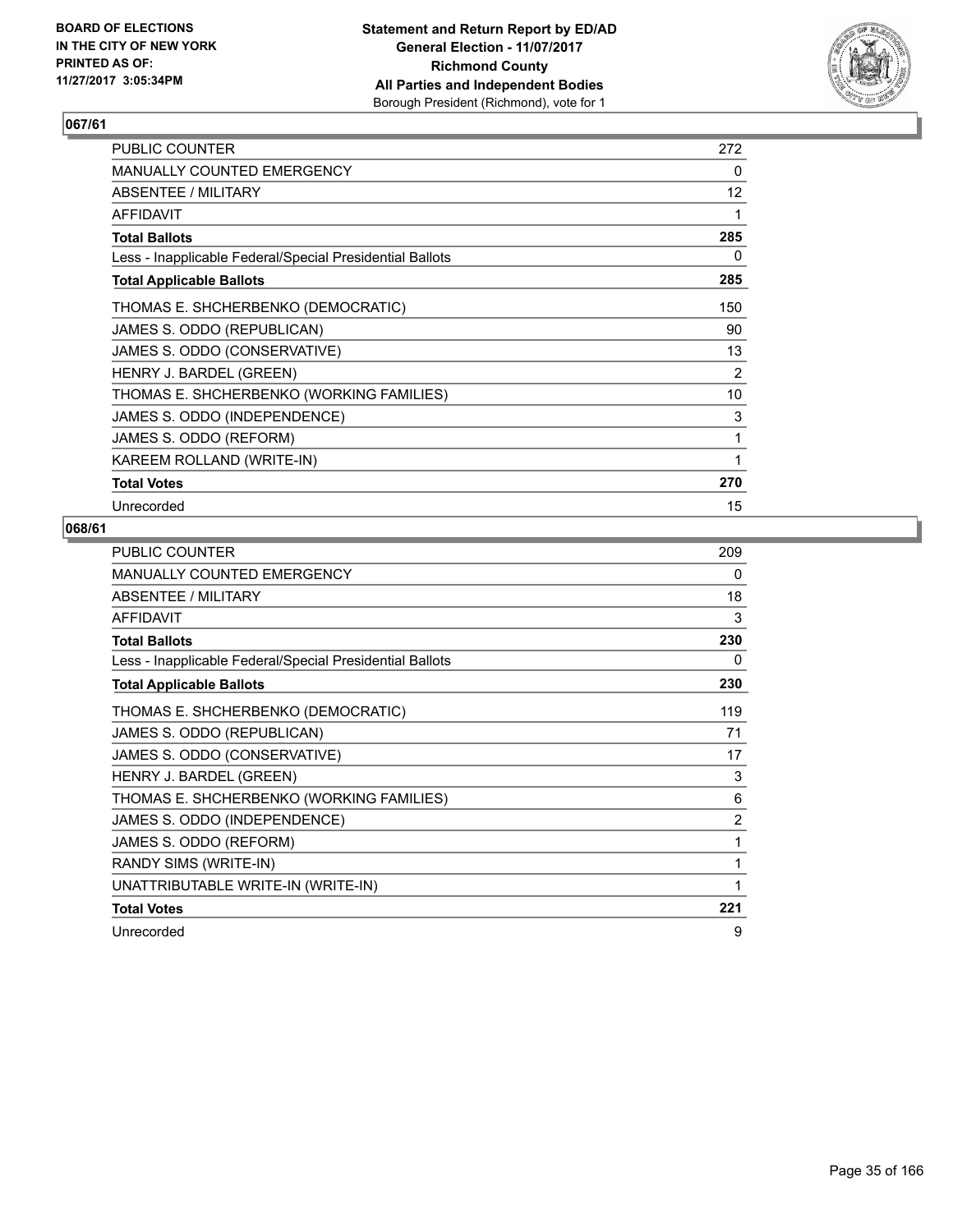BOARD OF ELECTIONS
IN THE CITY OF NEW YORK
PRINTED AS OF:
11/27/2017 3:05:34PM

**Statement and Return Report by ED/AD**
**General Election - 11/07/2017**
**Richmond County**
**All Parties and Independent Bodies**
Borough President (Richmond), vote for 1

## 067/61

| | |
|---|---|
| PUBLIC COUNTER | 272 |
| MANUALLY COUNTED EMERGENCY | 0 |
| ABSENTEE / MILITARY | 12 |
| AFFIDAVIT | 1 |
| **Total Ballots** | **285** |
| Less - Inapplicable Federal/Special Presidential Ballots | 0 |
| **Total Applicable Ballots** | **285** |
| THOMAS E. SHCHERBENKO (DEMOCRATIC) | 150 |
| JAMES S. ODDO (REPUBLICAN) | 90 |
| JAMES S. ODDO (CONSERVATIVE) | 13 |
| HENRY J. BARDEL (GREEN) | 2 |
| THOMAS E. SHCHERBENKO (WORKING FAMILIES) | 10 |
| JAMES S. ODDO (INDEPENDENCE) | 3 |
| JAMES S. ODDO (REFORM) | 1 |
| KAREEM ROLLAND (WRITE-IN) | 1 |
| **Total Votes** | **270** |
| Unrecorded | 15 |

## 068/61

| | |
|---|---|
| PUBLIC COUNTER | 209 |
| MANUALLY COUNTED EMERGENCY | 0 |
| ABSENTEE / MILITARY | 18 |
| AFFIDAVIT | 3 |
| **Total Ballots** | **230** |
| Less - Inapplicable Federal/Special Presidential Ballots | 0 |
| **Total Applicable Ballots** | **230** |
| THOMAS E. SHCHERBENKO (DEMOCRATIC) | 119 |
| JAMES S. ODDO (REPUBLICAN) | 71 |
| JAMES S. ODDO (CONSERVATIVE) | 17 |
| HENRY J. BARDEL (GREEN) | 3 |
| THOMAS E. SHCHERBENKO (WORKING FAMILIES) | 6 |
| JAMES S. ODDO (INDEPENDENCE) | 2 |
| JAMES S. ODDO (REFORM) | 1 |
| RANDY SIMS (WRITE-IN) | 1 |
| UNATTRIBUTABLE WRITE-IN (WRITE-IN) | 1 |
| **Total Votes** | **221** |
| Unrecorded | 9 |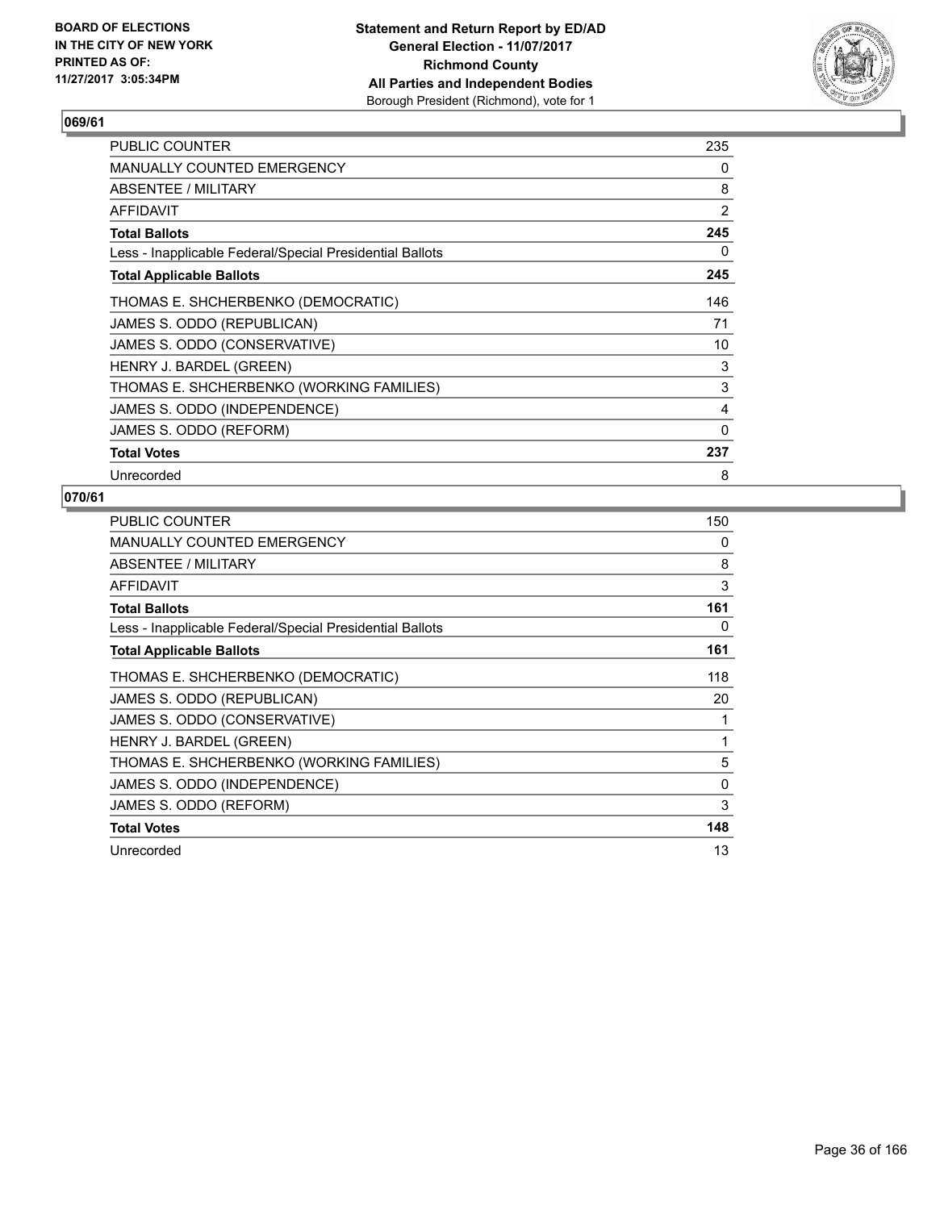BOARD OF ELECTIONS
IN THE CITY OF NEW YORK
PRINTED AS OF:
11/27/2017 3:05:34PM

**Statement and Return Report by ED/AD**
**General Election - 11/07/2017**
**Richmond County**
**All Parties and Independent Bodies**
Borough President (Richmond), vote for 1

## 069/61

| | |
|---|---|
| PUBLIC COUNTER | 235 |
| MANUALLY COUNTED EMERGENCY | 0 |
| ABSENTEE / MILITARY | 8 |
| AFFIDAVIT | 2 |
| **Total Ballots** | **245** |
| Less - Inapplicable Federal/Special Presidential Ballots | 0 |
| **Total Applicable Ballots** | **245** |
| THOMAS E. SHCHERBENKO (DEMOCRATIC) | 146 |
| JAMES S. ODDO (REPUBLICAN) | 71 |
| JAMES S. ODDO (CONSERVATIVE) | 10 |
| HENRY J. BARDEL (GREEN) | 3 |
| THOMAS E. SHCHERBENKO (WORKING FAMILIES) | 3 |
| JAMES S. ODDO (INDEPENDENCE) | 4 |
| JAMES S. ODDO (REFORM) | 0 |
| **Total Votes** | **237** |
| Unrecorded | 8 |

## 070/61

| | |
|---|---|
| PUBLIC COUNTER | 150 |
| MANUALLY COUNTED EMERGENCY | 0 |
| ABSENTEE / MILITARY | 8 |
| AFFIDAVIT | 3 |
| **Total Ballots** | **161** |
| Less - Inapplicable Federal/Special Presidential Ballots | 0 |
| **Total Applicable Ballots** | **161** |
| THOMAS E. SHCHERBENKO (DEMOCRATIC) | 118 |
| JAMES S. ODDO (REPUBLICAN) | 20 |
| JAMES S. ODDO (CONSERVATIVE) | 1 |
| HENRY J. BARDEL (GREEN) | 1 |
| THOMAS E. SHCHERBENKO (WORKING FAMILIES) | 5 |
| JAMES S. ODDO (INDEPENDENCE) | 0 |
| JAMES S. ODDO (REFORM) | 3 |
| **Total Votes** | **148** |
| Unrecorded | 13 |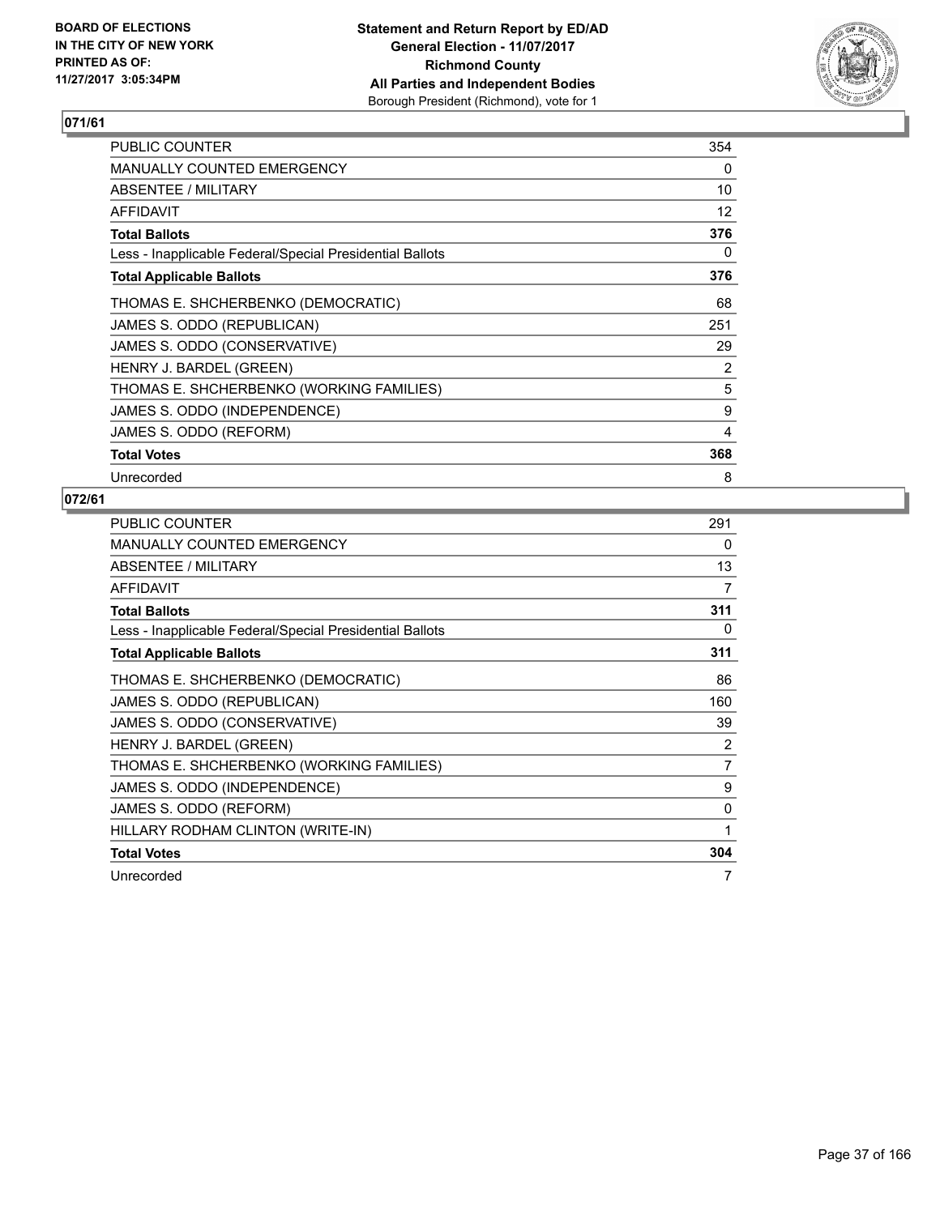BOARD OF ELECTIONS
IN THE CITY OF NEW YORK
PRINTED AS OF:
11/27/2017 3:05:34PM

**Statement and Return Report by ED/AD**
**General Election - 11/07/2017**
**Richmond County**
**All Parties and Independent Bodies**
Borough President (Richmond), vote for 1

## 071/61

| | |
|---|---|
| PUBLIC COUNTER | 354 |
| MANUALLY COUNTED EMERGENCY | 0 |
| ABSENTEE / MILITARY | 10 |
| AFFIDAVIT | 12 |
| **Total Ballots** | **376** |
| Less - Inapplicable Federal/Special Presidential Ballots | 0 |
| **Total Applicable Ballots** | **376** |
| THOMAS E. SHCHERBENKO (DEMOCRATIC) | 68 |
| JAMES S. ODDO (REPUBLICAN) | 251 |
| JAMES S. ODDO (CONSERVATIVE) | 29 |
| HENRY J. BARDEL (GREEN) | 2 |
| THOMAS E. SHCHERBENKO (WORKING FAMILIES) | 5 |
| JAMES S. ODDO (INDEPENDENCE) | 9 |
| JAMES S. ODDO (REFORM) | 4 |
| **Total Votes** | **368** |
| Unrecorded | 8 |

## 072/61

| | |
|---|---|
| PUBLIC COUNTER | 291 |
| MANUALLY COUNTED EMERGENCY | 0 |
| ABSENTEE / MILITARY | 13 |
| AFFIDAVIT | 7 |
| **Total Ballots** | **311** |
| Less - Inapplicable Federal/Special Presidential Ballots | 0 |
| **Total Applicable Ballots** | **311** |
| THOMAS E. SHCHERBENKO (DEMOCRATIC) | 86 |
| JAMES S. ODDO (REPUBLICAN) | 160 |
| JAMES S. ODDO (CONSERVATIVE) | 39 |
| HENRY J. BARDEL (GREEN) | 2 |
| THOMAS E. SHCHERBENKO (WORKING FAMILIES) | 7 |
| JAMES S. ODDO (INDEPENDENCE) | 9 |
| JAMES S. ODDO (REFORM) | 0 |
| HILLARY RODHAM CLINTON (WRITE-IN) | 1 |
| **Total Votes** | **304** |
| Unrecorded | 7 |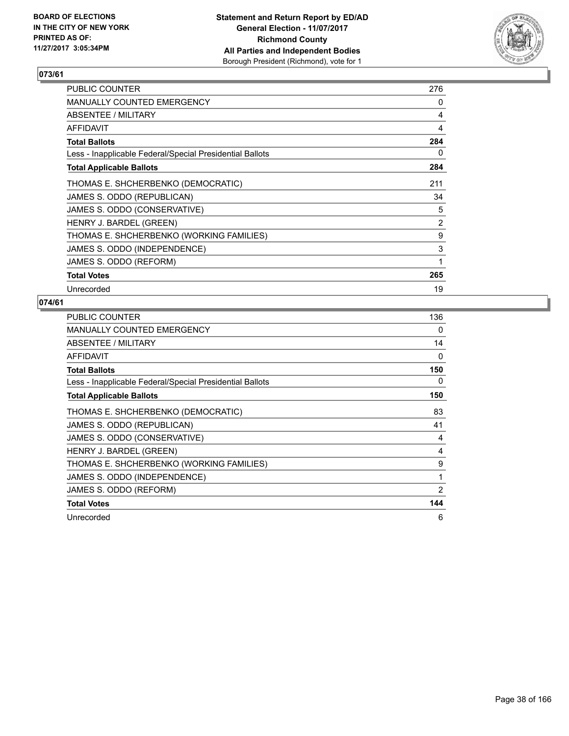BOARD OF ELECTIONS
IN THE CITY OF NEW YORK
PRINTED AS OF:
11/27/2017 3:05:34PM

**Statement and Return Report by ED/AD**
**General Election - 11/07/2017**
**Richmond County**
**All Parties and Independent Bodies**
Borough President (Richmond), vote for 1

## 073/61

| | |
|---|---|
| PUBLIC COUNTER | 276 |
| MANUALLY COUNTED EMERGENCY | 0 |
| ABSENTEE / MILITARY | 4 |
| AFFIDAVIT | 4 |
| **Total Ballots** | **284** |
| Less - Inapplicable Federal/Special Presidential Ballots | 0 |
| **Total Applicable Ballots** | **284** |
| THOMAS E. SHCHERBENKO (DEMOCRATIC) | 211 |
| JAMES S. ODDO (REPUBLICAN) | 34 |
| JAMES S. ODDO (CONSERVATIVE) | 5 |
| HENRY J. BARDEL (GREEN) | 2 |
| THOMAS E. SHCHERBENKO (WORKING FAMILIES) | 9 |
| JAMES S. ODDO (INDEPENDENCE) | 3 |
| JAMES S. ODDO (REFORM) | 1 |
| **Total Votes** | **265** |
| Unrecorded | 19 |

## 074/61

| | |
|---|---|
| PUBLIC COUNTER | 136 |
| MANUALLY COUNTED EMERGENCY | 0 |
| ABSENTEE / MILITARY | 14 |
| AFFIDAVIT | 0 |
| **Total Ballots** | **150** |
| Less - Inapplicable Federal/Special Presidential Ballots | 0 |
| **Total Applicable Ballots** | **150** |
| THOMAS E. SHCHERBENKO (DEMOCRATIC) | 83 |
| JAMES S. ODDO (REPUBLICAN) | 41 |
| JAMES S. ODDO (CONSERVATIVE) | 4 |
| HENRY J. BARDEL (GREEN) | 4 |
| THOMAS E. SHCHERBENKO (WORKING FAMILIES) | 9 |
| JAMES S. ODDO (INDEPENDENCE) | 1 |
| JAMES S. ODDO (REFORM) | 2 |
| **Total Votes** | **144** |
| Unrecorded | 6 |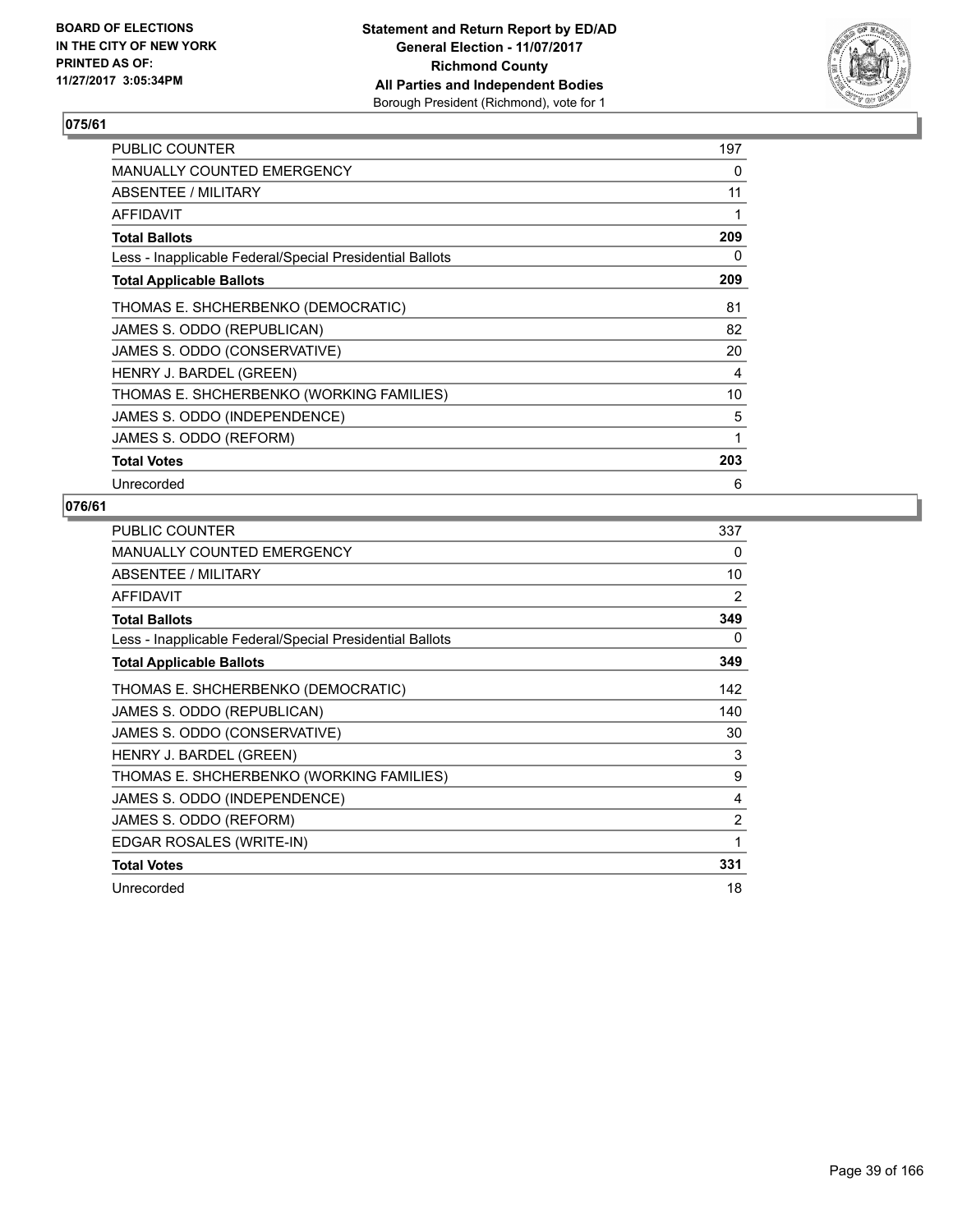**BOARD OF ELECTIONS IN THE CITY OF NEW YORK PRINTED AS OF: 11/27/2017 3:05:34PM**

**Statement and Return Report by ED/AD General Election - 11/07/2017 Richmond County All Parties and Independent Bodies** Borough President (Richmond), vote for 1

## 075/61

| | |
|---|---|
| PUBLIC COUNTER | 197 |
| MANUALLY COUNTED EMERGENCY | 0 |
| ABSENTEE / MILITARY | 11 |
| AFFIDAVIT | 1 |
| **Total Ballots** | **209** |
| Less - Inapplicable Federal/Special Presidential Ballots | 0 |
| **Total Applicable Ballots** | **209** |
| THOMAS E. SHCHERBENKO (DEMOCRATIC) | 81 |
| JAMES S. ODDO (REPUBLICAN) | 82 |
| JAMES S. ODDO (CONSERVATIVE) | 20 |
| HENRY J. BARDEL (GREEN) | 4 |
| THOMAS E. SHCHERBENKO (WORKING FAMILIES) | 10 |
| JAMES S. ODDO (INDEPENDENCE) | 5 |
| JAMES S. ODDO (REFORM) | 1 |
| **Total Votes** | **203** |
| Unrecorded | 6 |

## 076/61

| | |
|---|---|
| PUBLIC COUNTER | 337 |
| MANUALLY COUNTED EMERGENCY | 0 |
| ABSENTEE / MILITARY | 10 |
| AFFIDAVIT | 2 |
| **Total Ballots** | **349** |
| Less - Inapplicable Federal/Special Presidential Ballots | 0 |
| **Total Applicable Ballots** | **349** |
| THOMAS E. SHCHERBENKO (DEMOCRATIC) | 142 |
| JAMES S. ODDO (REPUBLICAN) | 140 |
| JAMES S. ODDO (CONSERVATIVE) | 30 |
| HENRY J. BARDEL (GREEN) | 3 |
| THOMAS E. SHCHERBENKO (WORKING FAMILIES) | 9 |
| JAMES S. ODDO (INDEPENDENCE) | 4 |
| JAMES S. ODDO (REFORM) | 2 |
| EDGAR ROSALES (WRITE-IN) | 1 |
| **Total Votes** | **331** |
| Unrecorded | 18 |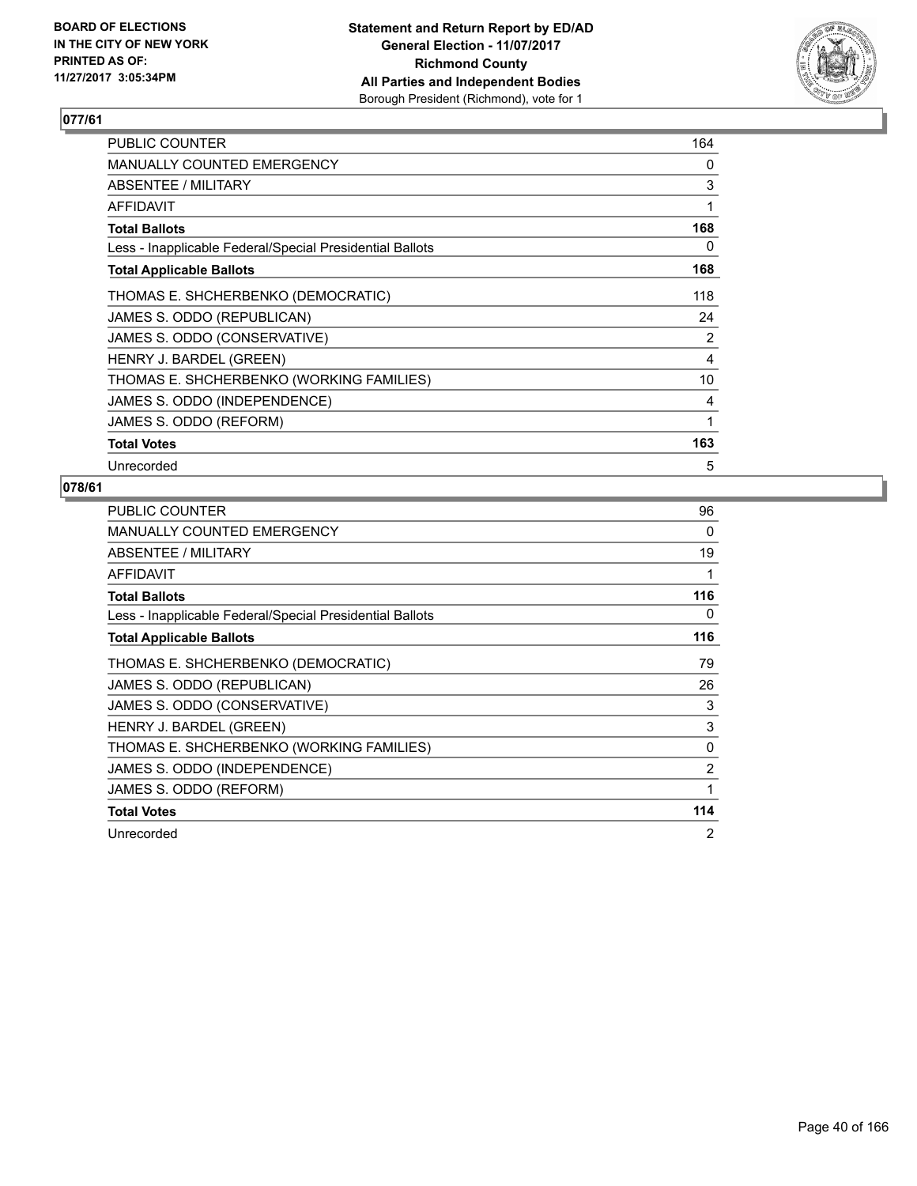## 077/61

| | |
|---|---|
| PUBLIC COUNTER | 164 |
| MANUALLY COUNTED EMERGENCY | 0 |
| ABSENTEE / MILITARY | 3 |
| AFFIDAVIT | 1 |
| **Total Ballots** | **168** |
| Less - Inapplicable Federal/Special Presidential Ballots | 0 |
| **Total Applicable Ballots** | **168** |
| THOMAS E. SHCHERBENKO (DEMOCRATIC) | 118 |
| JAMES S. ODDO (REPUBLICAN) | 24 |
| JAMES S. ODDO (CONSERVATIVE) | 2 |
| HENRY J. BARDEL (GREEN) | 4 |
| THOMAS E. SHCHERBENKO (WORKING FAMILIES) | 10 |
| JAMES S. ODDO (INDEPENDENCE) | 4 |
| JAMES S. ODDO (REFORM) | 1 |
| **Total Votes** | **163** |
| Unrecorded | 5 |

## 078/61

| | |
|---|---|
| PUBLIC COUNTER | 96 |
| MANUALLY COUNTED EMERGENCY | 0 |
| ABSENTEE / MILITARY | 19 |
| AFFIDAVIT | 1 |
| **Total Ballots** | **116** |
| Less - Inapplicable Federal/Special Presidential Ballots | 0 |
| **Total Applicable Ballots** | **116** |
| THOMAS E. SHCHERBENKO (DEMOCRATIC) | 79 |
| JAMES S. ODDO (REPUBLICAN) | 26 |
| JAMES S. ODDO (CONSERVATIVE) | 3 |
| HENRY J. BARDEL (GREEN) | 3 |
| THOMAS E. SHCHERBENKO (WORKING FAMILIES) | 0 |
| JAMES S. ODDO (INDEPENDENCE) | 2 |
| JAMES S. ODDO (REFORM) | 1 |
| **Total Votes** | **114** |
| Unrecorded | 2 |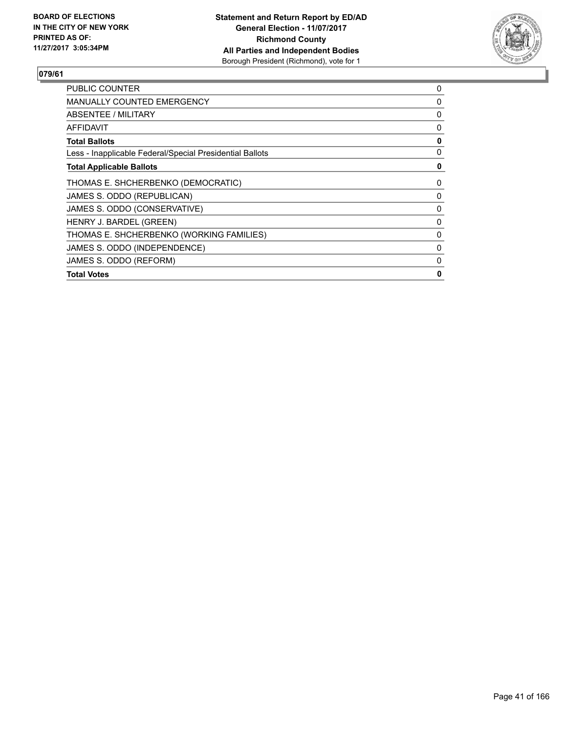BOARD OF ELECTIONS
IN THE CITY OF NEW YORK
PRINTED AS OF:
11/27/2017 3:05:34PM

**Statement and Return Report by ED/AD**
**General Election - 11/07/2017**
**Richmond County**
**All Parties and Independent Bodies**
Borough President (Richmond), vote for 1

## 079/61

| | |
|---|---|
| PUBLIC COUNTER | 0 |
| MANUALLY COUNTED EMERGENCY | 0 |
| ABSENTEE / MILITARY | 0 |
| AFFIDAVIT | 0 |
| **Total Ballots** | **0** |
| Less - Inapplicable Federal/Special Presidential Ballots | 0 |
| **Total Applicable Ballots** | **0** |
| THOMAS E. SHCHERBENKO (DEMOCRATIC) | 0 |
| JAMES S. ODDO (REPUBLICAN) | 0 |
| JAMES S. ODDO (CONSERVATIVE) | 0 |
| HENRY J. BARDEL (GREEN) | 0 |
| THOMAS E. SHCHERBENKO (WORKING FAMILIES) | 0 |
| JAMES S. ODDO (INDEPENDENCE) | 0 |
| JAMES S. ODDO (REFORM) | 0 |
| **Total Votes** | **0** |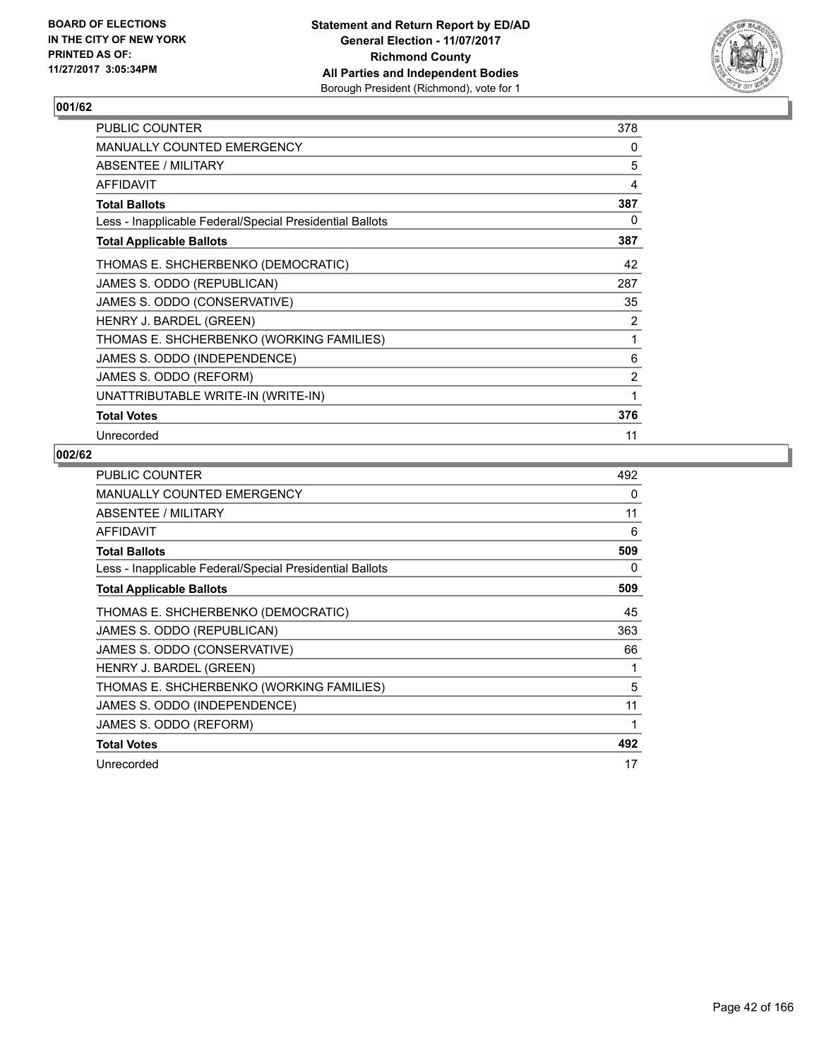**Statement and Return Report by ED/AD**
**General Election - 11/07/2017**
**Richmond County**
**All Parties and Independent Bodies**
Borough President (Richmond), vote for 1

BOARD OF ELECTIONS
IN THE CITY OF NEW YORK
PRINTED AS OF:
11/27/2017 3:05:34PM

## 001/62

| | |
|---|---|
| PUBLIC COUNTER | 378 |
| MANUALLY COUNTED EMERGENCY | 0 |
| ABSENTEE / MILITARY | 5 |
| AFFIDAVIT | 4 |
| **Total Ballots** | **387** |
| Less - Inapplicable Federal/Special Presidential Ballots | 0 |
| **Total Applicable Ballots** | **387** |
| THOMAS E. SHCHERBENKO (DEMOCRATIC) | 42 |
| JAMES S. ODDO (REPUBLICAN) | 287 |
| JAMES S. ODDO (CONSERVATIVE) | 35 |
| HENRY J. BARDEL (GREEN) | 2 |
| THOMAS E. SHCHERBENKO (WORKING FAMILIES) | 1 |
| JAMES S. ODDO (INDEPENDENCE) | 6 |
| JAMES S. ODDO (REFORM) | 2 |
| UNATTRIBUTABLE WRITE-IN (WRITE-IN) | 1 |
| **Total Votes** | **376** |
| Unrecorded | 11 |

## 002/62

| | |
|---|---|
| PUBLIC COUNTER | 492 |
| MANUALLY COUNTED EMERGENCY | 0 |
| ABSENTEE / MILITARY | 11 |
| AFFIDAVIT | 6 |
| **Total Ballots** | **509** |
| Less - Inapplicable Federal/Special Presidential Ballots | 0 |
| **Total Applicable Ballots** | **509** |
| THOMAS E. SHCHERBENKO (DEMOCRATIC) | 45 |
| JAMES S. ODDO (REPUBLICAN) | 363 |
| JAMES S. ODDO (CONSERVATIVE) | 66 |
| HENRY J. BARDEL (GREEN) | 1 |
| THOMAS E. SHCHERBENKO (WORKING FAMILIES) | 5 |
| JAMES S. ODDO (INDEPENDENCE) | 11 |
| JAMES S. ODDO (REFORM) | 1 |
| **Total Votes** | **492** |
| Unrecorded | 17 |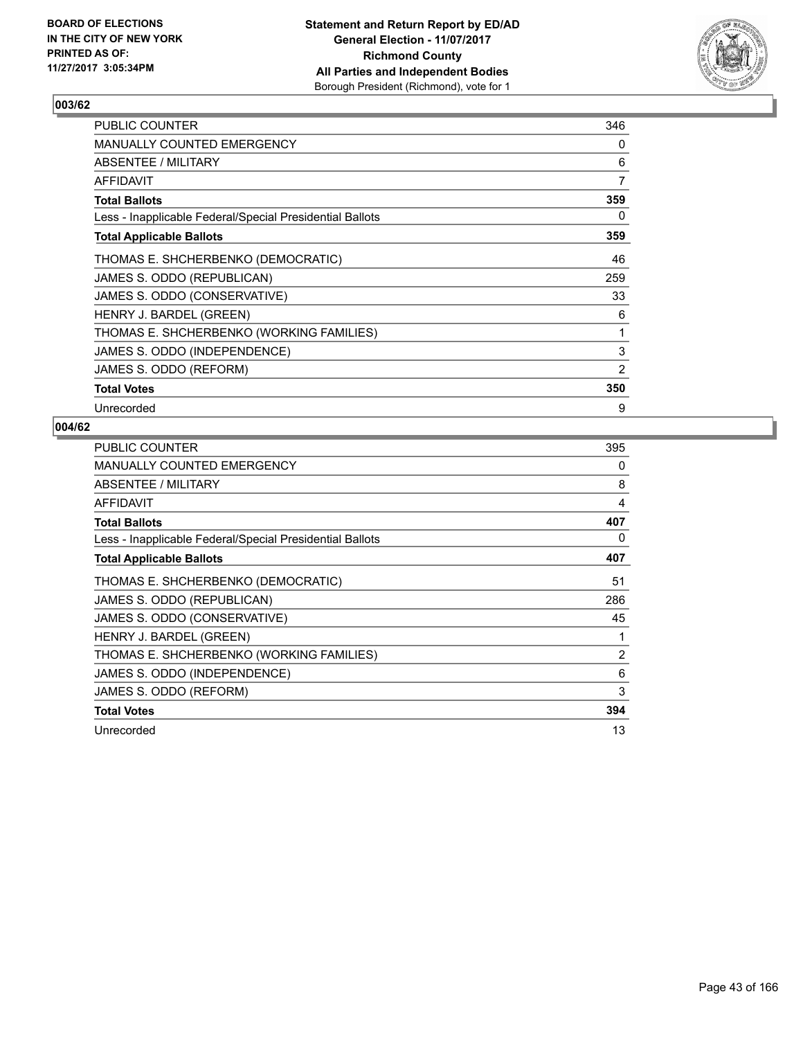BOARD OF ELECTIONS
IN THE CITY OF NEW YORK
PRINTED AS OF:
11/27/2017 3:05:34PM

**Statement and Return Report by ED/AD**
**General Election - 11/07/2017**
**Richmond County**
**All Parties and Independent Bodies**
Borough President (Richmond), vote for 1

### 003/62

| | |
|---|---|
| PUBLIC COUNTER | 346 |
| MANUALLY COUNTED EMERGENCY | 0 |
| ABSENTEE / MILITARY | 6 |
| AFFIDAVIT | 7 |
| **Total Ballots** | **359** |
| Less - Inapplicable Federal/Special Presidential Ballots | 0 |
| **Total Applicable Ballots** | **359** |
| THOMAS E. SHCHERBENKO (DEMOCRATIC) | 46 |
| JAMES S. ODDO (REPUBLICAN) | 259 |
| JAMES S. ODDO (CONSERVATIVE) | 33 |
| HENRY J. BARDEL (GREEN) | 6 |
| THOMAS E. SHCHERBENKO (WORKING FAMILIES) | 1 |
| JAMES S. ODDO (INDEPENDENCE) | 3 |
| JAMES S. ODDO (REFORM) | 2 |
| **Total Votes** | **350** |
| Unrecorded | 9 |

### 004/62

| | |
|---|---|
| PUBLIC COUNTER | 395 |
| MANUALLY COUNTED EMERGENCY | 0 |
| ABSENTEE / MILITARY | 8 |
| AFFIDAVIT | 4 |
| **Total Ballots** | **407** |
| Less - Inapplicable Federal/Special Presidential Ballots | 0 |
| **Total Applicable Ballots** | **407** |
| THOMAS E. SHCHERBENKO (DEMOCRATIC) | 51 |
| JAMES S. ODDO (REPUBLICAN) | 286 |
| JAMES S. ODDO (CONSERVATIVE) | 45 |
| HENRY J. BARDEL (GREEN) | 1 |
| THOMAS E. SHCHERBENKO (WORKING FAMILIES) | 2 |
| JAMES S. ODDO (INDEPENDENCE) | 6 |
| JAMES S. ODDO (REFORM) | 3 |
| **Total Votes** | **394** |
| Unrecorded | 13 |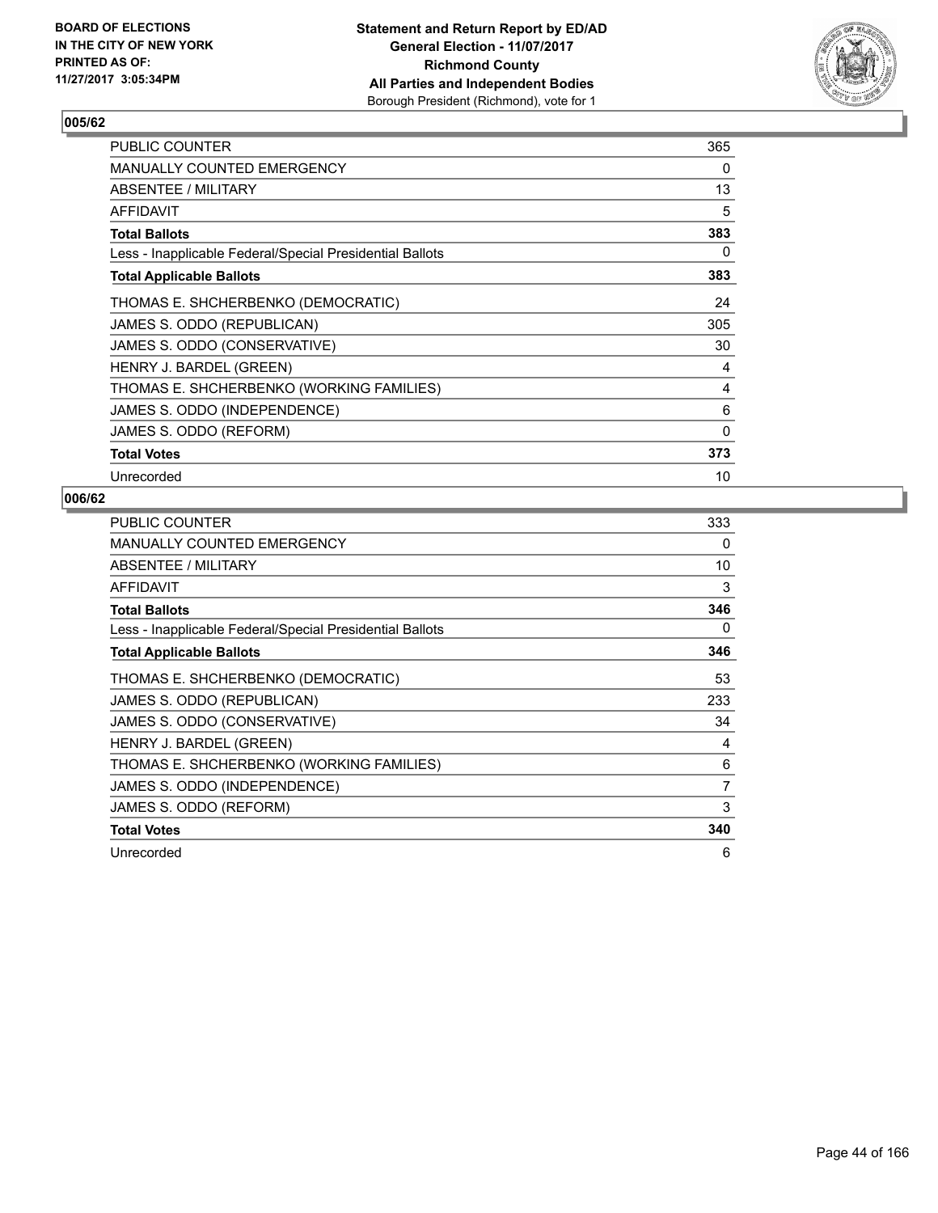BOARD OF ELECTIONS
IN THE CITY OF NEW YORK
PRINTED AS OF:
11/27/2017 3:05:34PM

**Statement and Return Report by ED/AD**
**General Election - 11/07/2017**
**Richmond County**
**All Parties and Independent Bodies**
Borough President (Richmond), vote for 1

### 005/62

| | |
|---|---|
| PUBLIC COUNTER | 365 |
| MANUALLY COUNTED EMERGENCY | 0 |
| ABSENTEE / MILITARY | 13 |
| AFFIDAVIT | 5 |
| **Total Ballots** | **383** |
| Less - Inapplicable Federal/Special Presidential Ballots | 0 |
| **Total Applicable Ballots** | **383** |
| THOMAS E. SHCHERBENKO (DEMOCRATIC) | 24 |
| JAMES S. ODDO (REPUBLICAN) | 305 |
| JAMES S. ODDO (CONSERVATIVE) | 30 |
| HENRY J. BARDEL (GREEN) | 4 |
| THOMAS E. SHCHERBENKO (WORKING FAMILIES) | 4 |
| JAMES S. ODDO (INDEPENDENCE) | 6 |
| JAMES S. ODDO (REFORM) | 0 |
| **Total Votes** | **373** |
| Unrecorded | 10 |

### 006/62

| | |
|---|---|
| PUBLIC COUNTER | 333 |
| MANUALLY COUNTED EMERGENCY | 0 |
| ABSENTEE / MILITARY | 10 |
| AFFIDAVIT | 3 |
| **Total Ballots** | **346** |
| Less - Inapplicable Federal/Special Presidential Ballots | 0 |
| **Total Applicable Ballots** | **346** |
| THOMAS E. SHCHERBENKO (DEMOCRATIC) | 53 |
| JAMES S. ODDO (REPUBLICAN) | 233 |
| JAMES S. ODDO (CONSERVATIVE) | 34 |
| HENRY J. BARDEL (GREEN) | 4 |
| THOMAS E. SHCHERBENKO (WORKING FAMILIES) | 6 |
| JAMES S. ODDO (INDEPENDENCE) | 7 |
| JAMES S. ODDO (REFORM) | 3 |
| **Total Votes** | **340** |
| Unrecorded | 6 |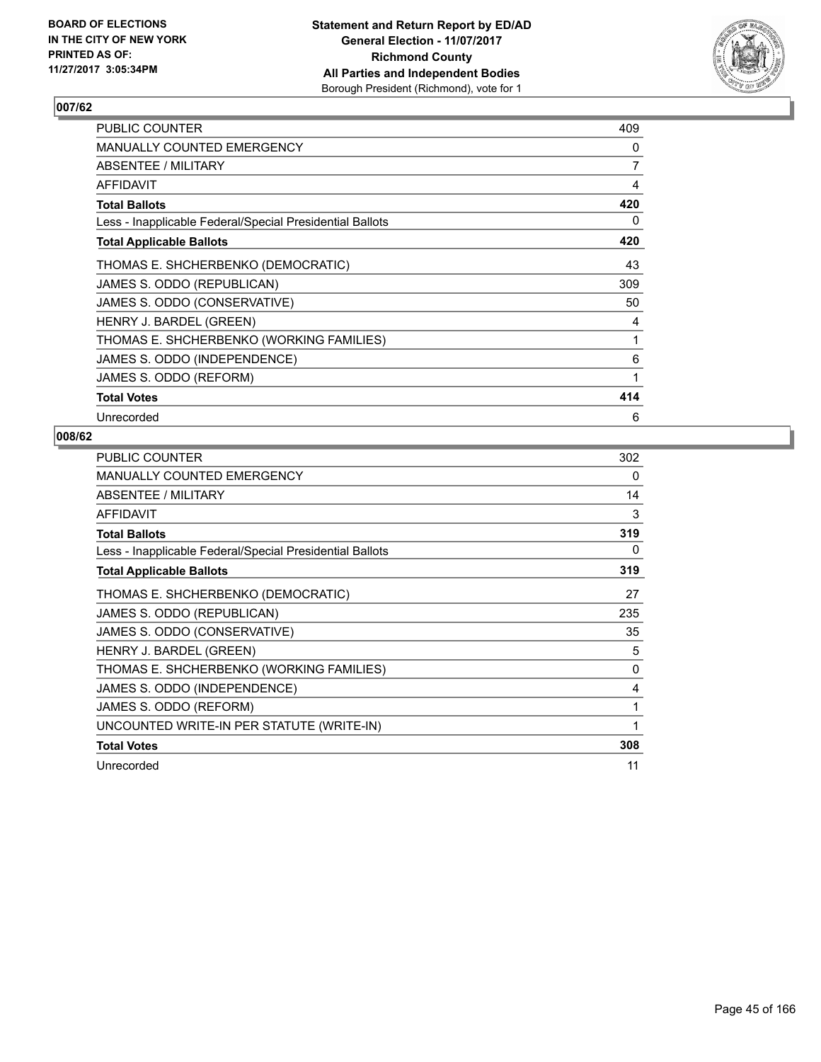## 007/62

| | |
|---|---|
| PUBLIC COUNTER | 409 |
| MANUALLY COUNTED EMERGENCY | 0 |
| ABSENTEE / MILITARY | 7 |
| AFFIDAVIT | 4 |
| **Total Ballots** | **420** |
| Less - Inapplicable Federal/Special Presidential Ballots | 0 |
| **Total Applicable Ballots** | **420** |
| THOMAS E. SHCHERBENKO (DEMOCRATIC) | 43 |
| JAMES S. ODDO (REPUBLICAN) | 309 |
| JAMES S. ODDO (CONSERVATIVE) | 50 |
| HENRY J. BARDEL (GREEN) | 4 |
| THOMAS E. SHCHERBENKO (WORKING FAMILIES) | 1 |
| JAMES S. ODDO (INDEPENDENCE) | 6 |
| JAMES S. ODDO (REFORM) | 1 |
| **Total Votes** | **414** |
| Unrecorded | 6 |

## 008/62

| | |
|---|---|
| PUBLIC COUNTER | 302 |
| MANUALLY COUNTED EMERGENCY | 0 |
| ABSENTEE / MILITARY | 14 |
| AFFIDAVIT | 3 |
| **Total Ballots** | **319** |
| Less - Inapplicable Federal/Special Presidential Ballots | 0 |
| **Total Applicable Ballots** | **319** |
| THOMAS E. SHCHERBENKO (DEMOCRATIC) | 27 |
| JAMES S. ODDO (REPUBLICAN) | 235 |
| JAMES S. ODDO (CONSERVATIVE) | 35 |
| HENRY J. BARDEL (GREEN) | 5 |
| THOMAS E. SHCHERBENKO (WORKING FAMILIES) | 0 |
| JAMES S. ODDO (INDEPENDENCE) | 4 |
| JAMES S. ODDO (REFORM) | 1 |
| UNCOUNTED WRITE-IN PER STATUTE (WRITE-IN) | 1 |
| **Total Votes** | **308** |
| Unrecorded | 11 |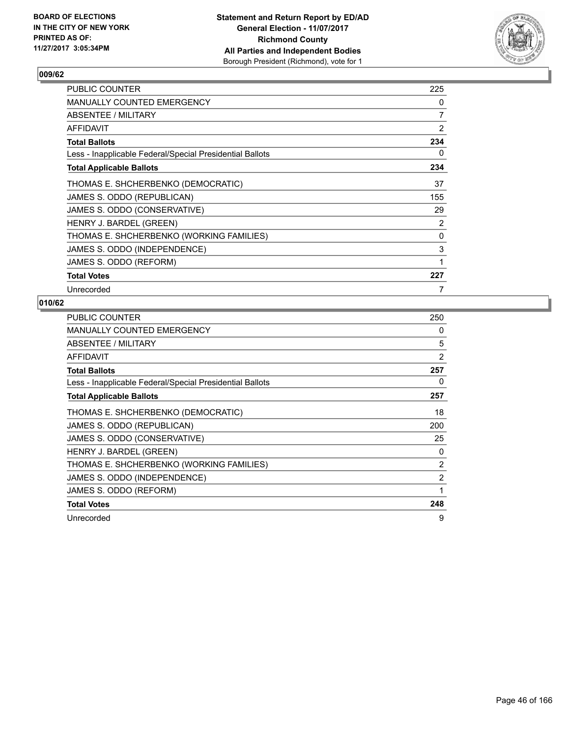BOARD OF ELECTIONS
IN THE CITY OF NEW YORK
PRINTED AS OF:
11/27/2017 3:05:34PM

**Statement and Return Report by ED/AD**
**General Election - 11/07/2017**
**Richmond County**
**All Parties and Independent Bodies**
Borough President (Richmond), vote for 1

## 009/62

| | |
|---|---|
| PUBLIC COUNTER | 225 |
| MANUALLY COUNTED EMERGENCY | 0 |
| ABSENTEE / MILITARY | 7 |
| AFFIDAVIT | 2 |
| **Total Ballots** | **234** |
| Less - Inapplicable Federal/Special Presidential Ballots | 0 |
| **Total Applicable Ballots** | **234** |
| THOMAS E. SHCHERBENKO (DEMOCRATIC) | 37 |
| JAMES S. ODDO (REPUBLICAN) | 155 |
| JAMES S. ODDO (CONSERVATIVE) | 29 |
| HENRY J. BARDEL (GREEN) | 2 |
| THOMAS E. SHCHERBENKO (WORKING FAMILIES) | 0 |
| JAMES S. ODDO (INDEPENDENCE) | 3 |
| JAMES S. ODDO (REFORM) | 1 |
| **Total Votes** | **227** |
| Unrecorded | 7 |

## 010/62

| | |
|---|---|
| PUBLIC COUNTER | 250 |
| MANUALLY COUNTED EMERGENCY | 0 |
| ABSENTEE / MILITARY | 5 |
| AFFIDAVIT | 2 |
| **Total Ballots** | **257** |
| Less - Inapplicable Federal/Special Presidential Ballots | 0 |
| **Total Applicable Ballots** | **257** |
| THOMAS E. SHCHERBENKO (DEMOCRATIC) | 18 |
| JAMES S. ODDO (REPUBLICAN) | 200 |
| JAMES S. ODDO (CONSERVATIVE) | 25 |
| HENRY J. BARDEL (GREEN) | 0 |
| THOMAS E. SHCHERBENKO (WORKING FAMILIES) | 2 |
| JAMES S. ODDO (INDEPENDENCE) | 2 |
| JAMES S. ODDO (REFORM) | 1 |
| **Total Votes** | **248** |
| Unrecorded | 9 |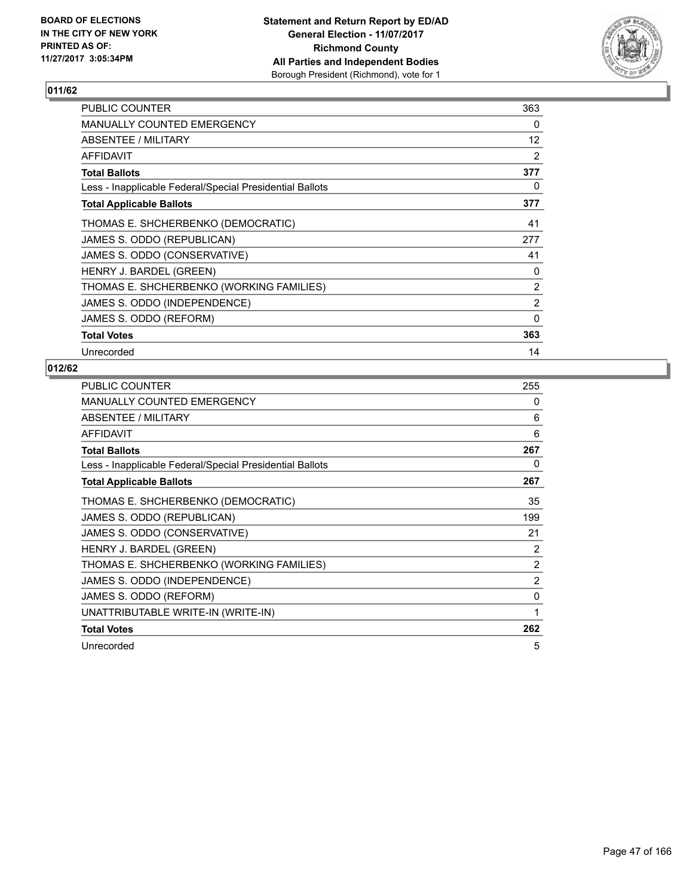**Statement and Return Report by ED/AD**
**General Election - 11/07/2017**
**Richmond County**
**All Parties and Independent Bodies**
Borough President (Richmond), vote for 1

BOARD OF ELECTIONS IN THE CITY OF NEW YORK PRINTED AS OF: 11/27/2017 3:05:34PM

## 011/62

| | |
|---|---|
| PUBLIC COUNTER | 363 |
| MANUALLY COUNTED EMERGENCY | 0 |
| ABSENTEE / MILITARY | 12 |
| AFFIDAVIT | 2 |
| **Total Ballots** | **377** |
| Less - Inapplicable Federal/Special Presidential Ballots | 0 |
| **Total Applicable Ballots** | **377** |
| THOMAS E. SHCHERBENKO (DEMOCRATIC) | 41 |
| JAMES S. ODDO (REPUBLICAN) | 277 |
| JAMES S. ODDO (CONSERVATIVE) | 41 |
| HENRY J. BARDEL (GREEN) | 0 |
| THOMAS E. SHCHERBENKO (WORKING FAMILIES) | 2 |
| JAMES S. ODDO (INDEPENDENCE) | 2 |
| JAMES S. ODDO (REFORM) | 0 |
| **Total Votes** | **363** |
| Unrecorded | 14 |

## 012/62

| | |
|---|---|
| PUBLIC COUNTER | 255 |
| MANUALLY COUNTED EMERGENCY | 0 |
| ABSENTEE / MILITARY | 6 |
| AFFIDAVIT | 6 |
| **Total Ballots** | **267** |
| Less - Inapplicable Federal/Special Presidential Ballots | 0 |
| **Total Applicable Ballots** | **267** |
| THOMAS E. SHCHERBENKO (DEMOCRATIC) | 35 |
| JAMES S. ODDO (REPUBLICAN) | 199 |
| JAMES S. ODDO (CONSERVATIVE) | 21 |
| HENRY J. BARDEL (GREEN) | 2 |
| THOMAS E. SHCHERBENKO (WORKING FAMILIES) | 2 |
| JAMES S. ODDO (INDEPENDENCE) | 2 |
| JAMES S. ODDO (REFORM) | 0 |
| UNATTRIBUTABLE WRITE-IN (WRITE-IN) | 1 |
| **Total Votes** | **262** |
| Unrecorded | 5 |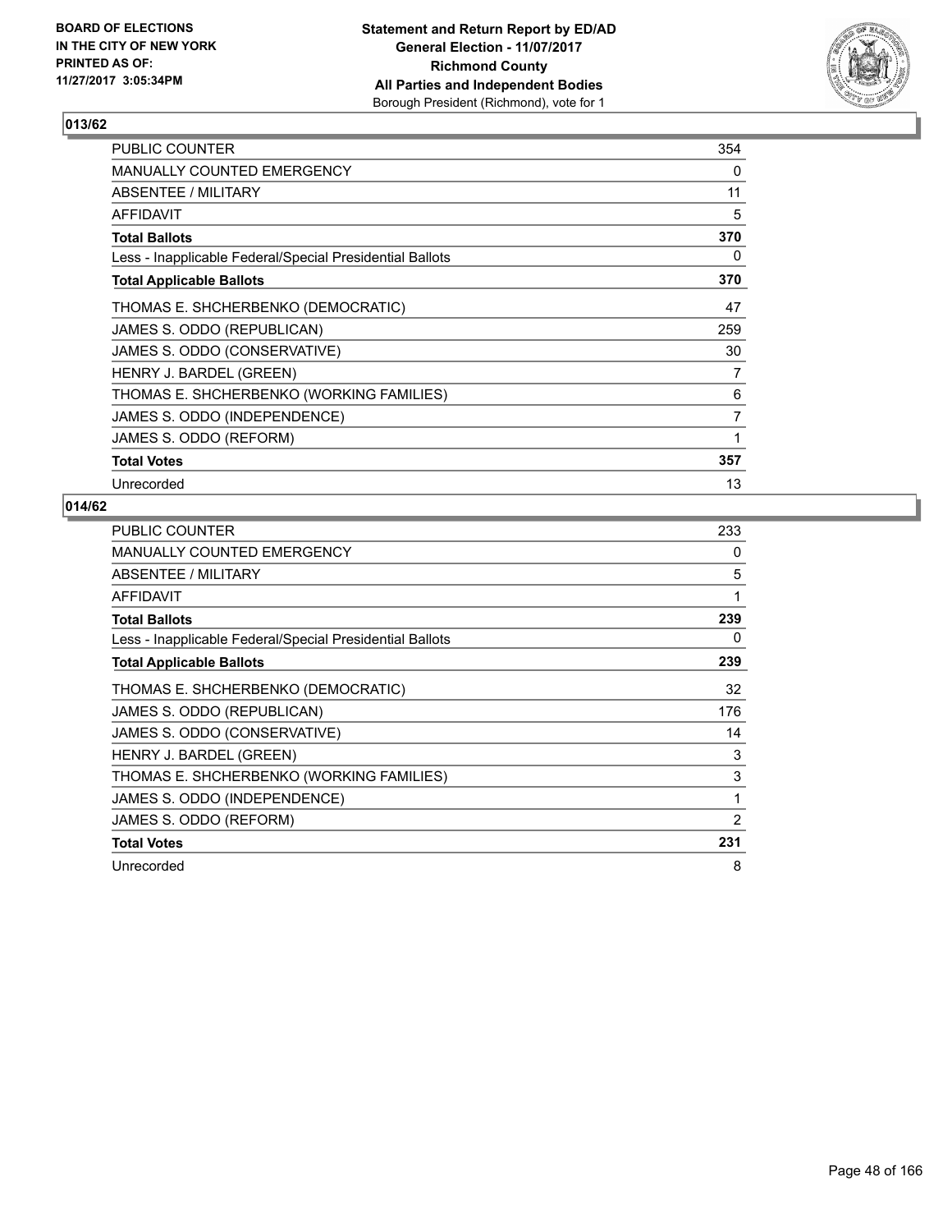BOARD OF ELECTIONS
IN THE CITY OF NEW YORK
PRINTED AS OF:
11/27/2017 3:05:34PM

**Statement and Return Report by ED/AD**
**General Election - 11/07/2017**
**Richmond County**
**All Parties and Independent Bodies**
Borough President (Richmond), vote for 1

## 013/62

| | |
|---|---|
| PUBLIC COUNTER | 354 |
| MANUALLY COUNTED EMERGENCY | 0 |
| ABSENTEE / MILITARY | 11 |
| AFFIDAVIT | 5 |
| **Total Ballots** | **370** |
| Less - Inapplicable Federal/Special Presidential Ballots | 0 |
| **Total Applicable Ballots** | **370** |
| THOMAS E. SHCHERBENKO (DEMOCRATIC) | 47 |
| JAMES S. ODDO (REPUBLICAN) | 259 |
| JAMES S. ODDO (CONSERVATIVE) | 30 |
| HENRY J. BARDEL (GREEN) | 7 |
| THOMAS E. SHCHERBENKO (WORKING FAMILIES) | 6 |
| JAMES S. ODDO (INDEPENDENCE) | 7 |
| JAMES S. ODDO (REFORM) | 1 |
| **Total Votes** | **357** |
| Unrecorded | 13 |

## 014/62

| | |
|---|---|
| PUBLIC COUNTER | 233 |
| MANUALLY COUNTED EMERGENCY | 0 |
| ABSENTEE / MILITARY | 5 |
| AFFIDAVIT | 1 |
| **Total Ballots** | **239** |
| Less - Inapplicable Federal/Special Presidential Ballots | 0 |
| **Total Applicable Ballots** | **239** |
| THOMAS E. SHCHERBENKO (DEMOCRATIC) | 32 |
| JAMES S. ODDO (REPUBLICAN) | 176 |
| JAMES S. ODDO (CONSERVATIVE) | 14 |
| HENRY J. BARDEL (GREEN) | 3 |
| THOMAS E. SHCHERBENKO (WORKING FAMILIES) | 3 |
| JAMES S. ODDO (INDEPENDENCE) | 1 |
| JAMES S. ODDO (REFORM) | 2 |
| **Total Votes** | **231** |
| Unrecorded | 8 |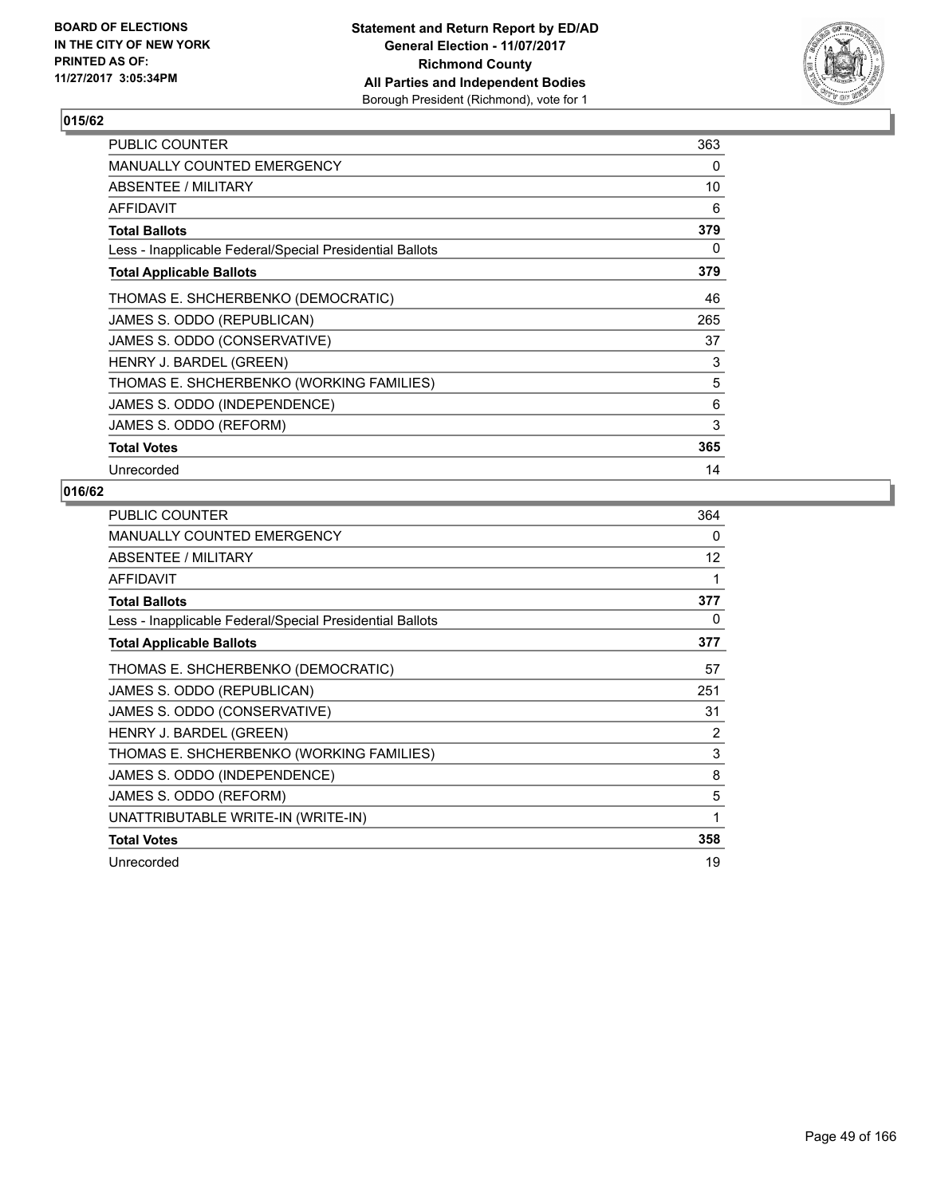BOARD OF ELECTIONS
IN THE CITY OF NEW YORK
PRINTED AS OF:
11/27/2017 3:05:34PM

**Statement and Return Report by ED/AD**
**General Election - 11/07/2017**
**Richmond County**
**All Parties and Independent Bodies**
Borough President (Richmond), vote for 1

## 015/62

| | |
|---|---|
| PUBLIC COUNTER | 363 |
| MANUALLY COUNTED EMERGENCY | 0 |
| ABSENTEE / MILITARY | 10 |
| AFFIDAVIT | 6 |
| **Total Ballots** | **379** |
| Less - Inapplicable Federal/Special Presidential Ballots | 0 |
| **Total Applicable Ballots** | **379** |
| THOMAS E. SHCHERBENKO (DEMOCRATIC) | 46 |
| JAMES S. ODDO (REPUBLICAN) | 265 |
| JAMES S. ODDO (CONSERVATIVE) | 37 |
| HENRY J. BARDEL (GREEN) | 3 |
| THOMAS E. SHCHERBENKO (WORKING FAMILIES) | 5 |
| JAMES S. ODDO (INDEPENDENCE) | 6 |
| JAMES S. ODDO (REFORM) | 3 |
| **Total Votes** | **365** |
| Unrecorded | 14 |

## 016/62

| | |
|---|---|
| PUBLIC COUNTER | 364 |
| MANUALLY COUNTED EMERGENCY | 0 |
| ABSENTEE / MILITARY | 12 |
| AFFIDAVIT | 1 |
| **Total Ballots** | **377** |
| Less - Inapplicable Federal/Special Presidential Ballots | 0 |
| **Total Applicable Ballots** | **377** |
| THOMAS E. SHCHERBENKO (DEMOCRATIC) | 57 |
| JAMES S. ODDO (REPUBLICAN) | 251 |
| JAMES S. ODDO (CONSERVATIVE) | 31 |
| HENRY J. BARDEL (GREEN) | 2 |
| THOMAS E. SHCHERBENKO (WORKING FAMILIES) | 3 |
| JAMES S. ODDO (INDEPENDENCE) | 8 |
| JAMES S. ODDO (REFORM) | 5 |
| UNATTRIBUTABLE WRITE-IN (WRITE-IN) | 1 |
| **Total Votes** | **358** |
| Unrecorded | 19 |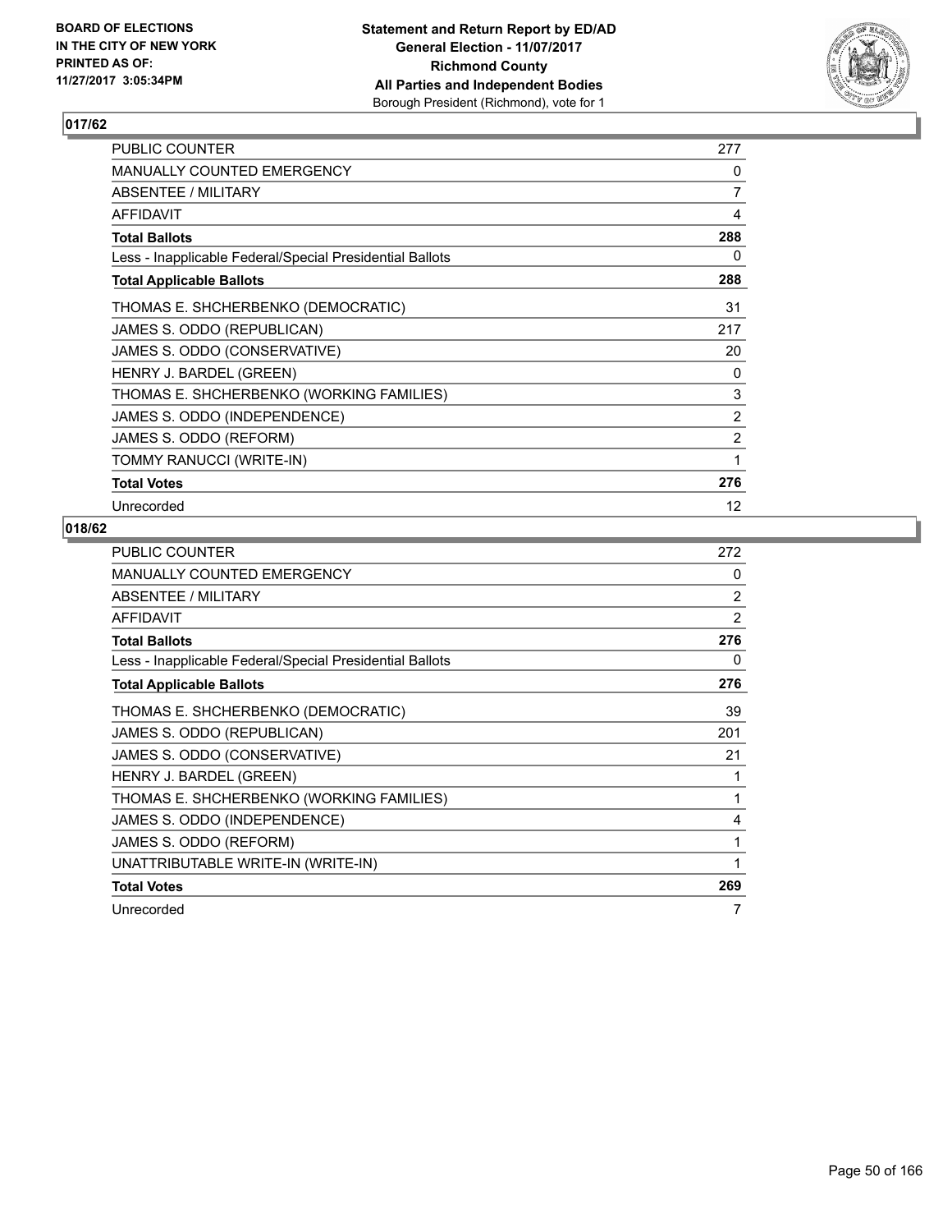BOARD OF ELECTIONS
IN THE CITY OF NEW YORK
PRINTED AS OF:
11/27/2017 3:05:34PM

**Statement and Return Report by ED/AD**
**General Election - 11/07/2017**
**Richmond County**
**All Parties and Independent Bodies**
Borough President (Richmond), vote for 1

### 017/62

| | |
|---|---|
| PUBLIC COUNTER | 277 |
| MANUALLY COUNTED EMERGENCY | 0 |
| ABSENTEE / MILITARY | 7 |
| AFFIDAVIT | 4 |
| **Total Ballots** | **288** |
| Less - Inapplicable Federal/Special Presidential Ballots | 0 |
| **Total Applicable Ballots** | **288** |
| THOMAS E. SHCHERBENKO (DEMOCRATIC) | 31 |
| JAMES S. ODDO (REPUBLICAN) | 217 |
| JAMES S. ODDO (CONSERVATIVE) | 20 |
| HENRY J. BARDEL (GREEN) | 0 |
| THOMAS E. SHCHERBENKO (WORKING FAMILIES) | 3 |
| JAMES S. ODDO (INDEPENDENCE) | 2 |
| JAMES S. ODDO (REFORM) | 2 |
| TOMMY RANUCCI (WRITE-IN) | 1 |
| **Total Votes** | **276** |
| Unrecorded | 12 |

### 018/62

| | |
|---|---|
| PUBLIC COUNTER | 272 |
| MANUALLY COUNTED EMERGENCY | 0 |
| ABSENTEE / MILITARY | 2 |
| AFFIDAVIT | 2 |
| **Total Ballots** | **276** |
| Less - Inapplicable Federal/Special Presidential Ballots | 0 |
| **Total Applicable Ballots** | **276** |
| THOMAS E. SHCHERBENKO (DEMOCRATIC) | 39 |
| JAMES S. ODDO (REPUBLICAN) | 201 |
| JAMES S. ODDO (CONSERVATIVE) | 21 |
| HENRY J. BARDEL (GREEN) | 1 |
| THOMAS E. SHCHERBENKO (WORKING FAMILIES) | 1 |
| JAMES S. ODDO (INDEPENDENCE) | 4 |
| JAMES S. ODDO (REFORM) | 1 |
| UNATTRIBUTABLE WRITE-IN (WRITE-IN) | 1 |
| **Total Votes** | **269** |
| Unrecorded | 7 |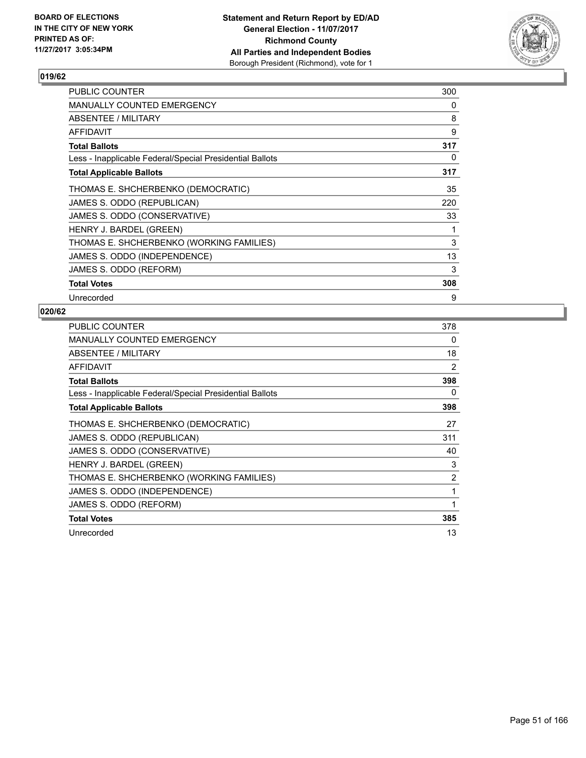**BOARD OF ELECTIONS IN THE CITY OF NEW YORK PRINTED AS OF: 11/27/2017 3:05:34PM**

**Statement and Return Report by ED/AD General Election - 11/07/2017 Richmond County All Parties and Independent Bodies** Borough President (Richmond), vote for 1

## 019/62

| | |
|---|---|
| PUBLIC COUNTER | 300 |
| MANUALLY COUNTED EMERGENCY | 0 |
| ABSENTEE / MILITARY | 8 |
| AFFIDAVIT | 9 |
| **Total Ballots** | **317** |
| Less - Inapplicable Federal/Special Presidential Ballots | 0 |
| **Total Applicable Ballots** | **317** |
| THOMAS E. SHCHERBENKO (DEMOCRATIC) | 35 |
| JAMES S. ODDO (REPUBLICAN) | 220 |
| JAMES S. ODDO (CONSERVATIVE) | 33 |
| HENRY J. BARDEL (GREEN) | 1 |
| THOMAS E. SHCHERBENKO (WORKING FAMILIES) | 3 |
| JAMES S. ODDO (INDEPENDENCE) | 13 |
| JAMES S. ODDO (REFORM) | 3 |
| **Total Votes** | **308** |
| Unrecorded | 9 |

## 020/62

| | |
|---|---|
| PUBLIC COUNTER | 378 |
| MANUALLY COUNTED EMERGENCY | 0 |
| ABSENTEE / MILITARY | 18 |
| AFFIDAVIT | 2 |
| **Total Ballots** | **398** |
| Less - Inapplicable Federal/Special Presidential Ballots | 0 |
| **Total Applicable Ballots** | **398** |
| THOMAS E. SHCHERBENKO (DEMOCRATIC) | 27 |
| JAMES S. ODDO (REPUBLICAN) | 311 |
| JAMES S. ODDO (CONSERVATIVE) | 40 |
| HENRY J. BARDEL (GREEN) | 3 |
| THOMAS E. SHCHERBENKO (WORKING FAMILIES) | 2 |
| JAMES S. ODDO (INDEPENDENCE) | 1 |
| JAMES S. ODDO (REFORM) | 1 |
| **Total Votes** | **385** |
| Unrecorded | 13 |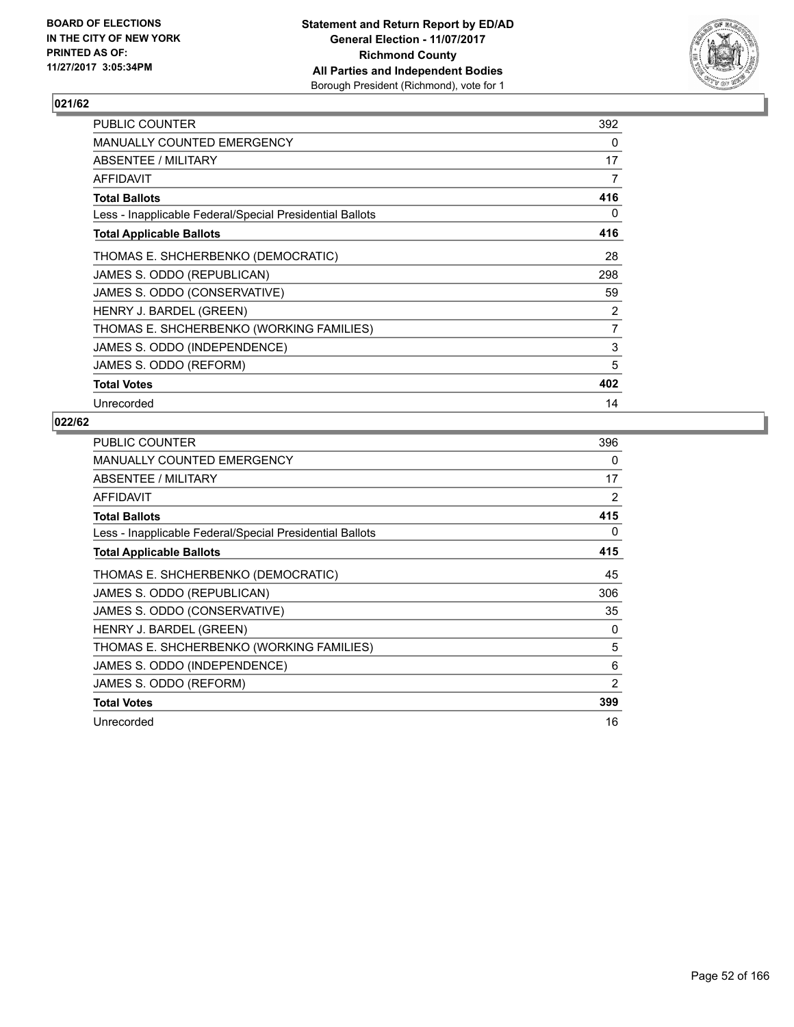**Statement and Return Report by ED/AD**
**General Election - 11/07/2017**
**Richmond County**
**All Parties and Independent Bodies**
Borough President (Richmond), vote for 1

BOARD OF ELECTIONS
IN THE CITY OF NEW YORK
PRINTED AS OF:
11/27/2017 3:05:34PM

### 021/62

| | |
|---|---|
| PUBLIC COUNTER | 392 |
| MANUALLY COUNTED EMERGENCY | 0 |
| ABSENTEE / MILITARY | 17 |
| AFFIDAVIT | 7 |
| **Total Ballots** | **416** |
| Less - Inapplicable Federal/Special Presidential Ballots | 0 |
| **Total Applicable Ballots** | **416** |
| THOMAS E. SHCHERBENKO (DEMOCRATIC) | 28 |
| JAMES S. ODDO (REPUBLICAN) | 298 |
| JAMES S. ODDO (CONSERVATIVE) | 59 |
| HENRY J. BARDEL (GREEN) | 2 |
| THOMAS E. SHCHERBENKO (WORKING FAMILIES) | 7 |
| JAMES S. ODDO (INDEPENDENCE) | 3 |
| JAMES S. ODDO (REFORM) | 5 |
| **Total Votes** | **402** |
| Unrecorded | 14 |

### 022/62

| | |
|---|---|
| PUBLIC COUNTER | 396 |
| MANUALLY COUNTED EMERGENCY | 0 |
| ABSENTEE / MILITARY | 17 |
| AFFIDAVIT | 2 |
| **Total Ballots** | **415** |
| Less - Inapplicable Federal/Special Presidential Ballots | 0 |
| **Total Applicable Ballots** | **415** |
| THOMAS E. SHCHERBENKO (DEMOCRATIC) | 45 |
| JAMES S. ODDO (REPUBLICAN) | 306 |
| JAMES S. ODDO (CONSERVATIVE) | 35 |
| HENRY J. BARDEL (GREEN) | 0 |
| THOMAS E. SHCHERBENKO (WORKING FAMILIES) | 5 |
| JAMES S. ODDO (INDEPENDENCE) | 6 |
| JAMES S. ODDO (REFORM) | 2 |
| **Total Votes** | **399** |
| Unrecorded | 16 |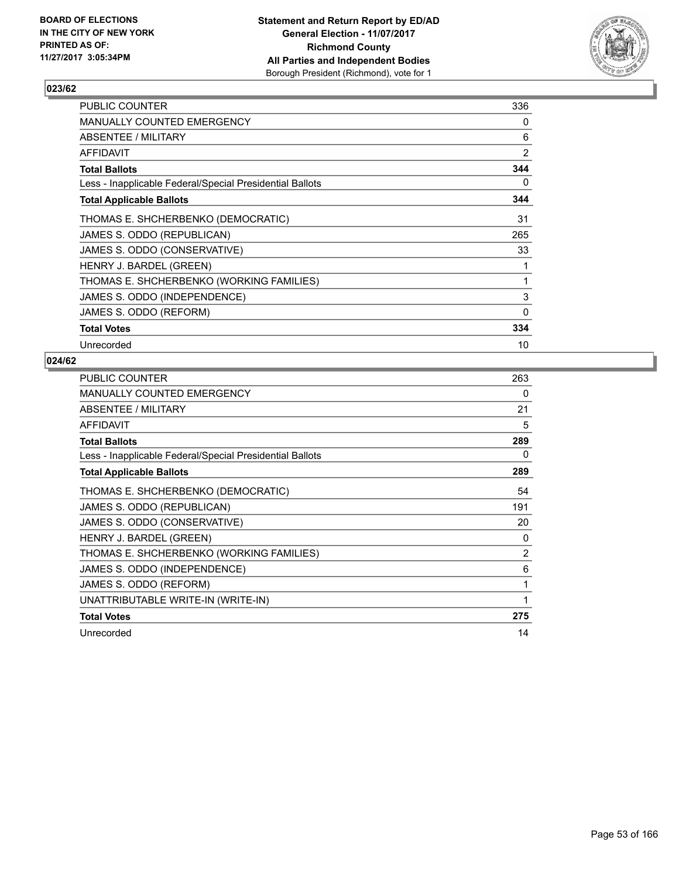BOARD OF ELECTIONS
IN THE CITY OF NEW YORK
PRINTED AS OF:
11/27/2017 3:05:34PM

**Statement and Return Report by ED/AD**
**General Election - 11/07/2017**
**Richmond County**
**All Parties and Independent Bodies**
Borough President (Richmond), vote for 1

### 023/62

| | |
|---|---|
| PUBLIC COUNTER | 336 |
| MANUALLY COUNTED EMERGENCY | 0 |
| ABSENTEE / MILITARY | 6 |
| AFFIDAVIT | 2 |
| **Total Ballots** | **344** |
| Less - Inapplicable Federal/Special Presidential Ballots | 0 |
| **Total Applicable Ballots** | **344** |
| THOMAS E. SHCHERBENKO (DEMOCRATIC) | 31 |
| JAMES S. ODDO (REPUBLICAN) | 265 |
| JAMES S. ODDO (CONSERVATIVE) | 33 |
| HENRY J. BARDEL (GREEN) | 1 |
| THOMAS E. SHCHERBENKO (WORKING FAMILIES) | 1 |
| JAMES S. ODDO (INDEPENDENCE) | 3 |
| JAMES S. ODDO (REFORM) | 0 |
| **Total Votes** | **334** |
| Unrecorded | 10 |

### 024/62

| | |
|---|---|
| PUBLIC COUNTER | 263 |
| MANUALLY COUNTED EMERGENCY | 0 |
| ABSENTEE / MILITARY | 21 |
| AFFIDAVIT | 5 |
| **Total Ballots** | **289** |
| Less - Inapplicable Federal/Special Presidential Ballots | 0 |
| **Total Applicable Ballots** | **289** |
| THOMAS E. SHCHERBENKO (DEMOCRATIC) | 54 |
| JAMES S. ODDO (REPUBLICAN) | 191 |
| JAMES S. ODDO (CONSERVATIVE) | 20 |
| HENRY J. BARDEL (GREEN) | 0 |
| THOMAS E. SHCHERBENKO (WORKING FAMILIES) | 2 |
| JAMES S. ODDO (INDEPENDENCE) | 6 |
| JAMES S. ODDO (REFORM) | 1 |
| UNATTRIBUTABLE WRITE-IN (WRITE-IN) | 1 |
| **Total Votes** | **275** |
| Unrecorded | 14 |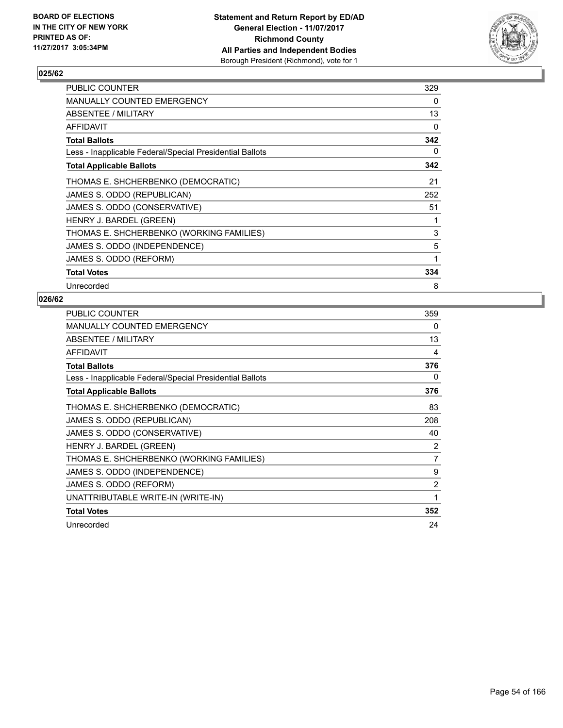**Statement and Return Report by ED/AD**
**General Election - 11/07/2017**
**Richmond County**
**All Parties and Independent Bodies**
Borough President (Richmond), vote for 1

BOARD OF ELECTIONS IN THE CITY OF NEW YORK PRINTED AS OF: 11/27/2017 3:05:34PM

### 025/62

| | |
|---|---|
| PUBLIC COUNTER | 329 |
| MANUALLY COUNTED EMERGENCY | 0 |
| ABSENTEE / MILITARY | 13 |
| AFFIDAVIT | 0 |
| **Total Ballots** | **342** |
| Less - Inapplicable Federal/Special Presidential Ballots | 0 |
| **Total Applicable Ballots** | **342** |
| THOMAS E. SHCHERBENKO (DEMOCRATIC) | 21 |
| JAMES S. ODDO (REPUBLICAN) | 252 |
| JAMES S. ODDO (CONSERVATIVE) | 51 |
| HENRY J. BARDEL (GREEN) | 1 |
| THOMAS E. SHCHERBENKO (WORKING FAMILIES) | 3 |
| JAMES S. ODDO (INDEPENDENCE) | 5 |
| JAMES S. ODDO (REFORM) | 1 |
| **Total Votes** | **334** |
| Unrecorded | 8 |

### 026/62

| | |
|---|---|
| PUBLIC COUNTER | 359 |
| MANUALLY COUNTED EMERGENCY | 0 |
| ABSENTEE / MILITARY | 13 |
| AFFIDAVIT | 4 |
| **Total Ballots** | **376** |
| Less - Inapplicable Federal/Special Presidential Ballots | 0 |
| **Total Applicable Ballots** | **376** |
| THOMAS E. SHCHERBENKO (DEMOCRATIC) | 83 |
| JAMES S. ODDO (REPUBLICAN) | 208 |
| JAMES S. ODDO (CONSERVATIVE) | 40 |
| HENRY J. BARDEL (GREEN) | 2 |
| THOMAS E. SHCHERBENKO (WORKING FAMILIES) | 7 |
| JAMES S. ODDO (INDEPENDENCE) | 9 |
| JAMES S. ODDO (REFORM) | 2 |
| UNATTRIBUTABLE WRITE-IN (WRITE-IN) | 1 |
| **Total Votes** | **352** |
| Unrecorded | 24 |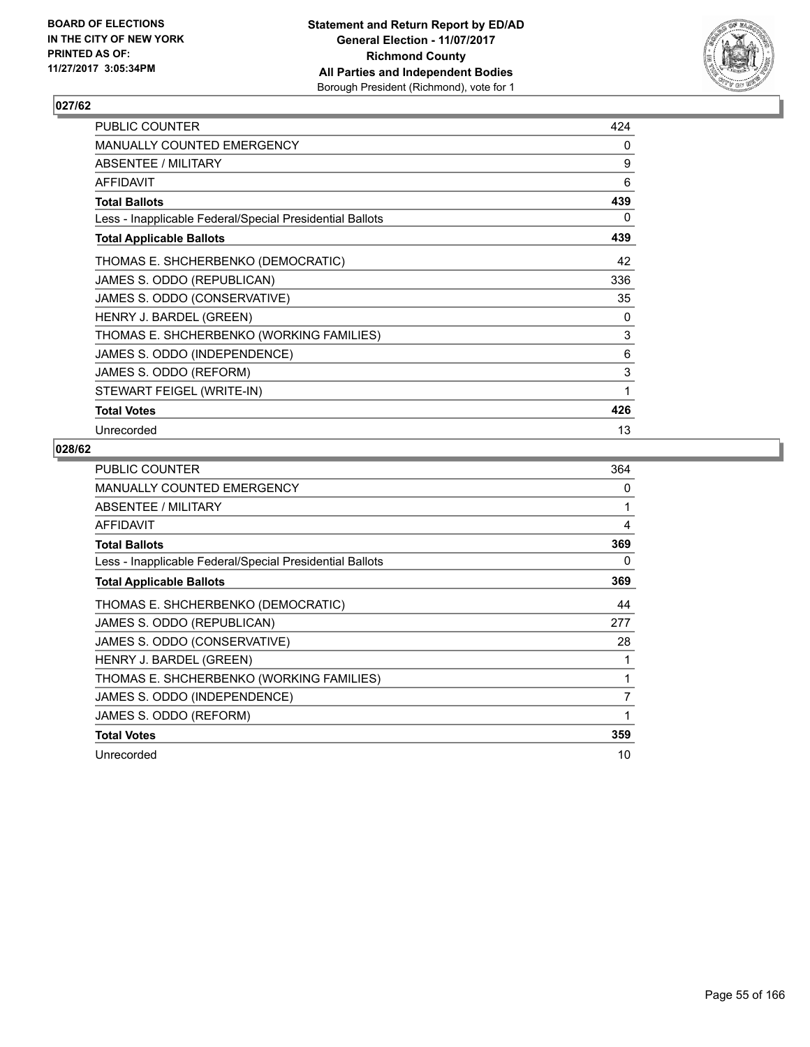**BOARD OF ELECTIONS IN THE CITY OF NEW YORK PRINTED AS OF: 11/27/2017 3:05:34PM**

**Statement and Return Report by ED/AD General Election - 11/07/2017 Richmond County All Parties and Independent Bodies** Borough President (Richmond), vote for 1

## 027/62

| | |
|---|---|
| PUBLIC COUNTER | 424 |
| MANUALLY COUNTED EMERGENCY | 0 |
| ABSENTEE / MILITARY | 9 |
| AFFIDAVIT | 6 |
| **Total Ballots** | **439** |
| Less - Inapplicable Federal/Special Presidential Ballots | 0 |
| **Total Applicable Ballots** | **439** |
| THOMAS E. SHCHERBENKO (DEMOCRATIC) | 42 |
| JAMES S. ODDO (REPUBLICAN) | 336 |
| JAMES S. ODDO (CONSERVATIVE) | 35 |
| HENRY J. BARDEL (GREEN) | 0 |
| THOMAS E. SHCHERBENKO (WORKING FAMILIES) | 3 |
| JAMES S. ODDO (INDEPENDENCE) | 6 |
| JAMES S. ODDO (REFORM) | 3 |
| STEWART FEIGEL (WRITE-IN) | 1 |
| **Total Votes** | **426** |
| Unrecorded | 13 |

## 028/62

| | |
|---|---|
| PUBLIC COUNTER | 364 |
| MANUALLY COUNTED EMERGENCY | 0 |
| ABSENTEE / MILITARY | 1 |
| AFFIDAVIT | 4 |
| **Total Ballots** | **369** |
| Less - Inapplicable Federal/Special Presidential Ballots | 0 |
| **Total Applicable Ballots** | **369** |
| THOMAS E. SHCHERBENKO (DEMOCRATIC) | 44 |
| JAMES S. ODDO (REPUBLICAN) | 277 |
| JAMES S. ODDO (CONSERVATIVE) | 28 |
| HENRY J. BARDEL (GREEN) | 1 |
| THOMAS E. SHCHERBENKO (WORKING FAMILIES) | 1 |
| JAMES S. ODDO (INDEPENDENCE) | 7 |
| JAMES S. ODDO (REFORM) | 1 |
| **Total Votes** | **359** |
| Unrecorded | 10 |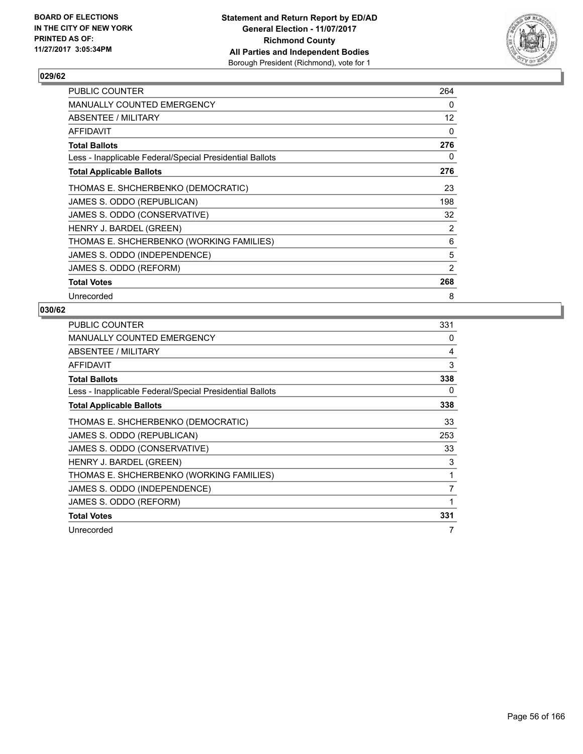BOARD OF ELECTIONS
IN THE CITY OF NEW YORK
PRINTED AS OF:
11/27/2017 3:05:34PM

**Statement and Return Report by ED/AD**
**General Election - 11/07/2017**
**Richmond County**
**All Parties and Independent Bodies**
Borough President (Richmond), vote for 1

### 029/62

| | |
|---|---|
| PUBLIC COUNTER | 264 |
| MANUALLY COUNTED EMERGENCY | 0 |
| ABSENTEE / MILITARY | 12 |
| AFFIDAVIT | 0 |
| **Total Ballots** | **276** |
| Less - Inapplicable Federal/Special Presidential Ballots | 0 |
| **Total Applicable Ballots** | **276** |
| THOMAS E. SHCHERBENKO (DEMOCRATIC) | 23 |
| JAMES S. ODDO (REPUBLICAN) | 198 |
| JAMES S. ODDO (CONSERVATIVE) | 32 |
| HENRY J. BARDEL (GREEN) | 2 |
| THOMAS E. SHCHERBENKO (WORKING FAMILIES) | 6 |
| JAMES S. ODDO (INDEPENDENCE) | 5 |
| JAMES S. ODDO (REFORM) | 2 |
| **Total Votes** | **268** |
| Unrecorded | 8 |

### 030/62

| | |
|---|---|
| PUBLIC COUNTER | 331 |
| MANUALLY COUNTED EMERGENCY | 0 |
| ABSENTEE / MILITARY | 4 |
| AFFIDAVIT | 3 |
| **Total Ballots** | **338** |
| Less - Inapplicable Federal/Special Presidential Ballots | 0 |
| **Total Applicable Ballots** | **338** |
| THOMAS E. SHCHERBENKO (DEMOCRATIC) | 33 |
| JAMES S. ODDO (REPUBLICAN) | 253 |
| JAMES S. ODDO (CONSERVATIVE) | 33 |
| HENRY J. BARDEL (GREEN) | 3 |
| THOMAS E. SHCHERBENKO (WORKING FAMILIES) | 1 |
| JAMES S. ODDO (INDEPENDENCE) | 7 |
| JAMES S. ODDO (REFORM) | 1 |
| **Total Votes** | **331** |
| Unrecorded | 7 |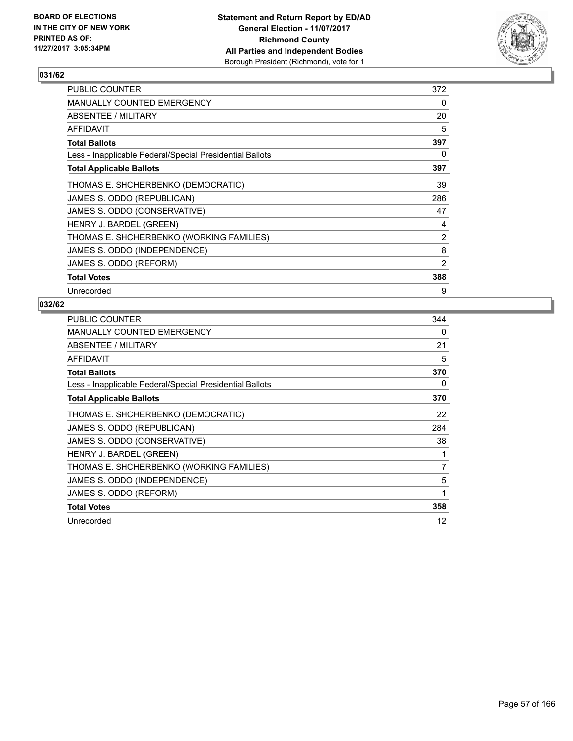**BOARD OF ELECTIONS IN THE CITY OF NEW YORK PRINTED AS OF: 11/27/2017 3:05:34PM**

**Statement and Return Report by ED/AD General Election - 11/07/2017 Richmond County All Parties and Independent Bodies**
Borough President (Richmond), vote for 1

### 031/62

| | |
|---|---|
| PUBLIC COUNTER | 372 |
| MANUALLY COUNTED EMERGENCY | 0 |
| ABSENTEE / MILITARY | 20 |
| AFFIDAVIT | 5 |
| **Total Ballots** | **397** |
| Less - Inapplicable Federal/Special Presidential Ballots | 0 |
| **Total Applicable Ballots** | **397** |
| THOMAS E. SHCHERBENKO (DEMOCRATIC) | 39 |
| JAMES S. ODDO (REPUBLICAN) | 286 |
| JAMES S. ODDO (CONSERVATIVE) | 47 |
| HENRY J. BARDEL (GREEN) | 4 |
| THOMAS E. SHCHERBENKO (WORKING FAMILIES) | 2 |
| JAMES S. ODDO (INDEPENDENCE) | 8 |
| JAMES S. ODDO (REFORM) | 2 |
| **Total Votes** | **388** |
| Unrecorded | 9 |

### 032/62

| | |
|---|---|
| PUBLIC COUNTER | 344 |
| MANUALLY COUNTED EMERGENCY | 0 |
| ABSENTEE / MILITARY | 21 |
| AFFIDAVIT | 5 |
| **Total Ballots** | **370** |
| Less - Inapplicable Federal/Special Presidential Ballots | 0 |
| **Total Applicable Ballots** | **370** |
| THOMAS E. SHCHERBENKO (DEMOCRATIC) | 22 |
| JAMES S. ODDO (REPUBLICAN) | 284 |
| JAMES S. ODDO (CONSERVATIVE) | 38 |
| HENRY J. BARDEL (GREEN) | 1 |
| THOMAS E. SHCHERBENKO (WORKING FAMILIES) | 7 |
| JAMES S. ODDO (INDEPENDENCE) | 5 |
| JAMES S. ODDO (REFORM) | 1 |
| **Total Votes** | **358** |
| Unrecorded | 12 |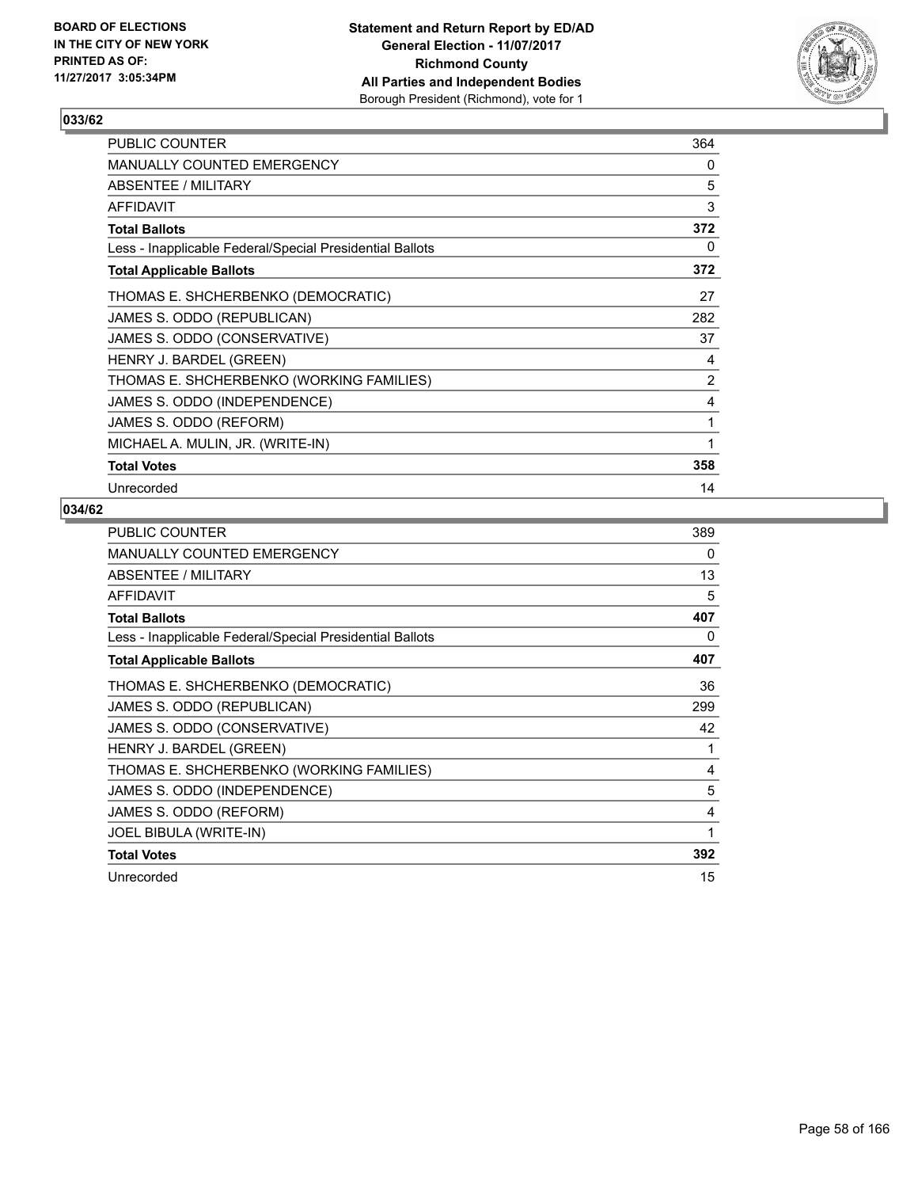**BOARD OF ELECTIONS IN THE CITY OF NEW YORK PRINTED AS OF: 11/27/2017 3:05:34PM**

**Statement and Return Report by ED/AD General Election - 11/07/2017 Richmond County All Parties and Independent Bodies**
Borough President (Richmond), vote for 1

## 033/62

| | |
|---|---|
| PUBLIC COUNTER | 364 |
| MANUALLY COUNTED EMERGENCY | 0 |
| ABSENTEE / MILITARY | 5 |
| AFFIDAVIT | 3 |
| **Total Ballots** | **372** |
| Less - Inapplicable Federal/Special Presidential Ballots | 0 |
| **Total Applicable Ballots** | **372** |
| THOMAS E. SHCHERBENKO (DEMOCRATIC) | 27 |
| JAMES S. ODDO (REPUBLICAN) | 282 |
| JAMES S. ODDO (CONSERVATIVE) | 37 |
| HENRY J. BARDEL (GREEN) | 4 |
| THOMAS E. SHCHERBENKO (WORKING FAMILIES) | 2 |
| JAMES S. ODDO (INDEPENDENCE) | 4 |
| JAMES S. ODDO (REFORM) | 1 |
| MICHAEL A. MULIN, JR. (WRITE-IN) | 1 |
| **Total Votes** | **358** |
| Unrecorded | 14 |

## 034/62

| | |
|---|---|
| PUBLIC COUNTER | 389 |
| MANUALLY COUNTED EMERGENCY | 0 |
| ABSENTEE / MILITARY | 13 |
| AFFIDAVIT | 5 |
| **Total Ballots** | **407** |
| Less - Inapplicable Federal/Special Presidential Ballots | 0 |
| **Total Applicable Ballots** | **407** |
| THOMAS E. SHCHERBENKO (DEMOCRATIC) | 36 |
| JAMES S. ODDO (REPUBLICAN) | 299 |
| JAMES S. ODDO (CONSERVATIVE) | 42 |
| HENRY J. BARDEL (GREEN) | 1 |
| THOMAS E. SHCHERBENKO (WORKING FAMILIES) | 4 |
| JAMES S. ODDO (INDEPENDENCE) | 5 |
| JAMES S. ODDO (REFORM) | 4 |
| JOEL BIBULA (WRITE-IN) | 1 |
| **Total Votes** | **392** |
| Unrecorded | 15 |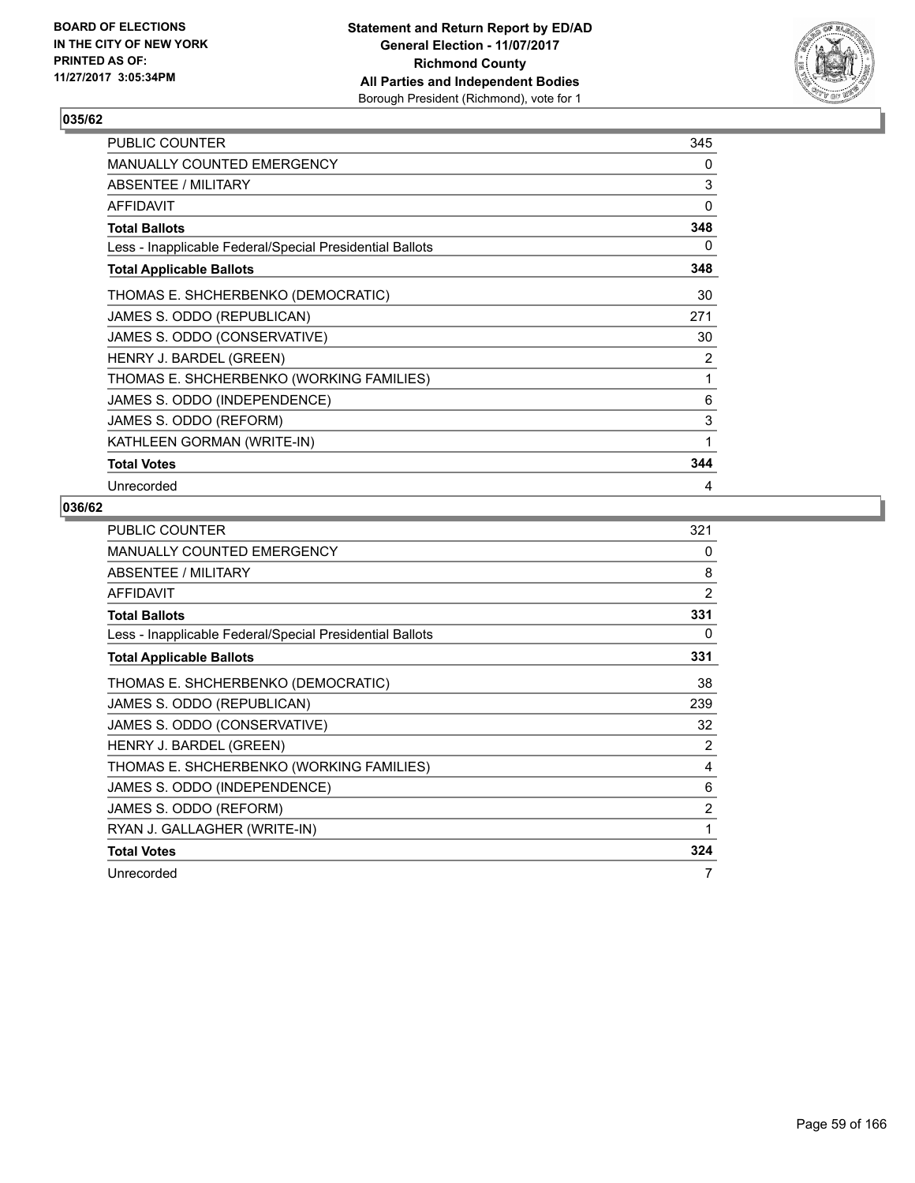## 035/62

| | |
|---|---|
| PUBLIC COUNTER | 345 |
| MANUALLY COUNTED EMERGENCY | 0 |
| ABSENTEE / MILITARY | 3 |
| AFFIDAVIT | 0 |
| **Total Ballots** | **348** |
| Less - Inapplicable Federal/Special Presidential Ballots | 0 |
| **Total Applicable Ballots** | **348** |
| THOMAS E. SHCHERBENKO (DEMOCRATIC) | 30 |
| JAMES S. ODDO (REPUBLICAN) | 271 |
| JAMES S. ODDO (CONSERVATIVE) | 30 |
| HENRY J. BARDEL (GREEN) | 2 |
| THOMAS E. SHCHERBENKO (WORKING FAMILIES) | 1 |
| JAMES S. ODDO (INDEPENDENCE) | 6 |
| JAMES S. ODDO (REFORM) | 3 |
| KATHLEEN GORMAN (WRITE-IN) | 1 |
| **Total Votes** | **344** |
| Unrecorded | 4 |

## 036/62

| | |
|---|---|
| PUBLIC COUNTER | 321 |
| MANUALLY COUNTED EMERGENCY | 0 |
| ABSENTEE / MILITARY | 8 |
| AFFIDAVIT | 2 |
| **Total Ballots** | **331** |
| Less - Inapplicable Federal/Special Presidential Ballots | 0 |
| **Total Applicable Ballots** | **331** |
| THOMAS E. SHCHERBENKO (DEMOCRATIC) | 38 |
| JAMES S. ODDO (REPUBLICAN) | 239 |
| JAMES S. ODDO (CONSERVATIVE) | 32 |
| HENRY J. BARDEL (GREEN) | 2 |
| THOMAS E. SHCHERBENKO (WORKING FAMILIES) | 4 |
| JAMES S. ODDO (INDEPENDENCE) | 6 |
| JAMES S. ODDO (REFORM) | 2 |
| RYAN J. GALLAGHER (WRITE-IN) | 1 |
| **Total Votes** | **324** |
| Unrecorded | 7 |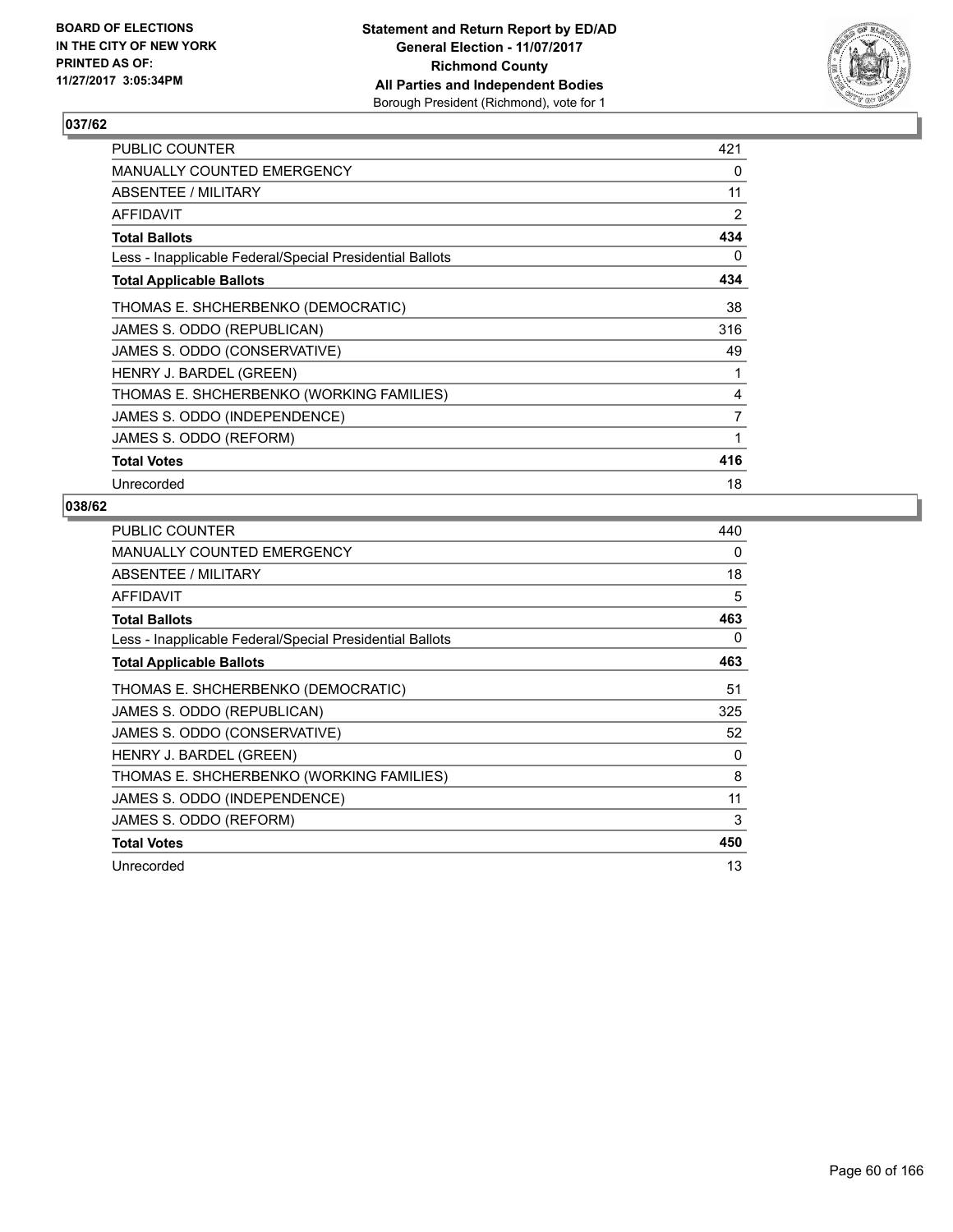**BOARD OF ELECTIONS IN THE CITY OF NEW YORK PRINTED AS OF: 11/27/2017 3:05:34PM**

**Statement and Return Report by ED/AD General Election - 11/07/2017 Richmond County All Parties and Independent Bodies** Borough President (Richmond), vote for 1

## 037/62

| | |
|---|---|
| PUBLIC COUNTER | 421 |
| MANUALLY COUNTED EMERGENCY | 0 |
| ABSENTEE / MILITARY | 11 |
| AFFIDAVIT | 2 |
| **Total Ballots** | **434** |
| Less - Inapplicable Federal/Special Presidential Ballots | 0 |
| **Total Applicable Ballots** | **434** |
| THOMAS E. SHCHERBENKO (DEMOCRATIC) | 38 |
| JAMES S. ODDO (REPUBLICAN) | 316 |
| JAMES S. ODDO (CONSERVATIVE) | 49 |
| HENRY J. BARDEL (GREEN) | 1 |
| THOMAS E. SHCHERBENKO (WORKING FAMILIES) | 4 |
| JAMES S. ODDO (INDEPENDENCE) | 7 |
| JAMES S. ODDO (REFORM) | 1 |
| **Total Votes** | **416** |
| Unrecorded | 18 |

## 038/62

| | |
|---|---|
| PUBLIC COUNTER | 440 |
| MANUALLY COUNTED EMERGENCY | 0 |
| ABSENTEE / MILITARY | 18 |
| AFFIDAVIT | 5 |
| **Total Ballots** | **463** |
| Less - Inapplicable Federal/Special Presidential Ballots | 0 |
| **Total Applicable Ballots** | **463** |
| THOMAS E. SHCHERBENKO (DEMOCRATIC) | 51 |
| JAMES S. ODDO (REPUBLICAN) | 325 |
| JAMES S. ODDO (CONSERVATIVE) | 52 |
| HENRY J. BARDEL (GREEN) | 0 |
| THOMAS E. SHCHERBENKO (WORKING FAMILIES) | 8 |
| JAMES S. ODDO (INDEPENDENCE) | 11 |
| JAMES S. ODDO (REFORM) | 3 |
| **Total Votes** | **450** |
| Unrecorded | 13 |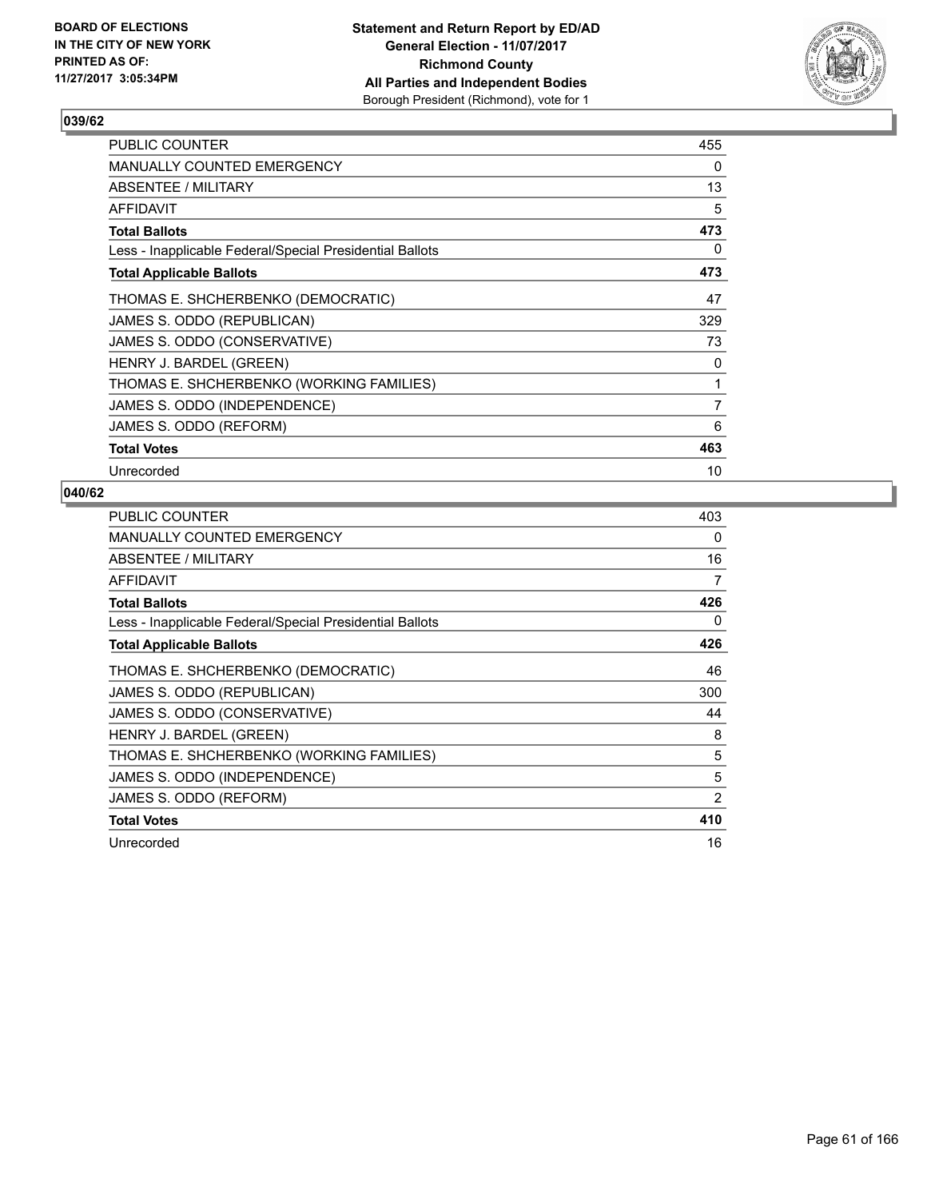**BOARD OF ELECTIONS IN THE CITY OF NEW YORK PRINTED AS OF: 11/27/2017 3:05:34PM**

**Statement and Return Report by ED/AD General Election - 11/07/2017 Richmond County All Parties and Independent Bodies** Borough President (Richmond), vote for 1

### 039/62

| | |
|---|---|
| PUBLIC COUNTER | 455 |
| MANUALLY COUNTED EMERGENCY | 0 |
| ABSENTEE / MILITARY | 13 |
| AFFIDAVIT | 5 |
| **Total Ballots** | **473** |
| Less - Inapplicable Federal/Special Presidential Ballots | 0 |
| **Total Applicable Ballots** | **473** |
| THOMAS E. SHCHERBENKO (DEMOCRATIC) | 47 |
| JAMES S. ODDO (REPUBLICAN) | 329 |
| JAMES S. ODDO (CONSERVATIVE) | 73 |
| HENRY J. BARDEL (GREEN) | 0 |
| THOMAS E. SHCHERBENKO (WORKING FAMILIES) | 1 |
| JAMES S. ODDO (INDEPENDENCE) | 7 |
| JAMES S. ODDO (REFORM) | 6 |
| **Total Votes** | **463** |
| Unrecorded | 10 |

### 040/62

| | |
|---|---|
| PUBLIC COUNTER | 403 |
| MANUALLY COUNTED EMERGENCY | 0 |
| ABSENTEE / MILITARY | 16 |
| AFFIDAVIT | 7 |
| **Total Ballots** | **426** |
| Less - Inapplicable Federal/Special Presidential Ballots | 0 |
| **Total Applicable Ballots** | **426** |
| THOMAS E. SHCHERBENKO (DEMOCRATIC) | 46 |
| JAMES S. ODDO (REPUBLICAN) | 300 |
| JAMES S. ODDO (CONSERVATIVE) | 44 |
| HENRY J. BARDEL (GREEN) | 8 |
| THOMAS E. SHCHERBENKO (WORKING FAMILIES) | 5 |
| JAMES S. ODDO (INDEPENDENCE) | 5 |
| JAMES S. ODDO (REFORM) | 2 |
| **Total Votes** | **410** |
| Unrecorded | 16 |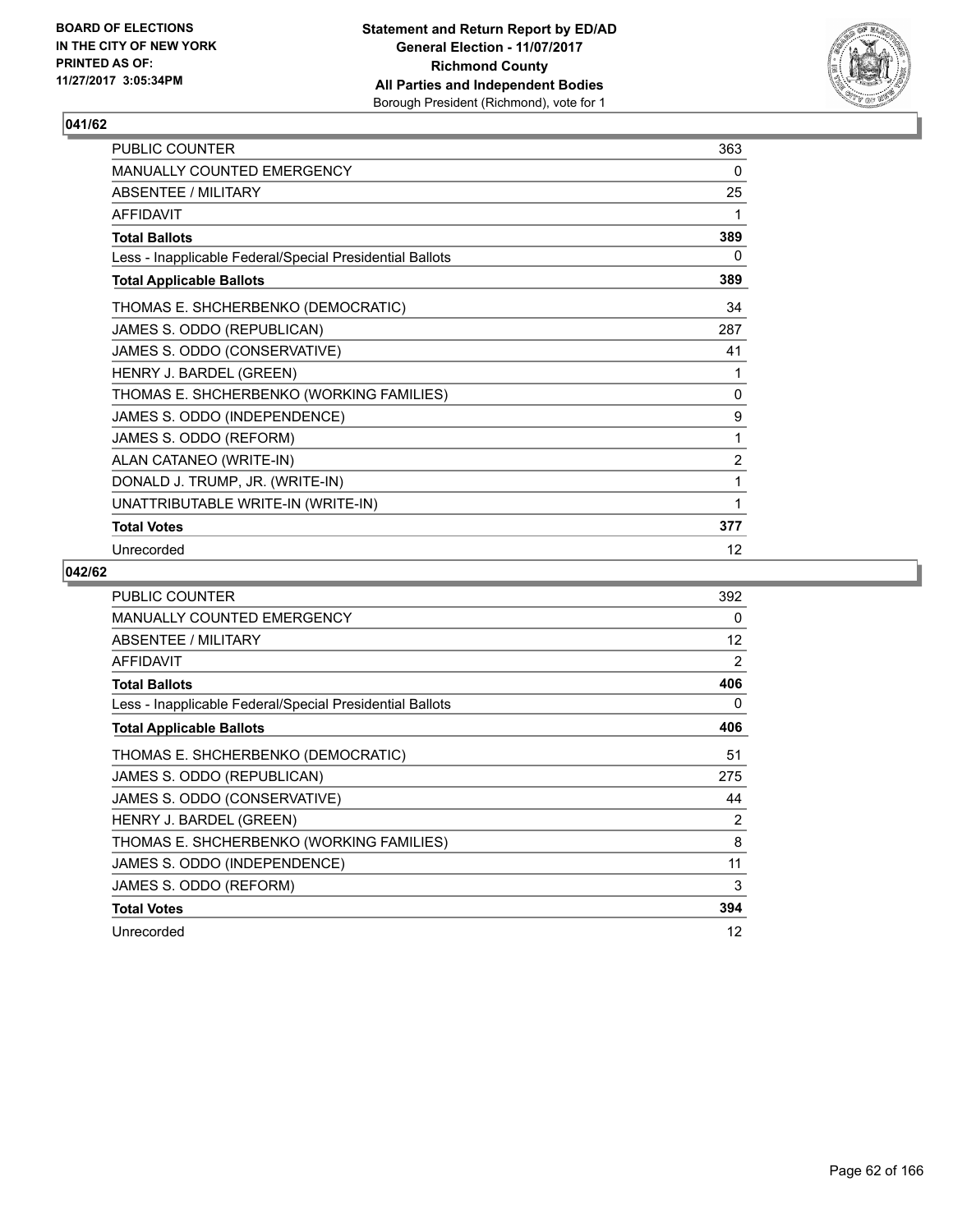**BOARD OF ELECTIONS IN THE CITY OF NEW YORK PRINTED AS OF: 11/27/2017 3:05:34PM**

**Statement and Return Report by ED/AD**
**General Election - 11/07/2017**
**Richmond County**
**All Parties and Independent Bodies**
Borough President (Richmond), vote for 1

### 041/62

| | |
|---|---|
| PUBLIC COUNTER | 363 |
| MANUALLY COUNTED EMERGENCY | 0 |
| ABSENTEE / MILITARY | 25 |
| AFFIDAVIT | 1 |
| **Total Ballots** | **389** |
| Less - Inapplicable Federal/Special Presidential Ballots | 0 |
| **Total Applicable Ballots** | **389** |
| THOMAS E. SHCHERBENKO (DEMOCRATIC) | 34 |
| JAMES S. ODDO (REPUBLICAN) | 287 |
| JAMES S. ODDO (CONSERVATIVE) | 41 |
| HENRY J. BARDEL (GREEN) | 1 |
| THOMAS E. SHCHERBENKO (WORKING FAMILIES) | 0 |
| JAMES S. ODDO (INDEPENDENCE) | 9 |
| JAMES S. ODDO (REFORM) | 1 |
| ALAN CATANEO (WRITE-IN) | 2 |
| DONALD J. TRUMP, JR. (WRITE-IN) | 1 |
| UNATTRIBUTABLE WRITE-IN (WRITE-IN) | 1 |
| **Total Votes** | **377** |
| Unrecorded | 12 |

### 042/62

| | |
|---|---|
| PUBLIC COUNTER | 392 |
| MANUALLY COUNTED EMERGENCY | 0 |
| ABSENTEE / MILITARY | 12 |
| AFFIDAVIT | 2 |
| **Total Ballots** | **406** |
| Less - Inapplicable Federal/Special Presidential Ballots | 0 |
| **Total Applicable Ballots** | **406** |
| THOMAS E. SHCHERBENKO (DEMOCRATIC) | 51 |
| JAMES S. ODDO (REPUBLICAN) | 275 |
| JAMES S. ODDO (CONSERVATIVE) | 44 |
| HENRY J. BARDEL (GREEN) | 2 |
| THOMAS E. SHCHERBENKO (WORKING FAMILIES) | 8 |
| JAMES S. ODDO (INDEPENDENCE) | 11 |
| JAMES S. ODDO (REFORM) | 3 |
| **Total Votes** | **394** |
| Unrecorded | 12 |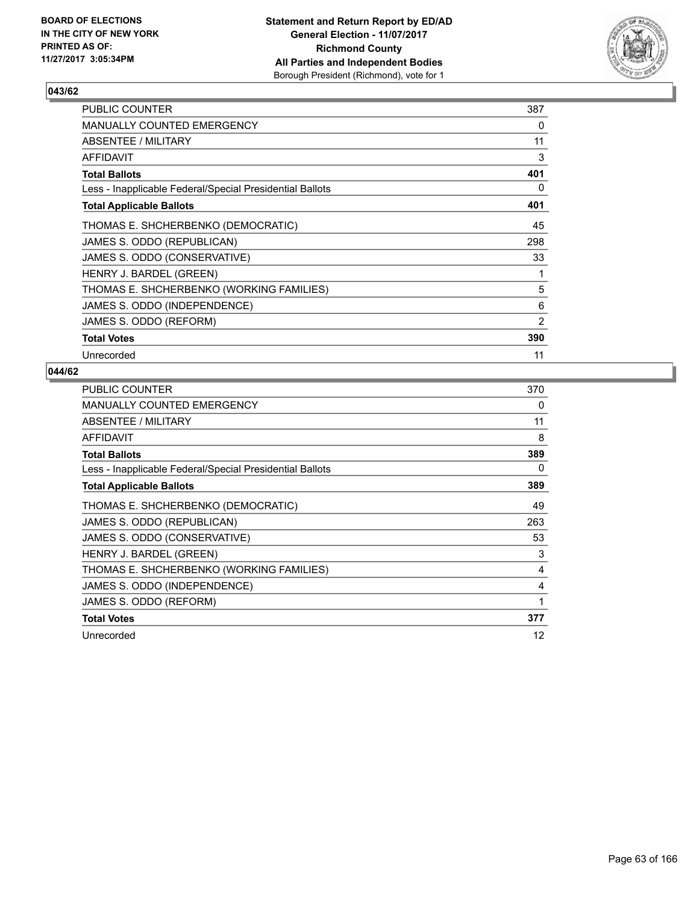BOARD OF ELECTIONS
IN THE CITY OF NEW YORK
PRINTED AS OF:
11/27/2017 3:05:34PM

**Statement and Return Report by ED/AD**
**General Election - 11/07/2017**
**Richmond County**
**All Parties and Independent Bodies**
Borough President (Richmond), vote for 1

### 043/62

| | |
|---|---|
| PUBLIC COUNTER | 387 |
| MANUALLY COUNTED EMERGENCY | 0 |
| ABSENTEE / MILITARY | 11 |
| AFFIDAVIT | 3 |
| **Total Ballots** | **401** |
| Less - Inapplicable Federal/Special Presidential Ballots | 0 |
| **Total Applicable Ballots** | **401** |
| THOMAS E. SHCHERBENKO (DEMOCRATIC) | 45 |
| JAMES S. ODDO (REPUBLICAN) | 298 |
| JAMES S. ODDO (CONSERVATIVE) | 33 |
| HENRY J. BARDEL (GREEN) | 1 |
| THOMAS E. SHCHERBENKO (WORKING FAMILIES) | 5 |
| JAMES S. ODDO (INDEPENDENCE) | 6 |
| JAMES S. ODDO (REFORM) | 2 |
| **Total Votes** | **390** |
| Unrecorded | 11 |

### 044/62

| | |
|---|---|
| PUBLIC COUNTER | 370 |
| MANUALLY COUNTED EMERGENCY | 0 |
| ABSENTEE / MILITARY | 11 |
| AFFIDAVIT | 8 |
| **Total Ballots** | **389** |
| Less - Inapplicable Federal/Special Presidential Ballots | 0 |
| **Total Applicable Ballots** | **389** |
| THOMAS E. SHCHERBENKO (DEMOCRATIC) | 49 |
| JAMES S. ODDO (REPUBLICAN) | 263 |
| JAMES S. ODDO (CONSERVATIVE) | 53 |
| HENRY J. BARDEL (GREEN) | 3 |
| THOMAS E. SHCHERBENKO (WORKING FAMILIES) | 4 |
| JAMES S. ODDO (INDEPENDENCE) | 4 |
| JAMES S. ODDO (REFORM) | 1 |
| **Total Votes** | **377** |
| Unrecorded | 12 |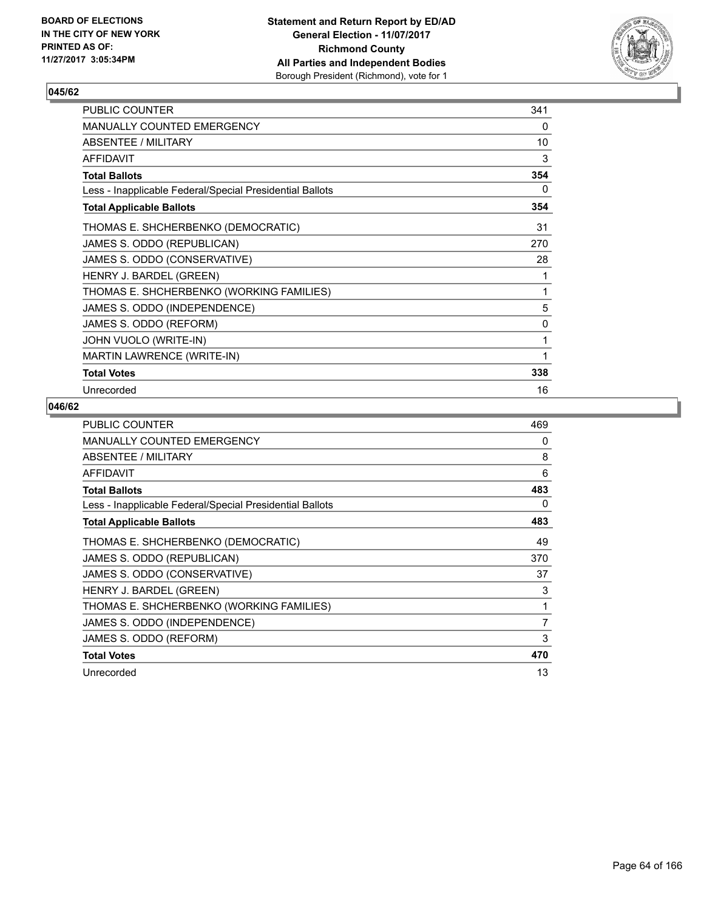**BOARD OF ELECTIONS IN THE CITY OF NEW YORK PRINTED AS OF: 11/27/2017 3:05:34PM**

**Statement and Return Report by ED/AD General Election - 11/07/2017 Richmond County All Parties and Independent Bodies** Borough President (Richmond), vote for 1

## 045/62

| | |
|---|---|
| PUBLIC COUNTER | 341 |
| MANUALLY COUNTED EMERGENCY | 0 |
| ABSENTEE / MILITARY | 10 |
| AFFIDAVIT | 3 |
| **Total Ballots** | **354** |
| Less - Inapplicable Federal/Special Presidential Ballots | 0 |
| **Total Applicable Ballots** | **354** |
| THOMAS E. SHCHERBENKO (DEMOCRATIC) | 31 |
| JAMES S. ODDO (REPUBLICAN) | 270 |
| JAMES S. ODDO (CONSERVATIVE) | 28 |
| HENRY J. BARDEL (GREEN) | 1 |
| THOMAS E. SHCHERBENKO (WORKING FAMILIES) | 1 |
| JAMES S. ODDO (INDEPENDENCE) | 5 |
| JAMES S. ODDO (REFORM) | 0 |
| JOHN VUOLO (WRITE-IN) | 1 |
| MARTIN LAWRENCE (WRITE-IN) | 1 |
| **Total Votes** | **338** |
| Unrecorded | 16 |

## 046/62

| | |
|---|---|
| PUBLIC COUNTER | 469 |
| MANUALLY COUNTED EMERGENCY | 0 |
| ABSENTEE / MILITARY | 8 |
| AFFIDAVIT | 6 |
| **Total Ballots** | **483** |
| Less - Inapplicable Federal/Special Presidential Ballots | 0 |
| **Total Applicable Ballots** | **483** |
| THOMAS E. SHCHERBENKO (DEMOCRATIC) | 49 |
| JAMES S. ODDO (REPUBLICAN) | 370 |
| JAMES S. ODDO (CONSERVATIVE) | 37 |
| HENRY J. BARDEL (GREEN) | 3 |
| THOMAS E. SHCHERBENKO (WORKING FAMILIES) | 1 |
| JAMES S. ODDO (INDEPENDENCE) | 7 |
| JAMES S. ODDO (REFORM) | 3 |
| **Total Votes** | **470** |
| Unrecorded | 13 |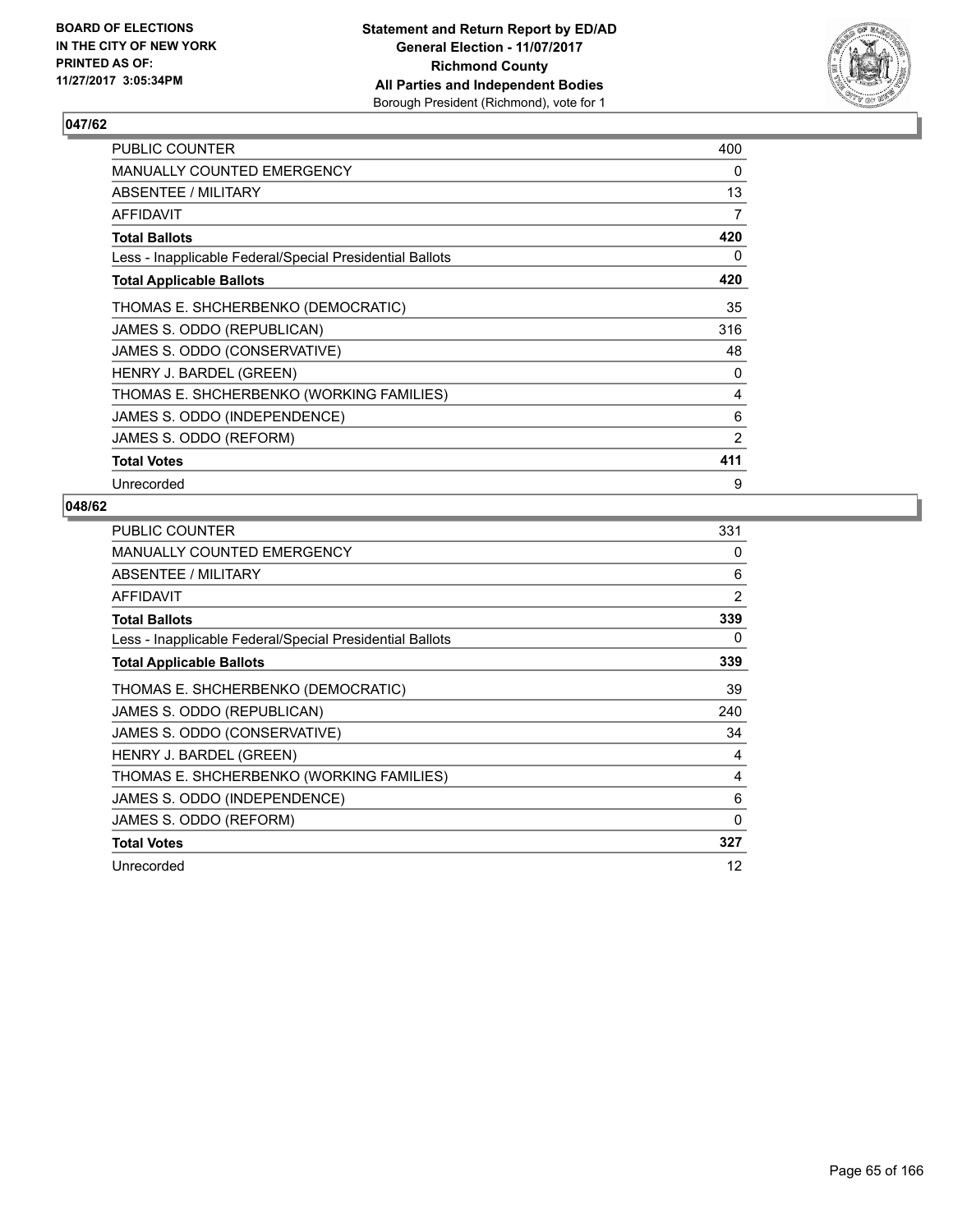BOARD OF ELECTIONS IN THE CITY OF NEW YORK PRINTED AS OF: 11/27/2017 3:05:34PM

**Statement and Return Report by ED/AD**
**General Election - 11/07/2017**
**Richmond County**
**All Parties and Independent Bodies**
Borough President (Richmond), vote for 1

## 047/62

| | |
|---|---|
| PUBLIC COUNTER | 400 |
| MANUALLY COUNTED EMERGENCY | 0 |
| ABSENTEE / MILITARY | 13 |
| AFFIDAVIT | 7 |
| **Total Ballots** | **420** |
| Less - Inapplicable Federal/Special Presidential Ballots | 0 |
| **Total Applicable Ballots** | **420** |
| THOMAS E. SHCHERBENKO (DEMOCRATIC) | 35 |
| JAMES S. ODDO (REPUBLICAN) | 316 |
| JAMES S. ODDO (CONSERVATIVE) | 48 |
| HENRY J. BARDEL (GREEN) | 0 |
| THOMAS E. SHCHERBENKO (WORKING FAMILIES) | 4 |
| JAMES S. ODDO (INDEPENDENCE) | 6 |
| JAMES S. ODDO (REFORM) | 2 |
| **Total Votes** | **411** |
| Unrecorded | 9 |

## 048/62

| | |
|---|---|
| PUBLIC COUNTER | 331 |
| MANUALLY COUNTED EMERGENCY | 0 |
| ABSENTEE / MILITARY | 6 |
| AFFIDAVIT | 2 |
| **Total Ballots** | **339** |
| Less - Inapplicable Federal/Special Presidential Ballots | 0 |
| **Total Applicable Ballots** | **339** |
| THOMAS E. SHCHERBENKO (DEMOCRATIC) | 39 |
| JAMES S. ODDO (REPUBLICAN) | 240 |
| JAMES S. ODDO (CONSERVATIVE) | 34 |
| HENRY J. BARDEL (GREEN) | 4 |
| THOMAS E. SHCHERBENKO (WORKING FAMILIES) | 4 |
| JAMES S. ODDO (INDEPENDENCE) | 6 |
| JAMES S. ODDO (REFORM) | 0 |
| **Total Votes** | **327** |
| Unrecorded | 12 |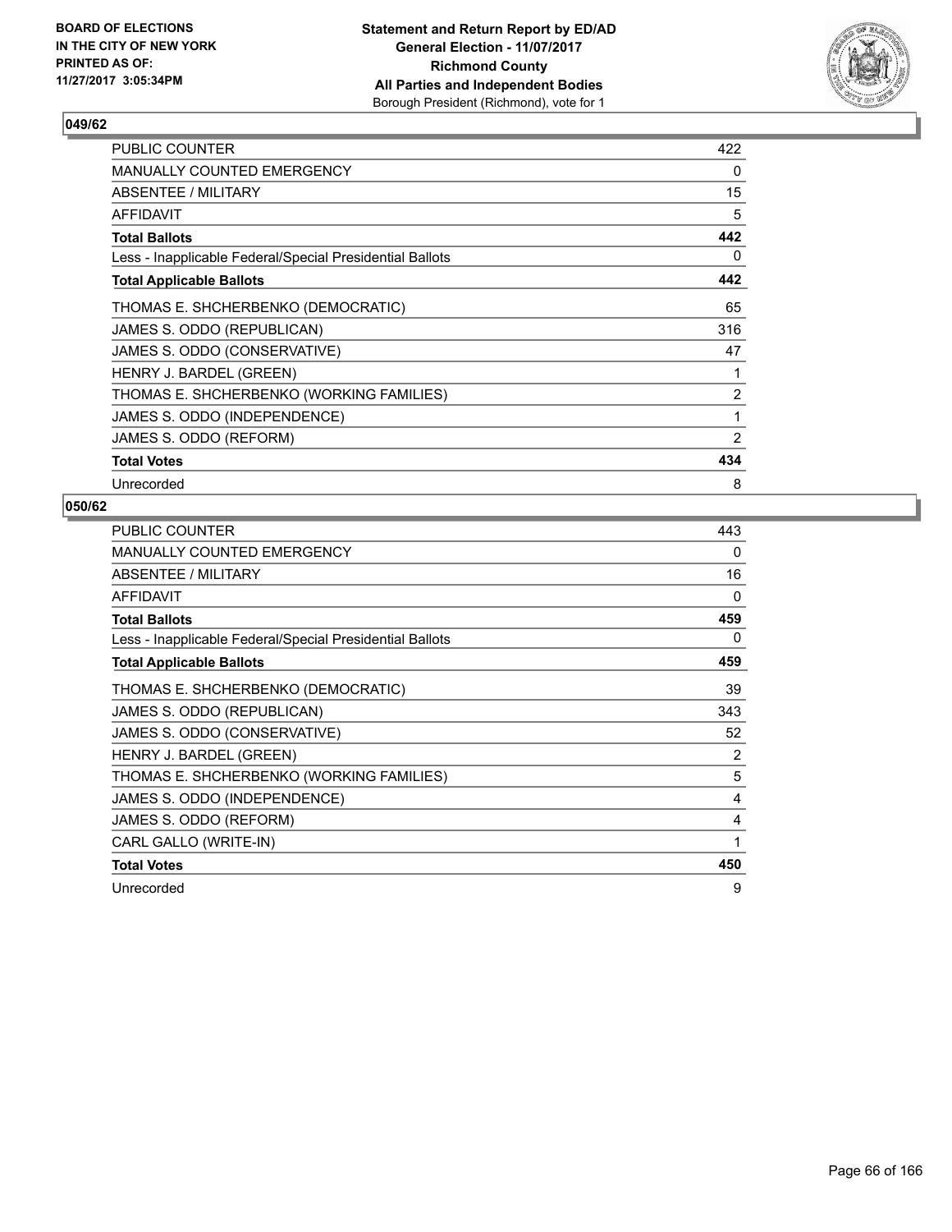**BOARD OF ELECTIONS IN THE CITY OF NEW YORK PRINTED AS OF: 11/27/2017 3:05:34PM**

**Statement and Return Report by ED/AD**
**General Election - 11/07/2017**
**Richmond County**
**All Parties and Independent Bodies**
Borough President (Richmond), vote for 1

## 049/62

| | |
|---|---|
| PUBLIC COUNTER | 422 |
| MANUALLY COUNTED EMERGENCY | 0 |
| ABSENTEE / MILITARY | 15 |
| AFFIDAVIT | 5 |
| **Total Ballots** | **442** |
| Less - Inapplicable Federal/Special Presidential Ballots | 0 |
| **Total Applicable Ballots** | **442** |
| THOMAS E. SHCHERBENKO (DEMOCRATIC) | 65 |
| JAMES S. ODDO (REPUBLICAN) | 316 |
| JAMES S. ODDO (CONSERVATIVE) | 47 |
| HENRY J. BARDEL (GREEN) | 1 |
| THOMAS E. SHCHERBENKO (WORKING FAMILIES) | 2 |
| JAMES S. ODDO (INDEPENDENCE) | 1 |
| JAMES S. ODDO (REFORM) | 2 |
| **Total Votes** | **434** |
| Unrecorded | 8 |

## 050/62

| | |
|---|---|
| PUBLIC COUNTER | 443 |
| MANUALLY COUNTED EMERGENCY | 0 |
| ABSENTEE / MILITARY | 16 |
| AFFIDAVIT | 0 |
| **Total Ballots** | **459** |
| Less - Inapplicable Federal/Special Presidential Ballots | 0 |
| **Total Applicable Ballots** | **459** |
| THOMAS E. SHCHERBENKO (DEMOCRATIC) | 39 |
| JAMES S. ODDO (REPUBLICAN) | 343 |
| JAMES S. ODDO (CONSERVATIVE) | 52 |
| HENRY J. BARDEL (GREEN) | 2 |
| THOMAS E. SHCHERBENKO (WORKING FAMILIES) | 5 |
| JAMES S. ODDO (INDEPENDENCE) | 4 |
| JAMES S. ODDO (REFORM) | 4 |
| CARL GALLO (WRITE-IN) | 1 |
| **Total Votes** | **450** |
| Unrecorded | 9 |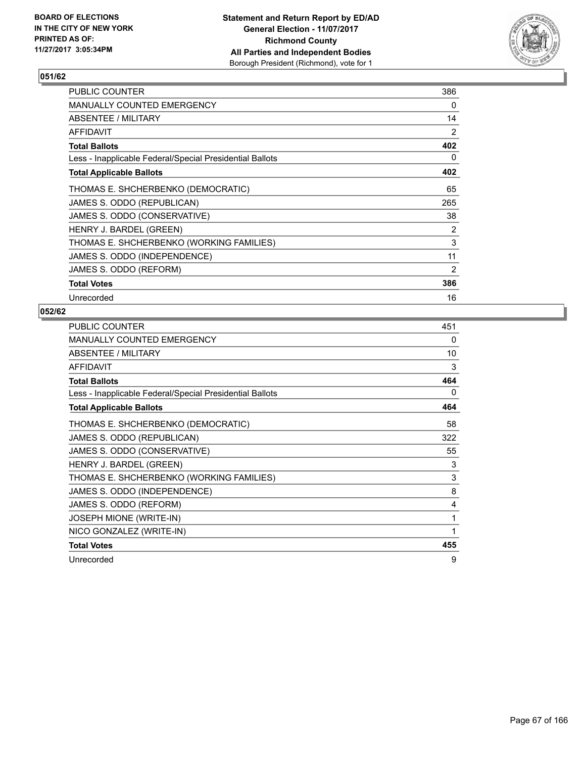BOARD OF ELECTIONS
IN THE CITY OF NEW YORK
PRINTED AS OF:
11/27/2017 3:05:34PM

**Statement and Return Report by ED/AD**
**General Election - 11/07/2017**
**Richmond County**
**All Parties and Independent Bodies**
Borough President (Richmond), vote for 1

## 051/62

| | |
|---|---|
| PUBLIC COUNTER | 386 |
| MANUALLY COUNTED EMERGENCY | 0 |
| ABSENTEE / MILITARY | 14 |
| AFFIDAVIT | 2 |
| **Total Ballots** | **402** |
| Less - Inapplicable Federal/Special Presidential Ballots | 0 |
| **Total Applicable Ballots** | **402** |
| THOMAS E. SHCHERBENKO (DEMOCRATIC) | 65 |
| JAMES S. ODDO (REPUBLICAN) | 265 |
| JAMES S. ODDO (CONSERVATIVE) | 38 |
| HENRY J. BARDEL (GREEN) | 2 |
| THOMAS E. SHCHERBENKO (WORKING FAMILIES) | 3 |
| JAMES S. ODDO (INDEPENDENCE) | 11 |
| JAMES S. ODDO (REFORM) | 2 |
| **Total Votes** | **386** |
| Unrecorded | 16 |

## 052/62

| | |
|---|---|
| PUBLIC COUNTER | 451 |
| MANUALLY COUNTED EMERGENCY | 0 |
| ABSENTEE / MILITARY | 10 |
| AFFIDAVIT | 3 |
| **Total Ballots** | **464** |
| Less - Inapplicable Federal/Special Presidential Ballots | 0 |
| **Total Applicable Ballots** | **464** |
| THOMAS E. SHCHERBENKO (DEMOCRATIC) | 58 |
| JAMES S. ODDO (REPUBLICAN) | 322 |
| JAMES S. ODDO (CONSERVATIVE) | 55 |
| HENRY J. BARDEL (GREEN) | 3 |
| THOMAS E. SHCHERBENKO (WORKING FAMILIES) | 3 |
| JAMES S. ODDO (INDEPENDENCE) | 8 |
| JAMES S. ODDO (REFORM) | 4 |
| JOSEPH MIONE (WRITE-IN) | 1 |
| NICO GONZALEZ (WRITE-IN) | 1 |
| **Total Votes** | **455** |
| Unrecorded | 9 |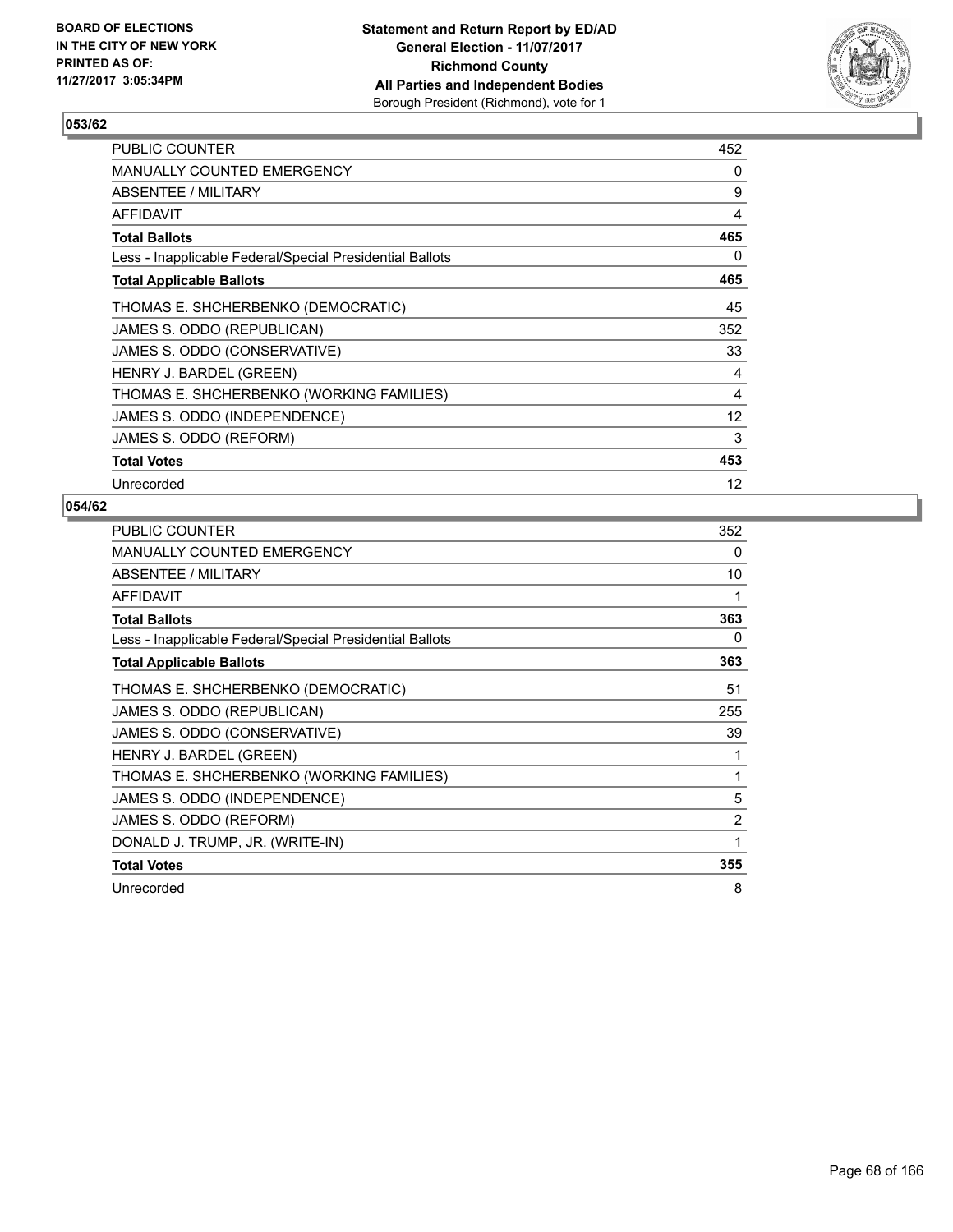**BOARD OF ELECTIONS IN THE CITY OF NEW YORK PRINTED AS OF: 11/27/2017 3:05:34PM**

**Statement and Return Report by ED/AD**
**General Election - 11/07/2017**
**Richmond County**
**All Parties and Independent Bodies**
Borough President (Richmond), vote for 1

### 053/62

| | |
|---|---|
| PUBLIC COUNTER | 452 |
| MANUALLY COUNTED EMERGENCY | 0 |
| ABSENTEE / MILITARY | 9 |
| AFFIDAVIT | 4 |
| **Total Ballots** | **465** |
| Less - Inapplicable Federal/Special Presidential Ballots | 0 |
| **Total Applicable Ballots** | **465** |
| THOMAS E. SHCHERBENKO (DEMOCRATIC) | 45 |
| JAMES S. ODDO (REPUBLICAN) | 352 |
| JAMES S. ODDO (CONSERVATIVE) | 33 |
| HENRY J. BARDEL (GREEN) | 4 |
| THOMAS E. SHCHERBENKO (WORKING FAMILIES) | 4 |
| JAMES S. ODDO (INDEPENDENCE) | 12 |
| JAMES S. ODDO (REFORM) | 3 |
| **Total Votes** | **453** |
| Unrecorded | 12 |

### 054/62

| | |
|---|---|
| PUBLIC COUNTER | 352 |
| MANUALLY COUNTED EMERGENCY | 0 |
| ABSENTEE / MILITARY | 10 |
| AFFIDAVIT | 1 |
| **Total Ballots** | **363** |
| Less - Inapplicable Federal/Special Presidential Ballots | 0 |
| **Total Applicable Ballots** | **363** |
| THOMAS E. SHCHERBENKO (DEMOCRATIC) | 51 |
| JAMES S. ODDO (REPUBLICAN) | 255 |
| JAMES S. ODDO (CONSERVATIVE) | 39 |
| HENRY J. BARDEL (GREEN) | 1 |
| THOMAS E. SHCHERBENKO (WORKING FAMILIES) | 1 |
| JAMES S. ODDO (INDEPENDENCE) | 5 |
| JAMES S. ODDO (REFORM) | 2 |
| DONALD J. TRUMP, JR. (WRITE-IN) | 1 |
| **Total Votes** | **355** |
| Unrecorded | 8 |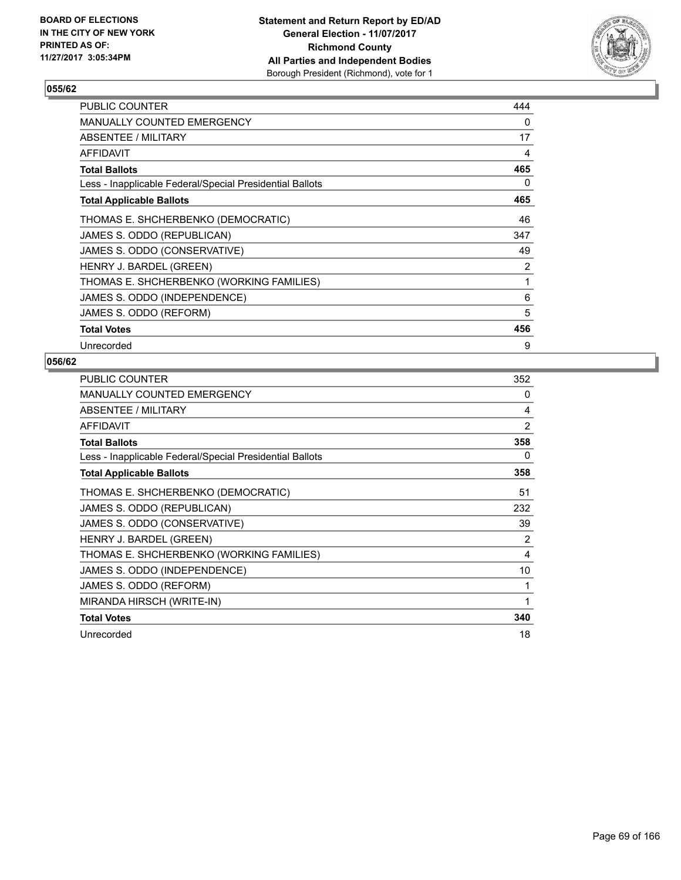BOARD OF ELECTIONS
IN THE CITY OF NEW YORK
PRINTED AS OF:
11/27/2017 3:05:34PM

**Statement and Return Report by ED/AD**
**General Election - 11/07/2017**
**Richmond County**
**All Parties and Independent Bodies**
Borough President (Richmond), vote for 1

### 055/62

| | |
|---|---|
| PUBLIC COUNTER | 444 |
| MANUALLY COUNTED EMERGENCY | 0 |
| ABSENTEE / MILITARY | 17 |
| AFFIDAVIT | 4 |
| **Total Ballots** | **465** |
| Less - Inapplicable Federal/Special Presidential Ballots | 0 |
| **Total Applicable Ballots** | **465** |
| THOMAS E. SHCHERBENKO (DEMOCRATIC) | 46 |
| JAMES S. ODDO (REPUBLICAN) | 347 |
| JAMES S. ODDO (CONSERVATIVE) | 49 |
| HENRY J. BARDEL (GREEN) | 2 |
| THOMAS E. SHCHERBENKO (WORKING FAMILIES) | 1 |
| JAMES S. ODDO (INDEPENDENCE) | 6 |
| JAMES S. ODDO (REFORM) | 5 |
| **Total Votes** | **456** |
| Unrecorded | 9 |

### 056/62

| | |
|---|---|
| PUBLIC COUNTER | 352 |
| MANUALLY COUNTED EMERGENCY | 0 |
| ABSENTEE / MILITARY | 4 |
| AFFIDAVIT | 2 |
| **Total Ballots** | **358** |
| Less - Inapplicable Federal/Special Presidential Ballots | 0 |
| **Total Applicable Ballots** | **358** |
| THOMAS E. SHCHERBENKO (DEMOCRATIC) | 51 |
| JAMES S. ODDO (REPUBLICAN) | 232 |
| JAMES S. ODDO (CONSERVATIVE) | 39 |
| HENRY J. BARDEL (GREEN) | 2 |
| THOMAS E. SHCHERBENKO (WORKING FAMILIES) | 4 |
| JAMES S. ODDO (INDEPENDENCE) | 10 |
| JAMES S. ODDO (REFORM) | 1 |
| MIRANDA HIRSCH (WRITE-IN) | 1 |
| **Total Votes** | **340** |
| Unrecorded | 18 |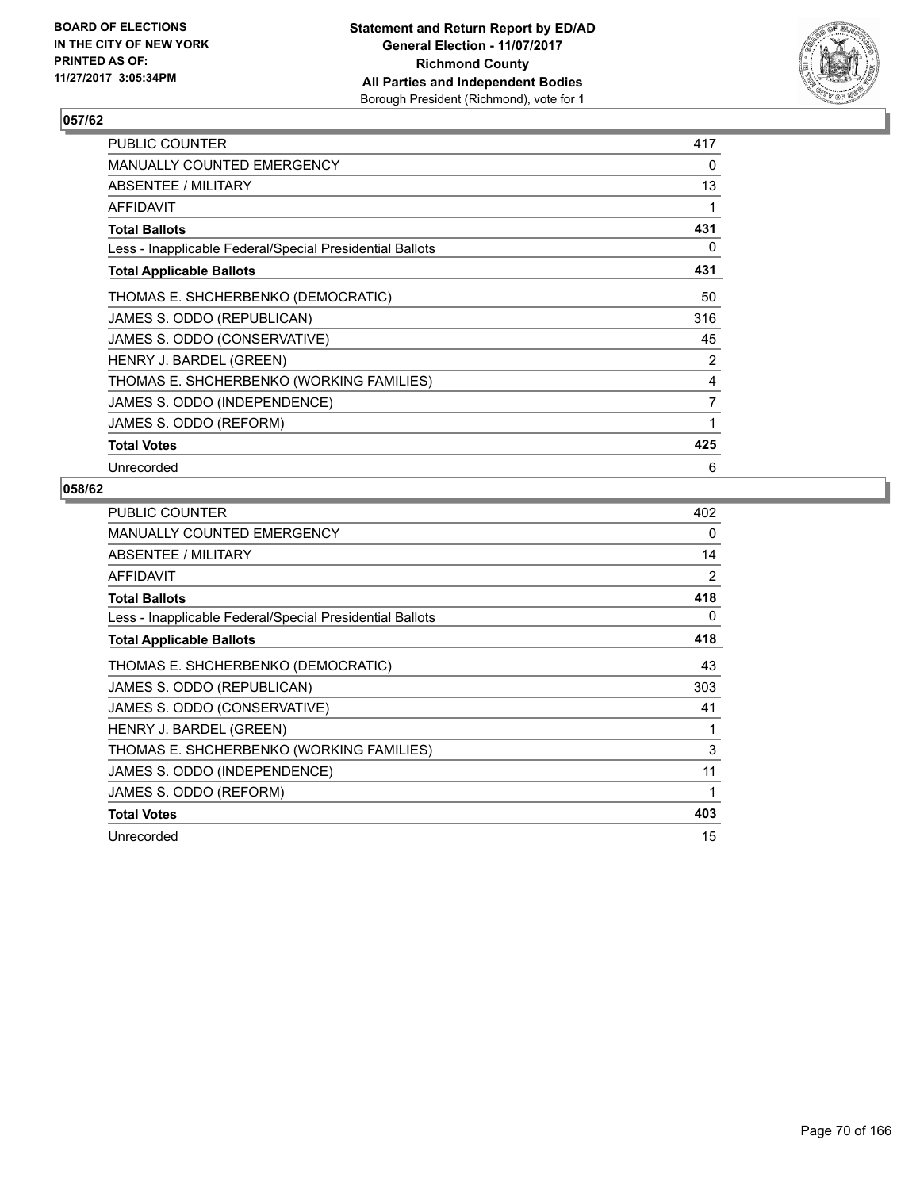**BOARD OF ELECTIONS IN THE CITY OF NEW YORK PRINTED AS OF: 11/27/2017 3:05:34PM**

**Statement and Return Report by ED/AD General Election - 11/07/2017 Richmond County All Parties and Independent Bodies**
Borough President (Richmond), vote for 1

## 057/62

| | |
|---|---|
| PUBLIC COUNTER | 417 |
| MANUALLY COUNTED EMERGENCY | 0 |
| ABSENTEE / MILITARY | 13 |
| AFFIDAVIT | 1 |
| **Total Ballots** | **431** |
| Less - Inapplicable Federal/Special Presidential Ballots | 0 |
| **Total Applicable Ballots** | **431** |
| THOMAS E. SHCHERBENKO (DEMOCRATIC) | 50 |
| JAMES S. ODDO (REPUBLICAN) | 316 |
| JAMES S. ODDO (CONSERVATIVE) | 45 |
| HENRY J. BARDEL (GREEN) | 2 |
| THOMAS E. SHCHERBENKO (WORKING FAMILIES) | 4 |
| JAMES S. ODDO (INDEPENDENCE) | 7 |
| JAMES S. ODDO (REFORM) | 1 |
| **Total Votes** | **425** |
| Unrecorded | 6 |

## 058/62

| | |
|---|---|
| PUBLIC COUNTER | 402 |
| MANUALLY COUNTED EMERGENCY | 0 |
| ABSENTEE / MILITARY | 14 |
| AFFIDAVIT | 2 |
| **Total Ballots** | **418** |
| Less - Inapplicable Federal/Special Presidential Ballots | 0 |
| **Total Applicable Ballots** | **418** |
| THOMAS E. SHCHERBENKO (DEMOCRATIC) | 43 |
| JAMES S. ODDO (REPUBLICAN) | 303 |
| JAMES S. ODDO (CONSERVATIVE) | 41 |
| HENRY J. BARDEL (GREEN) | 1 |
| THOMAS E. SHCHERBENKO (WORKING FAMILIES) | 3 |
| JAMES S. ODDO (INDEPENDENCE) | 11 |
| JAMES S. ODDO (REFORM) | 1 |
| **Total Votes** | **403** |
| Unrecorded | 15 |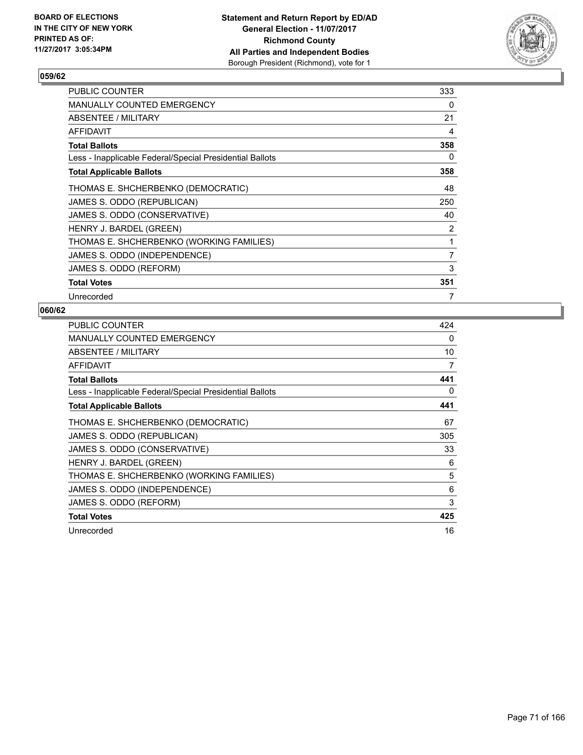**BOARD OF ELECTIONS IN THE CITY OF NEW YORK PRINTED AS OF: 11/27/2017 3:05:34PM**

**Statement and Return Report by ED/AD General Election - 11/07/2017 Richmond County All Parties and Independent Bodies** Borough President (Richmond), vote for 1

### 059/62

| | |
|---|---|
| PUBLIC COUNTER | 333 |
| MANUALLY COUNTED EMERGENCY | 0 |
| ABSENTEE / MILITARY | 21 |
| AFFIDAVIT | 4 |
| **Total Ballots** | **358** |
| Less - Inapplicable Federal/Special Presidential Ballots | 0 |
| **Total Applicable Ballots** | **358** |
| THOMAS E. SHCHERBENKO (DEMOCRATIC) | 48 |
| JAMES S. ODDO (REPUBLICAN) | 250 |
| JAMES S. ODDO (CONSERVATIVE) | 40 |
| HENRY J. BARDEL (GREEN) | 2 |
| THOMAS E. SHCHERBENKO (WORKING FAMILIES) | 1 |
| JAMES S. ODDO (INDEPENDENCE) | 7 |
| JAMES S. ODDO (REFORM) | 3 |
| **Total Votes** | **351** |
| Unrecorded | 7 |

### 060/62

| | |
|---|---|
| PUBLIC COUNTER | 424 |
| MANUALLY COUNTED EMERGENCY | 0 |
| ABSENTEE / MILITARY | 10 |
| AFFIDAVIT | 7 |
| **Total Ballots** | **441** |
| Less - Inapplicable Federal/Special Presidential Ballots | 0 |
| **Total Applicable Ballots** | **441** |
| THOMAS E. SHCHERBENKO (DEMOCRATIC) | 67 |
| JAMES S. ODDO (REPUBLICAN) | 305 |
| JAMES S. ODDO (CONSERVATIVE) | 33 |
| HENRY J. BARDEL (GREEN) | 6 |
| THOMAS E. SHCHERBENKO (WORKING FAMILIES) | 5 |
| JAMES S. ODDO (INDEPENDENCE) | 6 |
| JAMES S. ODDO (REFORM) | 3 |
| **Total Votes** | **425** |
| Unrecorded | 16 |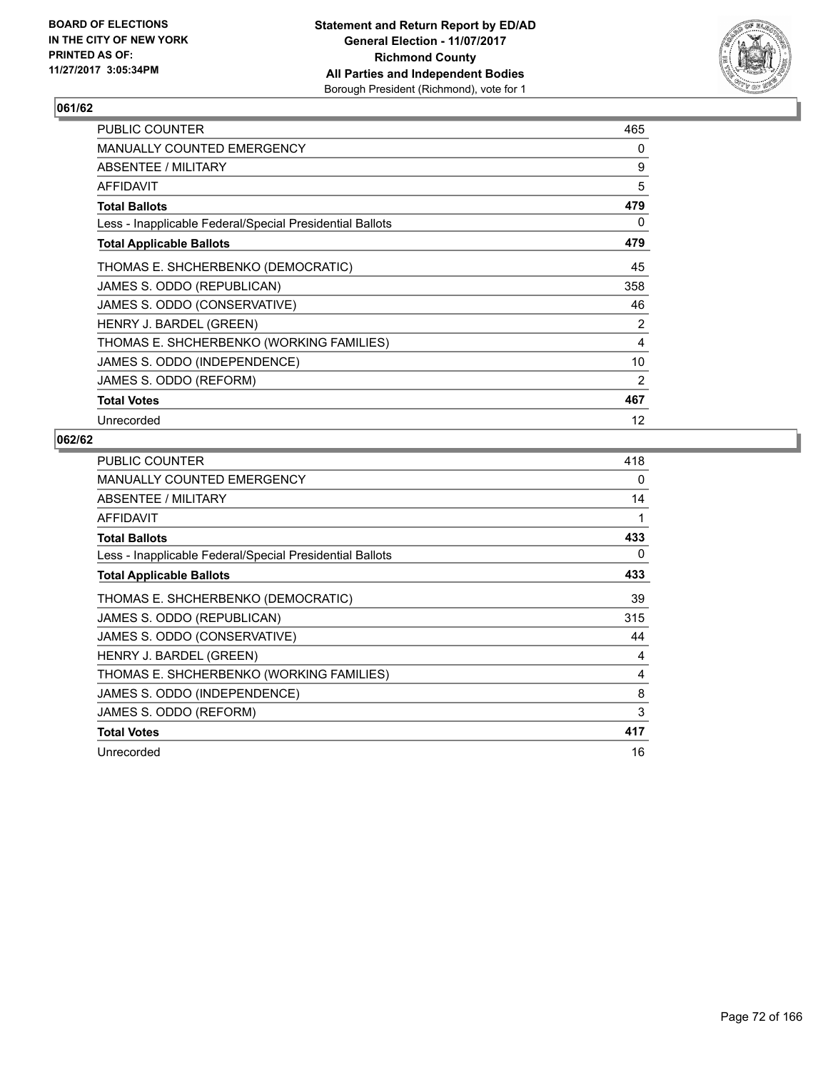BOARD OF ELECTIONS
IN THE CITY OF NEW YORK
PRINTED AS OF:
11/27/2017 3:05:34PM

**Statement and Return Report by ED/AD**
**General Election - 11/07/2017**
**Richmond County**
**All Parties and Independent Bodies**
Borough President (Richmond), vote for 1

## 061/62

| | |
|---|---|
| PUBLIC COUNTER | 465 |
| MANUALLY COUNTED EMERGENCY | 0 |
| ABSENTEE / MILITARY | 9 |
| AFFIDAVIT | 5 |
| **Total Ballots** | **479** |
| Less - Inapplicable Federal/Special Presidential Ballots | 0 |
| **Total Applicable Ballots** | **479** |
| THOMAS E. SHCHERBENKO (DEMOCRATIC) | 45 |
| JAMES S. ODDO (REPUBLICAN) | 358 |
| JAMES S. ODDO (CONSERVATIVE) | 46 |
| HENRY J. BARDEL (GREEN) | 2 |
| THOMAS E. SHCHERBENKO (WORKING FAMILIES) | 4 |
| JAMES S. ODDO (INDEPENDENCE) | 10 |
| JAMES S. ODDO (REFORM) | 2 |
| **Total Votes** | **467** |
| Unrecorded | 12 |

## 062/62

| | |
|---|---|
| PUBLIC COUNTER | 418 |
| MANUALLY COUNTED EMERGENCY | 0 |
| ABSENTEE / MILITARY | 14 |
| AFFIDAVIT | 1 |
| **Total Ballots** | **433** |
| Less - Inapplicable Federal/Special Presidential Ballots | 0 |
| **Total Applicable Ballots** | **433** |
| THOMAS E. SHCHERBENKO (DEMOCRATIC) | 39 |
| JAMES S. ODDO (REPUBLICAN) | 315 |
| JAMES S. ODDO (CONSERVATIVE) | 44 |
| HENRY J. BARDEL (GREEN) | 4 |
| THOMAS E. SHCHERBENKO (WORKING FAMILIES) | 4 |
| JAMES S. ODDO (INDEPENDENCE) | 8 |
| JAMES S. ODDO (REFORM) | 3 |
| **Total Votes** | **417** |
| Unrecorded | 16 |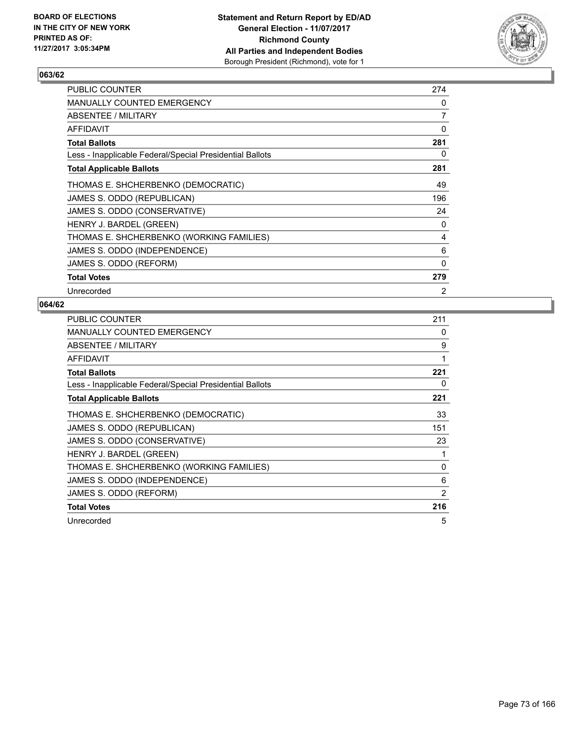**BOARD OF ELECTIONS IN THE CITY OF NEW YORK PRINTED AS OF: 11/27/2017 3:05:34PM**

**Statement and Return Report by ED/AD**
**General Election - 11/07/2017**
**Richmond County**
**All Parties and Independent Bodies**
Borough President (Richmond), vote for 1

## 063/62

| | |
|---|---|
| PUBLIC COUNTER | 274 |
| MANUALLY COUNTED EMERGENCY | 0 |
| ABSENTEE / MILITARY | 7 |
| AFFIDAVIT | 0 |
| **Total Ballots** | **281** |
| Less - Inapplicable Federal/Special Presidential Ballots | 0 |
| **Total Applicable Ballots** | **281** |
| THOMAS E. SHCHERBENKO (DEMOCRATIC) | 49 |
| JAMES S. ODDO (REPUBLICAN) | 196 |
| JAMES S. ODDO (CONSERVATIVE) | 24 |
| HENRY J. BARDEL (GREEN) | 0 |
| THOMAS E. SHCHERBENKO (WORKING FAMILIES) | 4 |
| JAMES S. ODDO (INDEPENDENCE) | 6 |
| JAMES S. ODDO (REFORM) | 0 |
| **Total Votes** | **279** |
| Unrecorded | 2 |

## 064/62

| | |
|---|---|
| PUBLIC COUNTER | 211 |
| MANUALLY COUNTED EMERGENCY | 0 |
| ABSENTEE / MILITARY | 9 |
| AFFIDAVIT | 1 |
| **Total Ballots** | **221** |
| Less - Inapplicable Federal/Special Presidential Ballots | 0 |
| **Total Applicable Ballots** | **221** |
| THOMAS E. SHCHERBENKO (DEMOCRATIC) | 33 |
| JAMES S. ODDO (REPUBLICAN) | 151 |
| JAMES S. ODDO (CONSERVATIVE) | 23 |
| HENRY J. BARDEL (GREEN) | 1 |
| THOMAS E. SHCHERBENKO (WORKING FAMILIES) | 0 |
| JAMES S. ODDO (INDEPENDENCE) | 6 |
| JAMES S. ODDO (REFORM) | 2 |
| **Total Votes** | **216** |
| Unrecorded | 5 |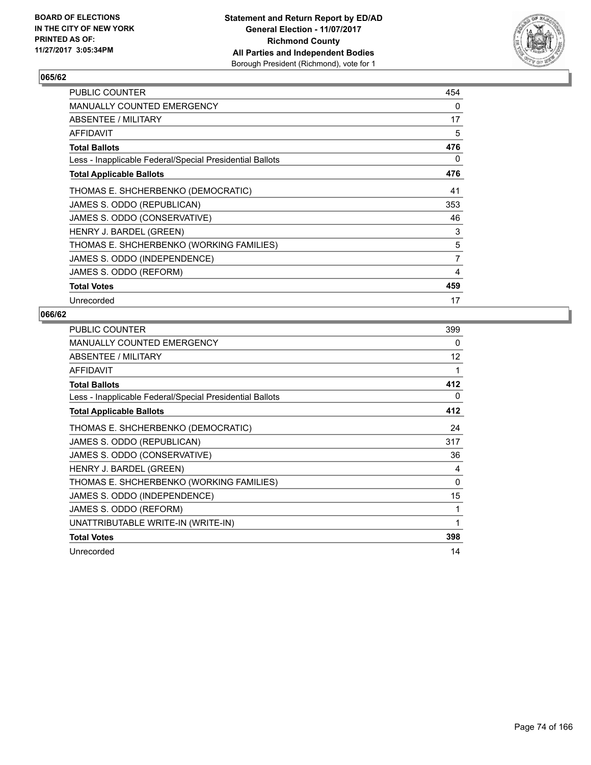BOARD OF ELECTIONS
IN THE CITY OF NEW YORK
PRINTED AS OF:
11/27/2017 3:05:34PM

**Statement and Return Report by ED/AD**
**General Election - 11/07/2017**
**Richmond County**
**All Parties and Independent Bodies**
Borough President (Richmond), vote for 1

## 065/62

| | |
|---|---|
| PUBLIC COUNTER | 454 |
| MANUALLY COUNTED EMERGENCY | 0 |
| ABSENTEE / MILITARY | 17 |
| AFFIDAVIT | 5 |
| **Total Ballots** | **476** |
| Less - Inapplicable Federal/Special Presidential Ballots | 0 |
| **Total Applicable Ballots** | **476** |
| THOMAS E. SHCHERBENKO (DEMOCRATIC) | 41 |
| JAMES S. ODDO (REPUBLICAN) | 353 |
| JAMES S. ODDO (CONSERVATIVE) | 46 |
| HENRY J. BARDEL (GREEN) | 3 |
| THOMAS E. SHCHERBENKO (WORKING FAMILIES) | 5 |
| JAMES S. ODDO (INDEPENDENCE) | 7 |
| JAMES S. ODDO (REFORM) | 4 |
| **Total Votes** | **459** |
| Unrecorded | 17 |

## 066/62

| | |
|---|---|
| PUBLIC COUNTER | 399 |
| MANUALLY COUNTED EMERGENCY | 0 |
| ABSENTEE / MILITARY | 12 |
| AFFIDAVIT | 1 |
| **Total Ballots** | **412** |
| Less - Inapplicable Federal/Special Presidential Ballots | 0 |
| **Total Applicable Ballots** | **412** |
| THOMAS E. SHCHERBENKO (DEMOCRATIC) | 24 |
| JAMES S. ODDO (REPUBLICAN) | 317 |
| JAMES S. ODDO (CONSERVATIVE) | 36 |
| HENRY J. BARDEL (GREEN) | 4 |
| THOMAS E. SHCHERBENKO (WORKING FAMILIES) | 0 |
| JAMES S. ODDO (INDEPENDENCE) | 15 |
| JAMES S. ODDO (REFORM) | 1 |
| UNATTRIBUTABLE WRITE-IN (WRITE-IN) | 1 |
| **Total Votes** | **398** |
| Unrecorded | 14 |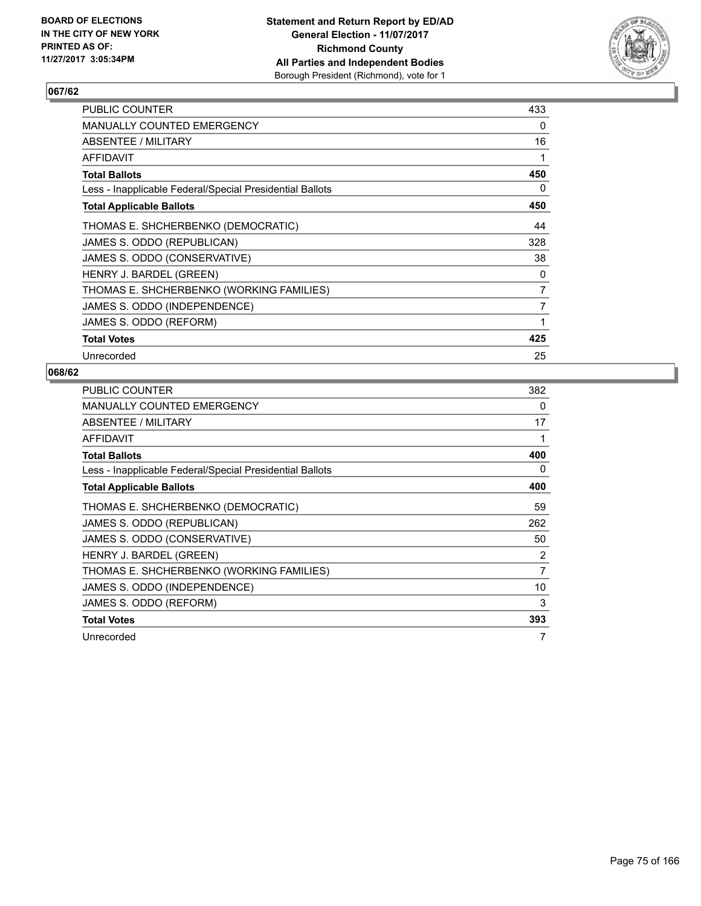BOARD OF ELECTIONS
IN THE CITY OF NEW YORK
PRINTED AS OF:
11/27/2017 3:05:34PM

**Statement and Return Report by ED/AD**
**General Election - 11/07/2017**
**Richmond County**
**All Parties and Independent Bodies**
Borough President (Richmond), vote for 1

## 067/62

| | |
|---|---|
| PUBLIC COUNTER | 433 |
| MANUALLY COUNTED EMERGENCY | 0 |
| ABSENTEE / MILITARY | 16 |
| AFFIDAVIT | 1 |
| **Total Ballots** | **450** |
| Less - Inapplicable Federal/Special Presidential Ballots | 0 |
| **Total Applicable Ballots** | **450** |
| THOMAS E. SHCHERBENKO (DEMOCRATIC) | 44 |
| JAMES S. ODDO (REPUBLICAN) | 328 |
| JAMES S. ODDO (CONSERVATIVE) | 38 |
| HENRY J. BARDEL (GREEN) | 0 |
| THOMAS E. SHCHERBENKO (WORKING FAMILIES) | 7 |
| JAMES S. ODDO (INDEPENDENCE) | 7 |
| JAMES S. ODDO (REFORM) | 1 |
| **Total Votes** | **425** |
| Unrecorded | 25 |

## 068/62

| | |
|---|---|
| PUBLIC COUNTER | 382 |
| MANUALLY COUNTED EMERGENCY | 0 |
| ABSENTEE / MILITARY | 17 |
| AFFIDAVIT | 1 |
| **Total Ballots** | **400** |
| Less - Inapplicable Federal/Special Presidential Ballots | 0 |
| **Total Applicable Ballots** | **400** |
| THOMAS E. SHCHERBENKO (DEMOCRATIC) | 59 |
| JAMES S. ODDO (REPUBLICAN) | 262 |
| JAMES S. ODDO (CONSERVATIVE) | 50 |
| HENRY J. BARDEL (GREEN) | 2 |
| THOMAS E. SHCHERBENKO (WORKING FAMILIES) | 7 |
| JAMES S. ODDO (INDEPENDENCE) | 10 |
| JAMES S. ODDO (REFORM) | 3 |
| **Total Votes** | **393** |
| Unrecorded | 7 |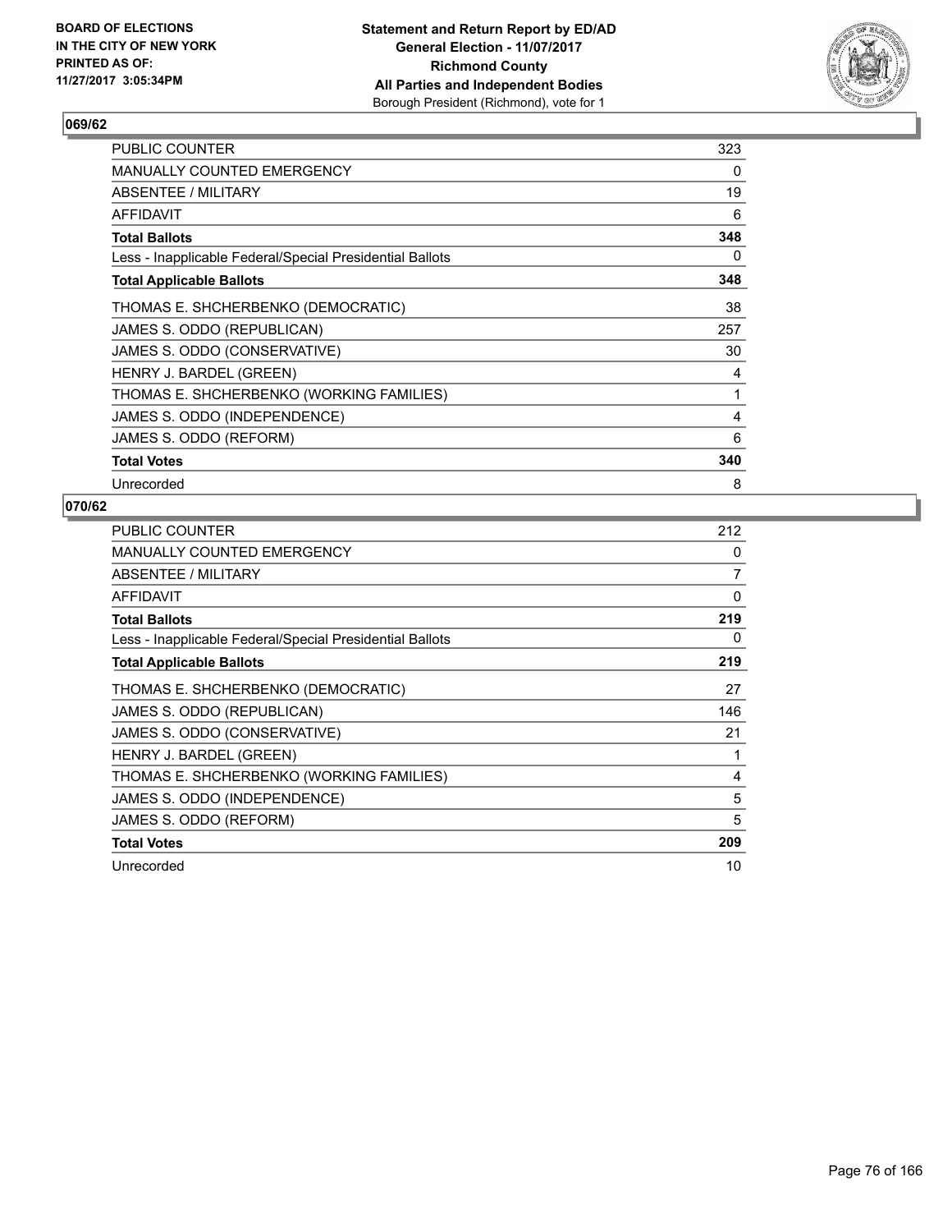BOARD OF ELECTIONS
IN THE CITY OF NEW YORK
PRINTED AS OF:
11/27/2017 3:05:34PM

**Statement and Return Report by ED/AD**
**General Election - 11/07/2017**
**Richmond County**
**All Parties and Independent Bodies**
Borough President (Richmond), vote for 1

### 069/62

| | |
|---|---|
| PUBLIC COUNTER | 323 |
| MANUALLY COUNTED EMERGENCY | 0 |
| ABSENTEE / MILITARY | 19 |
| AFFIDAVIT | 6 |
| **Total Ballots** | **348** |
| Less - Inapplicable Federal/Special Presidential Ballots | 0 |
| **Total Applicable Ballots** | **348** |
| THOMAS E. SHCHERBENKO (DEMOCRATIC) | 38 |
| JAMES S. ODDO (REPUBLICAN) | 257 |
| JAMES S. ODDO (CONSERVATIVE) | 30 |
| HENRY J. BARDEL (GREEN) | 4 |
| THOMAS E. SHCHERBENKO (WORKING FAMILIES) | 1 |
| JAMES S. ODDO (INDEPENDENCE) | 4 |
| JAMES S. ODDO (REFORM) | 6 |
| **Total Votes** | **340** |
| Unrecorded | 8 |

### 070/62

| | |
|---|---|
| PUBLIC COUNTER | 212 |
| MANUALLY COUNTED EMERGENCY | 0 |
| ABSENTEE / MILITARY | 7 |
| AFFIDAVIT | 0 |
| **Total Ballots** | **219** |
| Less - Inapplicable Federal/Special Presidential Ballots | 0 |
| **Total Applicable Ballots** | **219** |
| THOMAS E. SHCHERBENKO (DEMOCRATIC) | 27 |
| JAMES S. ODDO (REPUBLICAN) | 146 |
| JAMES S. ODDO (CONSERVATIVE) | 21 |
| HENRY J. BARDEL (GREEN) | 1 |
| THOMAS E. SHCHERBENKO (WORKING FAMILIES) | 4 |
| JAMES S. ODDO (INDEPENDENCE) | 5 |
| JAMES S. ODDO (REFORM) | 5 |
| **Total Votes** | **209** |
| Unrecorded | 10 |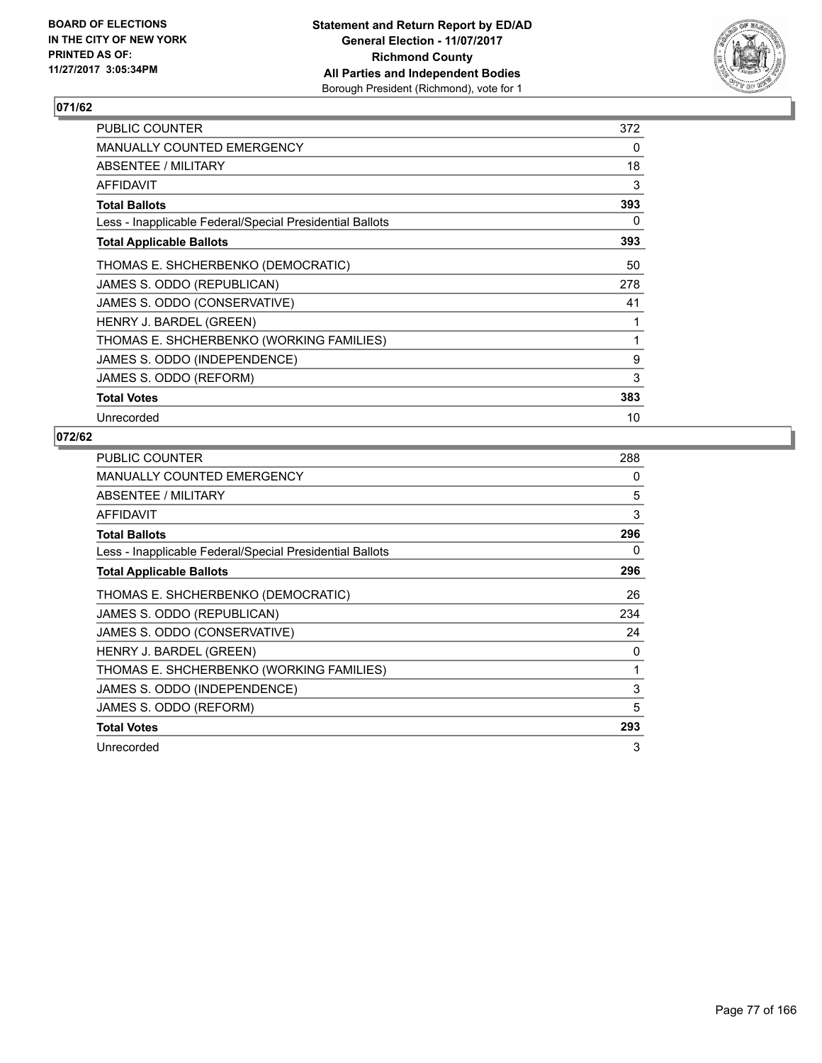BOARD OF ELECTIONS IN THE CITY OF NEW YORK PRINTED AS OF: 11/27/2017 3:05:34PM

**Statement and Return Report by ED/AD**
**General Election - 11/07/2017**
**Richmond County**
**All Parties and Independent Bodies**
Borough President (Richmond), vote for 1

## 071/62

| | |
|---|---|
| PUBLIC COUNTER | 372 |
| MANUALLY COUNTED EMERGENCY | 0 |
| ABSENTEE / MILITARY | 18 |
| AFFIDAVIT | 3 |
| **Total Ballots** | **393** |
| Less - Inapplicable Federal/Special Presidential Ballots | 0 |
| **Total Applicable Ballots** | **393** |
| THOMAS E. SHCHERBENKO (DEMOCRATIC) | 50 |
| JAMES S. ODDO (REPUBLICAN) | 278 |
| JAMES S. ODDO (CONSERVATIVE) | 41 |
| HENRY J. BARDEL (GREEN) | 1 |
| THOMAS E. SHCHERBENKO (WORKING FAMILIES) | 1 |
| JAMES S. ODDO (INDEPENDENCE) | 9 |
| JAMES S. ODDO (REFORM) | 3 |
| **Total Votes** | **383** |
| Unrecorded | 10 |

## 072/62

| | |
|---|---|
| PUBLIC COUNTER | 288 |
| MANUALLY COUNTED EMERGENCY | 0 |
| ABSENTEE / MILITARY | 5 |
| AFFIDAVIT | 3 |
| **Total Ballots** | **296** |
| Less - Inapplicable Federal/Special Presidential Ballots | 0 |
| **Total Applicable Ballots** | **296** |
| THOMAS E. SHCHERBENKO (DEMOCRATIC) | 26 |
| JAMES S. ODDO (REPUBLICAN) | 234 |
| JAMES S. ODDO (CONSERVATIVE) | 24 |
| HENRY J. BARDEL (GREEN) | 0 |
| THOMAS E. SHCHERBENKO (WORKING FAMILIES) | 1 |
| JAMES S. ODDO (INDEPENDENCE) | 3 |
| JAMES S. ODDO (REFORM) | 5 |
| **Total Votes** | **293** |
| Unrecorded | 3 |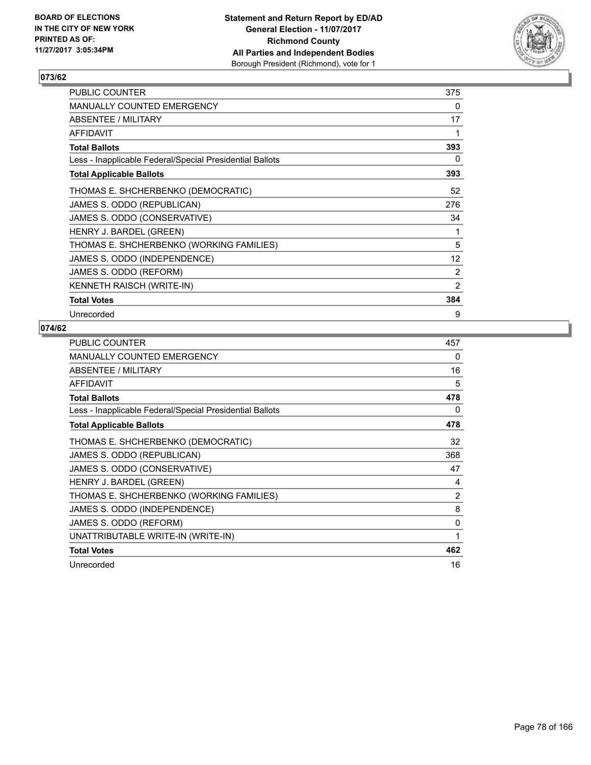**BOARD OF ELECTIONS IN THE CITY OF NEW YORK PRINTED AS OF: 11/27/2017 3:05:34PM**

**Statement and Return Report by ED/AD General Election - 11/07/2017 Richmond County All Parties and Independent Bodies** Borough President (Richmond), vote for 1

## 073/62

| | |
|---|---|
| PUBLIC COUNTER | 375 |
| MANUALLY COUNTED EMERGENCY | 0 |
| ABSENTEE / MILITARY | 17 |
| AFFIDAVIT | 1 |
| **Total Ballots** | **393** |
| Less - Inapplicable Federal/Special Presidential Ballots | 0 |
| **Total Applicable Ballots** | **393** |
| THOMAS E. SHCHERBENKO (DEMOCRATIC) | 52 |
| JAMES S. ODDO (REPUBLICAN) | 276 |
| JAMES S. ODDO (CONSERVATIVE) | 34 |
| HENRY J. BARDEL (GREEN) | 1 |
| THOMAS E. SHCHERBENKO (WORKING FAMILIES) | 5 |
| JAMES S. ODDO (INDEPENDENCE) | 12 |
| JAMES S. ODDO (REFORM) | 2 |
| KENNETH RAISCH (WRITE-IN) | 2 |
| **Total Votes** | **384** |
| Unrecorded | 9 |

## 074/62

| | |
|---|---|
| PUBLIC COUNTER | 457 |
| MANUALLY COUNTED EMERGENCY | 0 |
| ABSENTEE / MILITARY | 16 |
| AFFIDAVIT | 5 |
| **Total Ballots** | **478** |
| Less - Inapplicable Federal/Special Presidential Ballots | 0 |
| **Total Applicable Ballots** | **478** |
| THOMAS E. SHCHERBENKO (DEMOCRATIC) | 32 |
| JAMES S. ODDO (REPUBLICAN) | 368 |
| JAMES S. ODDO (CONSERVATIVE) | 47 |
| HENRY J. BARDEL (GREEN) | 4 |
| THOMAS E. SHCHERBENKO (WORKING FAMILIES) | 2 |
| JAMES S. ODDO (INDEPENDENCE) | 8 |
| JAMES S. ODDO (REFORM) | 0 |
| UNATTRIBUTABLE WRITE-IN (WRITE-IN) | 1 |
| **Total Votes** | **462** |
| Unrecorded | 16 |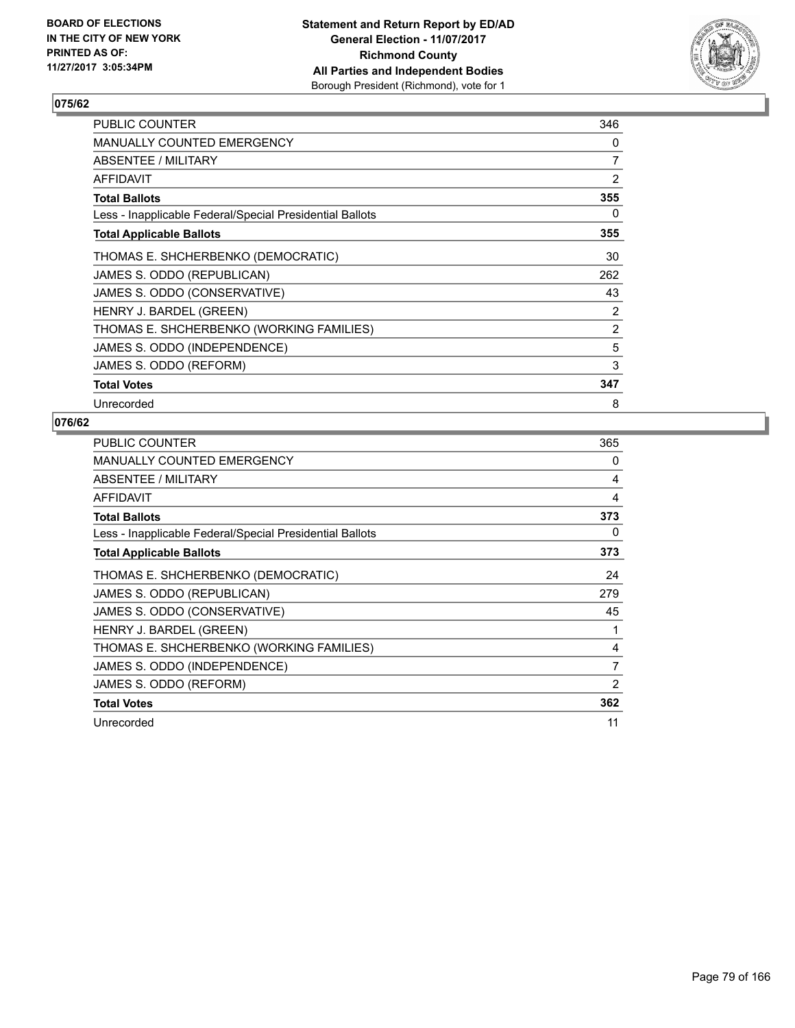**BOARD OF ELECTIONS IN THE CITY OF NEW YORK PRINTED AS OF: 11/27/2017 3:05:34PM**

**Statement and Return Report by ED/AD General Election - 11/07/2017 Richmond County All Parties and Independent Bodies**
Borough President (Richmond), vote for 1

## 075/62

| | |
|---|---|
| PUBLIC COUNTER | 346 |
| MANUALLY COUNTED EMERGENCY | 0 |
| ABSENTEE / MILITARY | 7 |
| AFFIDAVIT | 2 |
| **Total Ballots** | **355** |
| Less - Inapplicable Federal/Special Presidential Ballots | 0 |
| **Total Applicable Ballots** | **355** |
| THOMAS E. SHCHERBENKO (DEMOCRATIC) | 30 |
| JAMES S. ODDO (REPUBLICAN) | 262 |
| JAMES S. ODDO (CONSERVATIVE) | 43 |
| HENRY J. BARDEL (GREEN) | 2 |
| THOMAS E. SHCHERBENKO (WORKING FAMILIES) | 2 |
| JAMES S. ODDO (INDEPENDENCE) | 5 |
| JAMES S. ODDO (REFORM) | 3 |
| **Total Votes** | **347** |
| Unrecorded | 8 |

## 076/62

| | |
|---|---|
| PUBLIC COUNTER | 365 |
| MANUALLY COUNTED EMERGENCY | 0 |
| ABSENTEE / MILITARY | 4 |
| AFFIDAVIT | 4 |
| **Total Ballots** | **373** |
| Less - Inapplicable Federal/Special Presidential Ballots | 0 |
| **Total Applicable Ballots** | **373** |
| THOMAS E. SHCHERBENKO (DEMOCRATIC) | 24 |
| JAMES S. ODDO (REPUBLICAN) | 279 |
| JAMES S. ODDO (CONSERVATIVE) | 45 |
| HENRY J. BARDEL (GREEN) | 1 |
| THOMAS E. SHCHERBENKO (WORKING FAMILIES) | 4 |
| JAMES S. ODDO (INDEPENDENCE) | 7 |
| JAMES S. ODDO (REFORM) | 2 |
| **Total Votes** | **362** |
| Unrecorded | 11 |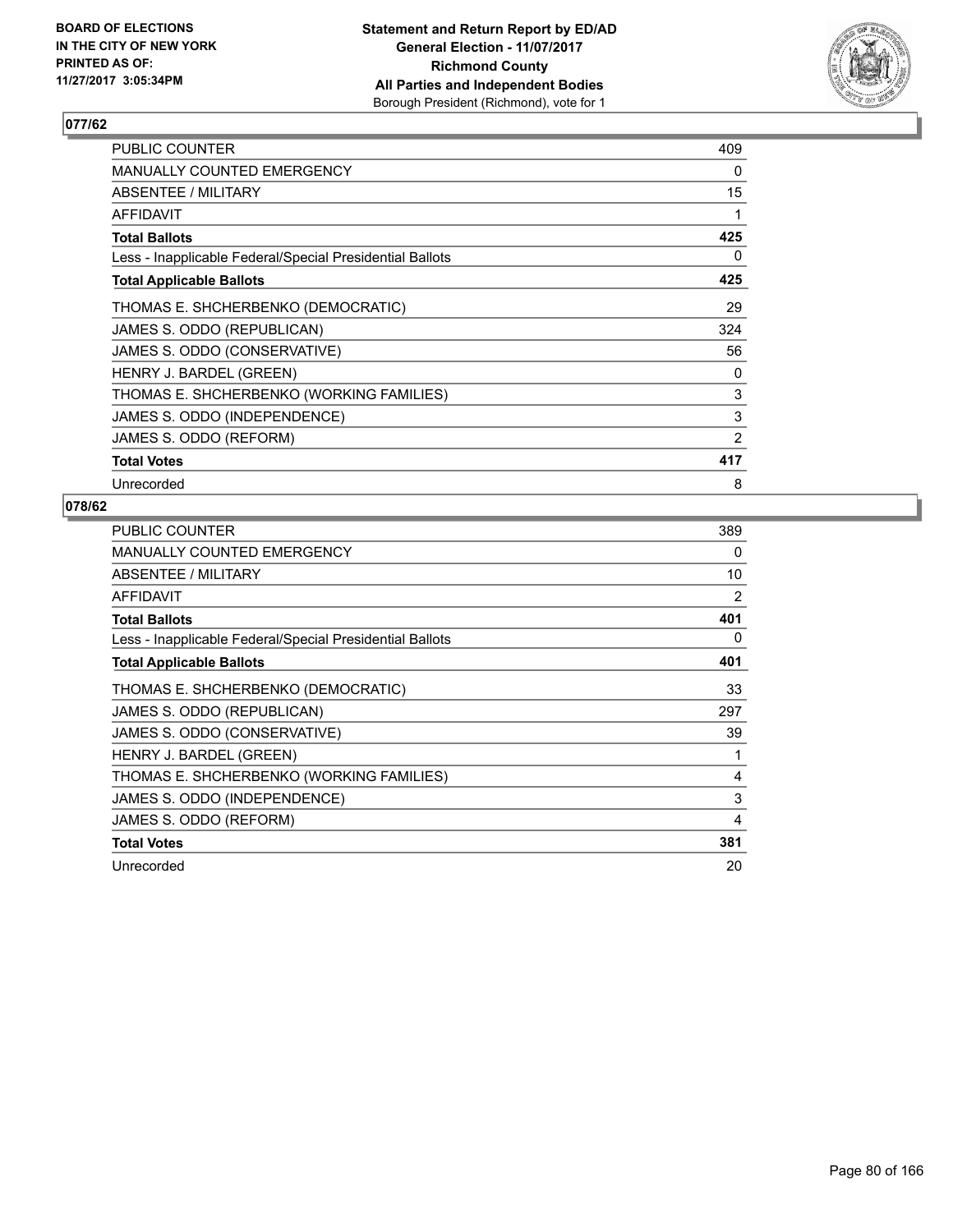BOARD OF ELECTIONS
IN THE CITY OF NEW YORK
PRINTED AS OF:
11/27/2017 3:05:34PM

**Statement and Return Report by ED/AD**
**General Election - 11/07/2017**
**Richmond County**
**All Parties and Independent Bodies**
Borough President (Richmond), vote for 1

## 077/62

| | |
|---|---|
| PUBLIC COUNTER | 409 |
| MANUALLY COUNTED EMERGENCY | 0 |
| ABSENTEE / MILITARY | 15 |
| AFFIDAVIT | 1 |
| **Total Ballots** | **425** |
| Less - Inapplicable Federal/Special Presidential Ballots | 0 |
| **Total Applicable Ballots** | **425** |
| THOMAS E. SHCHERBENKO (DEMOCRATIC) | 29 |
| JAMES S. ODDO (REPUBLICAN) | 324 |
| JAMES S. ODDO (CONSERVATIVE) | 56 |
| HENRY J. BARDEL (GREEN) | 0 |
| THOMAS E. SHCHERBENKO (WORKING FAMILIES) | 3 |
| JAMES S. ODDO (INDEPENDENCE) | 3 |
| JAMES S. ODDO (REFORM) | 2 |
| **Total Votes** | **417** |
| Unrecorded | 8 |

## 078/62

| | |
|---|---|
| PUBLIC COUNTER | 389 |
| MANUALLY COUNTED EMERGENCY | 0 |
| ABSENTEE / MILITARY | 10 |
| AFFIDAVIT | 2 |
| **Total Ballots** | **401** |
| Less - Inapplicable Federal/Special Presidential Ballots | 0 |
| **Total Applicable Ballots** | **401** |
| THOMAS E. SHCHERBENKO (DEMOCRATIC) | 33 |
| JAMES S. ODDO (REPUBLICAN) | 297 |
| JAMES S. ODDO (CONSERVATIVE) | 39 |
| HENRY J. BARDEL (GREEN) | 1 |
| THOMAS E. SHCHERBENKO (WORKING FAMILIES) | 4 |
| JAMES S. ODDO (INDEPENDENCE) | 3 |
| JAMES S. ODDO (REFORM) | 4 |
| **Total Votes** | **381** |
| Unrecorded | 20 |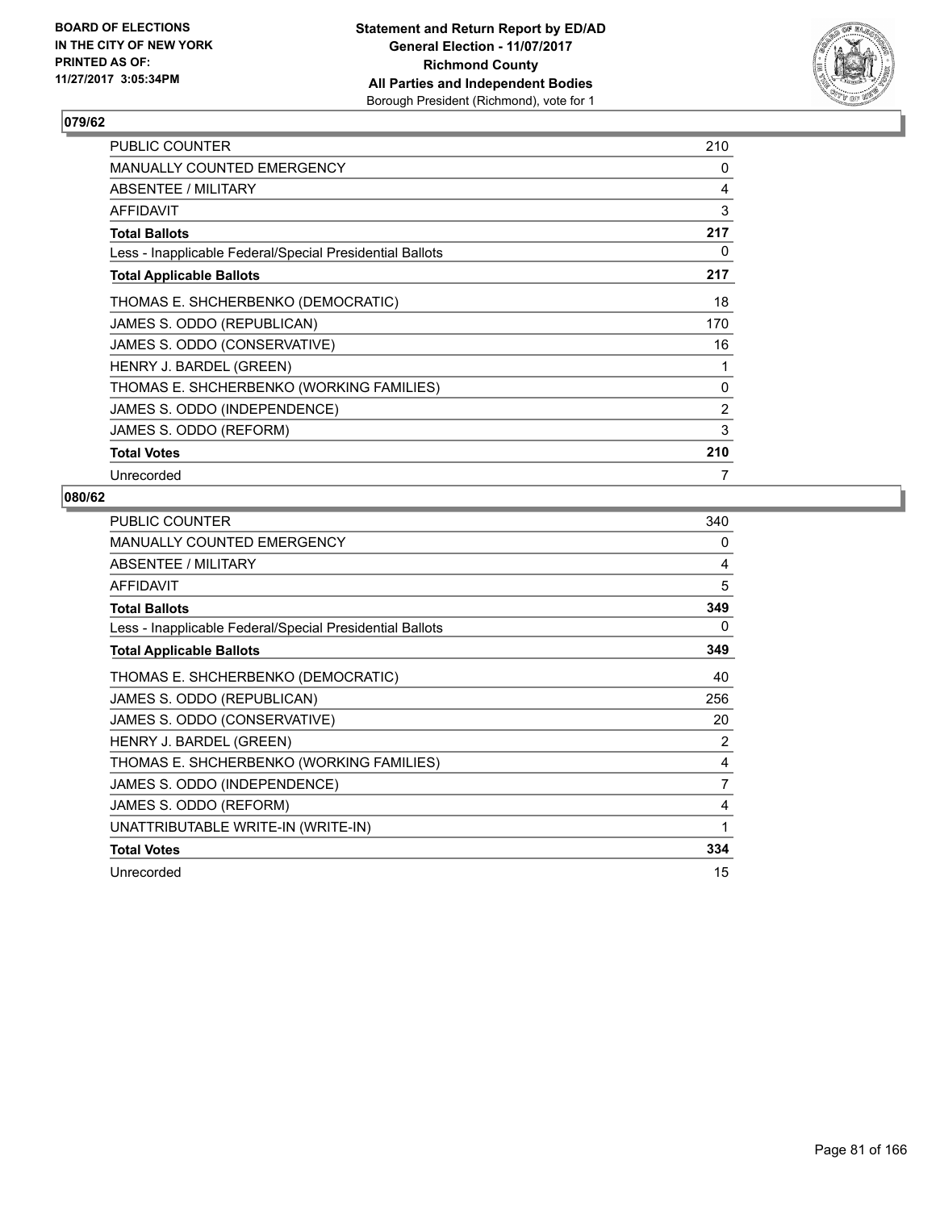**BOARD OF ELECTIONS IN THE CITY OF NEW YORK PRINTED AS OF: 11/27/2017 3:05:34PM**

**Statement and Return Report by ED/AD General Election - 11/07/2017 Richmond County All Parties and Independent Bodies** Borough President (Richmond), vote for 1

## 079/62

| | |
|---|---|
| PUBLIC COUNTER | 210 |
| MANUALLY COUNTED EMERGENCY | 0 |
| ABSENTEE / MILITARY | 4 |
| AFFIDAVIT | 3 |
| **Total Ballots** | **217** |
| Less - Inapplicable Federal/Special Presidential Ballots | 0 |
| **Total Applicable Ballots** | **217** |
| THOMAS E. SHCHERBENKO (DEMOCRATIC) | 18 |
| JAMES S. ODDO (REPUBLICAN) | 170 |
| JAMES S. ODDO (CONSERVATIVE) | 16 |
| HENRY J. BARDEL (GREEN) | 1 |
| THOMAS E. SHCHERBENKO (WORKING FAMILIES) | 0 |
| JAMES S. ODDO (INDEPENDENCE) | 2 |
| JAMES S. ODDO (REFORM) | 3 |
| **Total Votes** | **210** |
| Unrecorded | 7 |

## 080/62

| | |
|---|---|
| PUBLIC COUNTER | 340 |
| MANUALLY COUNTED EMERGENCY | 0 |
| ABSENTEE / MILITARY | 4 |
| AFFIDAVIT | 5 |
| **Total Ballots** | **349** |
| Less - Inapplicable Federal/Special Presidential Ballots | 0 |
| **Total Applicable Ballots** | **349** |
| THOMAS E. SHCHERBENKO (DEMOCRATIC) | 40 |
| JAMES S. ODDO (REPUBLICAN) | 256 |
| JAMES S. ODDO (CONSERVATIVE) | 20 |
| HENRY J. BARDEL (GREEN) | 2 |
| THOMAS E. SHCHERBENKO (WORKING FAMILIES) | 4 |
| JAMES S. ODDO (INDEPENDENCE) | 7 |
| JAMES S. ODDO (REFORM) | 4 |
| UNATTRIBUTABLE WRITE-IN (WRITE-IN) | 1 |
| **Total Votes** | **334** |
| Unrecorded | 15 |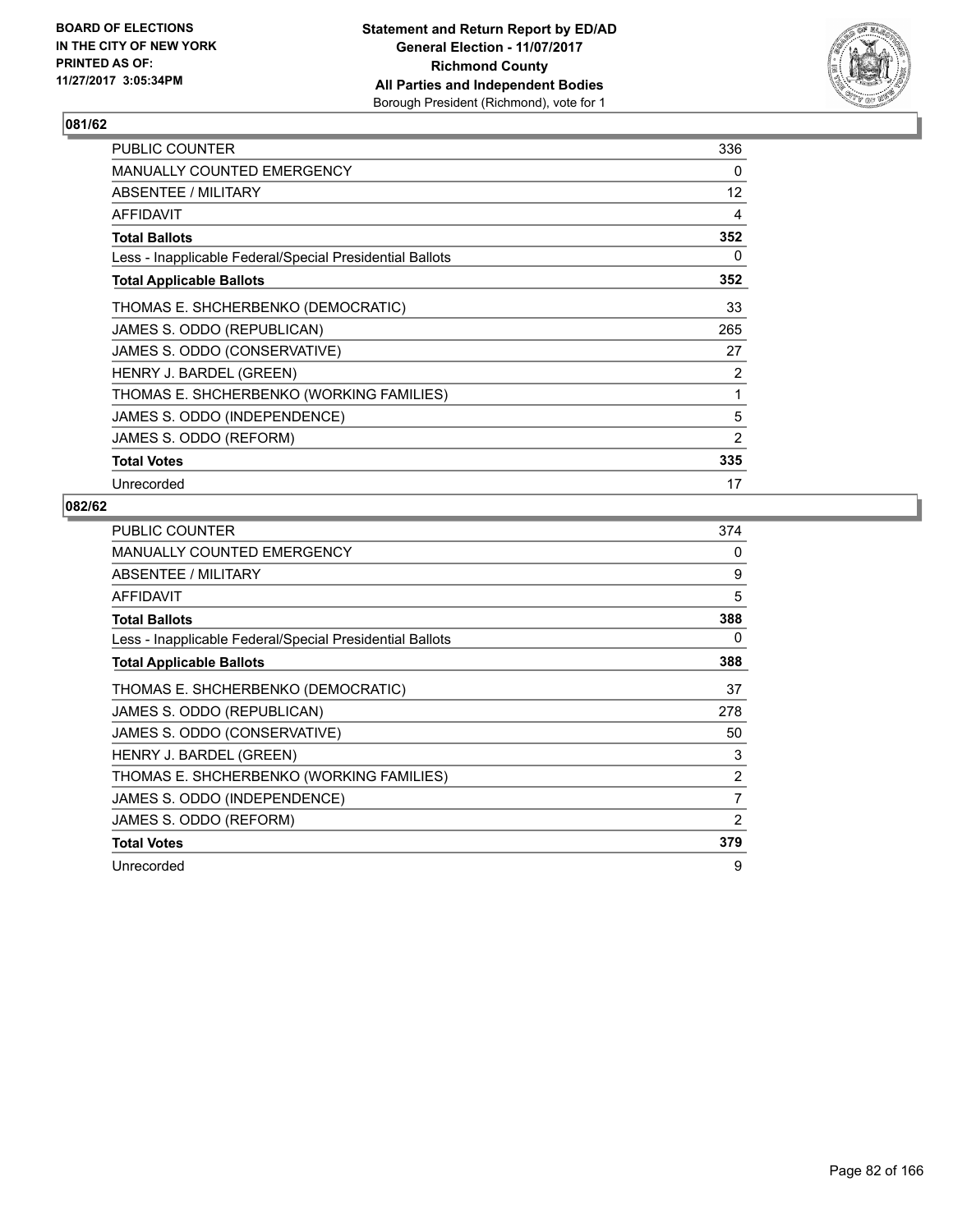BOARD OF ELECTIONS
IN THE CITY OF NEW YORK
PRINTED AS OF:
11/27/2017 3:05:34PM

**Statement and Return Report by ED/AD**
**General Election - 11/07/2017**
**Richmond County**
**All Parties and Independent Bodies**
Borough President (Richmond), vote for 1

## 081/62

| | |
|---|---|
| PUBLIC COUNTER | 336 |
| MANUALLY COUNTED EMERGENCY | 0 |
| ABSENTEE / MILITARY | 12 |
| AFFIDAVIT | 4 |
| **Total Ballots** | **352** |
| Less - Inapplicable Federal/Special Presidential Ballots | 0 |
| **Total Applicable Ballots** | **352** |
| THOMAS E. SHCHERBENKO (DEMOCRATIC) | 33 |
| JAMES S. ODDO (REPUBLICAN) | 265 |
| JAMES S. ODDO (CONSERVATIVE) | 27 |
| HENRY J. BARDEL (GREEN) | 2 |
| THOMAS E. SHCHERBENKO (WORKING FAMILIES) | 1 |
| JAMES S. ODDO (INDEPENDENCE) | 5 |
| JAMES S. ODDO (REFORM) | 2 |
| **Total Votes** | **335** |
| Unrecorded | 17 |

## 082/62

| | |
|---|---|
| PUBLIC COUNTER | 374 |
| MANUALLY COUNTED EMERGENCY | 0 |
| ABSENTEE / MILITARY | 9 |
| AFFIDAVIT | 5 |
| **Total Ballots** | **388** |
| Less - Inapplicable Federal/Special Presidential Ballots | 0 |
| **Total Applicable Ballots** | **388** |
| THOMAS E. SHCHERBENKO (DEMOCRATIC) | 37 |
| JAMES S. ODDO (REPUBLICAN) | 278 |
| JAMES S. ODDO (CONSERVATIVE) | 50 |
| HENRY J. BARDEL (GREEN) | 3 |
| THOMAS E. SHCHERBENKO (WORKING FAMILIES) | 2 |
| JAMES S. ODDO (INDEPENDENCE) | 7 |
| JAMES S. ODDO (REFORM) | 2 |
| **Total Votes** | **379** |
| Unrecorded | 9 |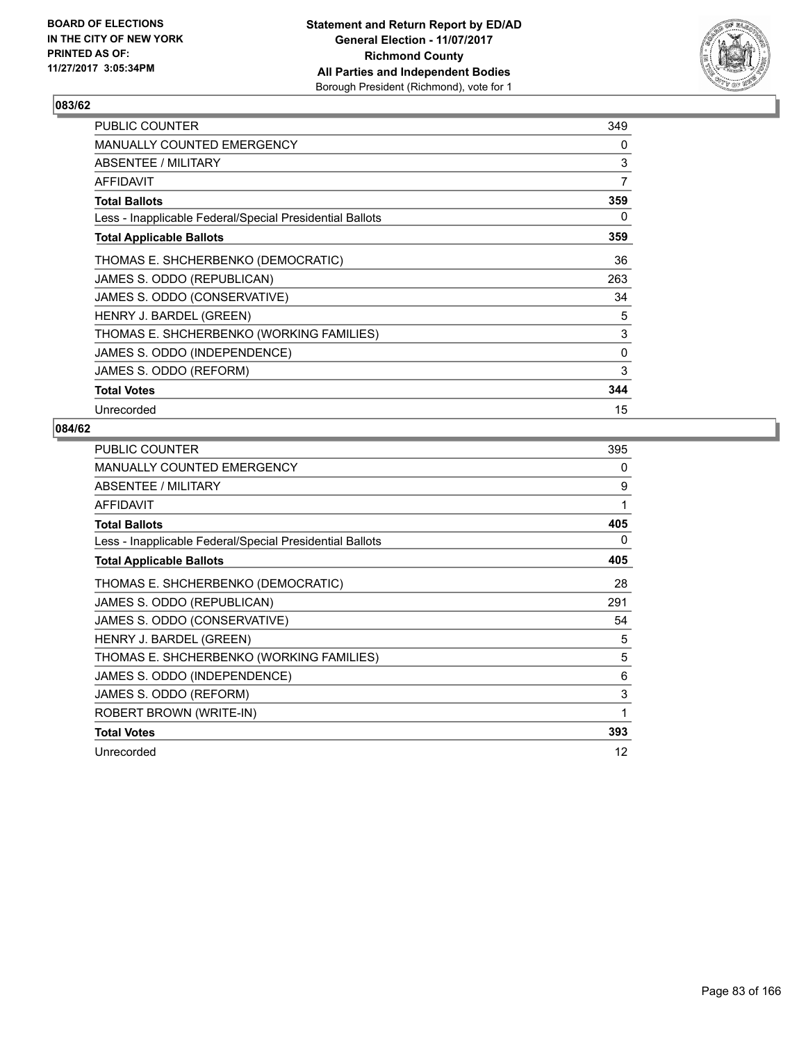BOARD OF ELECTIONS
IN THE CITY OF NEW YORK
PRINTED AS OF:
11/27/2017 3:05:34PM

**Statement and Return Report by ED/AD**
**General Election - 11/07/2017**
**Richmond County**
**All Parties and Independent Bodies**
Borough President (Richmond), vote for 1

## 083/62

| | |
|---|---|
| PUBLIC COUNTER | 349 |
| MANUALLY COUNTED EMERGENCY | 0 |
| ABSENTEE / MILITARY | 3 |
| AFFIDAVIT | 7 |
| **Total Ballots** | **359** |
| Less - Inapplicable Federal/Special Presidential Ballots | 0 |
| **Total Applicable Ballots** | **359** |
| THOMAS E. SHCHERBENKO (DEMOCRATIC) | 36 |
| JAMES S. ODDO (REPUBLICAN) | 263 |
| JAMES S. ODDO (CONSERVATIVE) | 34 |
| HENRY J. BARDEL (GREEN) | 5 |
| THOMAS E. SHCHERBENKO (WORKING FAMILIES) | 3 |
| JAMES S. ODDO (INDEPENDENCE) | 0 |
| JAMES S. ODDO (REFORM) | 3 |
| **Total Votes** | **344** |
| Unrecorded | 15 |

## 084/62

| | |
|---|---|
| PUBLIC COUNTER | 395 |
| MANUALLY COUNTED EMERGENCY | 0 |
| ABSENTEE / MILITARY | 9 |
| AFFIDAVIT | 1 |
| **Total Ballots** | **405** |
| Less - Inapplicable Federal/Special Presidential Ballots | 0 |
| **Total Applicable Ballots** | **405** |
| THOMAS E. SHCHERBENKO (DEMOCRATIC) | 28 |
| JAMES S. ODDO (REPUBLICAN) | 291 |
| JAMES S. ODDO (CONSERVATIVE) | 54 |
| HENRY J. BARDEL (GREEN) | 5 |
| THOMAS E. SHCHERBENKO (WORKING FAMILIES) | 5 |
| JAMES S. ODDO (INDEPENDENCE) | 6 |
| JAMES S. ODDO (REFORM) | 3 |
| ROBERT BROWN (WRITE-IN) | 1 |
| **Total Votes** | **393** |
| Unrecorded | 12 |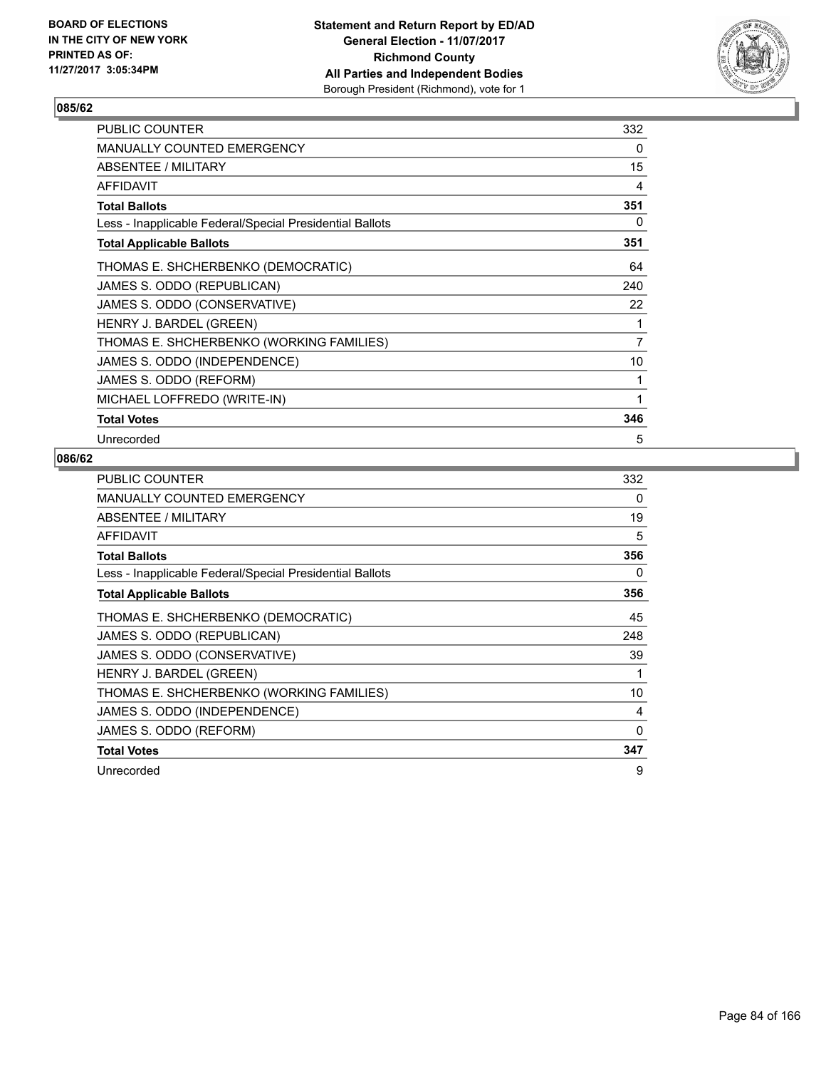**BOARD OF ELECTIONS IN THE CITY OF NEW YORK PRINTED AS OF: 11/27/2017 3:05:34PM**

**Statement and Return Report by ED/AD General Election - 11/07/2017 Richmond County All Parties and Independent Bodies**
Borough President (Richmond), vote for 1

### 085/62

| | |
|---|---|
| PUBLIC COUNTER | 332 |
| MANUALLY COUNTED EMERGENCY | 0 |
| ABSENTEE / MILITARY | 15 |
| AFFIDAVIT | 4 |
| **Total Ballots** | **351** |
| Less - Inapplicable Federal/Special Presidential Ballots | 0 |
| **Total Applicable Ballots** | **351** |
| THOMAS E. SHCHERBENKO (DEMOCRATIC) | 64 |
| JAMES S. ODDO (REPUBLICAN) | 240 |
| JAMES S. ODDO (CONSERVATIVE) | 22 |
| HENRY J. BARDEL (GREEN) | 1 |
| THOMAS E. SHCHERBENKO (WORKING FAMILIES) | 7 |
| JAMES S. ODDO (INDEPENDENCE) | 10 |
| JAMES S. ODDO (REFORM) | 1 |
| MICHAEL LOFFREDO (WRITE-IN) | 1 |
| **Total Votes** | **346** |
| Unrecorded | 5 |

### 086/62

| | |
|---|---|
| PUBLIC COUNTER | 332 |
| MANUALLY COUNTED EMERGENCY | 0 |
| ABSENTEE / MILITARY | 19 |
| AFFIDAVIT | 5 |
| **Total Ballots** | **356** |
| Less - Inapplicable Federal/Special Presidential Ballots | 0 |
| **Total Applicable Ballots** | **356** |
| THOMAS E. SHCHERBENKO (DEMOCRATIC) | 45 |
| JAMES S. ODDO (REPUBLICAN) | 248 |
| JAMES S. ODDO (CONSERVATIVE) | 39 |
| HENRY J. BARDEL (GREEN) | 1 |
| THOMAS E. SHCHERBENKO (WORKING FAMILIES) | 10 |
| JAMES S. ODDO (INDEPENDENCE) | 4 |
| JAMES S. ODDO (REFORM) | 0 |
| **Total Votes** | **347** |
| Unrecorded | 9 |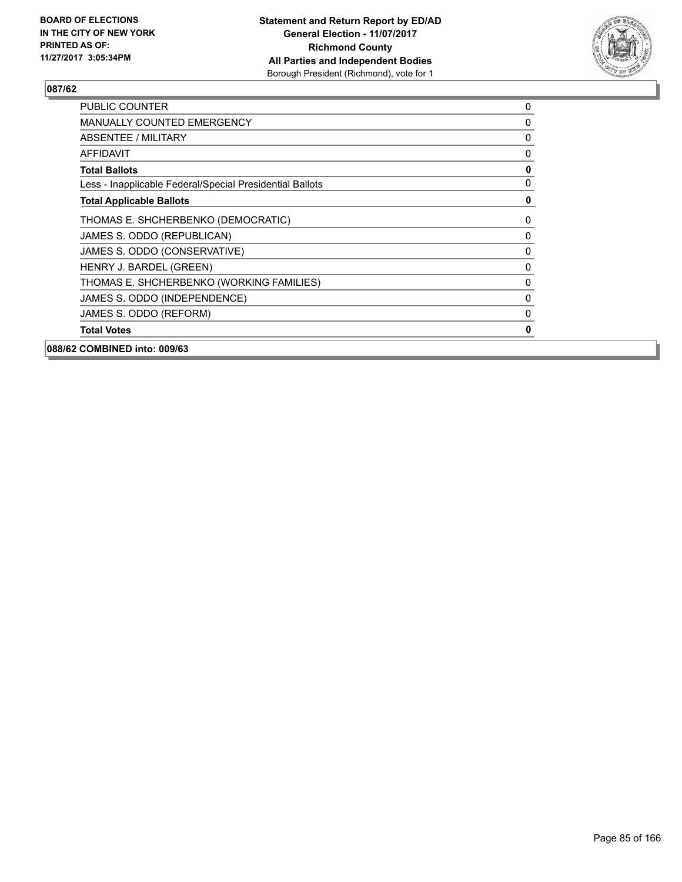**BOARD OF ELECTIONS IN THE CITY OF NEW YORK PRINTED AS OF: 11/27/2017 3:05:34PM**

**Statement and Return Report by ED/AD**
**General Election - 11/07/2017**
**Richmond County**
**All Parties and Independent Bodies**
Borough President (Richmond), vote for 1

**087/62**

| | |
|---|---|
| PUBLIC COUNTER | 0 |
| MANUALLY COUNTED EMERGENCY | 0 |
| ABSENTEE / MILITARY | 0 |
| AFFIDAVIT | 0 |
| **Total Ballots** | **0** |
| Less - Inapplicable Federal/Special Presidential Ballots | 0 |
| **Total Applicable Ballots** | **0** |
| THOMAS E. SHCHERBENKO (DEMOCRATIC) | 0 |
| JAMES S. ODDO (REPUBLICAN) | 0 |
| JAMES S. ODDO (CONSERVATIVE) | 0 |
| HENRY J. BARDEL (GREEN) | 0 |
| THOMAS E. SHCHERBENKO (WORKING FAMILIES) | 0 |
| JAMES S. ODDO (INDEPENDENCE) | 0 |
| JAMES S. ODDO (REFORM) | 0 |
| **Total Votes** | **0** |

**088/62 COMBINED into: 009/63**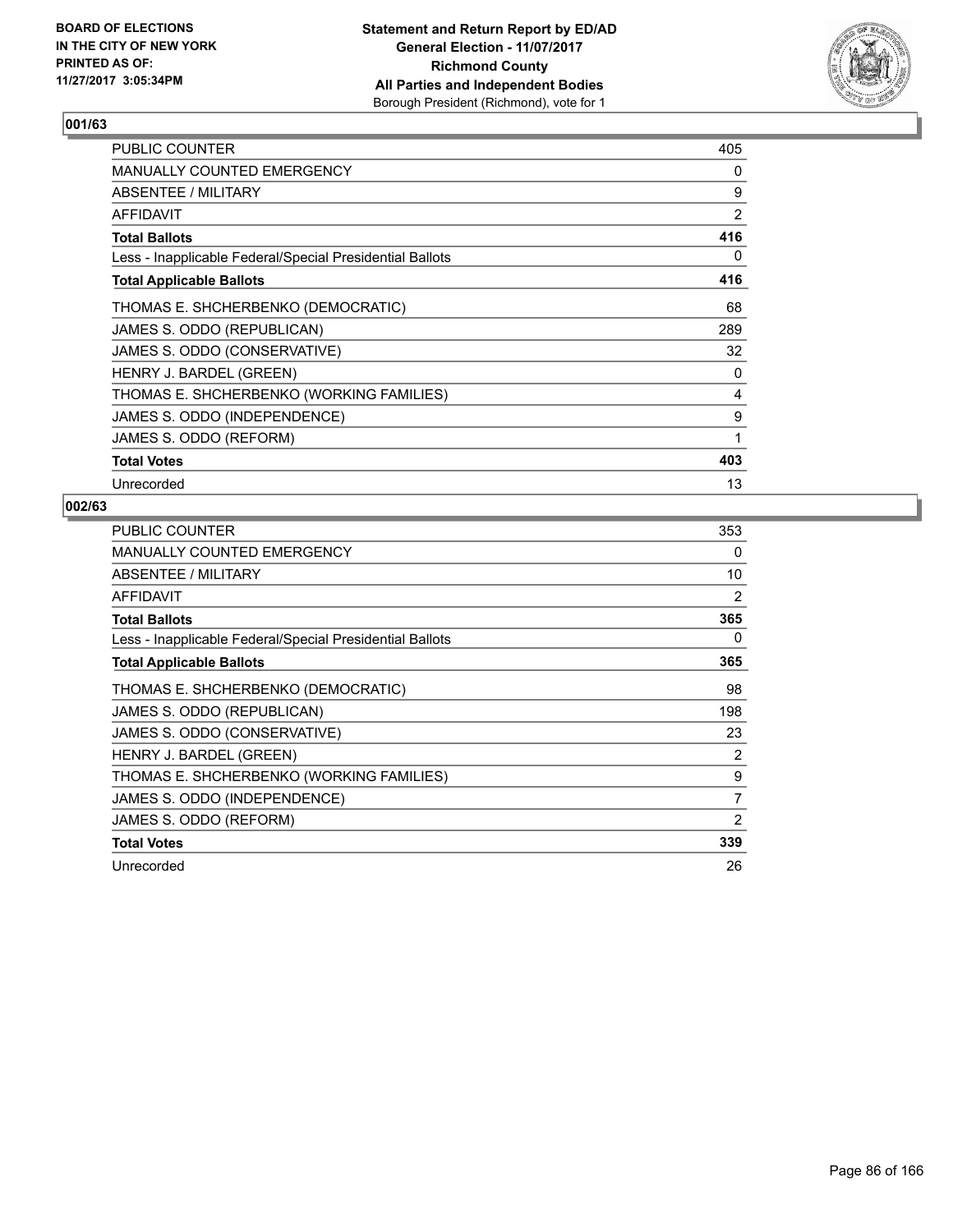BOARD OF ELECTIONS
IN THE CITY OF NEW YORK
PRINTED AS OF:
11/27/2017 3:05:34PM

**Statement and Return Report by ED/AD**
**General Election - 11/07/2017**
**Richmond County**
**All Parties and Independent Bodies**
Borough President (Richmond), vote for 1

### 001/63

| | |
|---|---|
| PUBLIC COUNTER | 405 |
| MANUALLY COUNTED EMERGENCY | 0 |
| ABSENTEE / MILITARY | 9 |
| AFFIDAVIT | 2 |
| **Total Ballots** | **416** |
| Less - Inapplicable Federal/Special Presidential Ballots | 0 |
| **Total Applicable Ballots** | **416** |
| THOMAS E. SHCHERBENKO (DEMOCRATIC) | 68 |
| JAMES S. ODDO (REPUBLICAN) | 289 |
| JAMES S. ODDO (CONSERVATIVE) | 32 |
| HENRY J. BARDEL (GREEN) | 0 |
| THOMAS E. SHCHERBENKO (WORKING FAMILIES) | 4 |
| JAMES S. ODDO (INDEPENDENCE) | 9 |
| JAMES S. ODDO (REFORM) | 1 |
| **Total Votes** | **403** |
| Unrecorded | 13 |

### 002/63

| | |
|---|---|
| PUBLIC COUNTER | 353 |
| MANUALLY COUNTED EMERGENCY | 0 |
| ABSENTEE / MILITARY | 10 |
| AFFIDAVIT | 2 |
| **Total Ballots** | **365** |
| Less - Inapplicable Federal/Special Presidential Ballots | 0 |
| **Total Applicable Ballots** | **365** |
| THOMAS E. SHCHERBENKO (DEMOCRATIC) | 98 |
| JAMES S. ODDO (REPUBLICAN) | 198 |
| JAMES S. ODDO (CONSERVATIVE) | 23 |
| HENRY J. BARDEL (GREEN) | 2 |
| THOMAS E. SHCHERBENKO (WORKING FAMILIES) | 9 |
| JAMES S. ODDO (INDEPENDENCE) | 7 |
| JAMES S. ODDO (REFORM) | 2 |
| **Total Votes** | **339** |
| Unrecorded | 26 |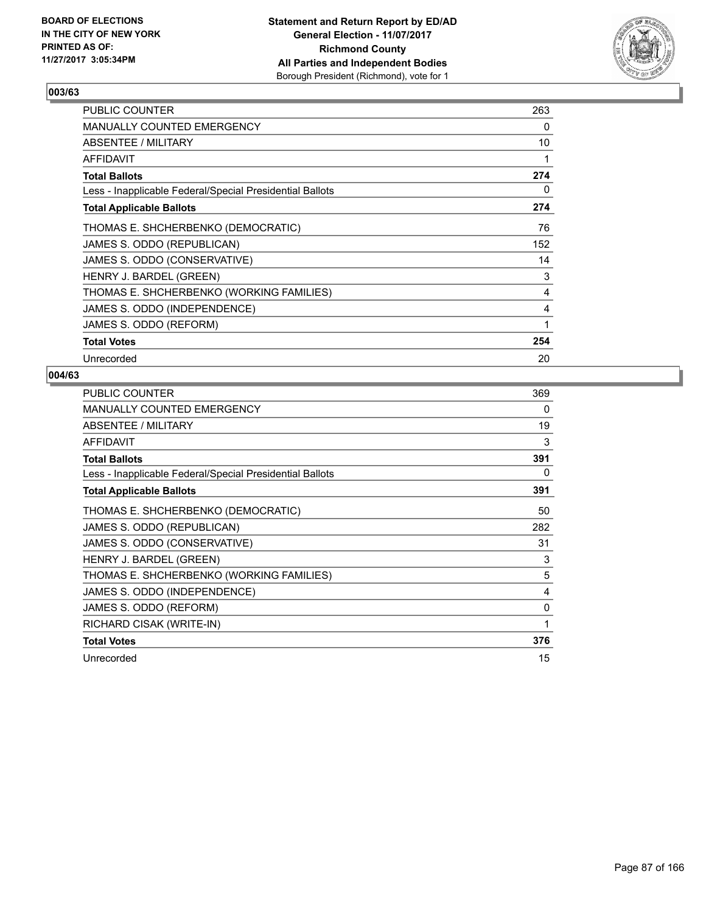**BOARD OF ELECTIONS IN THE CITY OF NEW YORK PRINTED AS OF: 11/27/2017 3:05:34PM**

**Statement and Return Report by ED/AD General Election - 11/07/2017 Richmond County All Parties and Independent Bodies**
Borough President (Richmond), vote for 1

## 003/63

| | |
|---|---|
| PUBLIC COUNTER | 263 |
| MANUALLY COUNTED EMERGENCY | 0 |
| ABSENTEE / MILITARY | 10 |
| AFFIDAVIT | 1 |
| **Total Ballots** | **274** |
| Less - Inapplicable Federal/Special Presidential Ballots | 0 |
| **Total Applicable Ballots** | **274** |
| THOMAS E. SHCHERBENKO (DEMOCRATIC) | 76 |
| JAMES S. ODDO (REPUBLICAN) | 152 |
| JAMES S. ODDO (CONSERVATIVE) | 14 |
| HENRY J. BARDEL (GREEN) | 3 |
| THOMAS E. SHCHERBENKO (WORKING FAMILIES) | 4 |
| JAMES S. ODDO (INDEPENDENCE) | 4 |
| JAMES S. ODDO (REFORM) | 1 |
| **Total Votes** | **254** |
| Unrecorded | 20 |

## 004/63

| | |
|---|---|
| PUBLIC COUNTER | 369 |
| MANUALLY COUNTED EMERGENCY | 0 |
| ABSENTEE / MILITARY | 19 |
| AFFIDAVIT | 3 |
| **Total Ballots** | **391** |
| Less - Inapplicable Federal/Special Presidential Ballots | 0 |
| **Total Applicable Ballots** | **391** |
| THOMAS E. SHCHERBENKO (DEMOCRATIC) | 50 |
| JAMES S. ODDO (REPUBLICAN) | 282 |
| JAMES S. ODDO (CONSERVATIVE) | 31 |
| HENRY J. BARDEL (GREEN) | 3 |
| THOMAS E. SHCHERBENKO (WORKING FAMILIES) | 5 |
| JAMES S. ODDO (INDEPENDENCE) | 4 |
| JAMES S. ODDO (REFORM) | 0 |
| RICHARD CISAK (WRITE-IN) | 1 |
| **Total Votes** | **376** |
| Unrecorded | 15 |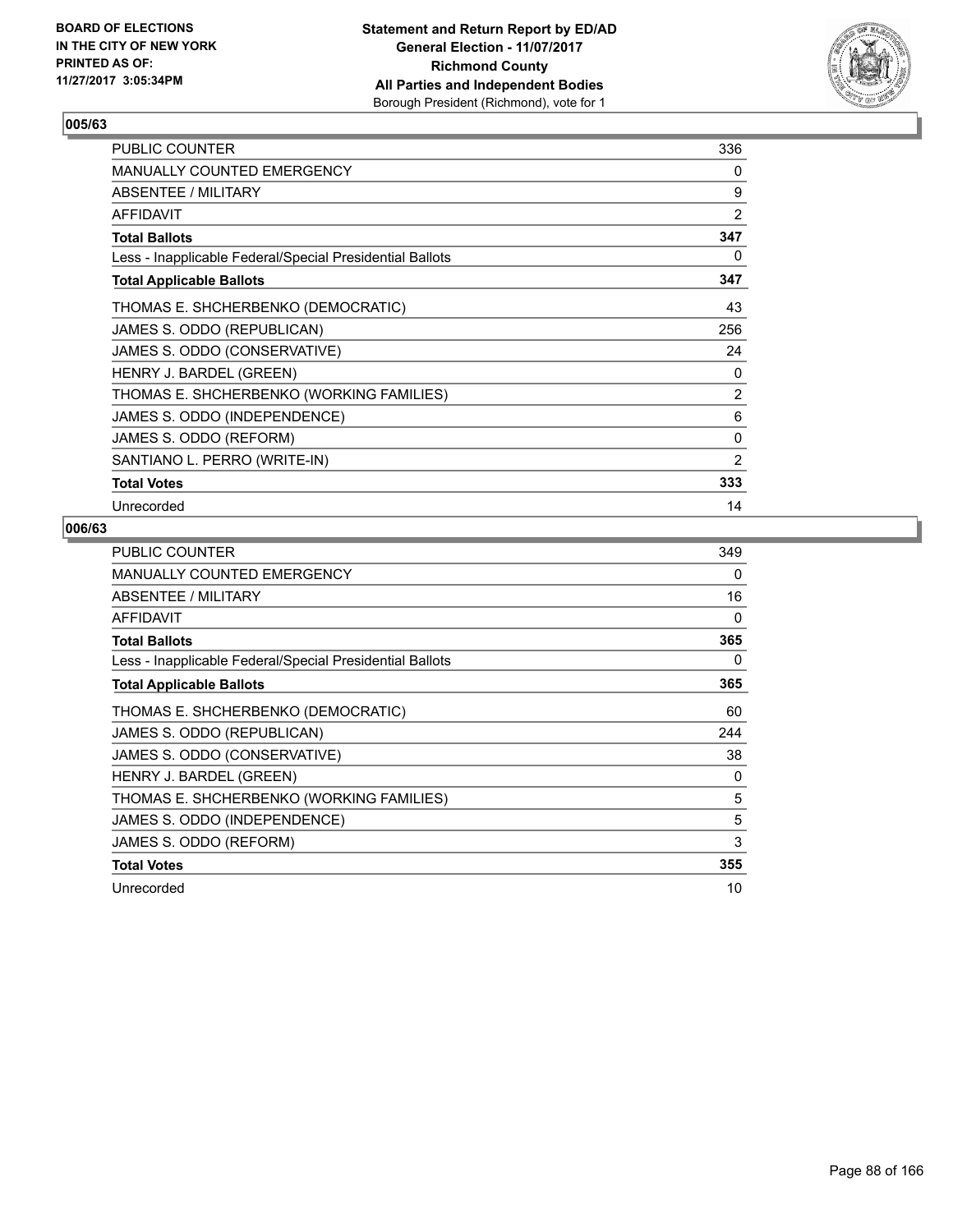BOARD OF ELECTIONS
IN THE CITY OF NEW YORK
PRINTED AS OF:
11/27/2017 3:05:34PM

**Statement and Return Report by ED/AD**
**General Election - 11/07/2017**
**Richmond County**
**All Parties and Independent Bodies**
Borough President (Richmond), vote for 1

## 005/63

| | |
|---|---|
| PUBLIC COUNTER | 336 |
| MANUALLY COUNTED EMERGENCY | 0 |
| ABSENTEE / MILITARY | 9 |
| AFFIDAVIT | 2 |
| **Total Ballots** | **347** |
| Less - Inapplicable Federal/Special Presidential Ballots | 0 |
| **Total Applicable Ballots** | **347** |
| THOMAS E. SHCHERBENKO (DEMOCRATIC) | 43 |
| JAMES S. ODDO (REPUBLICAN) | 256 |
| JAMES S. ODDO (CONSERVATIVE) | 24 |
| HENRY J. BARDEL (GREEN) | 0 |
| THOMAS E. SHCHERBENKO (WORKING FAMILIES) | 2 |
| JAMES S. ODDO (INDEPENDENCE) | 6 |
| JAMES S. ODDO (REFORM) | 0 |
| SANTIANO L. PERRO (WRITE-IN) | 2 |
| **Total Votes** | **333** |
| Unrecorded | 14 |

## 006/63

| | |
|---|---|
| PUBLIC COUNTER | 349 |
| MANUALLY COUNTED EMERGENCY | 0 |
| ABSENTEE / MILITARY | 16 |
| AFFIDAVIT | 0 |
| **Total Ballots** | **365** |
| Less - Inapplicable Federal/Special Presidential Ballots | 0 |
| **Total Applicable Ballots** | **365** |
| THOMAS E. SHCHERBENKO (DEMOCRATIC) | 60 |
| JAMES S. ODDO (REPUBLICAN) | 244 |
| JAMES S. ODDO (CONSERVATIVE) | 38 |
| HENRY J. BARDEL (GREEN) | 0 |
| THOMAS E. SHCHERBENKO (WORKING FAMILIES) | 5 |
| JAMES S. ODDO (INDEPENDENCE) | 5 |
| JAMES S. ODDO (REFORM) | 3 |
| **Total Votes** | **355** |
| Unrecorded | 10 |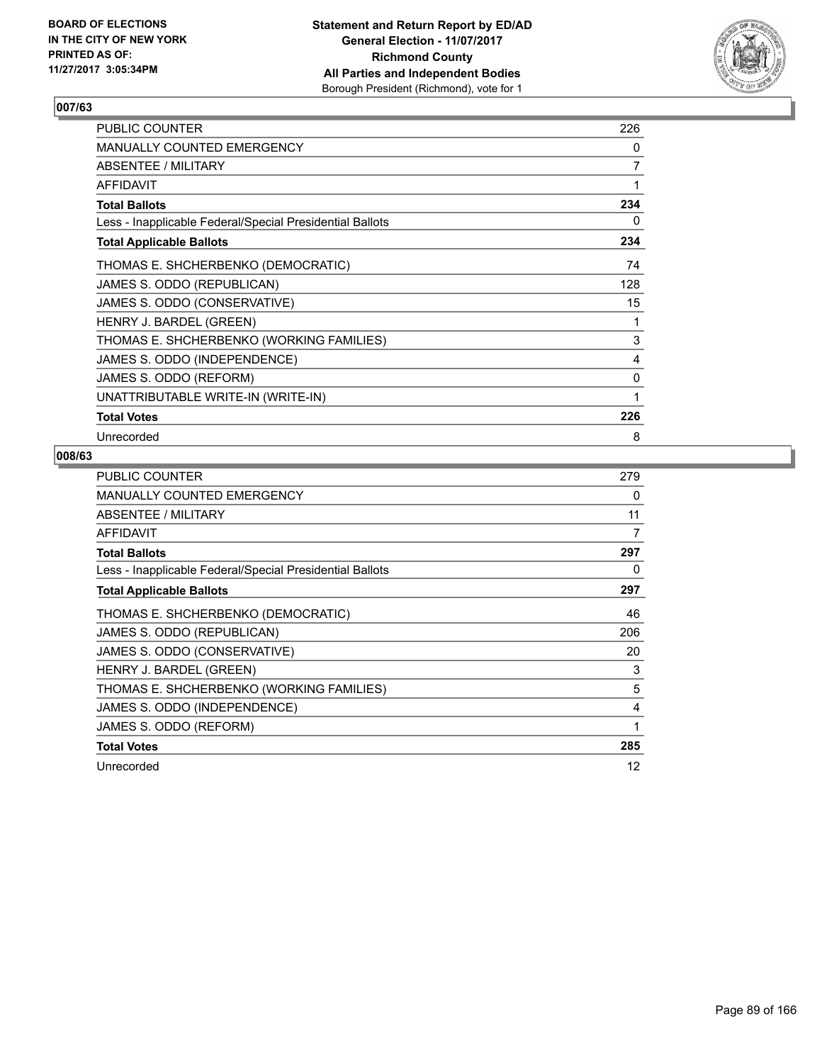BOARD OF ELECTIONS
IN THE CITY OF NEW YORK
PRINTED AS OF:
11/27/2017 3:05:34PM

**Statement and Return Report by ED/AD**
**General Election - 11/07/2017**
**Richmond County**
**All Parties and Independent Bodies**
Borough President (Richmond), vote for 1

## 007/63

| | |
|---|---|
| PUBLIC COUNTER | 226 |
| MANUALLY COUNTED EMERGENCY | 0 |
| ABSENTEE / MILITARY | 7 |
| AFFIDAVIT | 1 |
| **Total Ballots** | **234** |
| Less - Inapplicable Federal/Special Presidential Ballots | 0 |
| **Total Applicable Ballots** | **234** |
| THOMAS E. SHCHERBENKO (DEMOCRATIC) | 74 |
| JAMES S. ODDO (REPUBLICAN) | 128 |
| JAMES S. ODDO (CONSERVATIVE) | 15 |
| HENRY J. BARDEL (GREEN) | 1 |
| THOMAS E. SHCHERBENKO (WORKING FAMILIES) | 3 |
| JAMES S. ODDO (INDEPENDENCE) | 4 |
| JAMES S. ODDO (REFORM) | 0 |
| UNATTRIBUTABLE WRITE-IN (WRITE-IN) | 1 |
| **Total Votes** | **226** |
| Unrecorded | 8 |

## 008/63

| | |
|---|---|
| PUBLIC COUNTER | 279 |
| MANUALLY COUNTED EMERGENCY | 0 |
| ABSENTEE / MILITARY | 11 |
| AFFIDAVIT | 7 |
| **Total Ballots** | **297** |
| Less - Inapplicable Federal/Special Presidential Ballots | 0 |
| **Total Applicable Ballots** | **297** |
| THOMAS E. SHCHERBENKO (DEMOCRATIC) | 46 |
| JAMES S. ODDO (REPUBLICAN) | 206 |
| JAMES S. ODDO (CONSERVATIVE) | 20 |
| HENRY J. BARDEL (GREEN) | 3 |
| THOMAS E. SHCHERBENKO (WORKING FAMILIES) | 5 |
| JAMES S. ODDO (INDEPENDENCE) | 4 |
| JAMES S. ODDO (REFORM) | 1 |
| **Total Votes** | **285** |
| Unrecorded | 12 |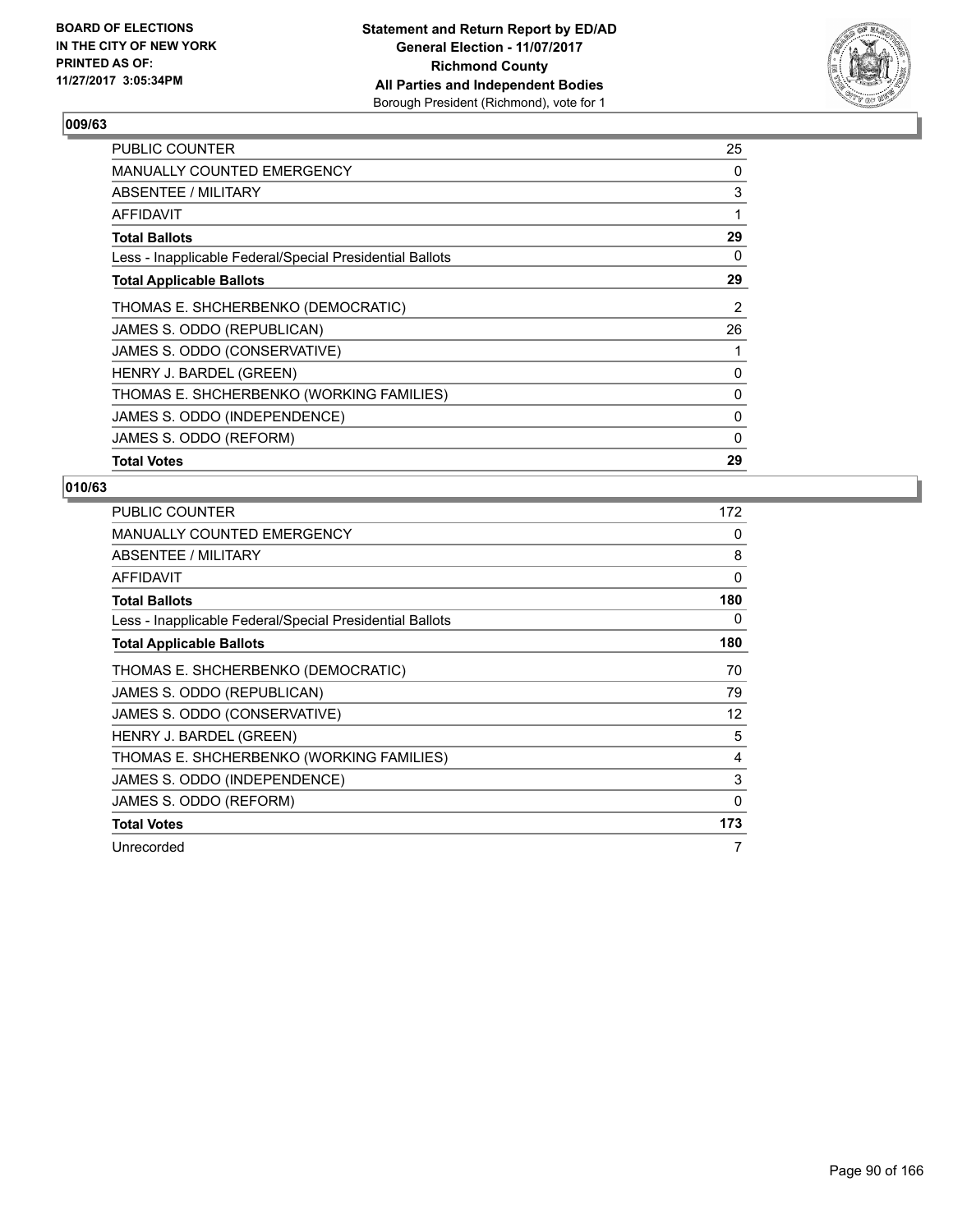**Statement and Return Report by ED/AD**
**General Election - 11/07/2017**
**Richmond County**
**All Parties and Independent Bodies**
Borough President (Richmond), vote for 1

BOARD OF ELECTIONS
IN THE CITY OF NEW YORK
PRINTED AS OF:
11/27/2017 3:05:34PM

## 009/63

| | |
|---|---|
| PUBLIC COUNTER | 25 |
| MANUALLY COUNTED EMERGENCY | 0 |
| ABSENTEE / MILITARY | 3 |
| AFFIDAVIT | 1 |
| **Total Ballots** | **29** |
| Less - Inapplicable Federal/Special Presidential Ballots | 0 |
| **Total Applicable Ballots** | **29** |
| THOMAS E. SHCHERBENKO (DEMOCRATIC) | 2 |
| JAMES S. ODDO (REPUBLICAN) | 26 |
| JAMES S. ODDO (CONSERVATIVE) | 1 |
| HENRY J. BARDEL (GREEN) | 0 |
| THOMAS E. SHCHERBENKO (WORKING FAMILIES) | 0 |
| JAMES S. ODDO (INDEPENDENCE) | 0 |
| JAMES S. ODDO (REFORM) | 0 |
| **Total Votes** | **29** |

## 010/63

| | |
|---|---|
| PUBLIC COUNTER | 172 |
| MANUALLY COUNTED EMERGENCY | 0 |
| ABSENTEE / MILITARY | 8 |
| AFFIDAVIT | 0 |
| **Total Ballots** | **180** |
| Less - Inapplicable Federal/Special Presidential Ballots | 0 |
| **Total Applicable Ballots** | **180** |
| THOMAS E. SHCHERBENKO (DEMOCRATIC) | 70 |
| JAMES S. ODDO (REPUBLICAN) | 79 |
| JAMES S. ODDO (CONSERVATIVE) | 12 |
| HENRY J. BARDEL (GREEN) | 5 |
| THOMAS E. SHCHERBENKO (WORKING FAMILIES) | 4 |
| JAMES S. ODDO (INDEPENDENCE) | 3 |
| JAMES S. ODDO (REFORM) | 0 |
| **Total Votes** | **173** |
| Unrecorded | 7 |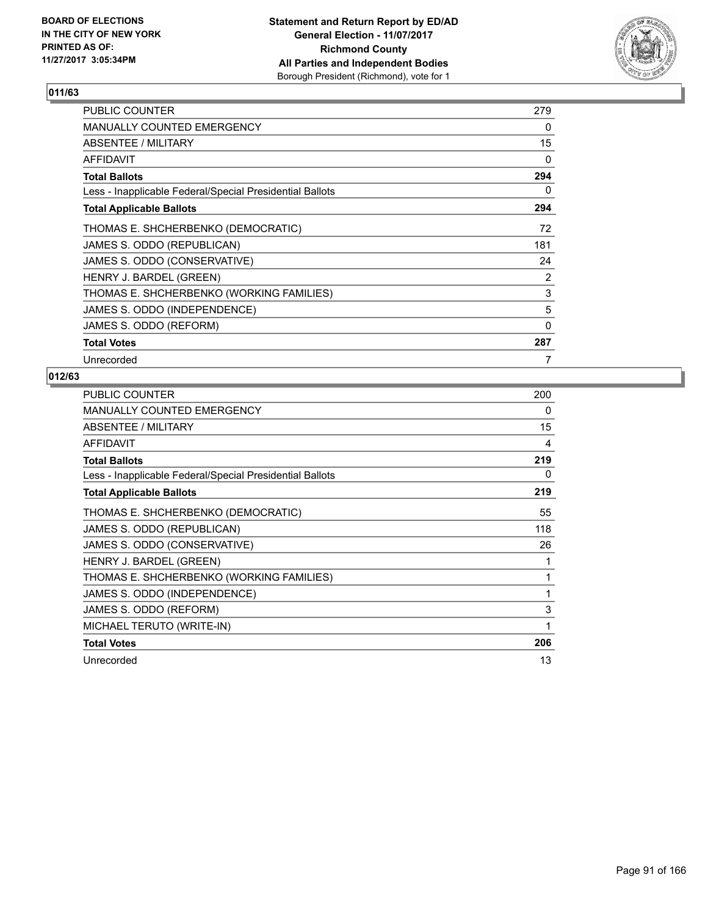BOARD OF ELECTIONS
IN THE CITY OF NEW YORK
PRINTED AS OF:
11/27/2017 3:05:34PM

**Statement and Return Report by ED/AD**
**General Election - 11/07/2017**
**Richmond County**
**All Parties and Independent Bodies**
Borough President (Richmond), vote for 1

## 011/63

| | |
|---|---|
| PUBLIC COUNTER | 279 |
| MANUALLY COUNTED EMERGENCY | 0 |
| ABSENTEE / MILITARY | 15 |
| AFFIDAVIT | 0 |
| **Total Ballots** | **294** |
| Less - Inapplicable Federal/Special Presidential Ballots | 0 |
| **Total Applicable Ballots** | **294** |
| THOMAS E. SHCHERBENKO (DEMOCRATIC) | 72 |
| JAMES S. ODDO (REPUBLICAN) | 181 |
| JAMES S. ODDO (CONSERVATIVE) | 24 |
| HENRY J. BARDEL (GREEN) | 2 |
| THOMAS E. SHCHERBENKO (WORKING FAMILIES) | 3 |
| JAMES S. ODDO (INDEPENDENCE) | 5 |
| JAMES S. ODDO (REFORM) | 0 |
| **Total Votes** | **287** |
| Unrecorded | 7 |

## 012/63

| | |
|---|---|
| PUBLIC COUNTER | 200 |
| MANUALLY COUNTED EMERGENCY | 0 |
| ABSENTEE / MILITARY | 15 |
| AFFIDAVIT | 4 |
| **Total Ballots** | **219** |
| Less - Inapplicable Federal/Special Presidential Ballots | 0 |
| **Total Applicable Ballots** | **219** |
| THOMAS E. SHCHERBENKO (DEMOCRATIC) | 55 |
| JAMES S. ODDO (REPUBLICAN) | 118 |
| JAMES S. ODDO (CONSERVATIVE) | 26 |
| HENRY J. BARDEL (GREEN) | 1 |
| THOMAS E. SHCHERBENKO (WORKING FAMILIES) | 1 |
| JAMES S. ODDO (INDEPENDENCE) | 1 |
| JAMES S. ODDO (REFORM) | 3 |
| MICHAEL TERUTO (WRITE-IN) | 1 |
| **Total Votes** | **206** |
| Unrecorded | 13 |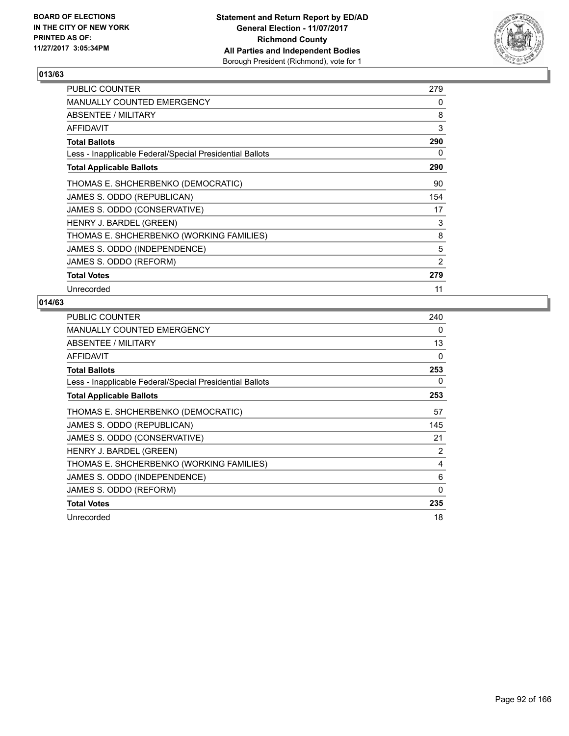BOARD OF ELECTIONS
IN THE CITY OF NEW YORK
PRINTED AS OF:
11/27/2017 3:05:34PM

**Statement and Return Report by ED/AD**
**General Election - 11/07/2017**
**Richmond County**
**All Parties and Independent Bodies**
Borough President (Richmond), vote for 1

## 013/63

| | |
|---|---|
| PUBLIC COUNTER | 279 |
| MANUALLY COUNTED EMERGENCY | 0 |
| ABSENTEE / MILITARY | 8 |
| AFFIDAVIT | 3 |
| **Total Ballots** | **290** |
| Less - Inapplicable Federal/Special Presidential Ballots | 0 |
| **Total Applicable Ballots** | **290** |
| THOMAS E. SHCHERBENKO (DEMOCRATIC) | 90 |
| JAMES S. ODDO (REPUBLICAN) | 154 |
| JAMES S. ODDO (CONSERVATIVE) | 17 |
| HENRY J. BARDEL (GREEN) | 3 |
| THOMAS E. SHCHERBENKO (WORKING FAMILIES) | 8 |
| JAMES S. ODDO (INDEPENDENCE) | 5 |
| JAMES S. ODDO (REFORM) | 2 |
| **Total Votes** | **279** |
| Unrecorded | 11 |

## 014/63

| | |
|---|---|
| PUBLIC COUNTER | 240 |
| MANUALLY COUNTED EMERGENCY | 0 |
| ABSENTEE / MILITARY | 13 |
| AFFIDAVIT | 0 |
| **Total Ballots** | **253** |
| Less - Inapplicable Federal/Special Presidential Ballots | 0 |
| **Total Applicable Ballots** | **253** |
| THOMAS E. SHCHERBENKO (DEMOCRATIC) | 57 |
| JAMES S. ODDO (REPUBLICAN) | 145 |
| JAMES S. ODDO (CONSERVATIVE) | 21 |
| HENRY J. BARDEL (GREEN) | 2 |
| THOMAS E. SHCHERBENKO (WORKING FAMILIES) | 4 |
| JAMES S. ODDO (INDEPENDENCE) | 6 |
| JAMES S. ODDO (REFORM) | 0 |
| **Total Votes** | **235** |
| Unrecorded | 18 |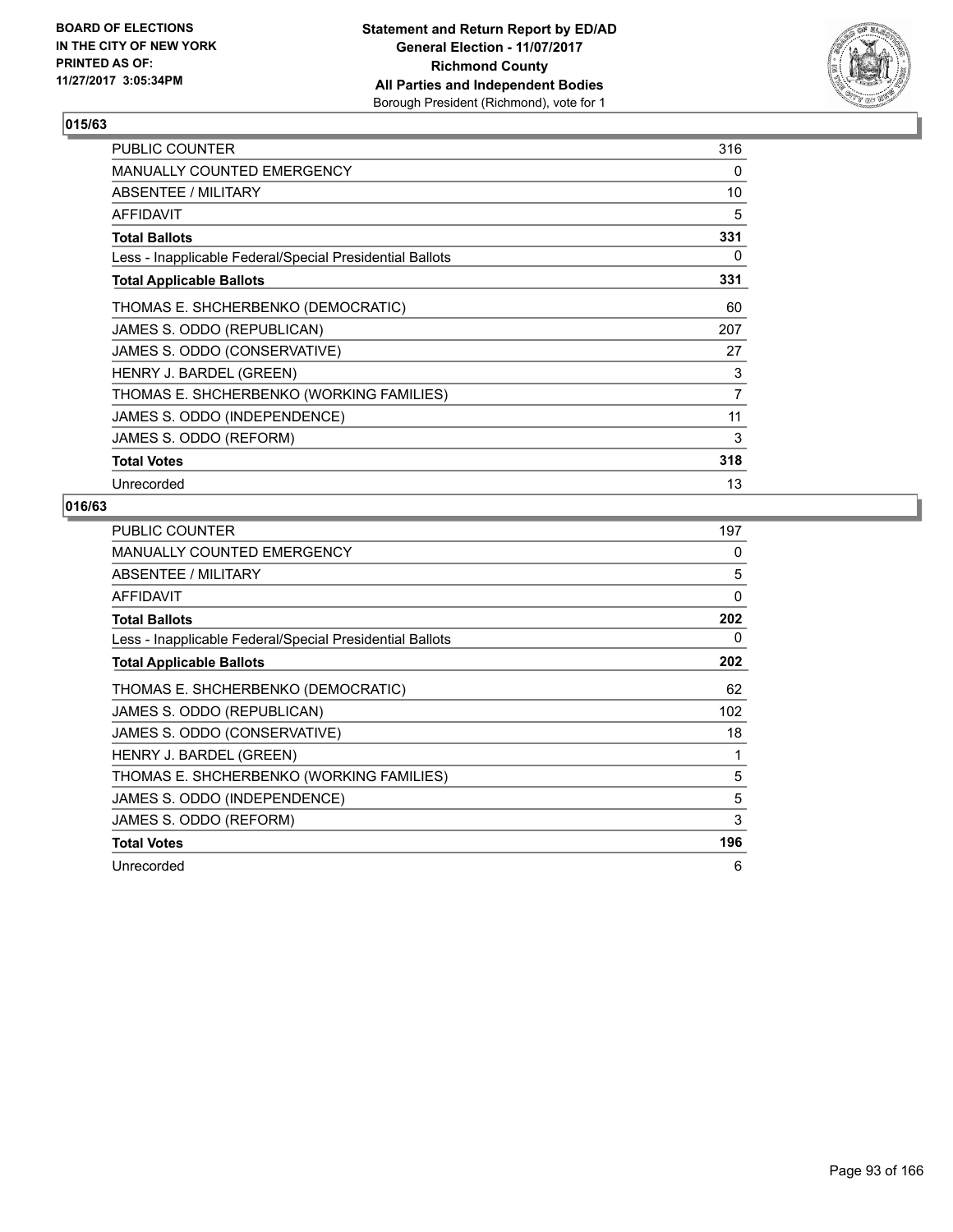**BOARD OF ELECTIONS IN THE CITY OF NEW YORK PRINTED AS OF: 11/27/2017 3:05:34PM**

**Statement and Return Report by ED/AD**
**General Election - 11/07/2017**
**Richmond County**
**All Parties and Independent Bodies**
Borough President (Richmond), vote for 1

## 015/63

| | |
|---|---|
| PUBLIC COUNTER | 316 |
| MANUALLY COUNTED EMERGENCY | 0 |
| ABSENTEE / MILITARY | 10 |
| AFFIDAVIT | 5 |
| **Total Ballots** | **331** |
| Less - Inapplicable Federal/Special Presidential Ballots | 0 |
| **Total Applicable Ballots** | **331** |
| THOMAS E. SHCHERBENKO (DEMOCRATIC) | 60 |
| JAMES S. ODDO (REPUBLICAN) | 207 |
| JAMES S. ODDO (CONSERVATIVE) | 27 |
| HENRY J. BARDEL (GREEN) | 3 |
| THOMAS E. SHCHERBENKO (WORKING FAMILIES) | 7 |
| JAMES S. ODDO (INDEPENDENCE) | 11 |
| JAMES S. ODDO (REFORM) | 3 |
| **Total Votes** | **318** |
| Unrecorded | 13 |

## 016/63

| | |
|---|---|
| PUBLIC COUNTER | 197 |
| MANUALLY COUNTED EMERGENCY | 0 |
| ABSENTEE / MILITARY | 5 |
| AFFIDAVIT | 0 |
| **Total Ballots** | **202** |
| Less - Inapplicable Federal/Special Presidential Ballots | 0 |
| **Total Applicable Ballots** | **202** |
| THOMAS E. SHCHERBENKO (DEMOCRATIC) | 62 |
| JAMES S. ODDO (REPUBLICAN) | 102 |
| JAMES S. ODDO (CONSERVATIVE) | 18 |
| HENRY J. BARDEL (GREEN) | 1 |
| THOMAS E. SHCHERBENKO (WORKING FAMILIES) | 5 |
| JAMES S. ODDO (INDEPENDENCE) | 5 |
| JAMES S. ODDO (REFORM) | 3 |
| **Total Votes** | **196** |
| Unrecorded | 6 |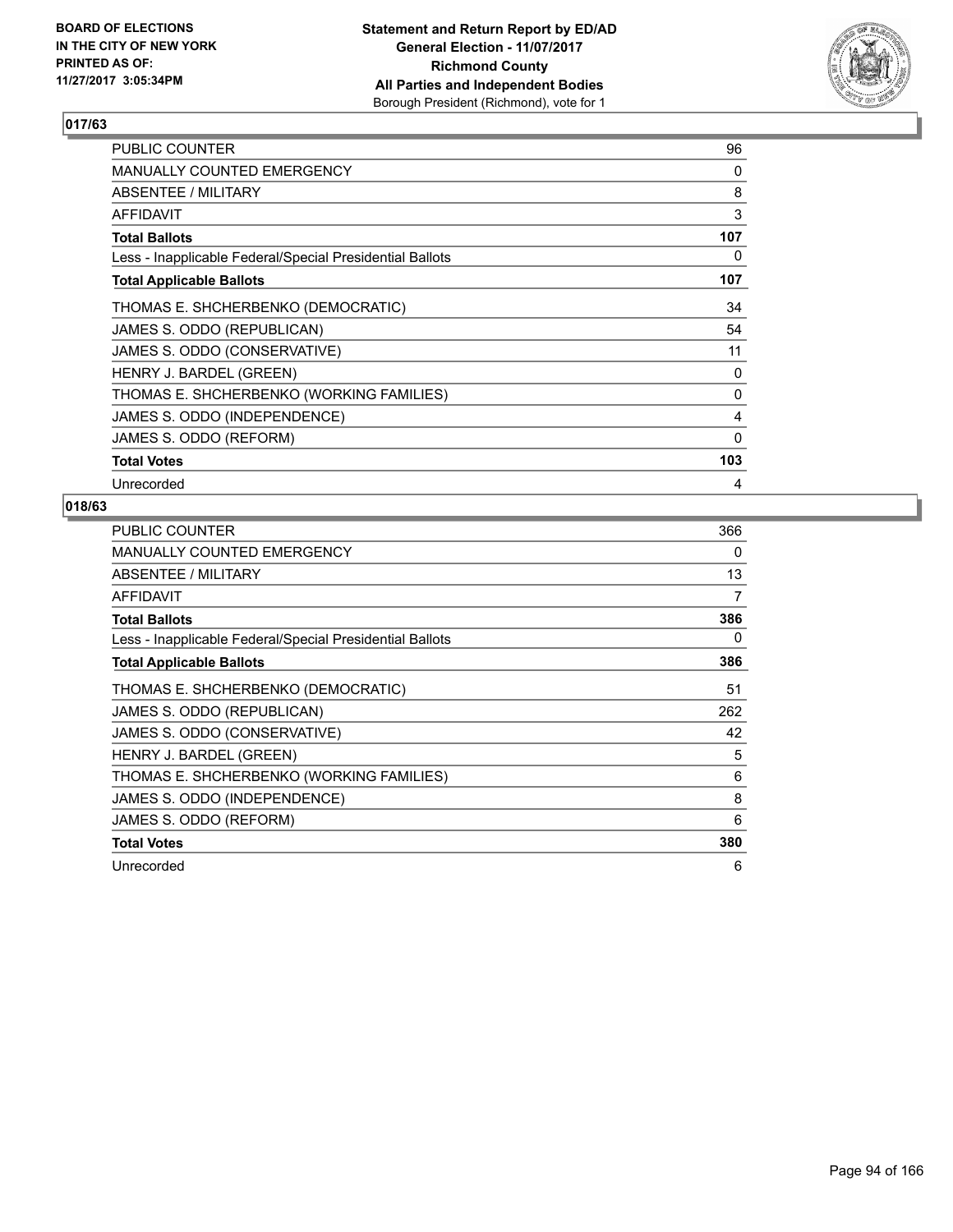**Statement and Return Report by ED/AD**
**General Election - 11/07/2017**
**Richmond County**
**All Parties and Independent Bodies**
Borough President (Richmond), vote for 1

BOARD OF ELECTIONS IN THE CITY OF NEW YORK PRINTED AS OF: 11/27/2017 3:05:34PM

## 017/63

| | |
|---|---|
| PUBLIC COUNTER | 96 |
| MANUALLY COUNTED EMERGENCY | 0 |
| ABSENTEE / MILITARY | 8 |
| AFFIDAVIT | 3 |
| **Total Ballots** | **107** |
| Less - Inapplicable Federal/Special Presidential Ballots | 0 |
| **Total Applicable Ballots** | **107** |
| THOMAS E. SHCHERBENKO (DEMOCRATIC) | 34 |
| JAMES S. ODDO (REPUBLICAN) | 54 |
| JAMES S. ODDO (CONSERVATIVE) | 11 |
| HENRY J. BARDEL (GREEN) | 0 |
| THOMAS E. SHCHERBENKO (WORKING FAMILIES) | 0 |
| JAMES S. ODDO (INDEPENDENCE) | 4 |
| JAMES S. ODDO (REFORM) | 0 |
| **Total Votes** | **103** |
| Unrecorded | 4 |

## 018/63

| | |
|---|---|
| PUBLIC COUNTER | 366 |
| MANUALLY COUNTED EMERGENCY | 0 |
| ABSENTEE / MILITARY | 13 |
| AFFIDAVIT | 7 |
| **Total Ballots** | **386** |
| Less - Inapplicable Federal/Special Presidential Ballots | 0 |
| **Total Applicable Ballots** | **386** |
| THOMAS E. SHCHERBENKO (DEMOCRATIC) | 51 |
| JAMES S. ODDO (REPUBLICAN) | 262 |
| JAMES S. ODDO (CONSERVATIVE) | 42 |
| HENRY J. BARDEL (GREEN) | 5 |
| THOMAS E. SHCHERBENKO (WORKING FAMILIES) | 6 |
| JAMES S. ODDO (INDEPENDENCE) | 8 |
| JAMES S. ODDO (REFORM) | 6 |
| **Total Votes** | **380** |
| Unrecorded | 6 |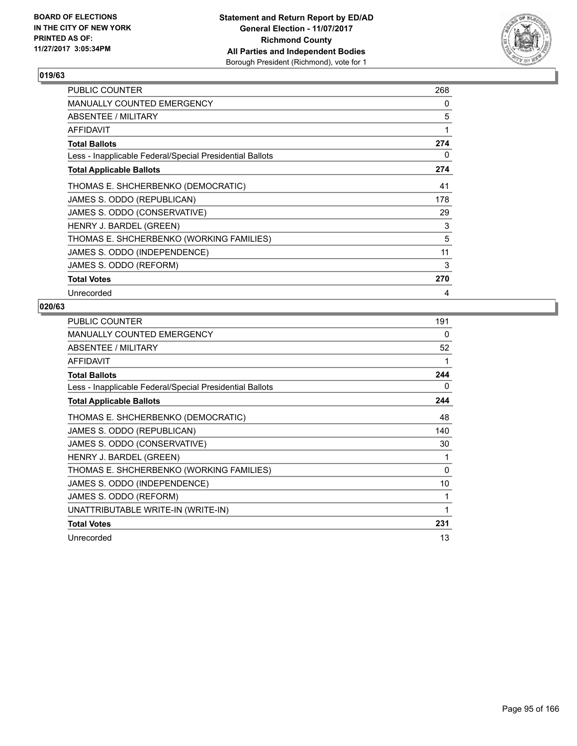**BOARD OF ELECTIONS IN THE CITY OF NEW YORK PRINTED AS OF: 11/27/2017 3:05:34PM**

**Statement and Return Report by ED/AD General Election - 11/07/2017 Richmond County All Parties and Independent Bodies** Borough President (Richmond), vote for 1

## 019/63

| | |
|---|---|
| PUBLIC COUNTER | 268 |
| MANUALLY COUNTED EMERGENCY | 0 |
| ABSENTEE / MILITARY | 5 |
| AFFIDAVIT | 1 |
| **Total Ballots** | **274** |
| Less - Inapplicable Federal/Special Presidential Ballots | 0 |
| **Total Applicable Ballots** | **274** |
| THOMAS E. SHCHERBENKO (DEMOCRATIC) | 41 |
| JAMES S. ODDO (REPUBLICAN) | 178 |
| JAMES S. ODDO (CONSERVATIVE) | 29 |
| HENRY J. BARDEL (GREEN) | 3 |
| THOMAS E. SHCHERBENKO (WORKING FAMILIES) | 5 |
| JAMES S. ODDO (INDEPENDENCE) | 11 |
| JAMES S. ODDO (REFORM) | 3 |
| **Total Votes** | **270** |
| Unrecorded | 4 |

## 020/63

| | |
|---|---|
| PUBLIC COUNTER | 191 |
| MANUALLY COUNTED EMERGENCY | 0 |
| ABSENTEE / MILITARY | 52 |
| AFFIDAVIT | 1 |
| **Total Ballots** | **244** |
| Less - Inapplicable Federal/Special Presidential Ballots | 0 |
| **Total Applicable Ballots** | **244** |
| THOMAS E. SHCHERBENKO (DEMOCRATIC) | 48 |
| JAMES S. ODDO (REPUBLICAN) | 140 |
| JAMES S. ODDO (CONSERVATIVE) | 30 |
| HENRY J. BARDEL (GREEN) | 1 |
| THOMAS E. SHCHERBENKO (WORKING FAMILIES) | 0 |
| JAMES S. ODDO (INDEPENDENCE) | 10 |
| JAMES S. ODDO (REFORM) | 1 |
| UNATTRIBUTABLE WRITE-IN (WRITE-IN) | 1 |
| **Total Votes** | **231** |
| Unrecorded | 13 |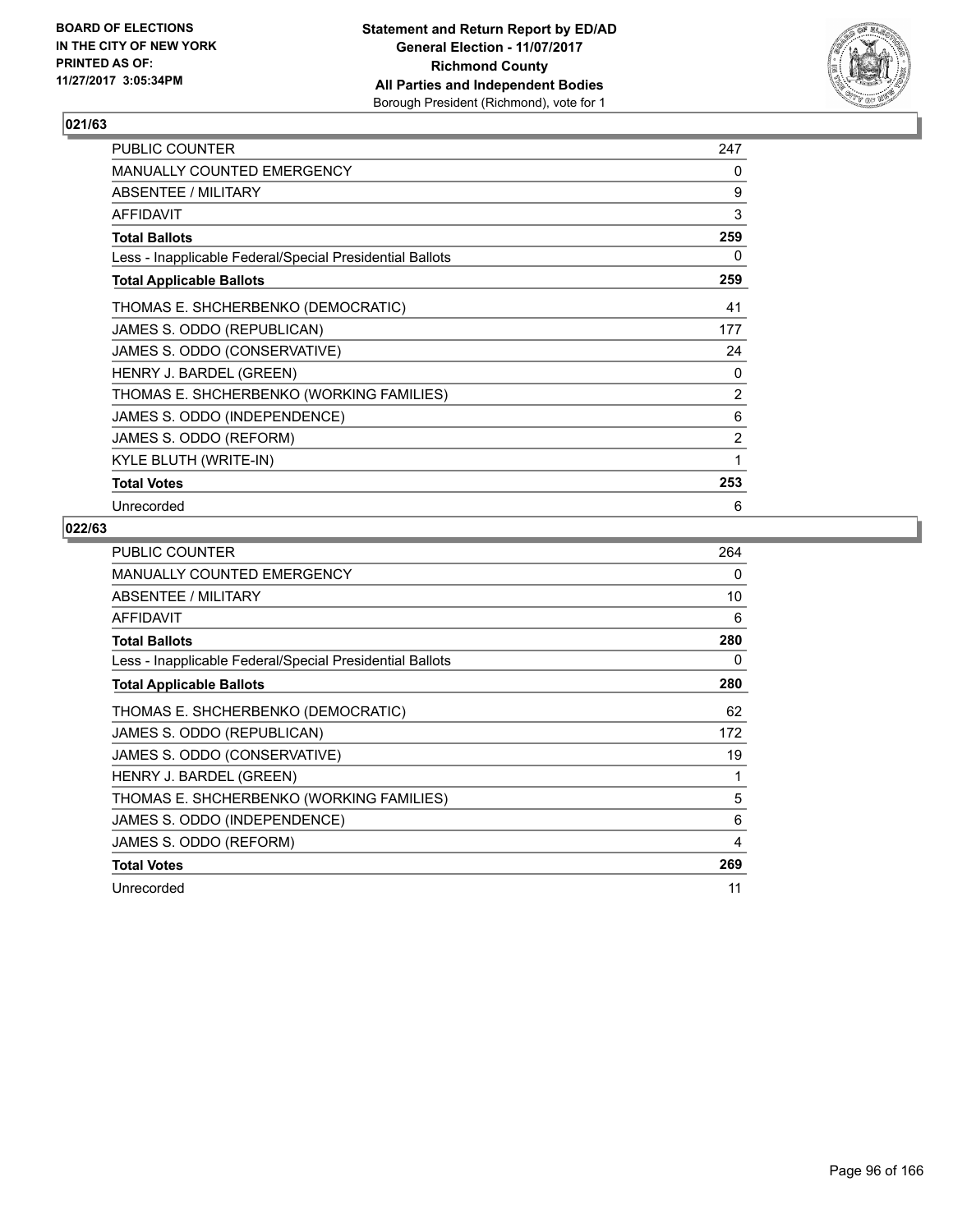BOARD OF ELECTIONS
IN THE CITY OF NEW YORK
PRINTED AS OF:
11/27/2017 3:05:34PM

**Statement and Return Report by ED/AD**
**General Election - 11/07/2017**
**Richmond County**
**All Parties and Independent Bodies**
Borough President (Richmond), vote for 1

## 021/63

| | |
|---|---|
| PUBLIC COUNTER | 247 |
| MANUALLY COUNTED EMERGENCY | 0 |
| ABSENTEE / MILITARY | 9 |
| AFFIDAVIT | 3 |
| **Total Ballots** | **259** |
| Less - Inapplicable Federal/Special Presidential Ballots | 0 |
| **Total Applicable Ballots** | **259** |
| THOMAS E. SHCHERBENKO (DEMOCRATIC) | 41 |
| JAMES S. ODDO (REPUBLICAN) | 177 |
| JAMES S. ODDO (CONSERVATIVE) | 24 |
| HENRY J. BARDEL (GREEN) | 0 |
| THOMAS E. SHCHERBENKO (WORKING FAMILIES) | 2 |
| JAMES S. ODDO (INDEPENDENCE) | 6 |
| JAMES S. ODDO (REFORM) | 2 |
| KYLE BLUTH (WRITE-IN) | 1 |
| **Total Votes** | **253** |
| Unrecorded | 6 |

## 022/63

| | |
|---|---|
| PUBLIC COUNTER | 264 |
| MANUALLY COUNTED EMERGENCY | 0 |
| ABSENTEE / MILITARY | 10 |
| AFFIDAVIT | 6 |
| **Total Ballots** | **280** |
| Less - Inapplicable Federal/Special Presidential Ballots | 0 |
| **Total Applicable Ballots** | **280** |
| THOMAS E. SHCHERBENKO (DEMOCRATIC) | 62 |
| JAMES S. ODDO (REPUBLICAN) | 172 |
| JAMES S. ODDO (CONSERVATIVE) | 19 |
| HENRY J. BARDEL (GREEN) | 1 |
| THOMAS E. SHCHERBENKO (WORKING FAMILIES) | 5 |
| JAMES S. ODDO (INDEPENDENCE) | 6 |
| JAMES S. ODDO (REFORM) | 4 |
| **Total Votes** | **269** |
| Unrecorded | 11 |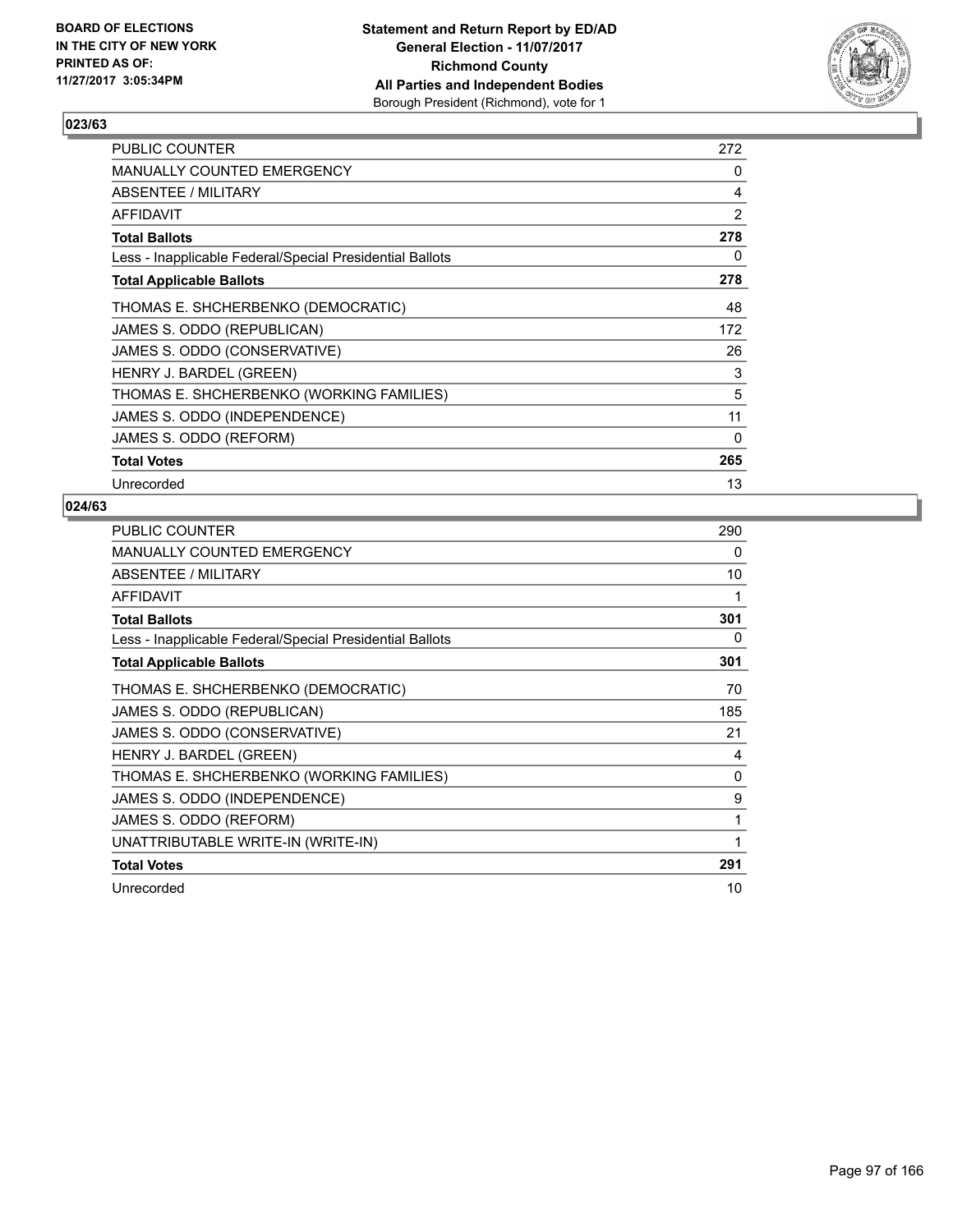**BOARD OF ELECTIONS IN THE CITY OF NEW YORK PRINTED AS OF: 11/27/2017 3:05:34PM**

**Statement and Return Report by ED/AD General Election - 11/07/2017 Richmond County All Parties and Independent Bodies** Borough President (Richmond), vote for 1

## 023/63

| | |
|---|---|
| PUBLIC COUNTER | 272 |
| MANUALLY COUNTED EMERGENCY | 0 |
| ABSENTEE / MILITARY | 4 |
| AFFIDAVIT | 2 |
| **Total Ballots** | **278** |
| Less - Inapplicable Federal/Special Presidential Ballots | 0 |
| **Total Applicable Ballots** | **278** |
| THOMAS E. SHCHERBENKO (DEMOCRATIC) | 48 |
| JAMES S. ODDO (REPUBLICAN) | 172 |
| JAMES S. ODDO (CONSERVATIVE) | 26 |
| HENRY J. BARDEL (GREEN) | 3 |
| THOMAS E. SHCHERBENKO (WORKING FAMILIES) | 5 |
| JAMES S. ODDO (INDEPENDENCE) | 11 |
| JAMES S. ODDO (REFORM) | 0 |
| **Total Votes** | **265** |
| Unrecorded | 13 |

## 024/63

| | |
|---|---|
| PUBLIC COUNTER | 290 |
| MANUALLY COUNTED EMERGENCY | 0 |
| ABSENTEE / MILITARY | 10 |
| AFFIDAVIT | 1 |
| **Total Ballots** | **301** |
| Less - Inapplicable Federal/Special Presidential Ballots | 0 |
| **Total Applicable Ballots** | **301** |
| THOMAS E. SHCHERBENKO (DEMOCRATIC) | 70 |
| JAMES S. ODDO (REPUBLICAN) | 185 |
| JAMES S. ODDO (CONSERVATIVE) | 21 |
| HENRY J. BARDEL (GREEN) | 4 |
| THOMAS E. SHCHERBENKO (WORKING FAMILIES) | 0 |
| JAMES S. ODDO (INDEPENDENCE) | 9 |
| JAMES S. ODDO (REFORM) | 1 |
| UNATTRIBUTABLE WRITE-IN (WRITE-IN) | 1 |
| **Total Votes** | **291** |
| Unrecorded | 10 |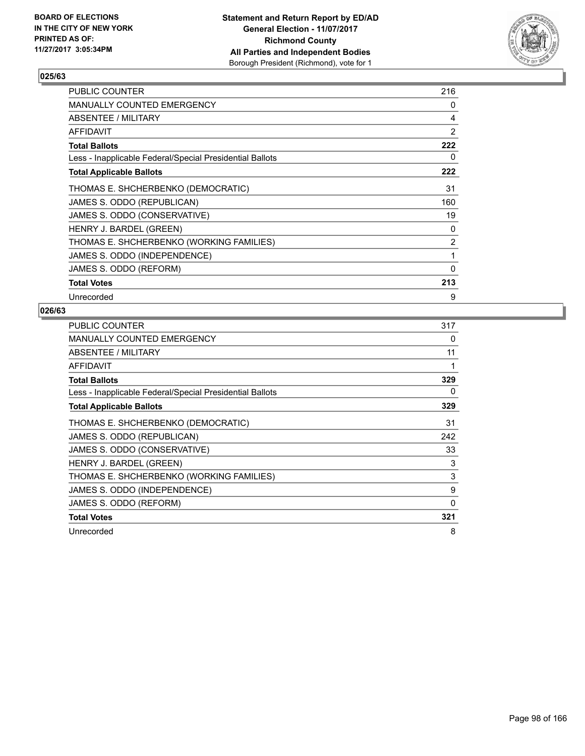BOARD OF ELECTIONS
IN THE CITY OF NEW YORK
PRINTED AS OF:
11/27/2017 3:05:34PM

**Statement and Return Report by ED/AD**
**General Election - 11/07/2017**
**Richmond County**
**All Parties and Independent Bodies**
Borough President (Richmond), vote for 1

### 025/63

| | |
|---|---|
| PUBLIC COUNTER | 216 |
| MANUALLY COUNTED EMERGENCY | 0 |
| ABSENTEE / MILITARY | 4 |
| AFFIDAVIT | 2 |
| **Total Ballots** | **222** |
| Less - Inapplicable Federal/Special Presidential Ballots | 0 |
| **Total Applicable Ballots** | **222** |
| THOMAS E. SHCHERBENKO (DEMOCRATIC) | 31 |
| JAMES S. ODDO (REPUBLICAN) | 160 |
| JAMES S. ODDO (CONSERVATIVE) | 19 |
| HENRY J. BARDEL (GREEN) | 0 |
| THOMAS E. SHCHERBENKO (WORKING FAMILIES) | 2 |
| JAMES S. ODDO (INDEPENDENCE) | 1 |
| JAMES S. ODDO (REFORM) | 0 |
| **Total Votes** | **213** |
| Unrecorded | 9 |

### 026/63

| | |
|---|---|
| PUBLIC COUNTER | 317 |
| MANUALLY COUNTED EMERGENCY | 0 |
| ABSENTEE / MILITARY | 11 |
| AFFIDAVIT | 1 |
| **Total Ballots** | **329** |
| Less - Inapplicable Federal/Special Presidential Ballots | 0 |
| **Total Applicable Ballots** | **329** |
| THOMAS E. SHCHERBENKO (DEMOCRATIC) | 31 |
| JAMES S. ODDO (REPUBLICAN) | 242 |
| JAMES S. ODDO (CONSERVATIVE) | 33 |
| HENRY J. BARDEL (GREEN) | 3 |
| THOMAS E. SHCHERBENKO (WORKING FAMILIES) | 3 |
| JAMES S. ODDO (INDEPENDENCE) | 9 |
| JAMES S. ODDO (REFORM) | 0 |
| **Total Votes** | **321** |
| Unrecorded | 8 |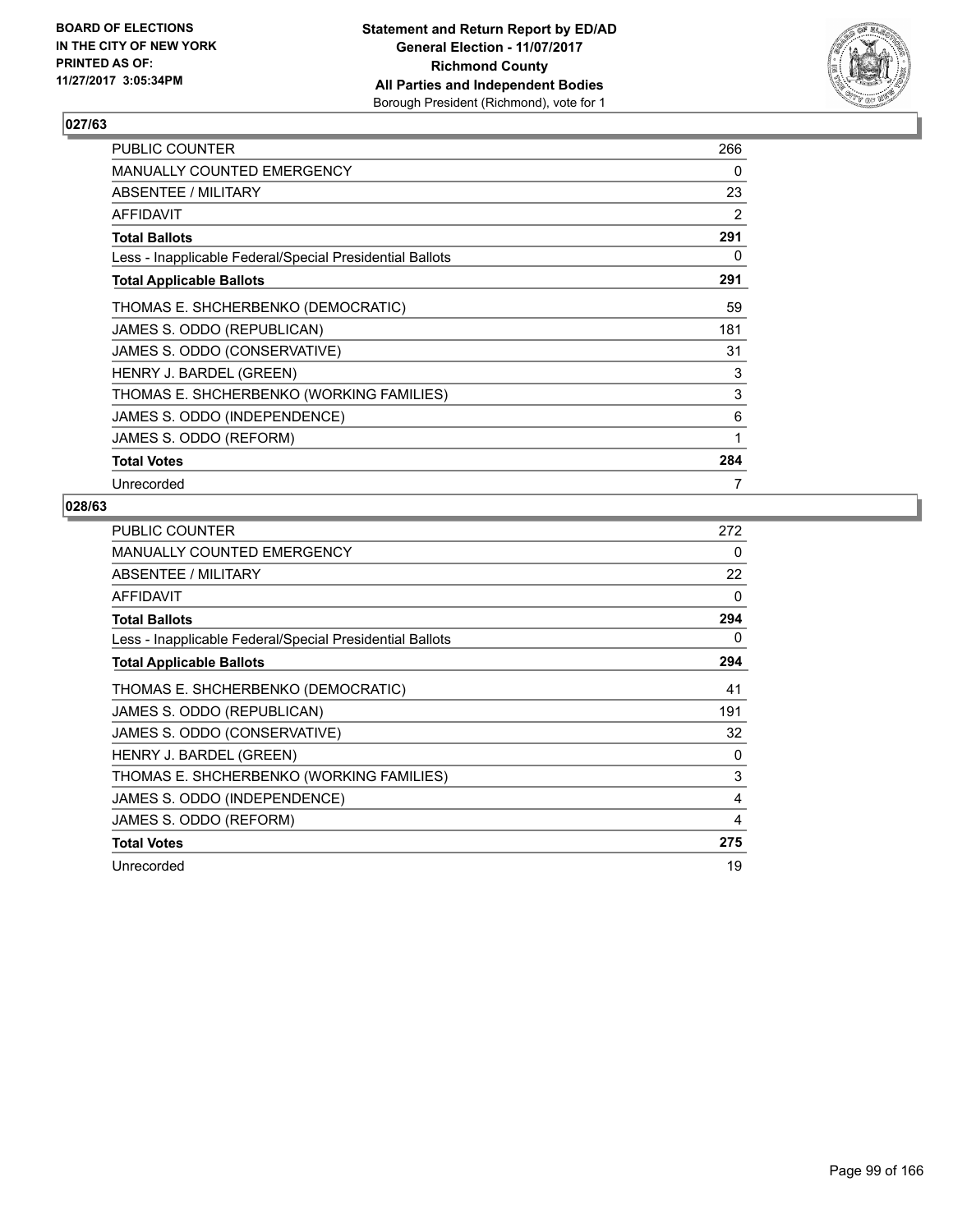**BOARD OF ELECTIONS IN THE CITY OF NEW YORK PRINTED AS OF: 11/27/2017 3:05:34PM**

**Statement and Return Report by ED/AD General Election - 11/07/2017 Richmond County All Parties and Independent Bodies**
Borough President (Richmond), vote for 1

### 027/63

| | |
|---|---|
| PUBLIC COUNTER | 266 |
| MANUALLY COUNTED EMERGENCY | 0 |
| ABSENTEE / MILITARY | 23 |
| AFFIDAVIT | 2 |
| **Total Ballots** | **291** |
| Less - Inapplicable Federal/Special Presidential Ballots | 0 |
| **Total Applicable Ballots** | **291** |
| THOMAS E. SHCHERBENKO (DEMOCRATIC) | 59 |
| JAMES S. ODDO (REPUBLICAN) | 181 |
| JAMES S. ODDO (CONSERVATIVE) | 31 |
| HENRY J. BARDEL (GREEN) | 3 |
| THOMAS E. SHCHERBENKO (WORKING FAMILIES) | 3 |
| JAMES S. ODDO (INDEPENDENCE) | 6 |
| JAMES S. ODDO (REFORM) | 1 |
| **Total Votes** | **284** |
| Unrecorded | 7 |

### 028/63

| | |
|---|---|
| PUBLIC COUNTER | 272 |
| MANUALLY COUNTED EMERGENCY | 0 |
| ABSENTEE / MILITARY | 22 |
| AFFIDAVIT | 0 |
| **Total Ballots** | **294** |
| Less - Inapplicable Federal/Special Presidential Ballots | 0 |
| **Total Applicable Ballots** | **294** |
| THOMAS E. SHCHERBENKO (DEMOCRATIC) | 41 |
| JAMES S. ODDO (REPUBLICAN) | 191 |
| JAMES S. ODDO (CONSERVATIVE) | 32 |
| HENRY J. BARDEL (GREEN) | 0 |
| THOMAS E. SHCHERBENKO (WORKING FAMILIES) | 3 |
| JAMES S. ODDO (INDEPENDENCE) | 4 |
| JAMES S. ODDO (REFORM) | 4 |
| **Total Votes** | **275** |
| Unrecorded | 19 |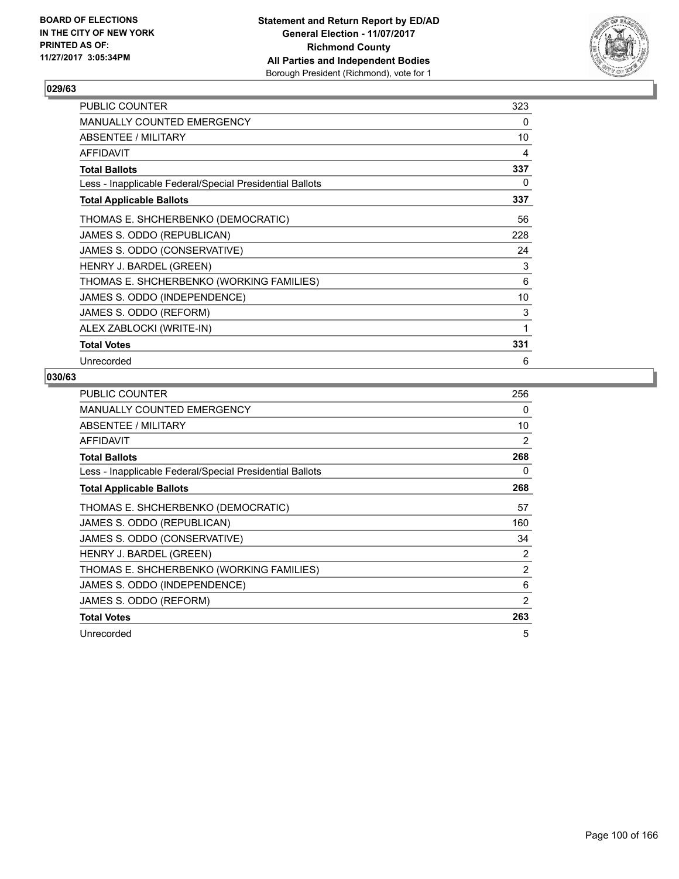BOARD OF ELECTIONS
IN THE CITY OF NEW YORK
PRINTED AS OF:
11/27/2017 3:05:34PM

**Statement and Return Report by ED/AD**
**General Election - 11/07/2017**
**Richmond County**
**All Parties and Independent Bodies**
Borough President (Richmond), vote for 1

### 029/63

| | |
|---|---|
| PUBLIC COUNTER | 323 |
| MANUALLY COUNTED EMERGENCY | 0 |
| ABSENTEE / MILITARY | 10 |
| AFFIDAVIT | 4 |
| **Total Ballots** | **337** |
| Less - Inapplicable Federal/Special Presidential Ballots | 0 |
| **Total Applicable Ballots** | **337** |
| THOMAS E. SHCHERBENKO (DEMOCRATIC) | 56 |
| JAMES S. ODDO (REPUBLICAN) | 228 |
| JAMES S. ODDO (CONSERVATIVE) | 24 |
| HENRY J. BARDEL (GREEN) | 3 |
| THOMAS E. SHCHERBENKO (WORKING FAMILIES) | 6 |
| JAMES S. ODDO (INDEPENDENCE) | 10 |
| JAMES S. ODDO (REFORM) | 3 |
| ALEX ZABLOCKI (WRITE-IN) | 1 |
| **Total Votes** | **331** |
| Unrecorded | 6 |

### 030/63

| | |
|---|---|
| PUBLIC COUNTER | 256 |
| MANUALLY COUNTED EMERGENCY | 0 |
| ABSENTEE / MILITARY | 10 |
| AFFIDAVIT | 2 |
| **Total Ballots** | **268** |
| Less - Inapplicable Federal/Special Presidential Ballots | 0 |
| **Total Applicable Ballots** | **268** |
| THOMAS E. SHCHERBENKO (DEMOCRATIC) | 57 |
| JAMES S. ODDO (REPUBLICAN) | 160 |
| JAMES S. ODDO (CONSERVATIVE) | 34 |
| HENRY J. BARDEL (GREEN) | 2 |
| THOMAS E. SHCHERBENKO (WORKING FAMILIES) | 2 |
| JAMES S. ODDO (INDEPENDENCE) | 6 |
| JAMES S. ODDO (REFORM) | 2 |
| **Total Votes** | **263** |
| Unrecorded | 5 |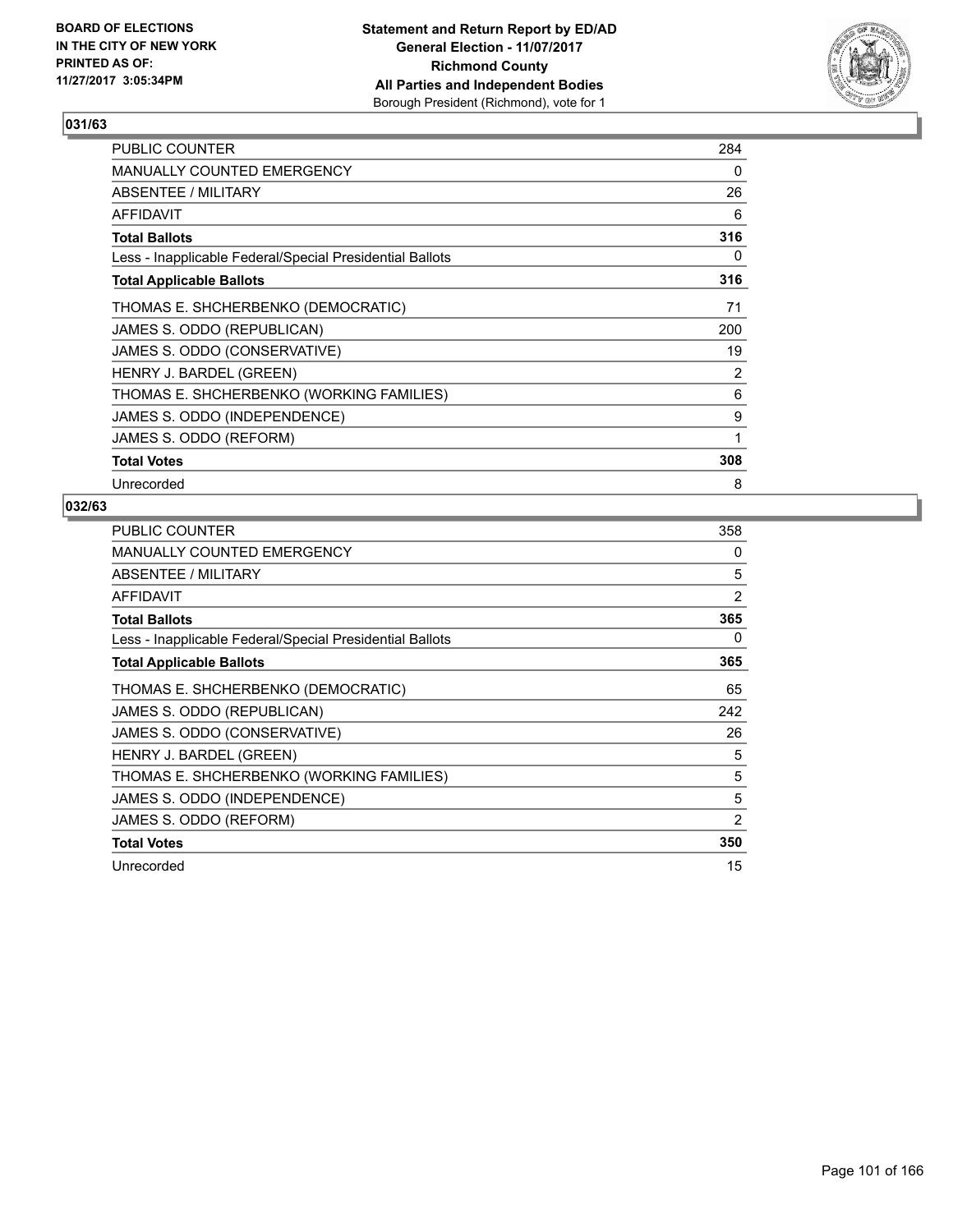**Statement and Return Report by ED/AD**
**General Election - 11/07/2017**
**Richmond County**
**All Parties and Independent Bodies**
Borough President (Richmond), vote for 1

BOARD OF ELECTIONS IN THE CITY OF NEW YORK PRINTED AS OF: 11/27/2017 3:05:34PM

### 031/63

| | |
|---|---|
| PUBLIC COUNTER | 284 |
| MANUALLY COUNTED EMERGENCY | 0 |
| ABSENTEE / MILITARY | 26 |
| AFFIDAVIT | 6 |
| **Total Ballots** | **316** |
| Less - Inapplicable Federal/Special Presidential Ballots | 0 |
| **Total Applicable Ballots** | **316** |
| THOMAS E. SHCHERBENKO (DEMOCRATIC) | 71 |
| JAMES S. ODDO (REPUBLICAN) | 200 |
| JAMES S. ODDO (CONSERVATIVE) | 19 |
| HENRY J. BARDEL (GREEN) | 2 |
| THOMAS E. SHCHERBENKO (WORKING FAMILIES) | 6 |
| JAMES S. ODDO (INDEPENDENCE) | 9 |
| JAMES S. ODDO (REFORM) | 1 |
| **Total Votes** | **308** |
| Unrecorded | 8 |

### 032/63

| | |
|---|---|
| PUBLIC COUNTER | 358 |
| MANUALLY COUNTED EMERGENCY | 0 |
| ABSENTEE / MILITARY | 5 |
| AFFIDAVIT | 2 |
| **Total Ballots** | **365** |
| Less - Inapplicable Federal/Special Presidential Ballots | 0 |
| **Total Applicable Ballots** | **365** |
| THOMAS E. SHCHERBENKO (DEMOCRATIC) | 65 |
| JAMES S. ODDO (REPUBLICAN) | 242 |
| JAMES S. ODDO (CONSERVATIVE) | 26 |
| HENRY J. BARDEL (GREEN) | 5 |
| THOMAS E. SHCHERBENKO (WORKING FAMILIES) | 5 |
| JAMES S. ODDO (INDEPENDENCE) | 5 |
| JAMES S. ODDO (REFORM) | 2 |
| **Total Votes** | **350** |
| Unrecorded | 15 |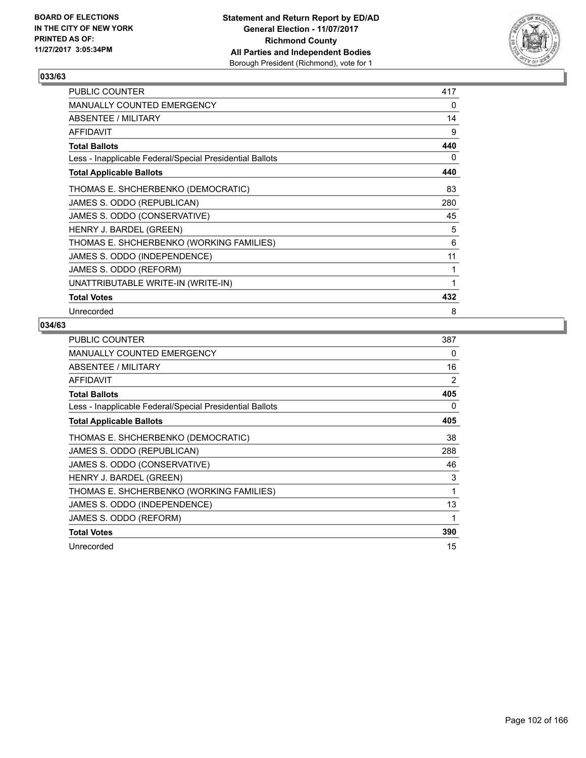BOARD OF ELECTIONS
IN THE CITY OF NEW YORK
PRINTED AS OF:
11/27/2017 3:05:34PM

**Statement and Return Report by ED/AD**
**General Election - 11/07/2017**
**Richmond County**
**All Parties and Independent Bodies**
Borough President (Richmond), vote for 1

### 033/63

| | |
|---|---|
| PUBLIC COUNTER | 417 |
| MANUALLY COUNTED EMERGENCY | 0 |
| ABSENTEE / MILITARY | 14 |
| AFFIDAVIT | 9 |
| **Total Ballots** | **440** |
| Less - Inapplicable Federal/Special Presidential Ballots | 0 |
| **Total Applicable Ballots** | **440** |
| THOMAS E. SHCHERBENKO (DEMOCRATIC) | 83 |
| JAMES S. ODDO (REPUBLICAN) | 280 |
| JAMES S. ODDO (CONSERVATIVE) | 45 |
| HENRY J. BARDEL (GREEN) | 5 |
| THOMAS E. SHCHERBENKO (WORKING FAMILIES) | 6 |
| JAMES S. ODDO (INDEPENDENCE) | 11 |
| JAMES S. ODDO (REFORM) | 1 |
| UNATTRIBUTABLE WRITE-IN (WRITE-IN) | 1 |
| **Total Votes** | **432** |
| Unrecorded | 8 |

### 034/63

| | |
|---|---|
| PUBLIC COUNTER | 387 |
| MANUALLY COUNTED EMERGENCY | 0 |
| ABSENTEE / MILITARY | 16 |
| AFFIDAVIT | 2 |
| **Total Ballots** | **405** |
| Less - Inapplicable Federal/Special Presidential Ballots | 0 |
| **Total Applicable Ballots** | **405** |
| THOMAS E. SHCHERBENKO (DEMOCRATIC) | 38 |
| JAMES S. ODDO (REPUBLICAN) | 288 |
| JAMES S. ODDO (CONSERVATIVE) | 46 |
| HENRY J. BARDEL (GREEN) | 3 |
| THOMAS E. SHCHERBENKO (WORKING FAMILIES) | 1 |
| JAMES S. ODDO (INDEPENDENCE) | 13 |
| JAMES S. ODDO (REFORM) | 1 |
| **Total Votes** | **390** |
| Unrecorded | 15 |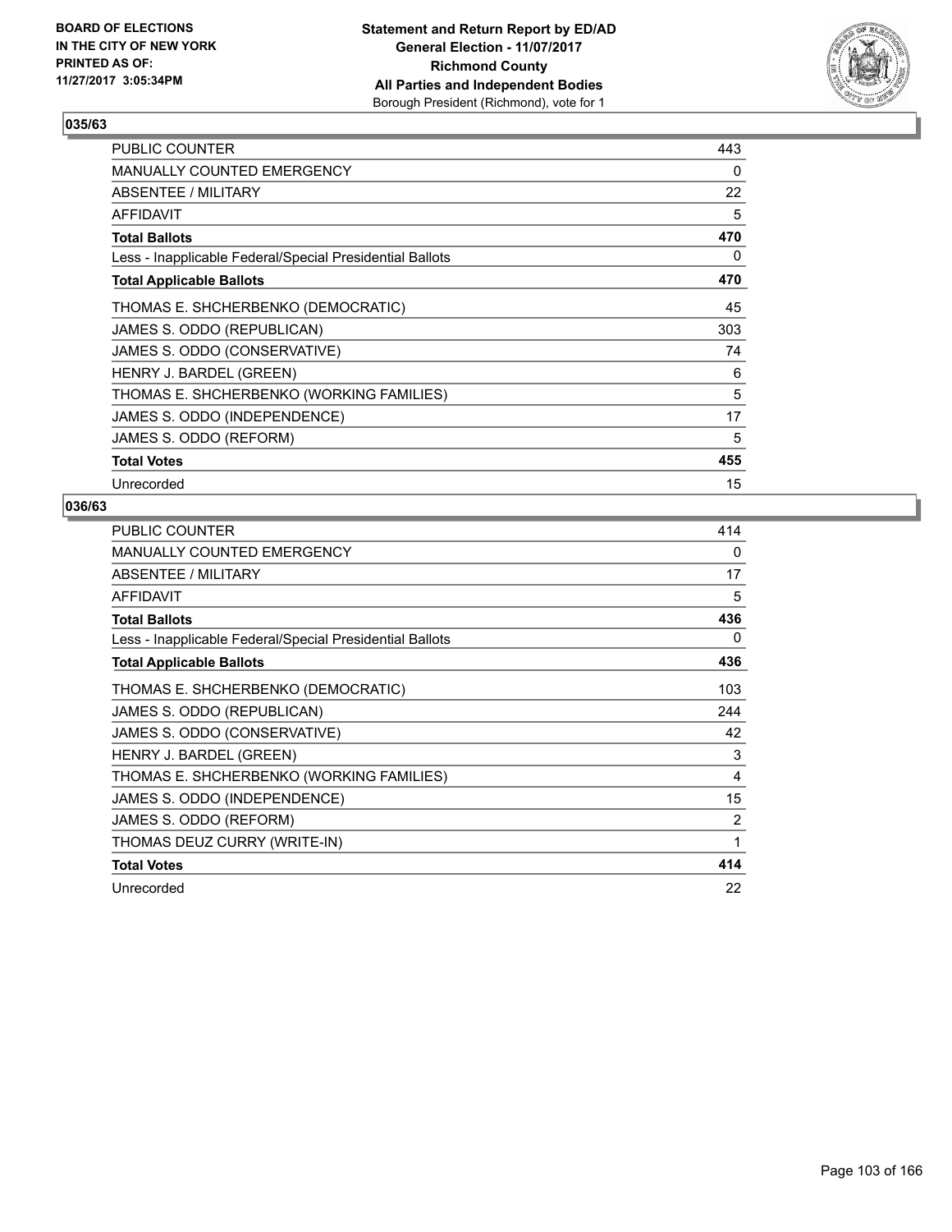**BOARD OF ELECTIONS IN THE CITY OF NEW YORK PRINTED AS OF: 11/27/2017 3:05:34PM**

**Statement and Return Report by ED/AD**
**General Election - 11/07/2017**
**Richmond County**
**All Parties and Independent Bodies**
Borough President (Richmond), vote for 1

## 035/63

| | |
|---|---|
| PUBLIC COUNTER | 443 |
| MANUALLY COUNTED EMERGENCY | 0 |
| ABSENTEE / MILITARY | 22 |
| AFFIDAVIT | 5 |
| **Total Ballots** | **470** |
| Less - Inapplicable Federal/Special Presidential Ballots | 0 |
| **Total Applicable Ballots** | **470** |
| THOMAS E. SHCHERBENKO (DEMOCRATIC) | 45 |
| JAMES S. ODDO (REPUBLICAN) | 303 |
| JAMES S. ODDO (CONSERVATIVE) | 74 |
| HENRY J. BARDEL (GREEN) | 6 |
| THOMAS E. SHCHERBENKO (WORKING FAMILIES) | 5 |
| JAMES S. ODDO (INDEPENDENCE) | 17 |
| JAMES S. ODDO (REFORM) | 5 |
| **Total Votes** | **455** |
| Unrecorded | 15 |

## 036/63

| | |
|---|---|
| PUBLIC COUNTER | 414 |
| MANUALLY COUNTED EMERGENCY | 0 |
| ABSENTEE / MILITARY | 17 |
| AFFIDAVIT | 5 |
| **Total Ballots** | **436** |
| Less - Inapplicable Federal/Special Presidential Ballots | 0 |
| **Total Applicable Ballots** | **436** |
| THOMAS E. SHCHERBENKO (DEMOCRATIC) | 103 |
| JAMES S. ODDO (REPUBLICAN) | 244 |
| JAMES S. ODDO (CONSERVATIVE) | 42 |
| HENRY J. BARDEL (GREEN) | 3 |
| THOMAS E. SHCHERBENKO (WORKING FAMILIES) | 4 |
| JAMES S. ODDO (INDEPENDENCE) | 15 |
| JAMES S. ODDO (REFORM) | 2 |
| THOMAS DEUZ CURRY (WRITE-IN) | 1 |
| **Total Votes** | **414** |
| Unrecorded | 22 |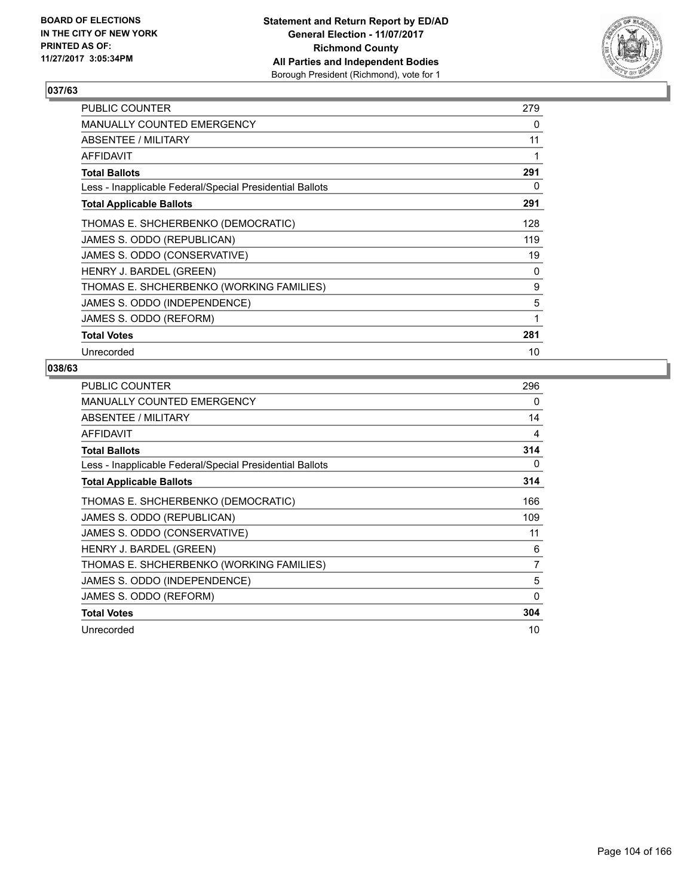**BOARD OF ELECTIONS IN THE CITY OF NEW YORK PRINTED AS OF: 11/27/2017 3:05:34PM**

**Statement and Return Report by ED/AD General Election - 11/07/2017 Richmond County All Parties and Independent Bodies**
Borough President (Richmond), vote for 1

### 037/63

| | |
|---|---|
| PUBLIC COUNTER | 279 |
| MANUALLY COUNTED EMERGENCY | 0 |
| ABSENTEE / MILITARY | 11 |
| AFFIDAVIT | 1 |
| **Total Ballots** | **291** |
| Less - Inapplicable Federal/Special Presidential Ballots | 0 |
| **Total Applicable Ballots** | **291** |
| THOMAS E. SHCHERBENKO (DEMOCRATIC) | 128 |
| JAMES S. ODDO (REPUBLICAN) | 119 |
| JAMES S. ODDO (CONSERVATIVE) | 19 |
| HENRY J. BARDEL (GREEN) | 0 |
| THOMAS E. SHCHERBENKO (WORKING FAMILIES) | 9 |
| JAMES S. ODDO (INDEPENDENCE) | 5 |
| JAMES S. ODDO (REFORM) | 1 |
| **Total Votes** | **281** |
| Unrecorded | 10 |

### 038/63

| | |
|---|---|
| PUBLIC COUNTER | 296 |
| MANUALLY COUNTED EMERGENCY | 0 |
| ABSENTEE / MILITARY | 14 |
| AFFIDAVIT | 4 |
| **Total Ballots** | **314** |
| Less - Inapplicable Federal/Special Presidential Ballots | 0 |
| **Total Applicable Ballots** | **314** |
| THOMAS E. SHCHERBENKO (DEMOCRATIC) | 166 |
| JAMES S. ODDO (REPUBLICAN) | 109 |
| JAMES S. ODDO (CONSERVATIVE) | 11 |
| HENRY J. BARDEL (GREEN) | 6 |
| THOMAS E. SHCHERBENKO (WORKING FAMILIES) | 7 |
| JAMES S. ODDO (INDEPENDENCE) | 5 |
| JAMES S. ODDO (REFORM) | 0 |
| **Total Votes** | **304** |
| Unrecorded | 10 |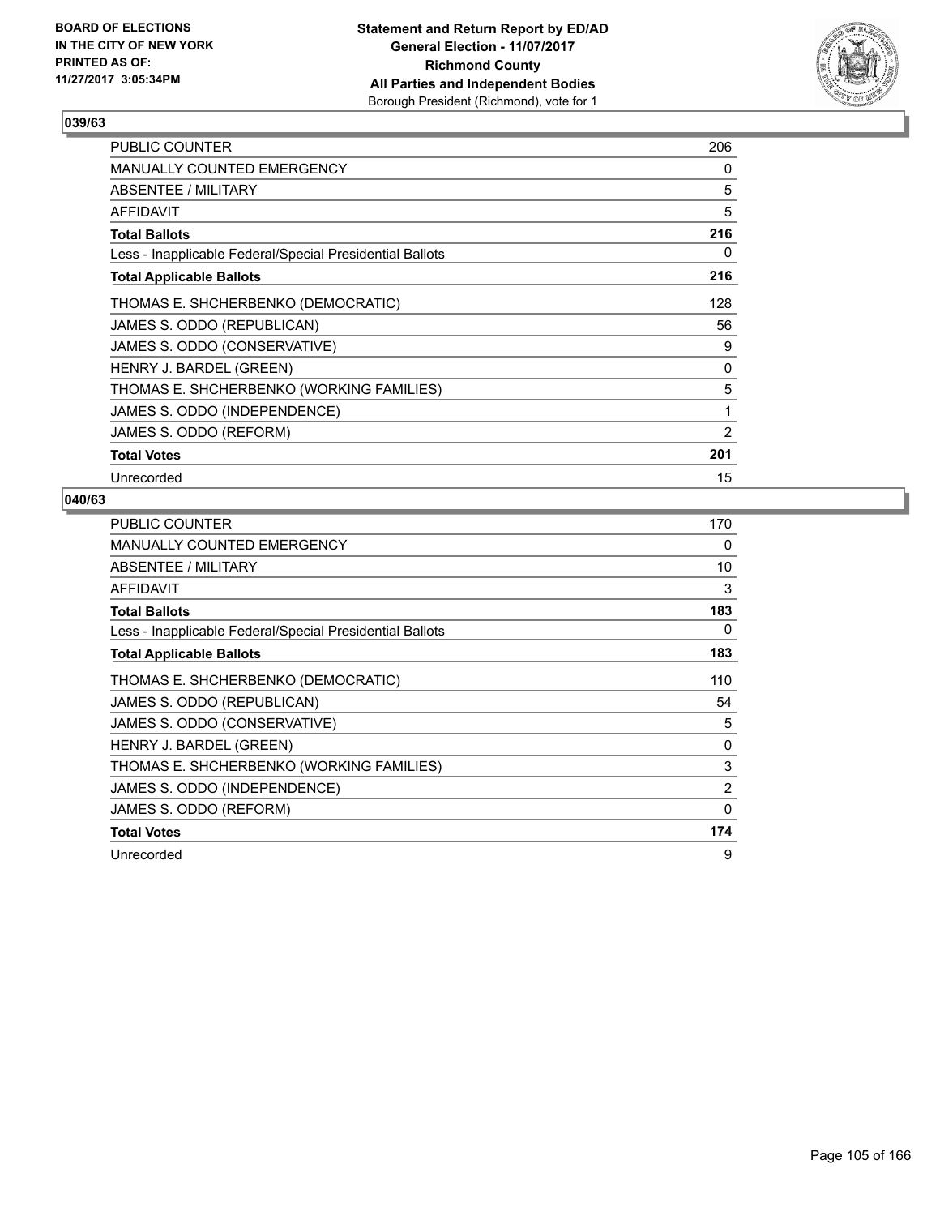BOARD OF ELECTIONS
IN THE CITY OF NEW YORK
PRINTED AS OF:
11/27/2017 3:05:34PM

**Statement and Return Report by ED/AD**
**General Election - 11/07/2017**
**Richmond County**
**All Parties and Independent Bodies**
Borough President (Richmond), vote for 1

### 039/63

| | |
|---|---|
| PUBLIC COUNTER | 206 |
| MANUALLY COUNTED EMERGENCY | 0 |
| ABSENTEE / MILITARY | 5 |
| AFFIDAVIT | 5 |
| **Total Ballots** | **216** |
| Less - Inapplicable Federal/Special Presidential Ballots | 0 |
| **Total Applicable Ballots** | **216** |
| THOMAS E. SHCHERBENKO (DEMOCRATIC) | 128 |
| JAMES S. ODDO (REPUBLICAN) | 56 |
| JAMES S. ODDO (CONSERVATIVE) | 9 |
| HENRY J. BARDEL (GREEN) | 0 |
| THOMAS E. SHCHERBENKO (WORKING FAMILIES) | 5 |
| JAMES S. ODDO (INDEPENDENCE) | 1 |
| JAMES S. ODDO (REFORM) | 2 |
| **Total Votes** | **201** |
| Unrecorded | 15 |

### 040/63

| | |
|---|---|
| PUBLIC COUNTER | 170 |
| MANUALLY COUNTED EMERGENCY | 0 |
| ABSENTEE / MILITARY | 10 |
| AFFIDAVIT | 3 |
| **Total Ballots** | **183** |
| Less - Inapplicable Federal/Special Presidential Ballots | 0 |
| **Total Applicable Ballots** | **183** |
| THOMAS E. SHCHERBENKO (DEMOCRATIC) | 110 |
| JAMES S. ODDO (REPUBLICAN) | 54 |
| JAMES S. ODDO (CONSERVATIVE) | 5 |
| HENRY J. BARDEL (GREEN) | 0 |
| THOMAS E. SHCHERBENKO (WORKING FAMILIES) | 3 |
| JAMES S. ODDO (INDEPENDENCE) | 2 |
| JAMES S. ODDO (REFORM) | 0 |
| **Total Votes** | **174** |
| Unrecorded | 9 |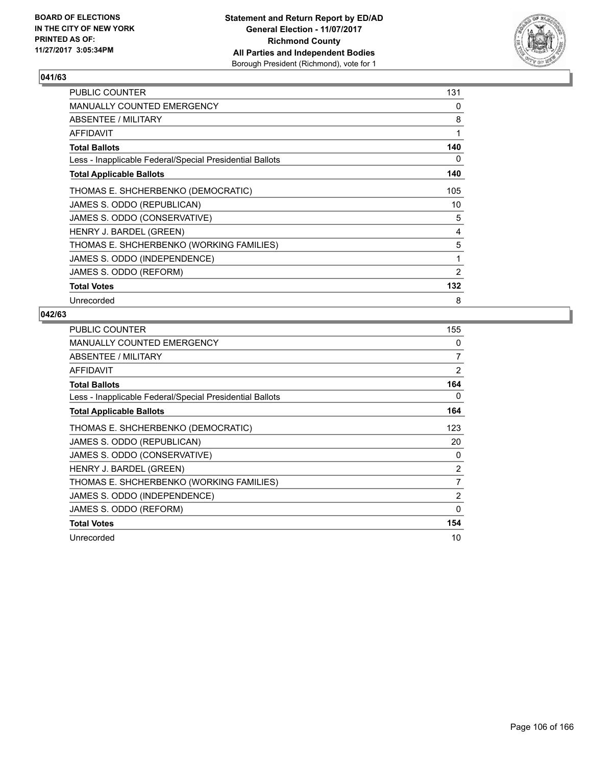BOARD OF ELECTIONS
IN THE CITY OF NEW YORK
PRINTED AS OF:
11/27/2017 3:05:34PM

**Statement and Return Report by ED/AD**
**General Election - 11/07/2017**
**Richmond County**
**All Parties and Independent Bodies**
Borough President (Richmond), vote for 1

## 041/63

| | |
|---|---|
| PUBLIC COUNTER | 131 |
| MANUALLY COUNTED EMERGENCY | 0 |
| ABSENTEE / MILITARY | 8 |
| AFFIDAVIT | 1 |
| **Total Ballots** | **140** |
| Less - Inapplicable Federal/Special Presidential Ballots | 0 |
| **Total Applicable Ballots** | **140** |
| THOMAS E. SHCHERBENKO (DEMOCRATIC) | 105 |
| JAMES S. ODDO (REPUBLICAN) | 10 |
| JAMES S. ODDO (CONSERVATIVE) | 5 |
| HENRY J. BARDEL (GREEN) | 4 |
| THOMAS E. SHCHERBENKO (WORKING FAMILIES) | 5 |
| JAMES S. ODDO (INDEPENDENCE) | 1 |
| JAMES S. ODDO (REFORM) | 2 |
| **Total Votes** | **132** |
| Unrecorded | 8 |

## 042/63

| | |
|---|---|
| PUBLIC COUNTER | 155 |
| MANUALLY COUNTED EMERGENCY | 0 |
| ABSENTEE / MILITARY | 7 |
| AFFIDAVIT | 2 |
| **Total Ballots** | **164** |
| Less - Inapplicable Federal/Special Presidential Ballots | 0 |
| **Total Applicable Ballots** | **164** |
| THOMAS E. SHCHERBENKO (DEMOCRATIC) | 123 |
| JAMES S. ODDO (REPUBLICAN) | 20 |
| JAMES S. ODDO (CONSERVATIVE) | 0 |
| HENRY J. BARDEL (GREEN) | 2 |
| THOMAS E. SHCHERBENKO (WORKING FAMILIES) | 7 |
| JAMES S. ODDO (INDEPENDENCE) | 2 |
| JAMES S. ODDO (REFORM) | 0 |
| **Total Votes** | **154** |
| Unrecorded | 10 |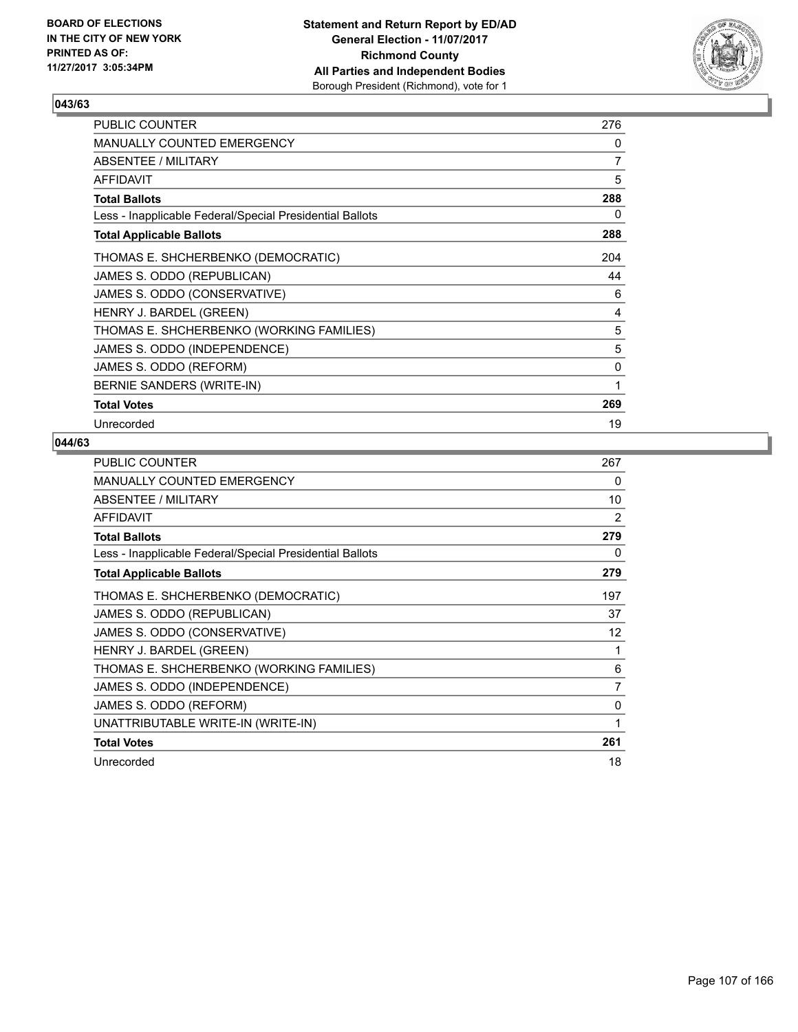## 043/63

| | |
|---|---|
| PUBLIC COUNTER | 276 |
| MANUALLY COUNTED EMERGENCY | 0 |
| ABSENTEE / MILITARY | 7 |
| AFFIDAVIT | 5 |
| **Total Ballots** | **288** |
| Less - Inapplicable Federal/Special Presidential Ballots | 0 |
| **Total Applicable Ballots** | **288** |
| THOMAS E. SHCHERBENKO (DEMOCRATIC) | 204 |
| JAMES S. ODDO (REPUBLICAN) | 44 |
| JAMES S. ODDO (CONSERVATIVE) | 6 |
| HENRY J. BARDEL (GREEN) | 4 |
| THOMAS E. SHCHERBENKO (WORKING FAMILIES) | 5 |
| JAMES S. ODDO (INDEPENDENCE) | 5 |
| JAMES S. ODDO (REFORM) | 0 |
| BERNIE SANDERS (WRITE-IN) | 1 |
| **Total Votes** | **269** |
| Unrecorded | 19 |

## 044/63

| | |
|---|---|
| PUBLIC COUNTER | 267 |
| MANUALLY COUNTED EMERGENCY | 0 |
| ABSENTEE / MILITARY | 10 |
| AFFIDAVIT | 2 |
| **Total Ballots** | **279** |
| Less - Inapplicable Federal/Special Presidential Ballots | 0 |
| **Total Applicable Ballots** | **279** |
| THOMAS E. SHCHERBENKO (DEMOCRATIC) | 197 |
| JAMES S. ODDO (REPUBLICAN) | 37 |
| JAMES S. ODDO (CONSERVATIVE) | 12 |
| HENRY J. BARDEL (GREEN) | 1 |
| THOMAS E. SHCHERBENKO (WORKING FAMILIES) | 6 |
| JAMES S. ODDO (INDEPENDENCE) | 7 |
| JAMES S. ODDO (REFORM) | 0 |
| UNATTRIBUTABLE WRITE-IN (WRITE-IN) | 1 |
| **Total Votes** | **261** |
| Unrecorded | 18 |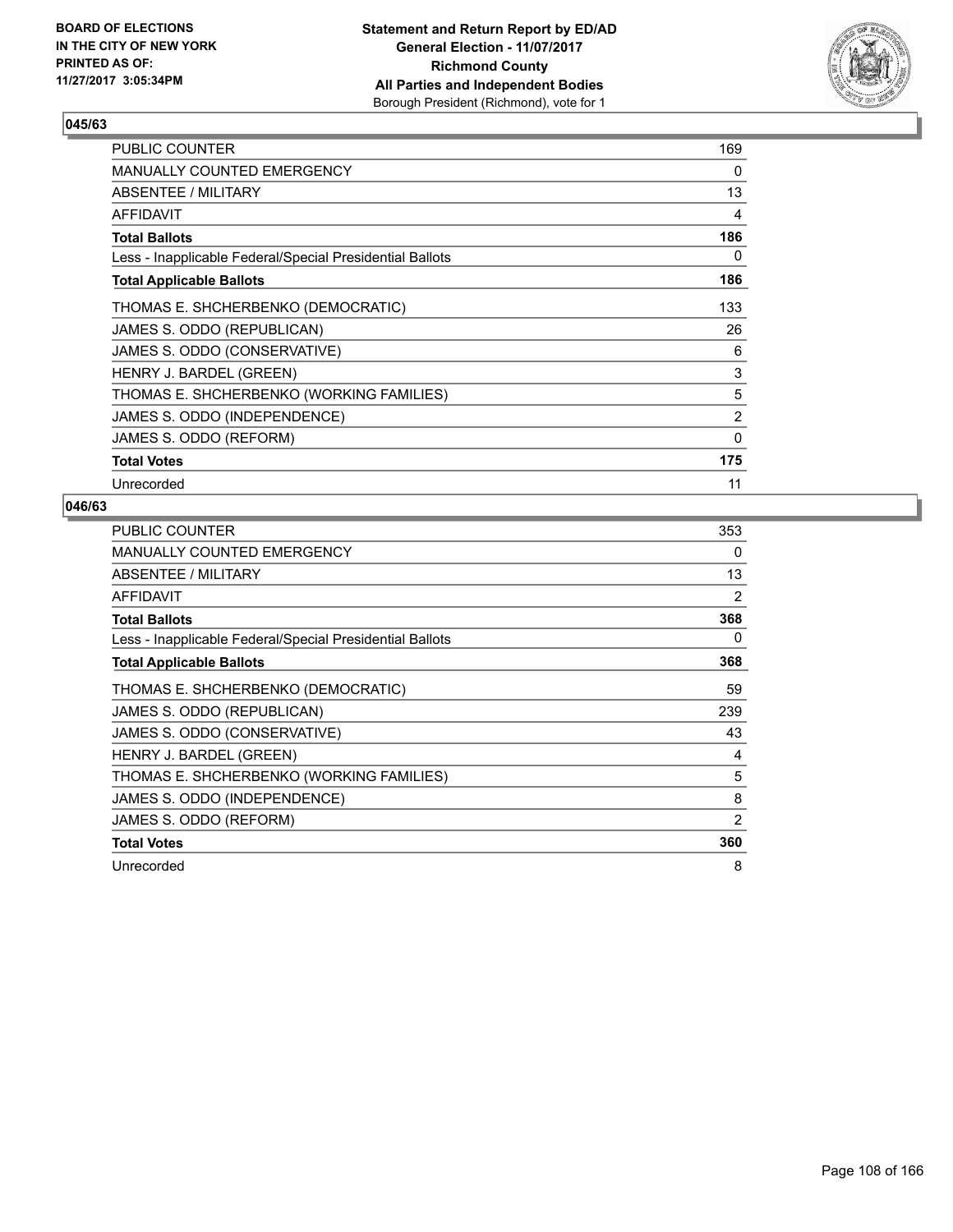BOARD OF ELECTIONS
IN THE CITY OF NEW YORK
PRINTED AS OF:
11/27/2017 3:05:34PM

**Statement and Return Report by ED/AD**
**General Election - 11/07/2017**
**Richmond County**
**All Parties and Independent Bodies**
Borough President (Richmond), vote for 1

### 045/63

| | |
|---|---|
| PUBLIC COUNTER | 169 |
| MANUALLY COUNTED EMERGENCY | 0 |
| ABSENTEE / MILITARY | 13 |
| AFFIDAVIT | 4 |
| **Total Ballots** | **186** |
| Less - Inapplicable Federal/Special Presidential Ballots | 0 |
| **Total Applicable Ballots** | **186** |
| THOMAS E. SHCHERBENKO (DEMOCRATIC) | 133 |
| JAMES S. ODDO (REPUBLICAN) | 26 |
| JAMES S. ODDO (CONSERVATIVE) | 6 |
| HENRY J. BARDEL (GREEN) | 3 |
| THOMAS E. SHCHERBENKO (WORKING FAMILIES) | 5 |
| JAMES S. ODDO (INDEPENDENCE) | 2 |
| JAMES S. ODDO (REFORM) | 0 |
| **Total Votes** | **175** |
| Unrecorded | 11 |

### 046/63

| | |
|---|---|
| PUBLIC COUNTER | 353 |
| MANUALLY COUNTED EMERGENCY | 0 |
| ABSENTEE / MILITARY | 13 |
| AFFIDAVIT | 2 |
| **Total Ballots** | **368** |
| Less - Inapplicable Federal/Special Presidential Ballots | 0 |
| **Total Applicable Ballots** | **368** |
| THOMAS E. SHCHERBENKO (DEMOCRATIC) | 59 |
| JAMES S. ODDO (REPUBLICAN) | 239 |
| JAMES S. ODDO (CONSERVATIVE) | 43 |
| HENRY J. BARDEL (GREEN) | 4 |
| THOMAS E. SHCHERBENKO (WORKING FAMILIES) | 5 |
| JAMES S. ODDO (INDEPENDENCE) | 8 |
| JAMES S. ODDO (REFORM) | 2 |
| **Total Votes** | **360** |
| Unrecorded | 8 |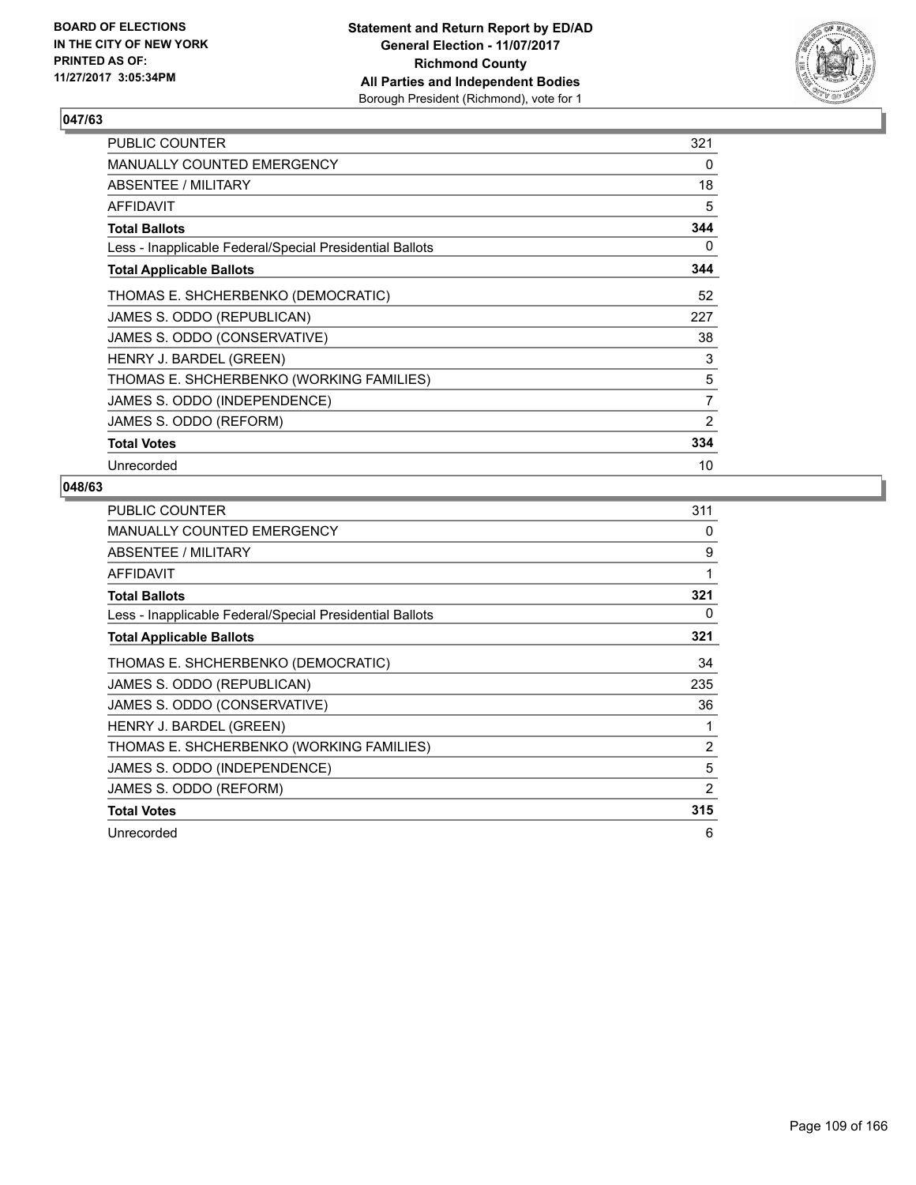## 047/63

| PUBLIC COUNTER | 321 |
|---|---|
| MANUALLY COUNTED EMERGENCY | 0 |
| ABSENTEE / MILITARY | 18 |
| AFFIDAVIT | 5 |
| **Total Ballots** | **344** |
| Less - Inapplicable Federal/Special Presidential Ballots | 0 |
| **Total Applicable Ballots** | **344** |
| THOMAS E. SHCHERBENKO (DEMOCRATIC) | 52 |
| JAMES S. ODDO (REPUBLICAN) | 227 |
| JAMES S. ODDO (CONSERVATIVE) | 38 |
| HENRY J. BARDEL (GREEN) | 3 |
| THOMAS E. SHCHERBENKO (WORKING FAMILIES) | 5 |
| JAMES S. ODDO (INDEPENDENCE) | 7 |
| JAMES S. ODDO (REFORM) | 2 |
| **Total Votes** | **334** |
| Unrecorded | 10 |

## 048/63

| PUBLIC COUNTER | 311 |
|---|---|
| MANUALLY COUNTED EMERGENCY | 0 |
| ABSENTEE / MILITARY | 9 |
| AFFIDAVIT | 1 |
| **Total Ballots** | **321** |
| Less - Inapplicable Federal/Special Presidential Ballots | 0 |
| **Total Applicable Ballots** | **321** |
| THOMAS E. SHCHERBENKO (DEMOCRATIC) | 34 |
| JAMES S. ODDO (REPUBLICAN) | 235 |
| JAMES S. ODDO (CONSERVATIVE) | 36 |
| HENRY J. BARDEL (GREEN) | 1 |
| THOMAS E. SHCHERBENKO (WORKING FAMILIES) | 2 |
| JAMES S. ODDO (INDEPENDENCE) | 5 |
| JAMES S. ODDO (REFORM) | 2 |
| **Total Votes** | **315** |
| Unrecorded | 6 |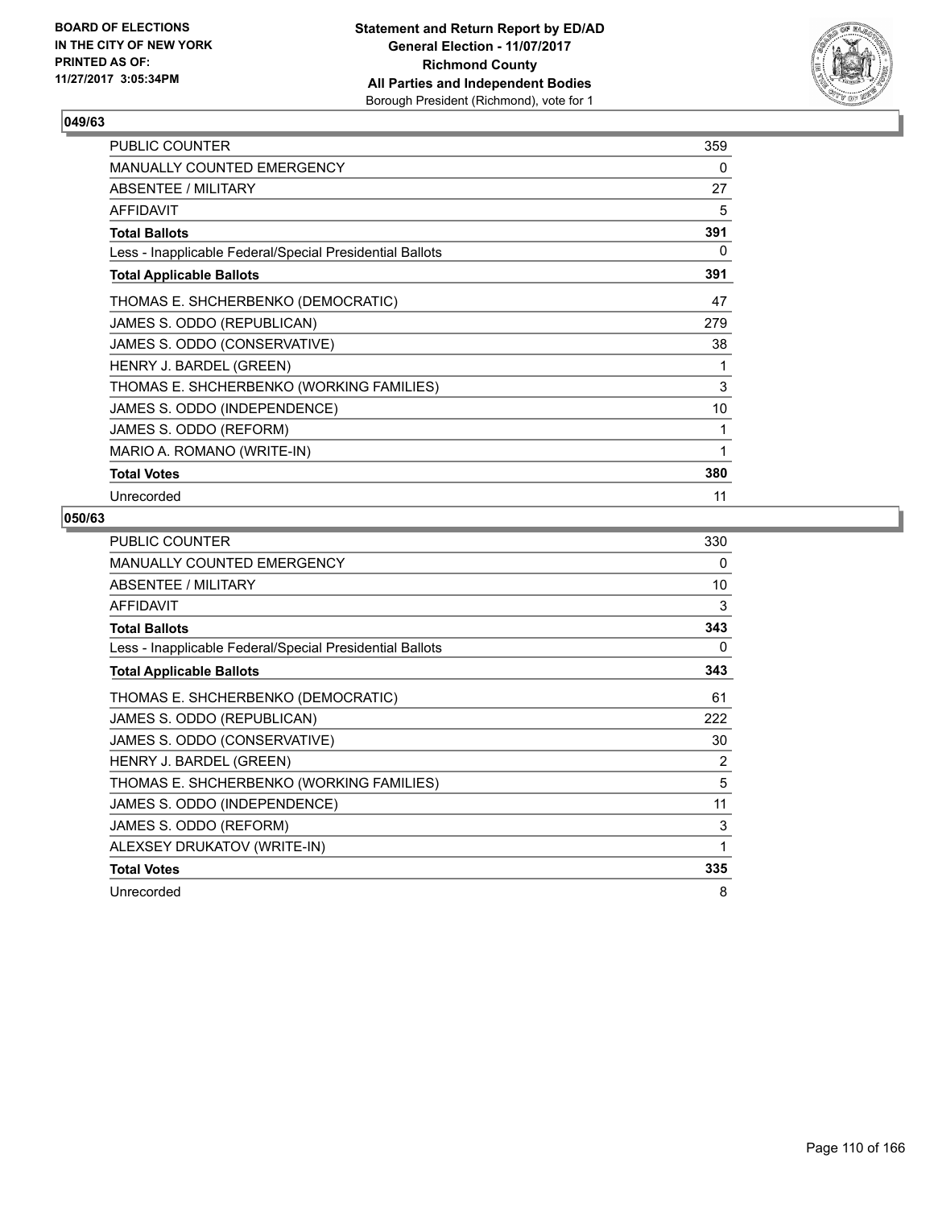**Statement and Return Report by ED/AD**
**General Election - 11/07/2017**
**Richmond County**
**All Parties and Independent Bodies**
Borough President (Richmond), vote for 1

BOARD OF ELECTIONS
IN THE CITY OF NEW YORK
PRINTED AS OF:
11/27/2017 3:05:34PM

## 049/63

| | |
|---|---|
| PUBLIC COUNTER | 359 |
| MANUALLY COUNTED EMERGENCY | 0 |
| ABSENTEE / MILITARY | 27 |
| AFFIDAVIT | 5 |
| **Total Ballots** | **391** |
| Less - Inapplicable Federal/Special Presidential Ballots | 0 |
| **Total Applicable Ballots** | **391** |
| THOMAS E. SHCHERBENKO (DEMOCRATIC) | 47 |
| JAMES S. ODDO (REPUBLICAN) | 279 |
| JAMES S. ODDO (CONSERVATIVE) | 38 |
| HENRY J. BARDEL (GREEN) | 1 |
| THOMAS E. SHCHERBENKO (WORKING FAMILIES) | 3 |
| JAMES S. ODDO (INDEPENDENCE) | 10 |
| JAMES S. ODDO (REFORM) | 1 |
| MARIO A. ROMANO (WRITE-IN) | 1 |
| **Total Votes** | **380** |
| Unrecorded | 11 |

## 050/63

| | |
|---|---|
| PUBLIC COUNTER | 330 |
| MANUALLY COUNTED EMERGENCY | 0 |
| ABSENTEE / MILITARY | 10 |
| AFFIDAVIT | 3 |
| **Total Ballots** | **343** |
| Less - Inapplicable Federal/Special Presidential Ballots | 0 |
| **Total Applicable Ballots** | **343** |
| THOMAS E. SHCHERBENKO (DEMOCRATIC) | 61 |
| JAMES S. ODDO (REPUBLICAN) | 222 |
| JAMES S. ODDO (CONSERVATIVE) | 30 |
| HENRY J. BARDEL (GREEN) | 2 |
| THOMAS E. SHCHERBENKO (WORKING FAMILIES) | 5 |
| JAMES S. ODDO (INDEPENDENCE) | 11 |
| JAMES S. ODDO (REFORM) | 3 |
| ALEXSEY DRUKATOV (WRITE-IN) | 1 |
| **Total Votes** | **335** |
| Unrecorded | 8 |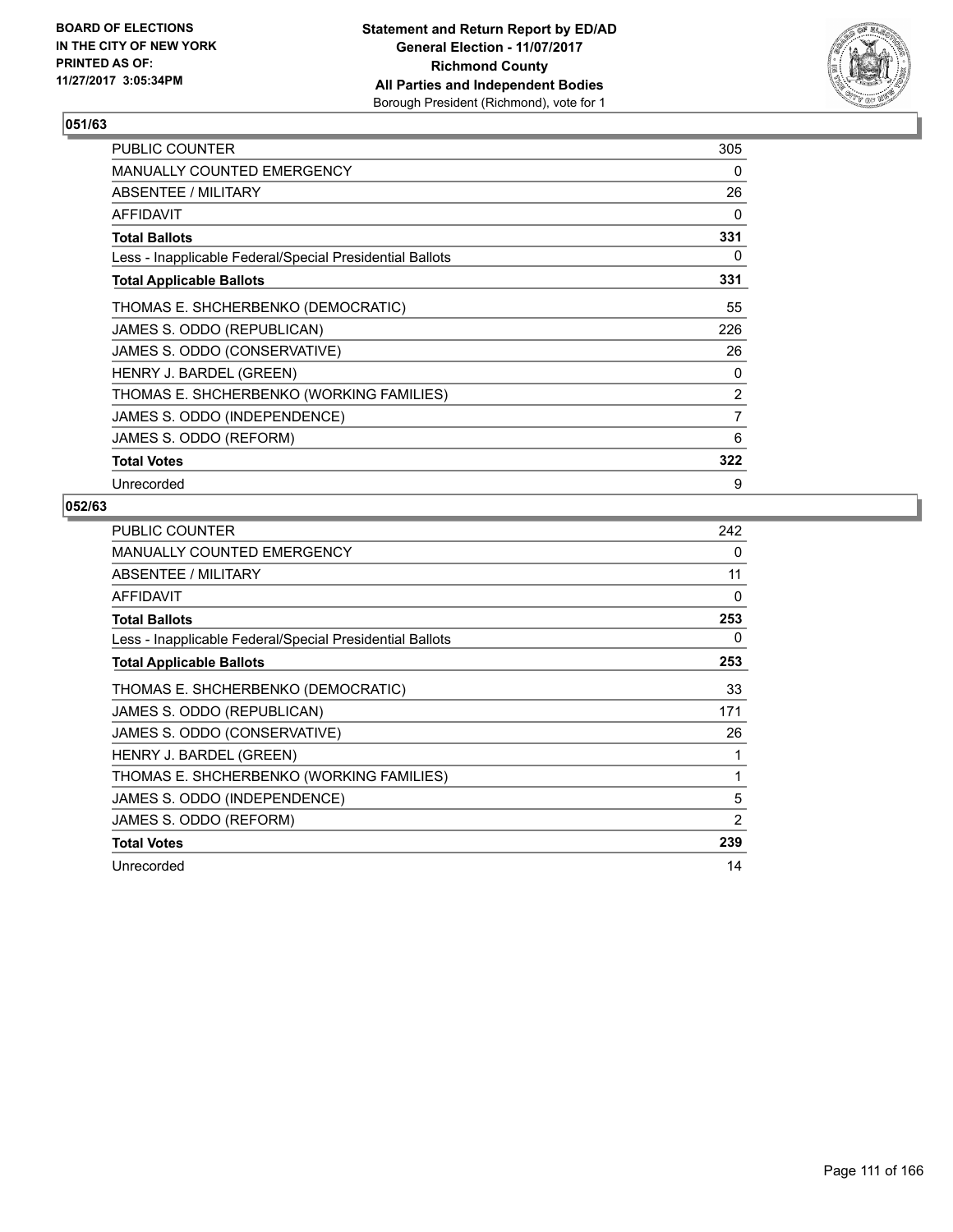## 051/63

| | |
|---|---|
| PUBLIC COUNTER | 305 |
| MANUALLY COUNTED EMERGENCY | 0 |
| ABSENTEE / MILITARY | 26 |
| AFFIDAVIT | 0 |
| **Total Ballots** | **331** |
| Less - Inapplicable Federal/Special Presidential Ballots | 0 |
| **Total Applicable Ballots** | **331** |
| THOMAS E. SHCHERBENKO (DEMOCRATIC) | 55 |
| JAMES S. ODDO (REPUBLICAN) | 226 |
| JAMES S. ODDO (CONSERVATIVE) | 26 |
| HENRY J. BARDEL (GREEN) | 0 |
| THOMAS E. SHCHERBENKO (WORKING FAMILIES) | 2 |
| JAMES S. ODDO (INDEPENDENCE) | 7 |
| JAMES S. ODDO (REFORM) | 6 |
| **Total Votes** | **322** |
| Unrecorded | 9 |

## 052/63

| | |
|---|---|
| PUBLIC COUNTER | 242 |
| MANUALLY COUNTED EMERGENCY | 0 |
| ABSENTEE / MILITARY | 11 |
| AFFIDAVIT | 0 |
| **Total Ballots** | **253** |
| Less - Inapplicable Federal/Special Presidential Ballots | 0 |
| **Total Applicable Ballots** | **253** |
| THOMAS E. SHCHERBENKO (DEMOCRATIC) | 33 |
| JAMES S. ODDO (REPUBLICAN) | 171 |
| JAMES S. ODDO (CONSERVATIVE) | 26 |
| HENRY J. BARDEL (GREEN) | 1 |
| THOMAS E. SHCHERBENKO (WORKING FAMILIES) | 1 |
| JAMES S. ODDO (INDEPENDENCE) | 5 |
| JAMES S. ODDO (REFORM) | 2 |
| **Total Votes** | **239** |
| Unrecorded | 14 |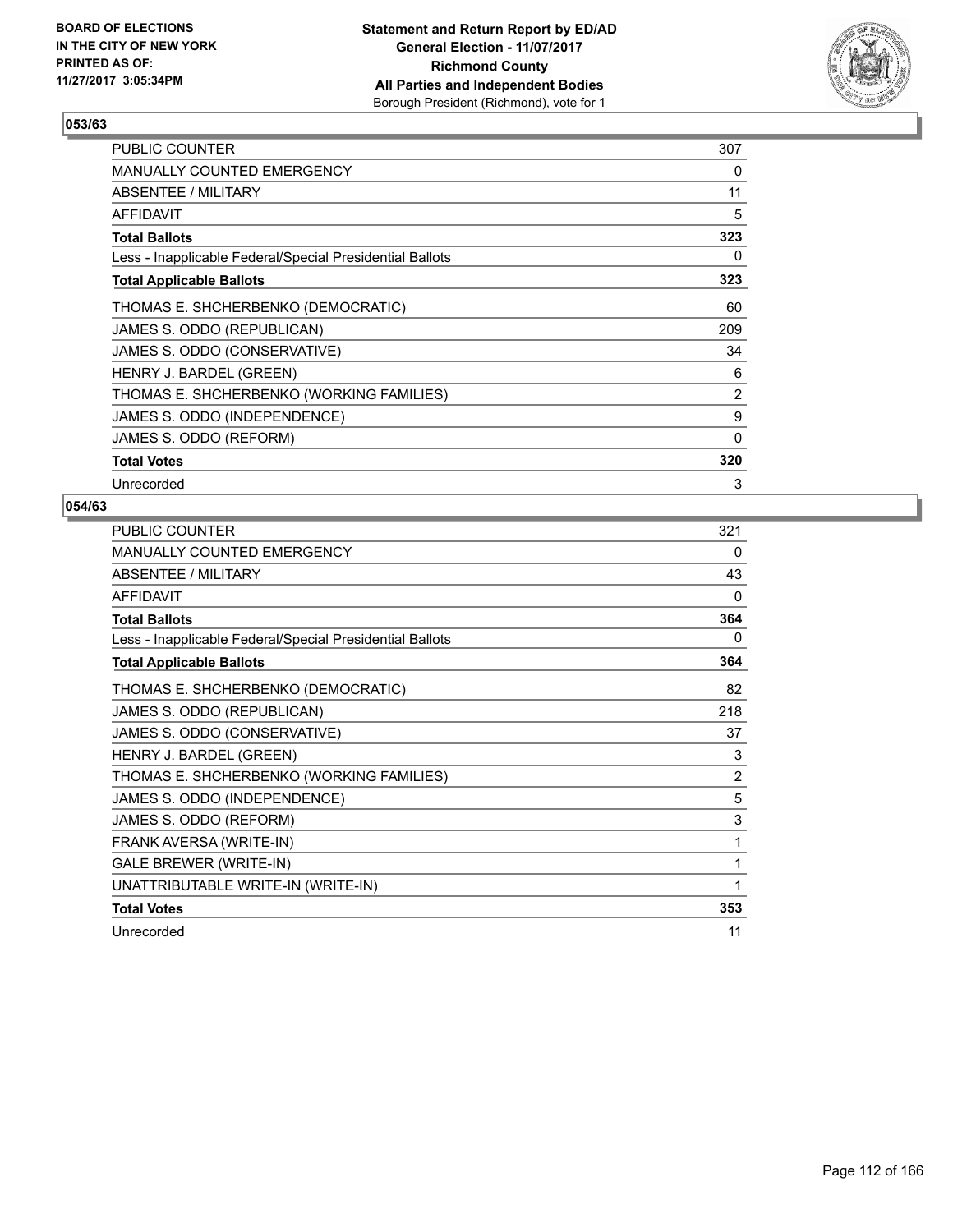BOARD OF ELECTIONS
IN THE CITY OF NEW YORK
PRINTED AS OF:
11/27/2017 3:05:34PM

**Statement and Return Report by ED/AD**
**General Election - 11/07/2017**
**Richmond County**
**All Parties and Independent Bodies**
Borough President (Richmond), vote for 1

### 053/63

| | |
|---|---|
| PUBLIC COUNTER | 307 |
| MANUALLY COUNTED EMERGENCY | 0 |
| ABSENTEE / MILITARY | 11 |
| AFFIDAVIT | 5 |
| **Total Ballots** | **323** |
| Less - Inapplicable Federal/Special Presidential Ballots | 0 |
| **Total Applicable Ballots** | **323** |
| THOMAS E. SHCHERBENKO (DEMOCRATIC) | 60 |
| JAMES S. ODDO (REPUBLICAN) | 209 |
| JAMES S. ODDO (CONSERVATIVE) | 34 |
| HENRY J. BARDEL (GREEN) | 6 |
| THOMAS E. SHCHERBENKO (WORKING FAMILIES) | 2 |
| JAMES S. ODDO (INDEPENDENCE) | 9 |
| JAMES S. ODDO (REFORM) | 0 |
| **Total Votes** | **320** |
| Unrecorded | 3 |

### 054/63

| | |
|---|---|
| PUBLIC COUNTER | 321 |
| MANUALLY COUNTED EMERGENCY | 0 |
| ABSENTEE / MILITARY | 43 |
| AFFIDAVIT | 0 |
| **Total Ballots** | **364** |
| Less - Inapplicable Federal/Special Presidential Ballots | 0 |
| **Total Applicable Ballots** | **364** |
| THOMAS E. SHCHERBENKO (DEMOCRATIC) | 82 |
| JAMES S. ODDO (REPUBLICAN) | 218 |
| JAMES S. ODDO (CONSERVATIVE) | 37 |
| HENRY J. BARDEL (GREEN) | 3 |
| THOMAS E. SHCHERBENKO (WORKING FAMILIES) | 2 |
| JAMES S. ODDO (INDEPENDENCE) | 5 |
| JAMES S. ODDO (REFORM) | 3 |
| FRANK AVERSA (WRITE-IN) | 1 |
| GALE BREWER (WRITE-IN) | 1 |
| UNATTRIBUTABLE WRITE-IN (WRITE-IN) | 1 |
| **Total Votes** | **353** |
| Unrecorded | 11 |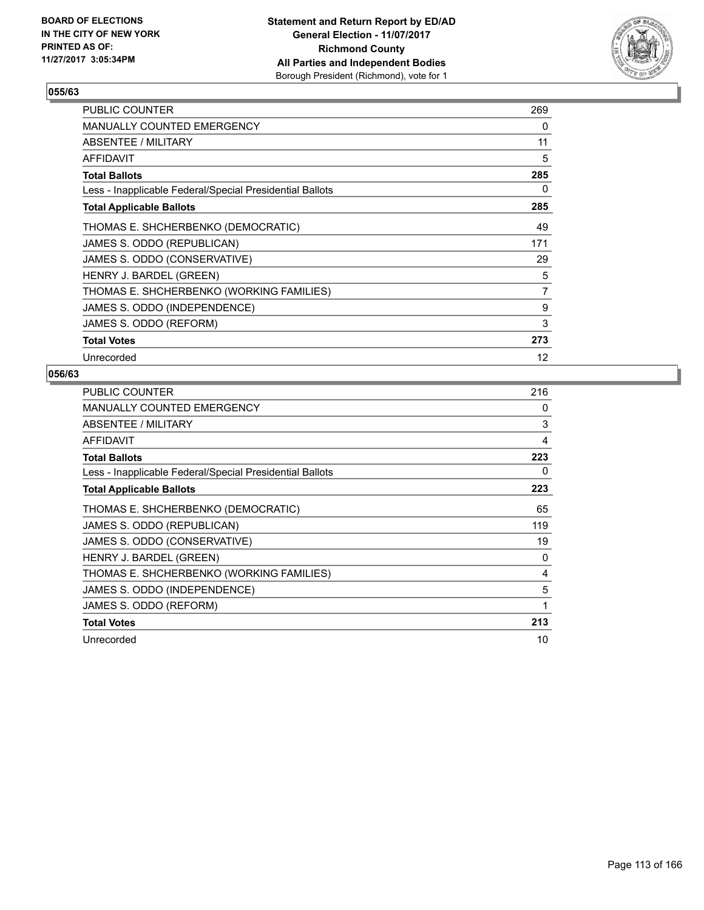BOARD OF ELECTIONS
IN THE CITY OF NEW YORK
PRINTED AS OF:
11/27/2017 3:05:34PM

**Statement and Return Report by ED/AD**
**General Election - 11/07/2017**
**Richmond County**
**All Parties and Independent Bodies**
Borough President (Richmond), vote for 1

### 055/63

| | |
|---|---|
| PUBLIC COUNTER | 269 |
| MANUALLY COUNTED EMERGENCY | 0 |
| ABSENTEE / MILITARY | 11 |
| AFFIDAVIT | 5 |
| **Total Ballots** | **285** |
| Less - Inapplicable Federal/Special Presidential Ballots | 0 |
| **Total Applicable Ballots** | **285** |
| THOMAS E. SHCHERBENKO (DEMOCRATIC) | 49 |
| JAMES S. ODDO (REPUBLICAN) | 171 |
| JAMES S. ODDO (CONSERVATIVE) | 29 |
| HENRY J. BARDEL (GREEN) | 5 |
| THOMAS E. SHCHERBENKO (WORKING FAMILIES) | 7 |
| JAMES S. ODDO (INDEPENDENCE) | 9 |
| JAMES S. ODDO (REFORM) | 3 |
| **Total Votes** | **273** |
| Unrecorded | 12 |

### 056/63

| | |
|---|---|
| PUBLIC COUNTER | 216 |
| MANUALLY COUNTED EMERGENCY | 0 |
| ABSENTEE / MILITARY | 3 |
| AFFIDAVIT | 4 |
| **Total Ballots** | **223** |
| Less - Inapplicable Federal/Special Presidential Ballots | 0 |
| **Total Applicable Ballots** | **223** |
| THOMAS E. SHCHERBENKO (DEMOCRATIC) | 65 |
| JAMES S. ODDO (REPUBLICAN) | 119 |
| JAMES S. ODDO (CONSERVATIVE) | 19 |
| HENRY J. BARDEL (GREEN) | 0 |
| THOMAS E. SHCHERBENKO (WORKING FAMILIES) | 4 |
| JAMES S. ODDO (INDEPENDENCE) | 5 |
| JAMES S. ODDO (REFORM) | 1 |
| **Total Votes** | **213** |
| Unrecorded | 10 |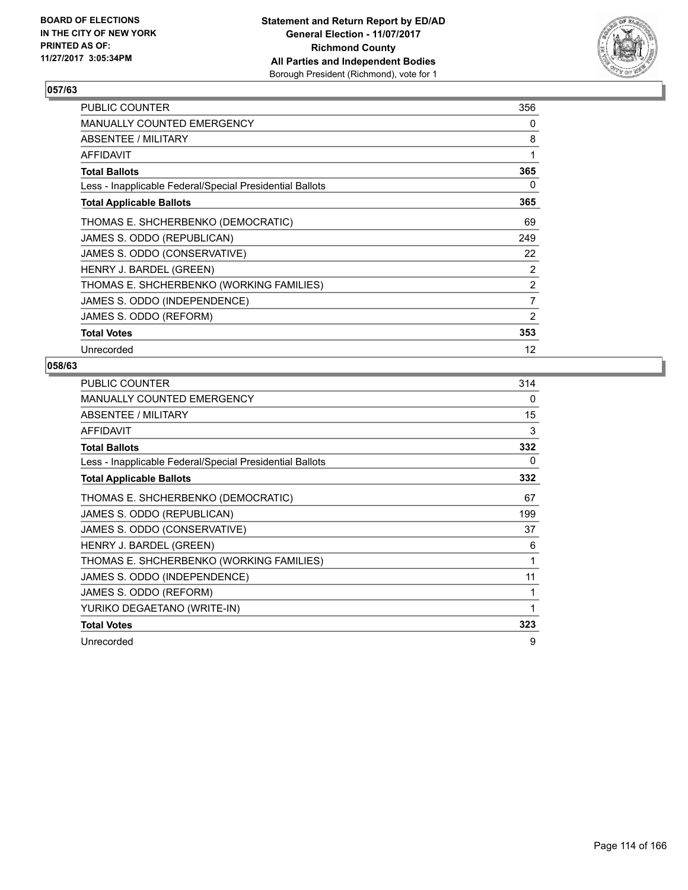BOARD OF ELECTIONS
IN THE CITY OF NEW YORK
PRINTED AS OF:
11/27/2017 3:05:34PM

**Statement and Return Report by ED/AD**
**General Election - 11/07/2017**
**Richmond County**
**All Parties and Independent Bodies**
Borough President (Richmond), vote for 1

### 057/63

| | |
|---|---|
| PUBLIC COUNTER | 356 |
| MANUALLY COUNTED EMERGENCY | 0 |
| ABSENTEE / MILITARY | 8 |
| AFFIDAVIT | 1 |
| **Total Ballots** | **365** |
| Less - Inapplicable Federal/Special Presidential Ballots | 0 |
| **Total Applicable Ballots** | **365** |
| THOMAS E. SHCHERBENKO (DEMOCRATIC) | 69 |
| JAMES S. ODDO (REPUBLICAN) | 249 |
| JAMES S. ODDO (CONSERVATIVE) | 22 |
| HENRY J. BARDEL (GREEN) | 2 |
| THOMAS E. SHCHERBENKO (WORKING FAMILIES) | 2 |
| JAMES S. ODDO (INDEPENDENCE) | 7 |
| JAMES S. ODDO (REFORM) | 2 |
| **Total Votes** | **353** |
| Unrecorded | 12 |

### 058/63

| | |
|---|---|
| PUBLIC COUNTER | 314 |
| MANUALLY COUNTED EMERGENCY | 0 |
| ABSENTEE / MILITARY | 15 |
| AFFIDAVIT | 3 |
| **Total Ballots** | **332** |
| Less - Inapplicable Federal/Special Presidential Ballots | 0 |
| **Total Applicable Ballots** | **332** |
| THOMAS E. SHCHERBENKO (DEMOCRATIC) | 67 |
| JAMES S. ODDO (REPUBLICAN) | 199 |
| JAMES S. ODDO (CONSERVATIVE) | 37 |
| HENRY J. BARDEL (GREEN) | 6 |
| THOMAS E. SHCHERBENKO (WORKING FAMILIES) | 1 |
| JAMES S. ODDO (INDEPENDENCE) | 11 |
| JAMES S. ODDO (REFORM) | 1 |
| YURIKO DEGAETANO (WRITE-IN) | 1 |
| **Total Votes** | **323** |
| Unrecorded | 9 |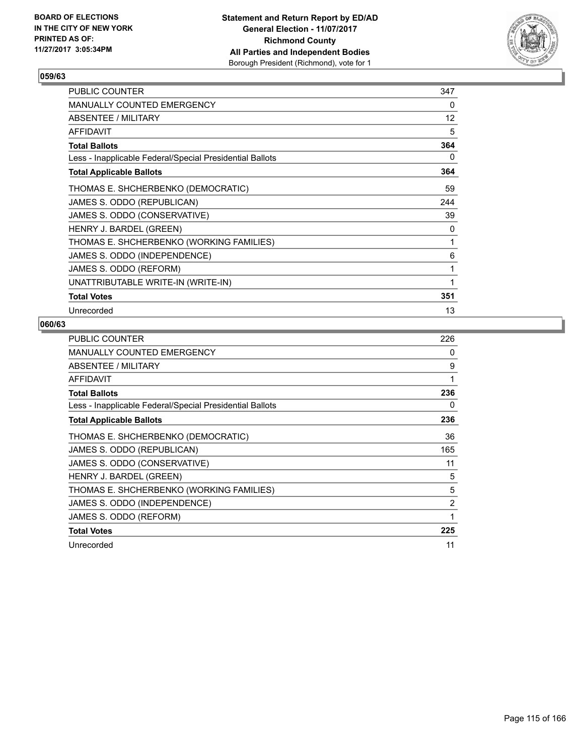BOARD OF ELECTIONS
IN THE CITY OF NEW YORK
PRINTED AS OF:
11/27/2017 3:05:34PM

**Statement and Return Report by ED/AD**
**General Election - 11/07/2017**
**Richmond County**
**All Parties and Independent Bodies**
Borough President (Richmond), vote for 1

## 059/63

| | |
|---|---|
| PUBLIC COUNTER | 347 |
| MANUALLY COUNTED EMERGENCY | 0 |
| ABSENTEE / MILITARY | 12 |
| AFFIDAVIT | 5 |
| **Total Ballots** | **364** |
| Less - Inapplicable Federal/Special Presidential Ballots | 0 |
| **Total Applicable Ballots** | **364** |
| THOMAS E. SHCHERBENKO (DEMOCRATIC) | 59 |
| JAMES S. ODDO (REPUBLICAN) | 244 |
| JAMES S. ODDO (CONSERVATIVE) | 39 |
| HENRY J. BARDEL (GREEN) | 0 |
| THOMAS E. SHCHERBENKO (WORKING FAMILIES) | 1 |
| JAMES S. ODDO (INDEPENDENCE) | 6 |
| JAMES S. ODDO (REFORM) | 1 |
| UNATTRIBUTABLE WRITE-IN (WRITE-IN) | 1 |
| **Total Votes** | **351** |
| Unrecorded | 13 |

## 060/63

| | |
|---|---|
| PUBLIC COUNTER | 226 |
| MANUALLY COUNTED EMERGENCY | 0 |
| ABSENTEE / MILITARY | 9 |
| AFFIDAVIT | 1 |
| **Total Ballots** | **236** |
| Less - Inapplicable Federal/Special Presidential Ballots | 0 |
| **Total Applicable Ballots** | **236** |
| THOMAS E. SHCHERBENKO (DEMOCRATIC) | 36 |
| JAMES S. ODDO (REPUBLICAN) | 165 |
| JAMES S. ODDO (CONSERVATIVE) | 11 |
| HENRY J. BARDEL (GREEN) | 5 |
| THOMAS E. SHCHERBENKO (WORKING FAMILIES) | 5 |
| JAMES S. ODDO (INDEPENDENCE) | 2 |
| JAMES S. ODDO (REFORM) | 1 |
| **Total Votes** | **225** |
| Unrecorded | 11 |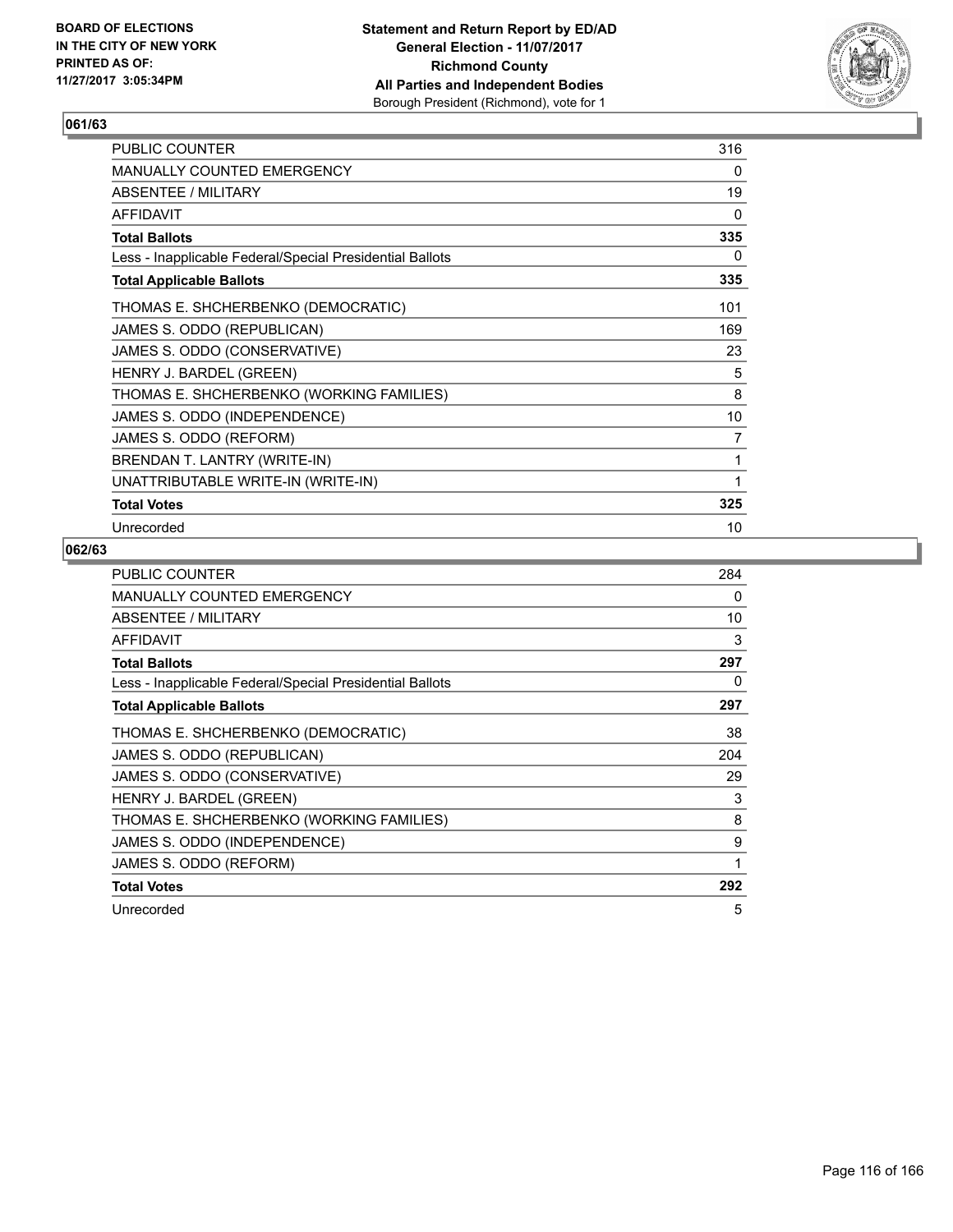BOARD OF ELECTIONS
IN THE CITY OF NEW YORK
PRINTED AS OF:
11/27/2017 3:05:34PM

**Statement and Return Report by ED/AD**
**General Election - 11/07/2017**
**Richmond County**
**All Parties and Independent Bodies**
Borough President (Richmond), vote for 1

### 061/63

| | |
|---|---|
| PUBLIC COUNTER | 316 |
| MANUALLY COUNTED EMERGENCY | 0 |
| ABSENTEE / MILITARY | 19 |
| AFFIDAVIT | 0 |
| **Total Ballots** | **335** |
| Less - Inapplicable Federal/Special Presidential Ballots | 0 |
| **Total Applicable Ballots** | **335** |
| THOMAS E. SHCHERBENKO (DEMOCRATIC) | 101 |
| JAMES S. ODDO (REPUBLICAN) | 169 |
| JAMES S. ODDO (CONSERVATIVE) | 23 |
| HENRY J. BARDEL (GREEN) | 5 |
| THOMAS E. SHCHERBENKO (WORKING FAMILIES) | 8 |
| JAMES S. ODDO (INDEPENDENCE) | 10 |
| JAMES S. ODDO (REFORM) | 7 |
| BRENDAN T. LANTRY (WRITE-IN) | 1 |
| UNATTRIBUTABLE WRITE-IN (WRITE-IN) | 1 |
| **Total Votes** | **325** |
| Unrecorded | 10 |

### 062/63

| | |
|---|---|
| PUBLIC COUNTER | 284 |
| MANUALLY COUNTED EMERGENCY | 0 |
| ABSENTEE / MILITARY | 10 |
| AFFIDAVIT | 3 |
| **Total Ballots** | **297** |
| Less - Inapplicable Federal/Special Presidential Ballots | 0 |
| **Total Applicable Ballots** | **297** |
| THOMAS E. SHCHERBENKO (DEMOCRATIC) | 38 |
| JAMES S. ODDO (REPUBLICAN) | 204 |
| JAMES S. ODDO (CONSERVATIVE) | 29 |
| HENRY J. BARDEL (GREEN) | 3 |
| THOMAS E. SHCHERBENKO (WORKING FAMILIES) | 8 |
| JAMES S. ODDO (INDEPENDENCE) | 9 |
| JAMES S. ODDO (REFORM) | 1 |
| **Total Votes** | **292** |
| Unrecorded | 5 |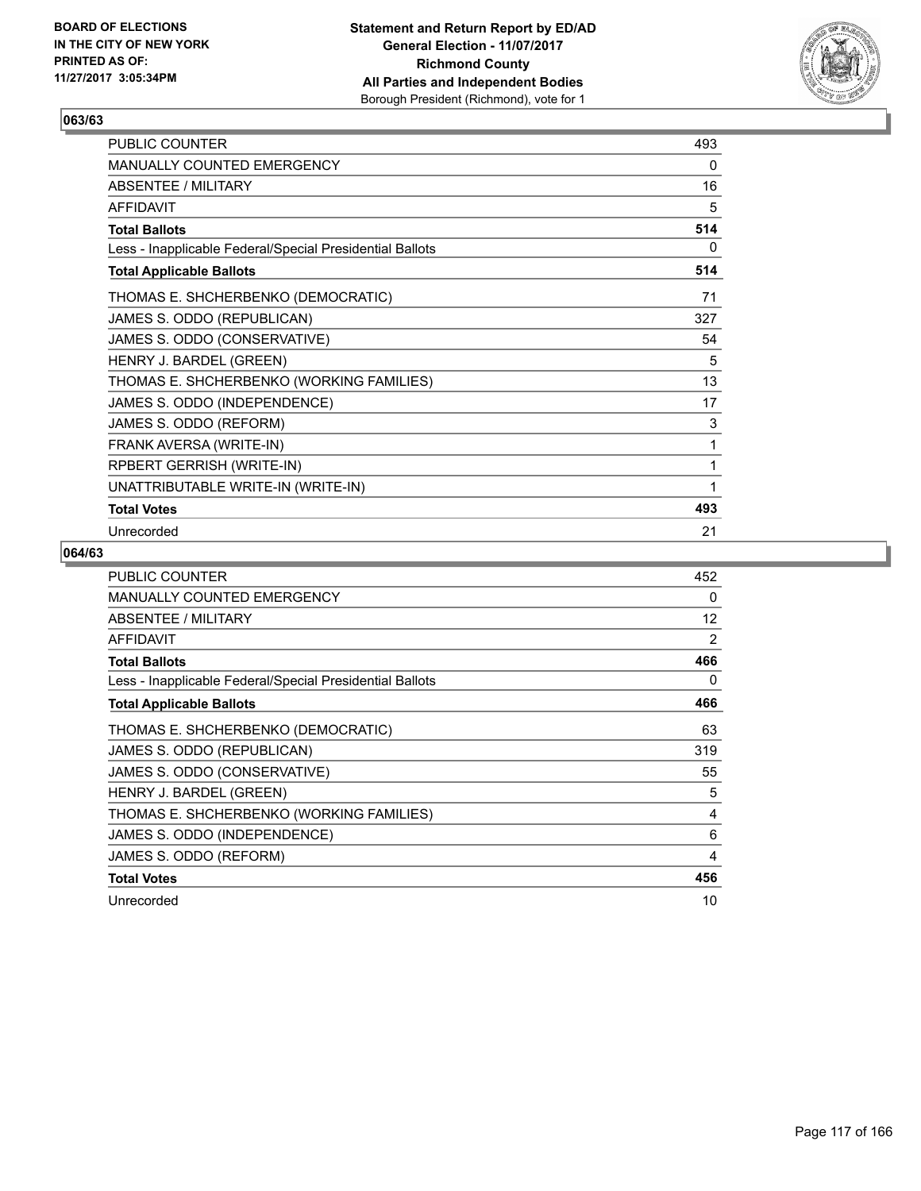BOARD OF ELECTIONS
IN THE CITY OF NEW YORK
PRINTED AS OF:
11/27/2017 3:05:34PM

**Statement and Return Report by ED/AD**
**General Election - 11/07/2017**
**Richmond County**
**All Parties and Independent Bodies**
Borough President (Richmond), vote for 1

### 063/63

| | |
|---|---|
| PUBLIC COUNTER | 493 |
| MANUALLY COUNTED EMERGENCY | 0 |
| ABSENTEE / MILITARY | 16 |
| AFFIDAVIT | 5 |
| **Total Ballots** | **514** |
| Less - Inapplicable Federal/Special Presidential Ballots | 0 |
| **Total Applicable Ballots** | **514** |
| THOMAS E. SHCHERBENKO (DEMOCRATIC) | 71 |
| JAMES S. ODDO (REPUBLICAN) | 327 |
| JAMES S. ODDO (CONSERVATIVE) | 54 |
| HENRY J. BARDEL (GREEN) | 5 |
| THOMAS E. SHCHERBENKO (WORKING FAMILIES) | 13 |
| JAMES S. ODDO (INDEPENDENCE) | 17 |
| JAMES S. ODDO (REFORM) | 3 |
| FRANK AVERSA (WRITE-IN) | 1 |
| RPBERT GERRISH (WRITE-IN) | 1 |
| UNATTRIBUTABLE WRITE-IN (WRITE-IN) | 1 |
| **Total Votes** | **493** |
| Unrecorded | 21 |

### 064/63

| | |
|---|---|
| PUBLIC COUNTER | 452 |
| MANUALLY COUNTED EMERGENCY | 0 |
| ABSENTEE / MILITARY | 12 |
| AFFIDAVIT | 2 |
| **Total Ballots** | **466** |
| Less - Inapplicable Federal/Special Presidential Ballots | 0 |
| **Total Applicable Ballots** | **466** |
| THOMAS E. SHCHERBENKO (DEMOCRATIC) | 63 |
| JAMES S. ODDO (REPUBLICAN) | 319 |
| JAMES S. ODDO (CONSERVATIVE) | 55 |
| HENRY J. BARDEL (GREEN) | 5 |
| THOMAS E. SHCHERBENKO (WORKING FAMILIES) | 4 |
| JAMES S. ODDO (INDEPENDENCE) | 6 |
| JAMES S. ODDO (REFORM) | 4 |
| **Total Votes** | **456** |
| Unrecorded | 10 |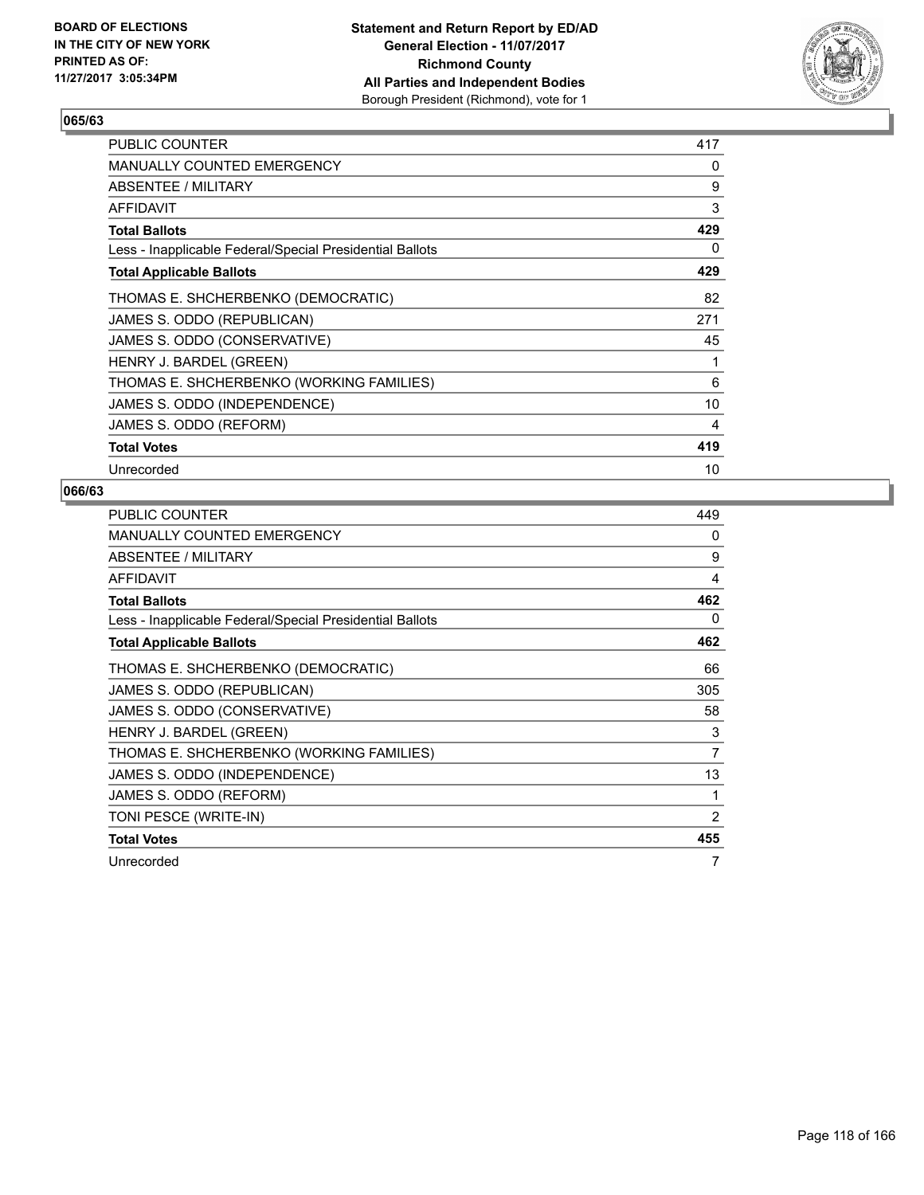BOARD OF ELECTIONS
IN THE CITY OF NEW YORK
PRINTED AS OF:
11/27/2017 3:05:34PM

**Statement and Return Report by ED/AD**
**General Election - 11/07/2017**
**Richmond County**
**All Parties and Independent Bodies**
Borough President (Richmond), vote for 1

## 065/63

| | |
|---|---|
| PUBLIC COUNTER | 417 |
| MANUALLY COUNTED EMERGENCY | 0 |
| ABSENTEE / MILITARY | 9 |
| AFFIDAVIT | 3 |
| **Total Ballots** | **429** |
| Less - Inapplicable Federal/Special Presidential Ballots | 0 |
| **Total Applicable Ballots** | **429** |
| THOMAS E. SHCHERBENKO (DEMOCRATIC) | 82 |
| JAMES S. ODDO (REPUBLICAN) | 271 |
| JAMES S. ODDO (CONSERVATIVE) | 45 |
| HENRY J. BARDEL (GREEN) | 1 |
| THOMAS E. SHCHERBENKO (WORKING FAMILIES) | 6 |
| JAMES S. ODDO (INDEPENDENCE) | 10 |
| JAMES S. ODDO (REFORM) | 4 |
| **Total Votes** | **419** |
| Unrecorded | 10 |

## 066/63

| | |
|---|---|
| PUBLIC COUNTER | 449 |
| MANUALLY COUNTED EMERGENCY | 0 |
| ABSENTEE / MILITARY | 9 |
| AFFIDAVIT | 4 |
| **Total Ballots** | **462** |
| Less - Inapplicable Federal/Special Presidential Ballots | 0 |
| **Total Applicable Ballots** | **462** |
| THOMAS E. SHCHERBENKO (DEMOCRATIC) | 66 |
| JAMES S. ODDO (REPUBLICAN) | 305 |
| JAMES S. ODDO (CONSERVATIVE) | 58 |
| HENRY J. BARDEL (GREEN) | 3 |
| THOMAS E. SHCHERBENKO (WORKING FAMILIES) | 7 |
| JAMES S. ODDO (INDEPENDENCE) | 13 |
| JAMES S. ODDO (REFORM) | 1 |
| TONI PESCE (WRITE-IN) | 2 |
| **Total Votes** | **455** |
| Unrecorded | 7 |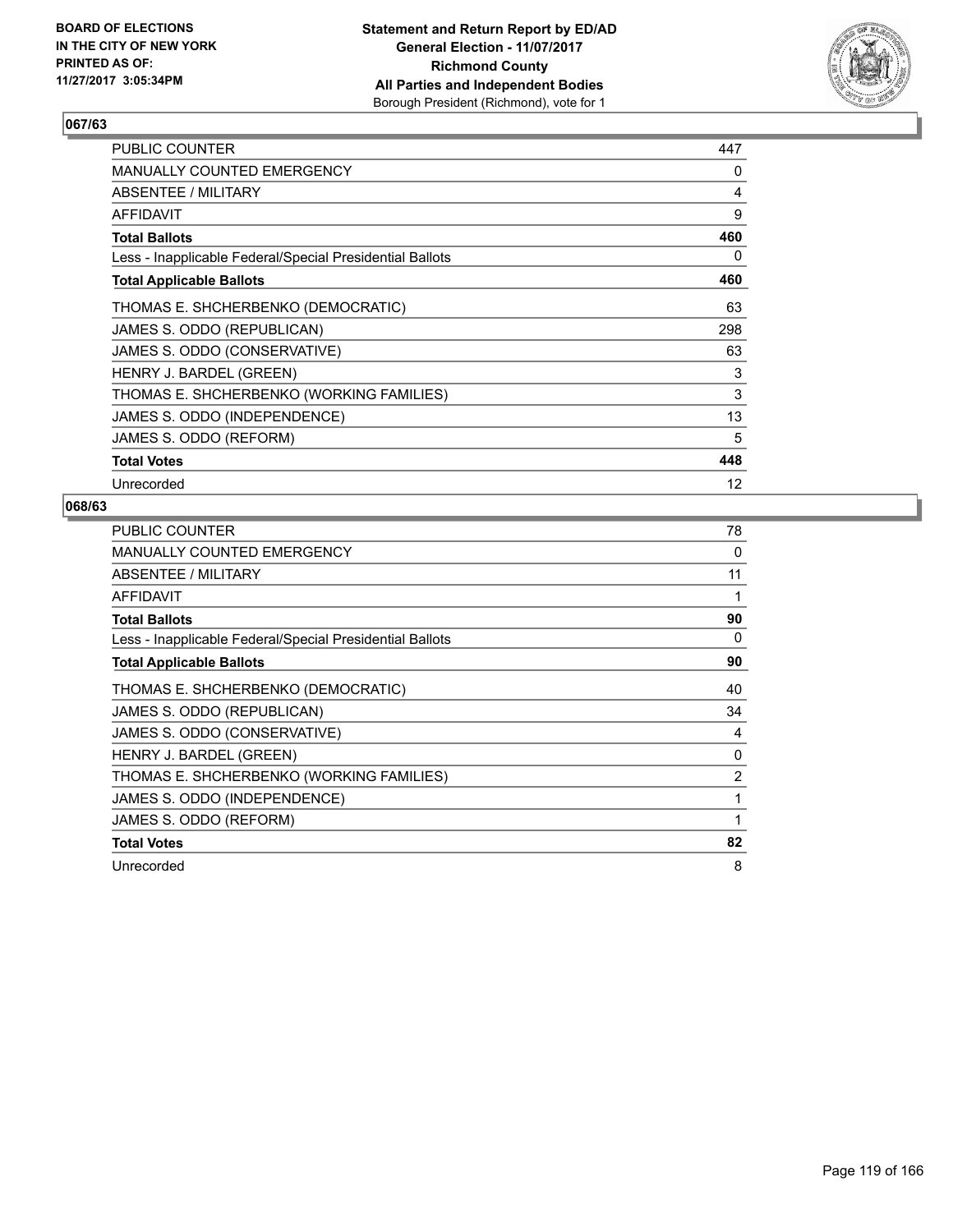## 067/63

| | |
|---|---|
| PUBLIC COUNTER | 447 |
| MANUALLY COUNTED EMERGENCY | 0 |
| ABSENTEE / MILITARY | 4 |
| AFFIDAVIT | 9 |
| **Total Ballots** | **460** |
| Less - Inapplicable Federal/Special Presidential Ballots | 0 |
| **Total Applicable Ballots** | **460** |
| THOMAS E. SHCHERBENKO (DEMOCRATIC) | 63 |
| JAMES S. ODDO (REPUBLICAN) | 298 |
| JAMES S. ODDO (CONSERVATIVE) | 63 |
| HENRY J. BARDEL (GREEN) | 3 |
| THOMAS E. SHCHERBENKO (WORKING FAMILIES) | 3 |
| JAMES S. ODDO (INDEPENDENCE) | 13 |
| JAMES S. ODDO (REFORM) | 5 |
| **Total Votes** | **448** |
| Unrecorded | 12 |

## 068/63

| | |
|---|---|
| PUBLIC COUNTER | 78 |
| MANUALLY COUNTED EMERGENCY | 0 |
| ABSENTEE / MILITARY | 11 |
| AFFIDAVIT | 1 |
| **Total Ballots** | **90** |
| Less - Inapplicable Federal/Special Presidential Ballots | 0 |
| **Total Applicable Ballots** | **90** |
| THOMAS E. SHCHERBENKO (DEMOCRATIC) | 40 |
| JAMES S. ODDO (REPUBLICAN) | 34 |
| JAMES S. ODDO (CONSERVATIVE) | 4 |
| HENRY J. BARDEL (GREEN) | 0 |
| THOMAS E. SHCHERBENKO (WORKING FAMILIES) | 2 |
| JAMES S. ODDO (INDEPENDENCE) | 1 |
| JAMES S. ODDO (REFORM) | 1 |
| **Total Votes** | **82** |
| Unrecorded | 8 |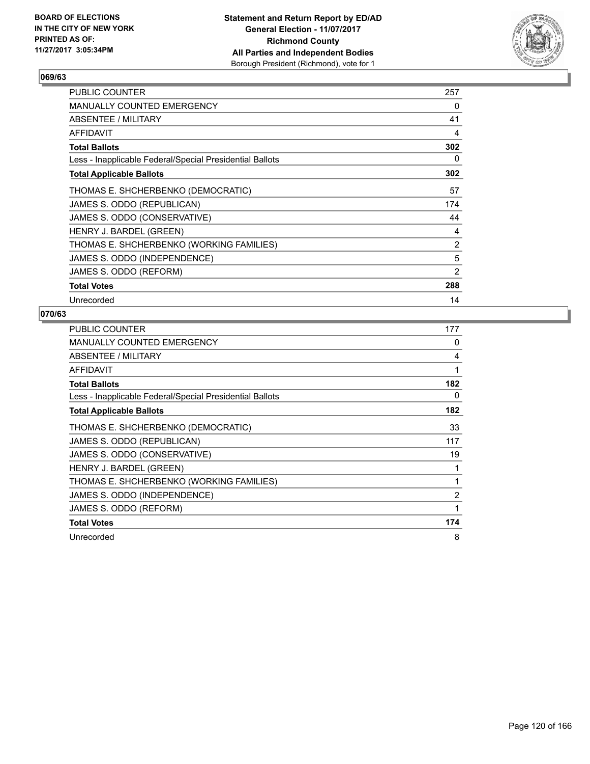BOARD OF ELECTIONS
IN THE CITY OF NEW YORK
PRINTED AS OF:
11/27/2017 3:05:34PM

**Statement and Return Report by ED/AD**
**General Election - 11/07/2017**
**Richmond County**
**All Parties and Independent Bodies**
Borough President (Richmond), vote for 1

## 069/63

| | |
|---|---|
| PUBLIC COUNTER | 257 |
| MANUALLY COUNTED EMERGENCY | 0 |
| ABSENTEE / MILITARY | 41 |
| AFFIDAVIT | 4 |
| **Total Ballots** | **302** |
| Less - Inapplicable Federal/Special Presidential Ballots | 0 |
| **Total Applicable Ballots** | **302** |
| THOMAS E. SHCHERBENKO (DEMOCRATIC) | 57 |
| JAMES S. ODDO (REPUBLICAN) | 174 |
| JAMES S. ODDO (CONSERVATIVE) | 44 |
| HENRY J. BARDEL (GREEN) | 4 |
| THOMAS E. SHCHERBENKO (WORKING FAMILIES) | 2 |
| JAMES S. ODDO (INDEPENDENCE) | 5 |
| JAMES S. ODDO (REFORM) | 2 |
| **Total Votes** | **288** |
| Unrecorded | 14 |

## 070/63

| | |
|---|---|
| PUBLIC COUNTER | 177 |
| MANUALLY COUNTED EMERGENCY | 0 |
| ABSENTEE / MILITARY | 4 |
| AFFIDAVIT | 1 |
| **Total Ballots** | **182** |
| Less - Inapplicable Federal/Special Presidential Ballots | 0 |
| **Total Applicable Ballots** | **182** |
| THOMAS E. SHCHERBENKO (DEMOCRATIC) | 33 |
| JAMES S. ODDO (REPUBLICAN) | 117 |
| JAMES S. ODDO (CONSERVATIVE) | 19 |
| HENRY J. BARDEL (GREEN) | 1 |
| THOMAS E. SHCHERBENKO (WORKING FAMILIES) | 1 |
| JAMES S. ODDO (INDEPENDENCE) | 2 |
| JAMES S. ODDO (REFORM) | 1 |
| **Total Votes** | **174** |
| Unrecorded | 8 |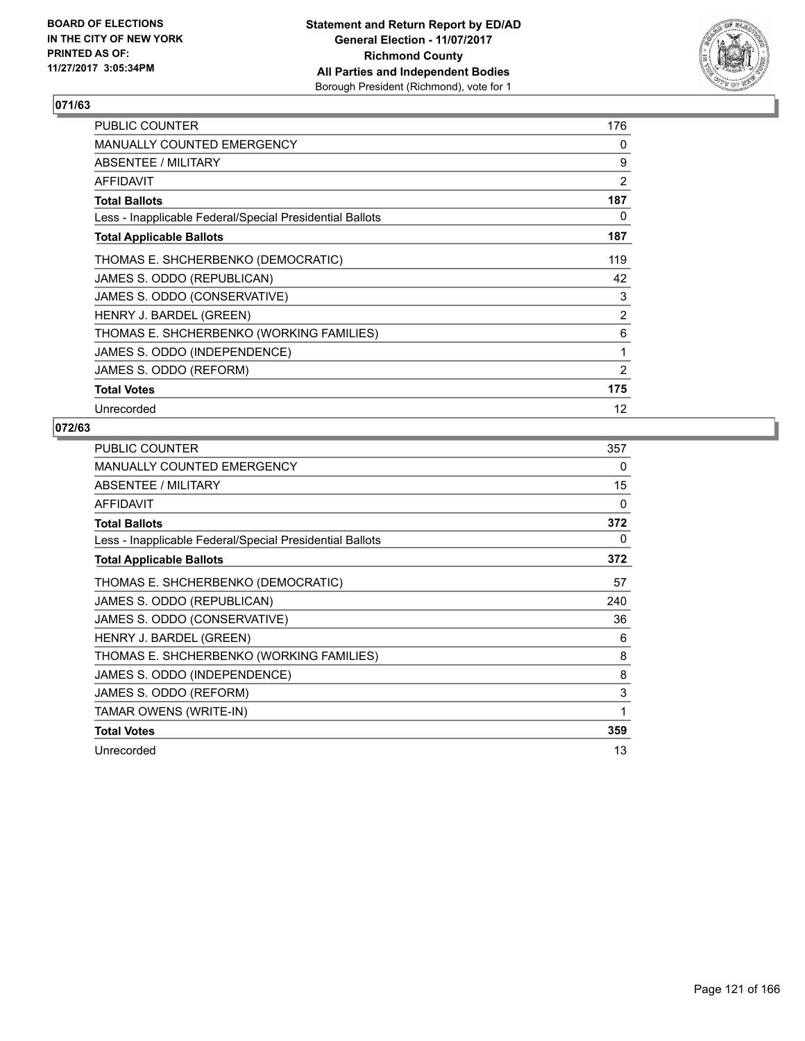**BOARD OF ELECTIONS IN THE CITY OF NEW YORK PRINTED AS OF: 11/27/2017 3:05:34PM**

**Statement and Return Report by ED/AD**
**General Election - 11/07/2017**
**Richmond County**
**All Parties and Independent Bodies**
Borough President (Richmond), vote for 1

## 071/63

| | |
|---|---|
| PUBLIC COUNTER | 176 |
| MANUALLY COUNTED EMERGENCY | 0 |
| ABSENTEE / MILITARY | 9 |
| AFFIDAVIT | 2 |
| **Total Ballots** | **187** |
| Less - Inapplicable Federal/Special Presidential Ballots | 0 |
| **Total Applicable Ballots** | **187** |
| THOMAS E. SHCHERBENKO (DEMOCRATIC) | 119 |
| JAMES S. ODDO (REPUBLICAN) | 42 |
| JAMES S. ODDO (CONSERVATIVE) | 3 |
| HENRY J. BARDEL (GREEN) | 2 |
| THOMAS E. SHCHERBENKO (WORKING FAMILIES) | 6 |
| JAMES S. ODDO (INDEPENDENCE) | 1 |
| JAMES S. ODDO (REFORM) | 2 |
| **Total Votes** | **175** |
| Unrecorded | 12 |

## 072/63

| | |
|---|---|
| PUBLIC COUNTER | 357 |
| MANUALLY COUNTED EMERGENCY | 0 |
| ABSENTEE / MILITARY | 15 |
| AFFIDAVIT | 0 |
| **Total Ballots** | **372** |
| Less - Inapplicable Federal/Special Presidential Ballots | 0 |
| **Total Applicable Ballots** | **372** |
| THOMAS E. SHCHERBENKO (DEMOCRATIC) | 57 |
| JAMES S. ODDO (REPUBLICAN) | 240 |
| JAMES S. ODDO (CONSERVATIVE) | 36 |
| HENRY J. BARDEL (GREEN) | 6 |
| THOMAS E. SHCHERBENKO (WORKING FAMILIES) | 8 |
| JAMES S. ODDO (INDEPENDENCE) | 8 |
| JAMES S. ODDO (REFORM) | 3 |
| TAMAR OWENS (WRITE-IN) | 1 |
| **Total Votes** | **359** |
| Unrecorded | 13 |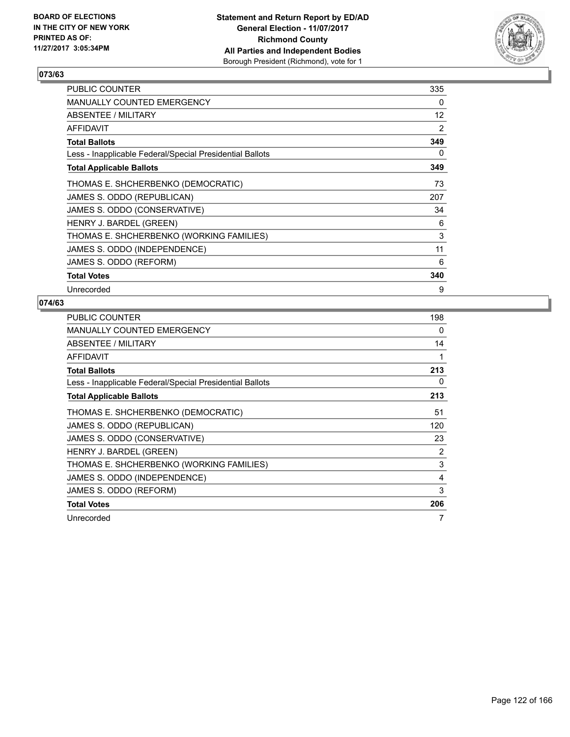## 073/63

| | |
|---|---|
| PUBLIC COUNTER | 335 |
| MANUALLY COUNTED EMERGENCY | 0 |
| ABSENTEE / MILITARY | 12 |
| AFFIDAVIT | 2 |
| **Total Ballots** | **349** |
| Less - Inapplicable Federal/Special Presidential Ballots | 0 |
| **Total Applicable Ballots** | **349** |
| THOMAS E. SHCHERBENKO (DEMOCRATIC) | 73 |
| JAMES S. ODDO (REPUBLICAN) | 207 |
| JAMES S. ODDO (CONSERVATIVE) | 34 |
| HENRY J. BARDEL (GREEN) | 6 |
| THOMAS E. SHCHERBENKO (WORKING FAMILIES) | 3 |
| JAMES S. ODDO (INDEPENDENCE) | 11 |
| JAMES S. ODDO (REFORM) | 6 |
| **Total Votes** | **340** |
| Unrecorded | 9 |

## 074/63

| | |
|---|---|
| PUBLIC COUNTER | 198 |
| MANUALLY COUNTED EMERGENCY | 0 |
| ABSENTEE / MILITARY | 14 |
| AFFIDAVIT | 1 |
| **Total Ballots** | **213** |
| Less - Inapplicable Federal/Special Presidential Ballots | 0 |
| **Total Applicable Ballots** | **213** |
| THOMAS E. SHCHERBENKO (DEMOCRATIC) | 51 |
| JAMES S. ODDO (REPUBLICAN) | 120 |
| JAMES S. ODDO (CONSERVATIVE) | 23 |
| HENRY J. BARDEL (GREEN) | 2 |
| THOMAS E. SHCHERBENKO (WORKING FAMILIES) | 3 |
| JAMES S. ODDO (INDEPENDENCE) | 4 |
| JAMES S. ODDO (REFORM) | 3 |
| **Total Votes** | **206** |
| Unrecorded | 7 |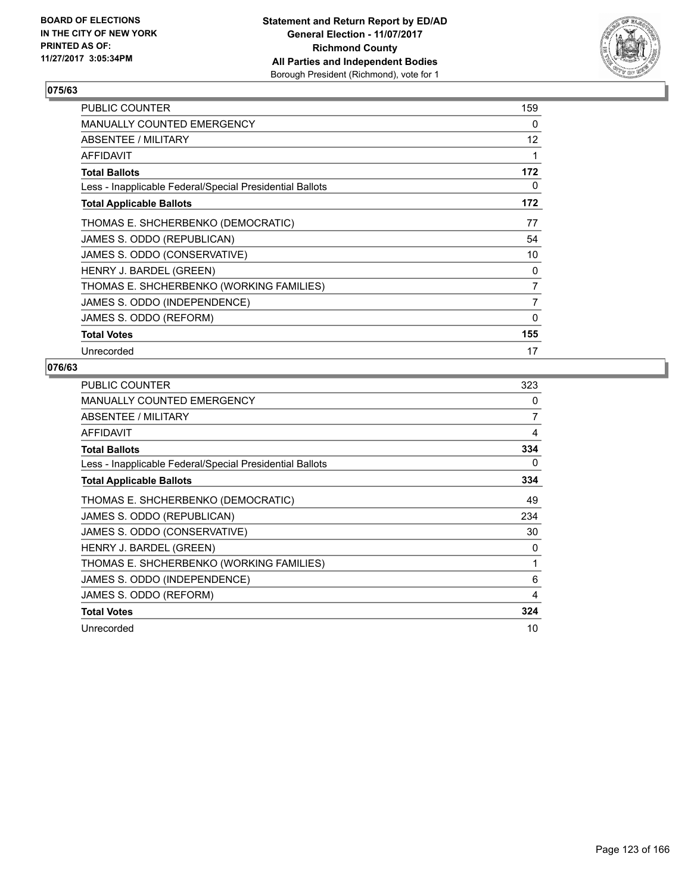BOARD OF ELECTIONS
IN THE CITY OF NEW YORK
PRINTED AS OF:
11/27/2017 3:05:34PM

**Statement and Return Report by ED/AD**
**General Election - 11/07/2017**
**Richmond County**
**All Parties and Independent Bodies**
Borough President (Richmond), vote for 1

## 075/63

| | |
|---|---|
| PUBLIC COUNTER | 159 |
| MANUALLY COUNTED EMERGENCY | 0 |
| ABSENTEE / MILITARY | 12 |
| AFFIDAVIT | 1 |
| **Total Ballots** | **172** |
| Less - Inapplicable Federal/Special Presidential Ballots | 0 |
| **Total Applicable Ballots** | **172** |
| THOMAS E. SHCHERBENKO (DEMOCRATIC) | 77 |
| JAMES S. ODDO (REPUBLICAN) | 54 |
| JAMES S. ODDO (CONSERVATIVE) | 10 |
| HENRY J. BARDEL (GREEN) | 0 |
| THOMAS E. SHCHERBENKO (WORKING FAMILIES) | 7 |
| JAMES S. ODDO (INDEPENDENCE) | 7 |
| JAMES S. ODDO (REFORM) | 0 |
| **Total Votes** | **155** |
| Unrecorded | 17 |

## 076/63

| | |
|---|---|
| PUBLIC COUNTER | 323 |
| MANUALLY COUNTED EMERGENCY | 0 |
| ABSENTEE / MILITARY | 7 |
| AFFIDAVIT | 4 |
| **Total Ballots** | **334** |
| Less - Inapplicable Federal/Special Presidential Ballots | 0 |
| **Total Applicable Ballots** | **334** |
| THOMAS E. SHCHERBENKO (DEMOCRATIC) | 49 |
| JAMES S. ODDO (REPUBLICAN) | 234 |
| JAMES S. ODDO (CONSERVATIVE) | 30 |
| HENRY J. BARDEL (GREEN) | 0 |
| THOMAS E. SHCHERBENKO (WORKING FAMILIES) | 1 |
| JAMES S. ODDO (INDEPENDENCE) | 6 |
| JAMES S. ODDO (REFORM) | 4 |
| **Total Votes** | **324** |
| Unrecorded | 10 |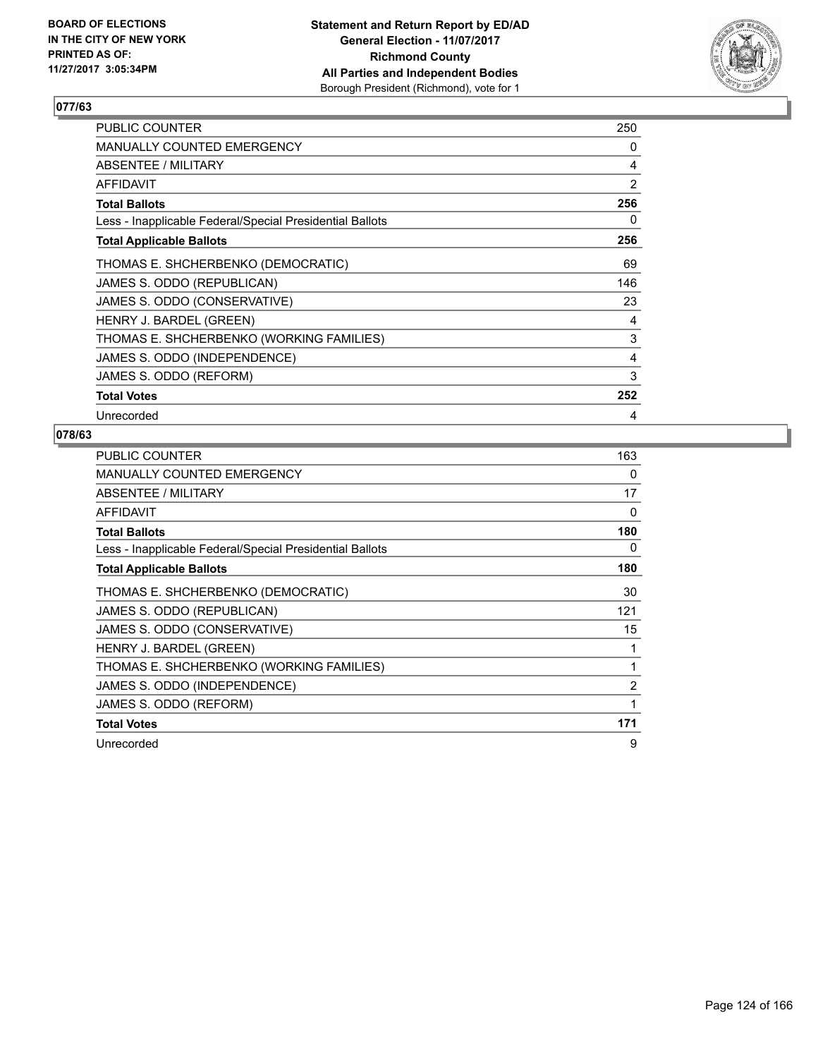BOARD OF ELECTIONS
IN THE CITY OF NEW YORK
PRINTED AS OF:
11/27/2017 3:05:34PM

**Statement and Return Report by ED/AD**
**General Election - 11/07/2017**
**Richmond County**
**All Parties and Independent Bodies**
Borough President (Richmond), vote for 1

## 077/63

| | |
|---|---|
| PUBLIC COUNTER | 250 |
| MANUALLY COUNTED EMERGENCY | 0 |
| ABSENTEE / MILITARY | 4 |
| AFFIDAVIT | 2 |
| **Total Ballots** | **256** |
| Less - Inapplicable Federal/Special Presidential Ballots | 0 |
| **Total Applicable Ballots** | **256** |
| THOMAS E. SHCHERBENKO (DEMOCRATIC) | 69 |
| JAMES S. ODDO (REPUBLICAN) | 146 |
| JAMES S. ODDO (CONSERVATIVE) | 23 |
| HENRY J. BARDEL (GREEN) | 4 |
| THOMAS E. SHCHERBENKO (WORKING FAMILIES) | 3 |
| JAMES S. ODDO (INDEPENDENCE) | 4 |
| JAMES S. ODDO (REFORM) | 3 |
| **Total Votes** | **252** |
| Unrecorded | 4 |

## 078/63

| | |
|---|---|
| PUBLIC COUNTER | 163 |
| MANUALLY COUNTED EMERGENCY | 0 |
| ABSENTEE / MILITARY | 17 |
| AFFIDAVIT | 0 |
| **Total Ballots** | **180** |
| Less - Inapplicable Federal/Special Presidential Ballots | 0 |
| **Total Applicable Ballots** | **180** |
| THOMAS E. SHCHERBENKO (DEMOCRATIC) | 30 |
| JAMES S. ODDO (REPUBLICAN) | 121 |
| JAMES S. ODDO (CONSERVATIVE) | 15 |
| HENRY J. BARDEL (GREEN) | 1 |
| THOMAS E. SHCHERBENKO (WORKING FAMILIES) | 1 |
| JAMES S. ODDO (INDEPENDENCE) | 2 |
| JAMES S. ODDO (REFORM) | 1 |
| **Total Votes** | **171** |
| Unrecorded | 9 |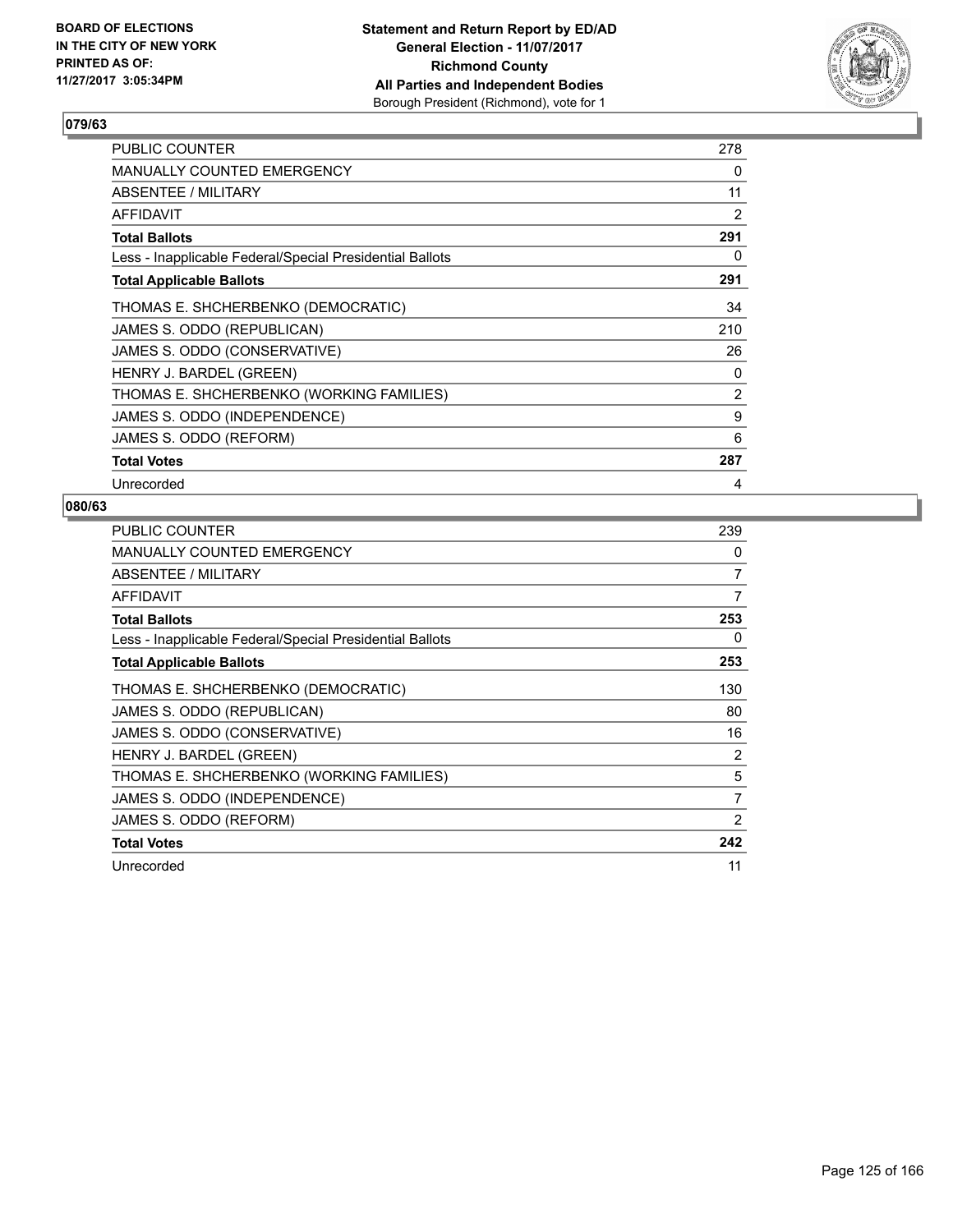BOARD OF ELECTIONS
IN THE CITY OF NEW YORK
PRINTED AS OF:
11/27/2017 3:05:34PM

**Statement and Return Report by ED/AD**
**General Election - 11/07/2017**
**Richmond County**
**All Parties and Independent Bodies**
Borough President (Richmond), vote for 1

## 079/63

| | |
|---|---|
| PUBLIC COUNTER | 278 |
| MANUALLY COUNTED EMERGENCY | 0 |
| ABSENTEE / MILITARY | 11 |
| AFFIDAVIT | 2 |
| **Total Ballots** | **291** |
| Less - Inapplicable Federal/Special Presidential Ballots | 0 |
| **Total Applicable Ballots** | **291** |
| THOMAS E. SHCHERBENKO (DEMOCRATIC) | 34 |
| JAMES S. ODDO (REPUBLICAN) | 210 |
| JAMES S. ODDO (CONSERVATIVE) | 26 |
| HENRY J. BARDEL (GREEN) | 0 |
| THOMAS E. SHCHERBENKO (WORKING FAMILIES) | 2 |
| JAMES S. ODDO (INDEPENDENCE) | 9 |
| JAMES S. ODDO (REFORM) | 6 |
| **Total Votes** | **287** |
| Unrecorded | 4 |

## 080/63

| | |
|---|---|
| PUBLIC COUNTER | 239 |
| MANUALLY COUNTED EMERGENCY | 0 |
| ABSENTEE / MILITARY | 7 |
| AFFIDAVIT | 7 |
| **Total Ballots** | **253** |
| Less - Inapplicable Federal/Special Presidential Ballots | 0 |
| **Total Applicable Ballots** | **253** |
| THOMAS E. SHCHERBENKO (DEMOCRATIC) | 130 |
| JAMES S. ODDO (REPUBLICAN) | 80 |
| JAMES S. ODDO (CONSERVATIVE) | 16 |
| HENRY J. BARDEL (GREEN) | 2 |
| THOMAS E. SHCHERBENKO (WORKING FAMILIES) | 5 |
| JAMES S. ODDO (INDEPENDENCE) | 7 |
| JAMES S. ODDO (REFORM) | 2 |
| **Total Votes** | **242** |
| Unrecorded | 11 |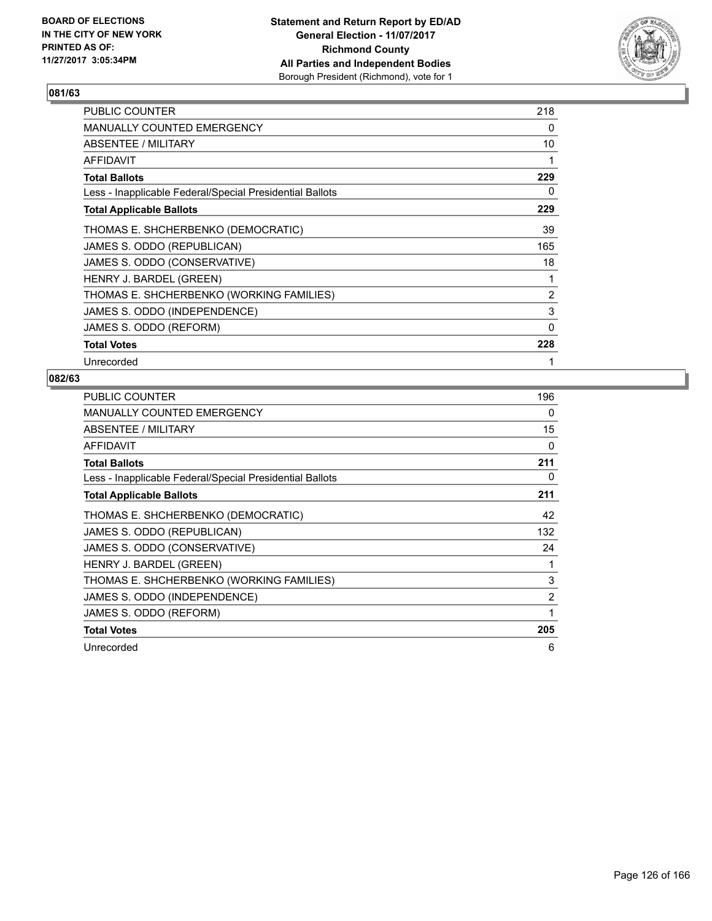BOARD OF ELECTIONS
IN THE CITY OF NEW YORK
PRINTED AS OF:
11/27/2017 3:05:34PM

**Statement and Return Report by ED/AD**
**General Election - 11/07/2017**
**Richmond County**
**All Parties and Independent Bodies**
Borough President (Richmond), vote for 1

## 081/63

| | |
|---|---|
| PUBLIC COUNTER | 218 |
| MANUALLY COUNTED EMERGENCY | 0 |
| ABSENTEE / MILITARY | 10 |
| AFFIDAVIT | 1 |
| **Total Ballots** | **229** |
| Less - Inapplicable Federal/Special Presidential Ballots | 0 |
| **Total Applicable Ballots** | **229** |
| THOMAS E. SHCHERBENKO (DEMOCRATIC) | 39 |
| JAMES S. ODDO (REPUBLICAN) | 165 |
| JAMES S. ODDO (CONSERVATIVE) | 18 |
| HENRY J. BARDEL (GREEN) | 1 |
| THOMAS E. SHCHERBENKO (WORKING FAMILIES) | 2 |
| JAMES S. ODDO (INDEPENDENCE) | 3 |
| JAMES S. ODDO (REFORM) | 0 |
| **Total Votes** | **228** |
| Unrecorded | 1 |

## 082/63

| | |
|---|---|
| PUBLIC COUNTER | 196 |
| MANUALLY COUNTED EMERGENCY | 0 |
| ABSENTEE / MILITARY | 15 |
| AFFIDAVIT | 0 |
| **Total Ballots** | **211** |
| Less - Inapplicable Federal/Special Presidential Ballots | 0 |
| **Total Applicable Ballots** | **211** |
| THOMAS E. SHCHERBENKO (DEMOCRATIC) | 42 |
| JAMES S. ODDO (REPUBLICAN) | 132 |
| JAMES S. ODDO (CONSERVATIVE) | 24 |
| HENRY J. BARDEL (GREEN) | 1 |
| THOMAS E. SHCHERBENKO (WORKING FAMILIES) | 3 |
| JAMES S. ODDO (INDEPENDENCE) | 2 |
| JAMES S. ODDO (REFORM) | 1 |
| **Total Votes** | **205** |
| Unrecorded | 6 |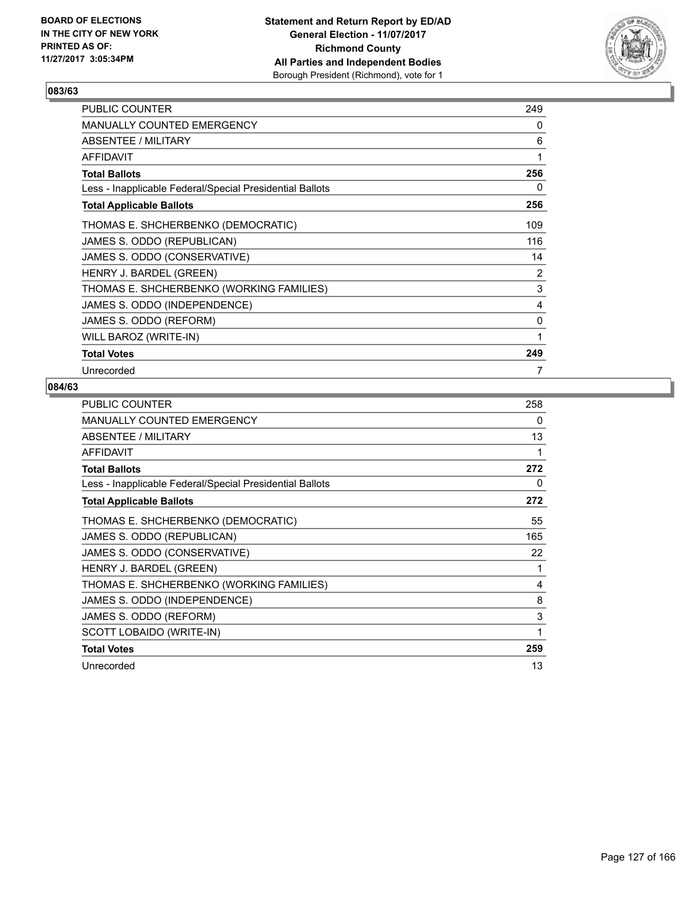**Statement and Return Report by ED/AD**
**General Election - 11/07/2017**
**Richmond County**
**All Parties and Independent Bodies**
Borough President (Richmond), vote for 1

BOARD OF ELECTIONS
IN THE CITY OF NEW YORK
PRINTED AS OF:
11/27/2017 3:05:34PM

### 083/63

| | |
|---|---|
| PUBLIC COUNTER | 249 |
| MANUALLY COUNTED EMERGENCY | 0 |
| ABSENTEE / MILITARY | 6 |
| AFFIDAVIT | 1 |
| **Total Ballots** | **256** |
| Less - Inapplicable Federal/Special Presidential Ballots | 0 |
| **Total Applicable Ballots** | **256** |
| THOMAS E. SHCHERBENKO (DEMOCRATIC) | 109 |
| JAMES S. ODDO (REPUBLICAN) | 116 |
| JAMES S. ODDO (CONSERVATIVE) | 14 |
| HENRY J. BARDEL (GREEN) | 2 |
| THOMAS E. SHCHERBENKO (WORKING FAMILIES) | 3 |
| JAMES S. ODDO (INDEPENDENCE) | 4 |
| JAMES S. ODDO (REFORM) | 0 |
| WILL BAROZ (WRITE-IN) | 1 |
| **Total Votes** | **249** |
| Unrecorded | 7 |

### 084/63

| | |
|---|---|
| PUBLIC COUNTER | 258 |
| MANUALLY COUNTED EMERGENCY | 0 |
| ABSENTEE / MILITARY | 13 |
| AFFIDAVIT | 1 |
| **Total Ballots** | **272** |
| Less - Inapplicable Federal/Special Presidential Ballots | 0 |
| **Total Applicable Ballots** | **272** |
| THOMAS E. SHCHERBENKO (DEMOCRATIC) | 55 |
| JAMES S. ODDO (REPUBLICAN) | 165 |
| JAMES S. ODDO (CONSERVATIVE) | 22 |
| HENRY J. BARDEL (GREEN) | 1 |
| THOMAS E. SHCHERBENKO (WORKING FAMILIES) | 4 |
| JAMES S. ODDO (INDEPENDENCE) | 8 |
| JAMES S. ODDO (REFORM) | 3 |
| SCOTT LOBAIDO (WRITE-IN) | 1 |
| **Total Votes** | **259** |
| Unrecorded | 13 |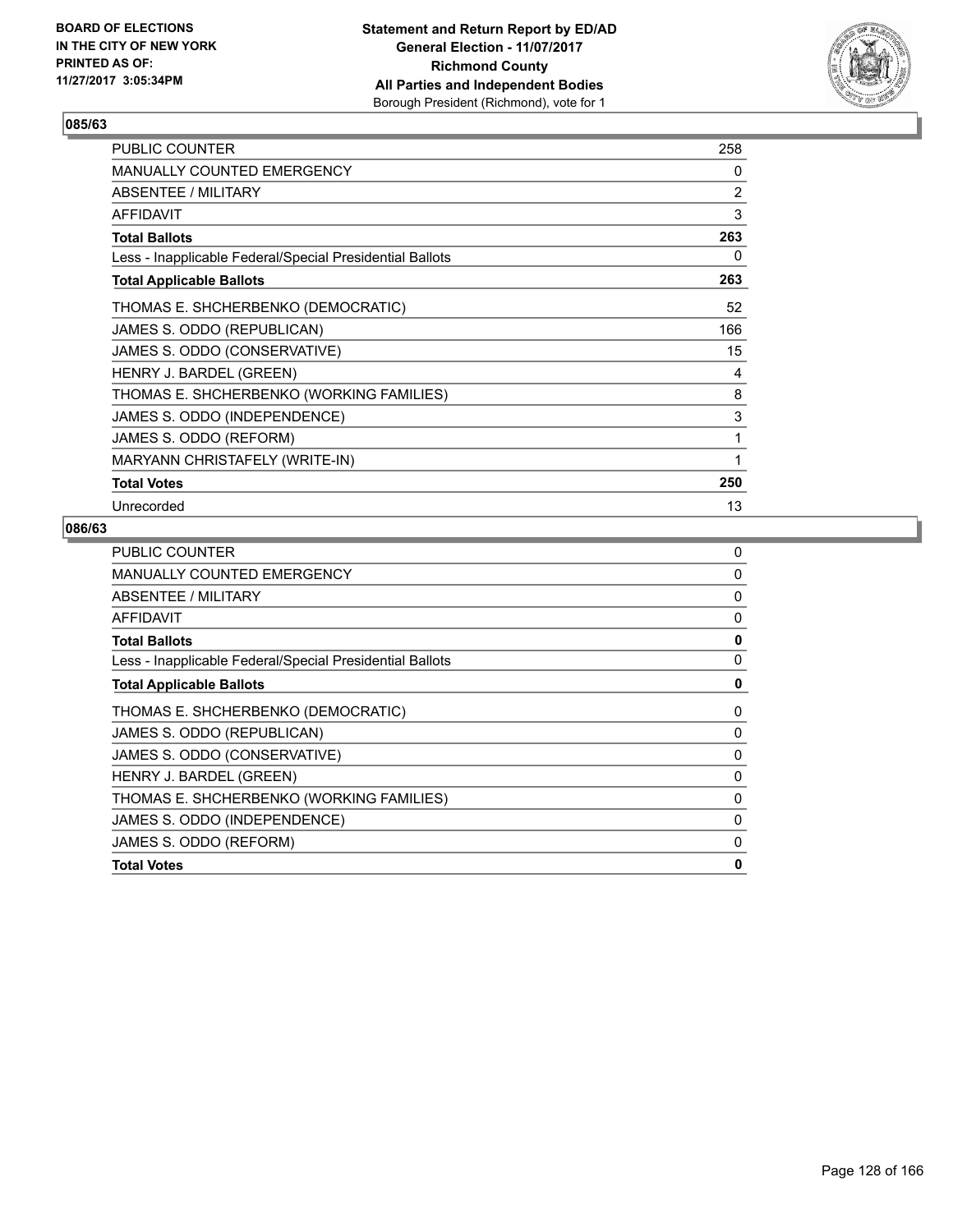**Statement and Return Report by ED/AD**
**General Election - 11/07/2017**
**Richmond County**
**All Parties and Independent Bodies**
Borough President (Richmond), vote for 1

BOARD OF ELECTIONS
IN THE CITY OF NEW YORK
PRINTED AS OF:
11/27/2017 3:05:34PM

### 085/63

| | |
|---|---|
| PUBLIC COUNTER | 258 |
| MANUALLY COUNTED EMERGENCY | 0 |
| ABSENTEE / MILITARY | 2 |
| AFFIDAVIT | 3 |
| **Total Ballots** | **263** |
| Less - Inapplicable Federal/Special Presidential Ballots | 0 |
| **Total Applicable Ballots** | **263** |
| THOMAS E. SHCHERBENKO (DEMOCRATIC) | 52 |
| JAMES S. ODDO (REPUBLICAN) | 166 |
| JAMES S. ODDO (CONSERVATIVE) | 15 |
| HENRY J. BARDEL (GREEN) | 4 |
| THOMAS E. SHCHERBENKO (WORKING FAMILIES) | 8 |
| JAMES S. ODDO (INDEPENDENCE) | 3 |
| JAMES S. ODDO (REFORM) | 1 |
| MARYANN CHRISTAFELY (WRITE-IN) | 1 |
| **Total Votes** | **250** |
| Unrecorded | 13 |

### 086/63

| | |
|---|---|
| PUBLIC COUNTER | 0 |
| MANUALLY COUNTED EMERGENCY | 0 |
| ABSENTEE / MILITARY | 0 |
| AFFIDAVIT | 0 |
| **Total Ballots** | **0** |
| Less - Inapplicable Federal/Special Presidential Ballots | 0 |
| **Total Applicable Ballots** | **0** |
| THOMAS E. SHCHERBENKO (DEMOCRATIC) | 0 |
| JAMES S. ODDO (REPUBLICAN) | 0 |
| JAMES S. ODDO (CONSERVATIVE) | 0 |
| HENRY J. BARDEL (GREEN) | 0 |
| THOMAS E. SHCHERBENKO (WORKING FAMILIES) | 0 |
| JAMES S. ODDO (INDEPENDENCE) | 0 |
| JAMES S. ODDO (REFORM) | 0 |
| **Total Votes** | **0** |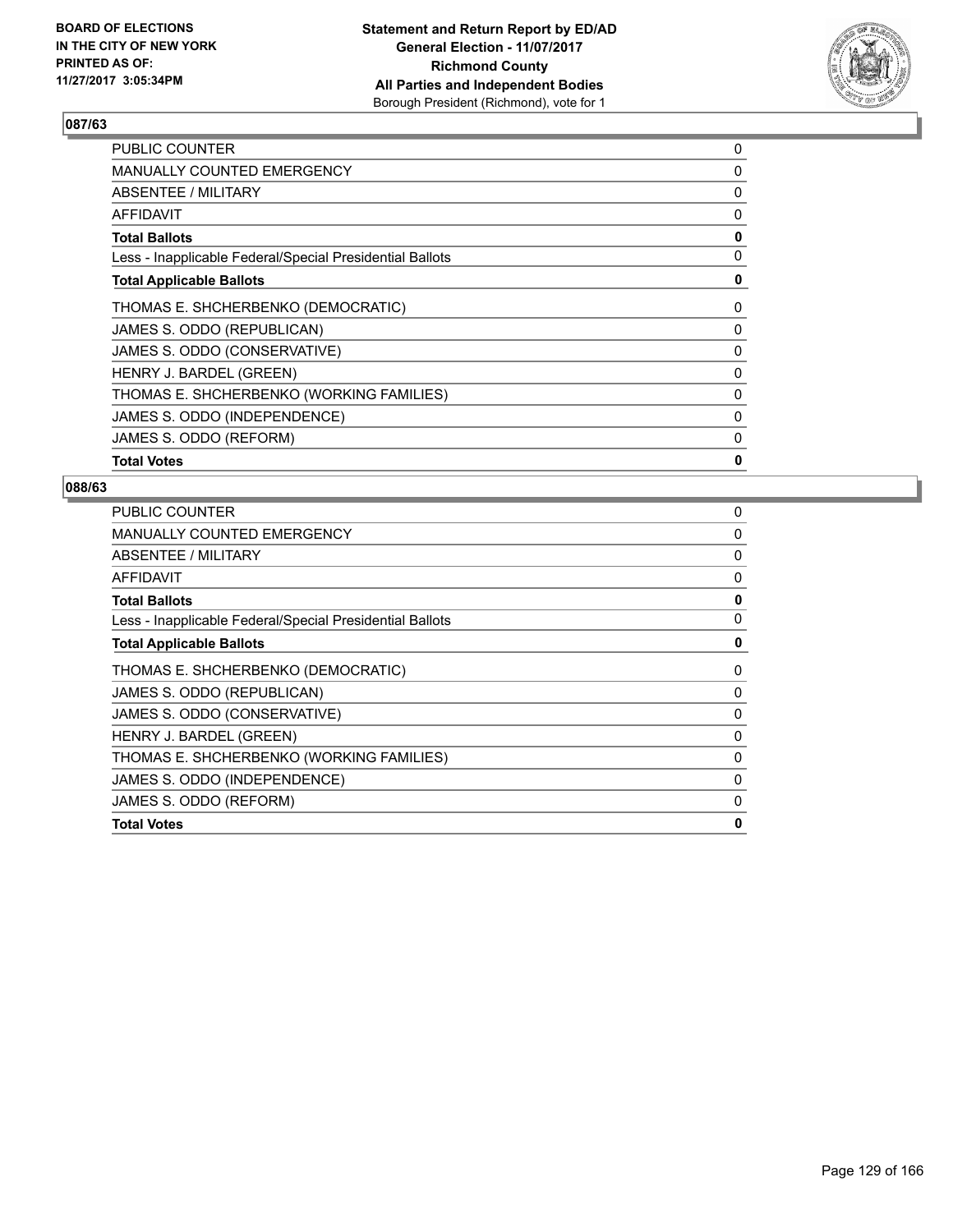BOARD OF ELECTIONS
IN THE CITY OF NEW YORK
PRINTED AS OF:
11/27/2017 3:05:34PM

**Statement and Return Report by ED/AD**
**General Election - 11/07/2017**
**Richmond County**
**All Parties and Independent Bodies**
Borough President (Richmond), vote for 1

### 087/63

| | |
|---|---|
| PUBLIC COUNTER | 0 |
| MANUALLY COUNTED EMERGENCY | 0 |
| ABSENTEE / MILITARY | 0 |
| AFFIDAVIT | 0 |
| **Total Ballots** | **0** |
| Less - Inapplicable Federal/Special Presidential Ballots | 0 |
| **Total Applicable Ballots** | **0** |
| THOMAS E. SHCHERBENKO (DEMOCRATIC) | 0 |
| JAMES S. ODDO (REPUBLICAN) | 0 |
| JAMES S. ODDO (CONSERVATIVE) | 0 |
| HENRY J. BARDEL (GREEN) | 0 |
| THOMAS E. SHCHERBENKO (WORKING FAMILIES) | 0 |
| JAMES S. ODDO (INDEPENDENCE) | 0 |
| JAMES S. ODDO (REFORM) | 0 |
| **Total Votes** | **0** |

### 088/63

| | |
|---|---|
| PUBLIC COUNTER | 0 |
| MANUALLY COUNTED EMERGENCY | 0 |
| ABSENTEE / MILITARY | 0 |
| AFFIDAVIT | 0 |
| **Total Ballots** | **0** |
| Less - Inapplicable Federal/Special Presidential Ballots | 0 |
| **Total Applicable Ballots** | **0** |
| THOMAS E. SHCHERBENKO (DEMOCRATIC) | 0 |
| JAMES S. ODDO (REPUBLICAN) | 0 |
| JAMES S. ODDO (CONSERVATIVE) | 0 |
| HENRY J. BARDEL (GREEN) | 0 |
| THOMAS E. SHCHERBENKO (WORKING FAMILIES) | 0 |
| JAMES S. ODDO (INDEPENDENCE) | 0 |
| JAMES S. ODDO (REFORM) | 0 |
| **Total Votes** | **0** |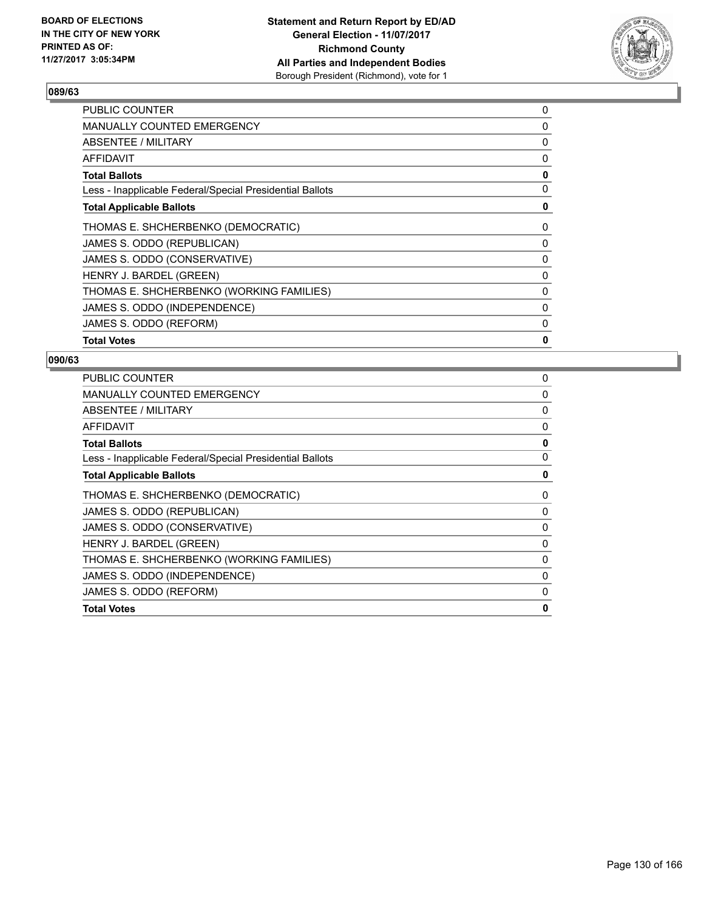## 089/63

| | |
|---|---|
| PUBLIC COUNTER | 0 |
| MANUALLY COUNTED EMERGENCY | 0 |
| ABSENTEE / MILITARY | 0 |
| AFFIDAVIT | 0 |
| **Total Ballots** | **0** |
| Less - Inapplicable Federal/Special Presidential Ballots | 0 |
| **Total Applicable Ballots** | **0** |
| THOMAS E. SHCHERBENKO (DEMOCRATIC) | 0 |
| JAMES S. ODDO (REPUBLICAN) | 0 |
| JAMES S. ODDO (CONSERVATIVE) | 0 |
| HENRY J. BARDEL (GREEN) | 0 |
| THOMAS E. SHCHERBENKO (WORKING FAMILIES) | 0 |
| JAMES S. ODDO (INDEPENDENCE) | 0 |
| JAMES S. ODDO (REFORM) | 0 |
| **Total Votes** | **0** |

## 090/63

| | |
|---|---|
| PUBLIC COUNTER | 0 |
| MANUALLY COUNTED EMERGENCY | 0 |
| ABSENTEE / MILITARY | 0 |
| AFFIDAVIT | 0 |
| **Total Ballots** | **0** |
| Less - Inapplicable Federal/Special Presidential Ballots | 0 |
| **Total Applicable Ballots** | **0** |
| THOMAS E. SHCHERBENKO (DEMOCRATIC) | 0 |
| JAMES S. ODDO (REPUBLICAN) | 0 |
| JAMES S. ODDO (CONSERVATIVE) | 0 |
| HENRY J. BARDEL (GREEN) | 0 |
| THOMAS E. SHCHERBENKO (WORKING FAMILIES) | 0 |
| JAMES S. ODDO (INDEPENDENCE) | 0 |
| JAMES S. ODDO (REFORM) | 0 |
| **Total Votes** | **0** |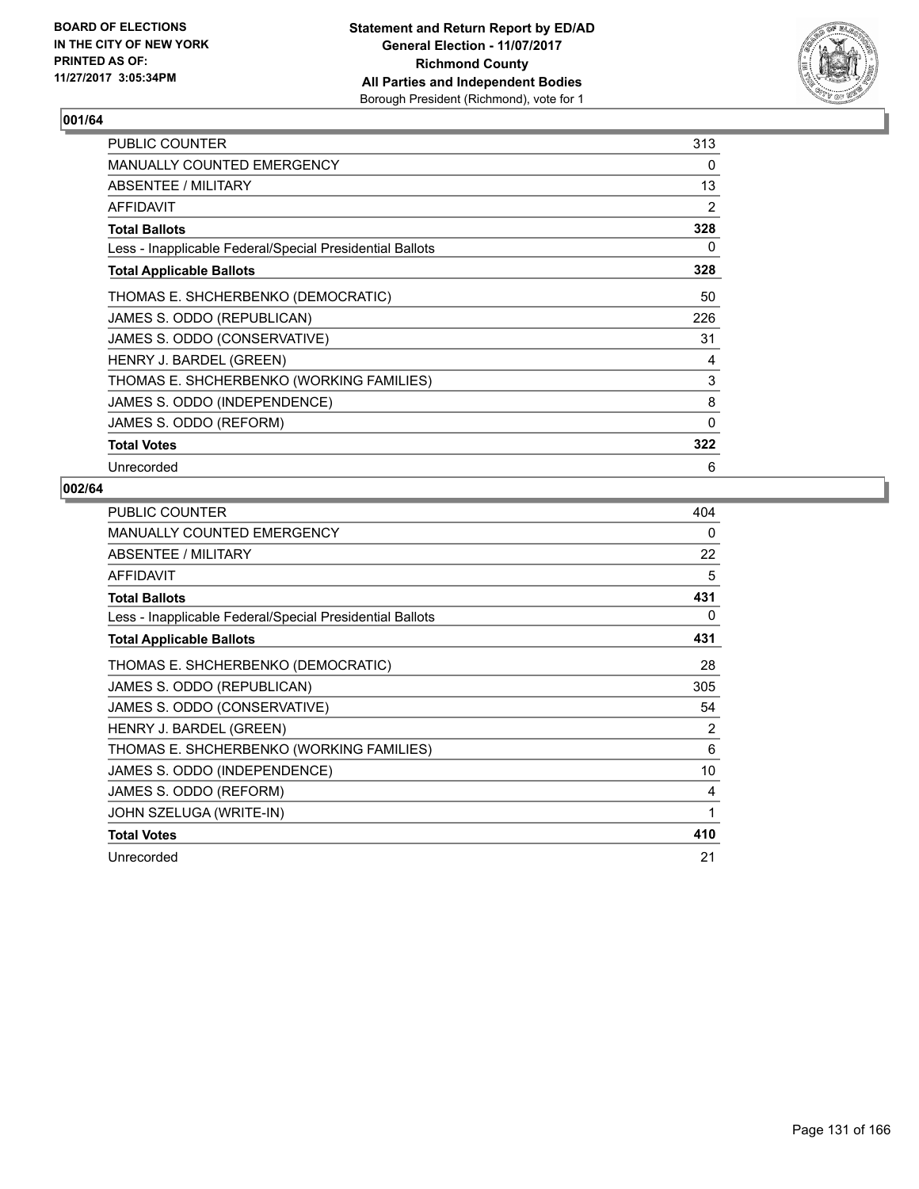BOARD OF ELECTIONS
IN THE CITY OF NEW YORK
PRINTED AS OF:
11/27/2017 3:05:34PM

**Statement and Return Report by ED/AD**
**General Election - 11/07/2017**
**Richmond County**
**All Parties and Independent Bodies**
Borough President (Richmond), vote for 1

### 001/64

| | |
|---|---|
| PUBLIC COUNTER | 313 |
| MANUALLY COUNTED EMERGENCY | 0 |
| ABSENTEE / MILITARY | 13 |
| AFFIDAVIT | 2 |
| **Total Ballots** | **328** |
| Less - Inapplicable Federal/Special Presidential Ballots | 0 |
| **Total Applicable Ballots** | **328** |
| THOMAS E. SHCHERBENKO (DEMOCRATIC) | 50 |
| JAMES S. ODDO (REPUBLICAN) | 226 |
| JAMES S. ODDO (CONSERVATIVE) | 31 |
| HENRY J. BARDEL (GREEN) | 4 |
| THOMAS E. SHCHERBENKO (WORKING FAMILIES) | 3 |
| JAMES S. ODDO (INDEPENDENCE) | 8 |
| JAMES S. ODDO (REFORM) | 0 |
| **Total Votes** | **322** |
| Unrecorded | 6 |

### 002/64

| | |
|---|---|
| PUBLIC COUNTER | 404 |
| MANUALLY COUNTED EMERGENCY | 0 |
| ABSENTEE / MILITARY | 22 |
| AFFIDAVIT | 5 |
| **Total Ballots** | **431** |
| Less - Inapplicable Federal/Special Presidential Ballots | 0 |
| **Total Applicable Ballots** | **431** |
| THOMAS E. SHCHERBENKO (DEMOCRATIC) | 28 |
| JAMES S. ODDO (REPUBLICAN) | 305 |
| JAMES S. ODDO (CONSERVATIVE) | 54 |
| HENRY J. BARDEL (GREEN) | 2 |
| THOMAS E. SHCHERBENKO (WORKING FAMILIES) | 6 |
| JAMES S. ODDO (INDEPENDENCE) | 10 |
| JAMES S. ODDO (REFORM) | 4 |
| JOHN SZELUGA (WRITE-IN) | 1 |
| **Total Votes** | **410** |
| Unrecorded | 21 |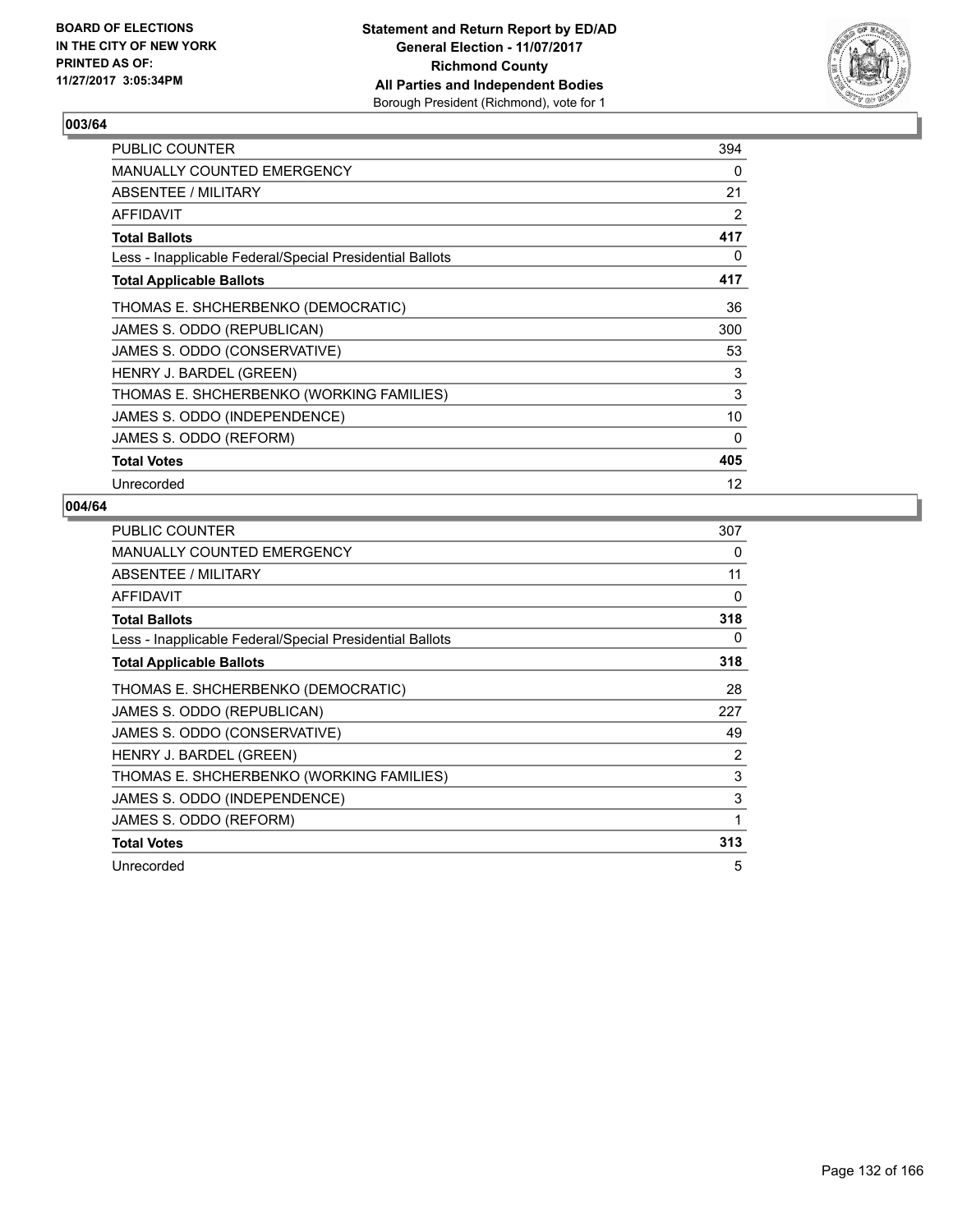BOARD OF ELECTIONS
IN THE CITY OF NEW YORK
PRINTED AS OF:
11/27/2017 3:05:34PM

**Statement and Return Report by ED/AD**
**General Election - 11/07/2017**
**Richmond County**
**All Parties and Independent Bodies**
Borough President (Richmond), vote for 1

### 003/64

| | |
|---|---|
| PUBLIC COUNTER | 394 |
| MANUALLY COUNTED EMERGENCY | 0 |
| ABSENTEE / MILITARY | 21 |
| AFFIDAVIT | 2 |
| **Total Ballots** | **417** |
| Less - Inapplicable Federal/Special Presidential Ballots | 0 |
| **Total Applicable Ballots** | **417** |
| THOMAS E. SHCHERBENKO (DEMOCRATIC) | 36 |
| JAMES S. ODDO (REPUBLICAN) | 300 |
| JAMES S. ODDO (CONSERVATIVE) | 53 |
| HENRY J. BARDEL (GREEN) | 3 |
| THOMAS E. SHCHERBENKO (WORKING FAMILIES) | 3 |
| JAMES S. ODDO (INDEPENDENCE) | 10 |
| JAMES S. ODDO (REFORM) | 0 |
| **Total Votes** | **405** |
| Unrecorded | 12 |

### 004/64

| | |
|---|---|
| PUBLIC COUNTER | 307 |
| MANUALLY COUNTED EMERGENCY | 0 |
| ABSENTEE / MILITARY | 11 |
| AFFIDAVIT | 0 |
| **Total Ballots** | **318** |
| Less - Inapplicable Federal/Special Presidential Ballots | 0 |
| **Total Applicable Ballots** | **318** |
| THOMAS E. SHCHERBENKO (DEMOCRATIC) | 28 |
| JAMES S. ODDO (REPUBLICAN) | 227 |
| JAMES S. ODDO (CONSERVATIVE) | 49 |
| HENRY J. BARDEL (GREEN) | 2 |
| THOMAS E. SHCHERBENKO (WORKING FAMILIES) | 3 |
| JAMES S. ODDO (INDEPENDENCE) | 3 |
| JAMES S. ODDO (REFORM) | 1 |
| **Total Votes** | **313** |
| Unrecorded | 5 |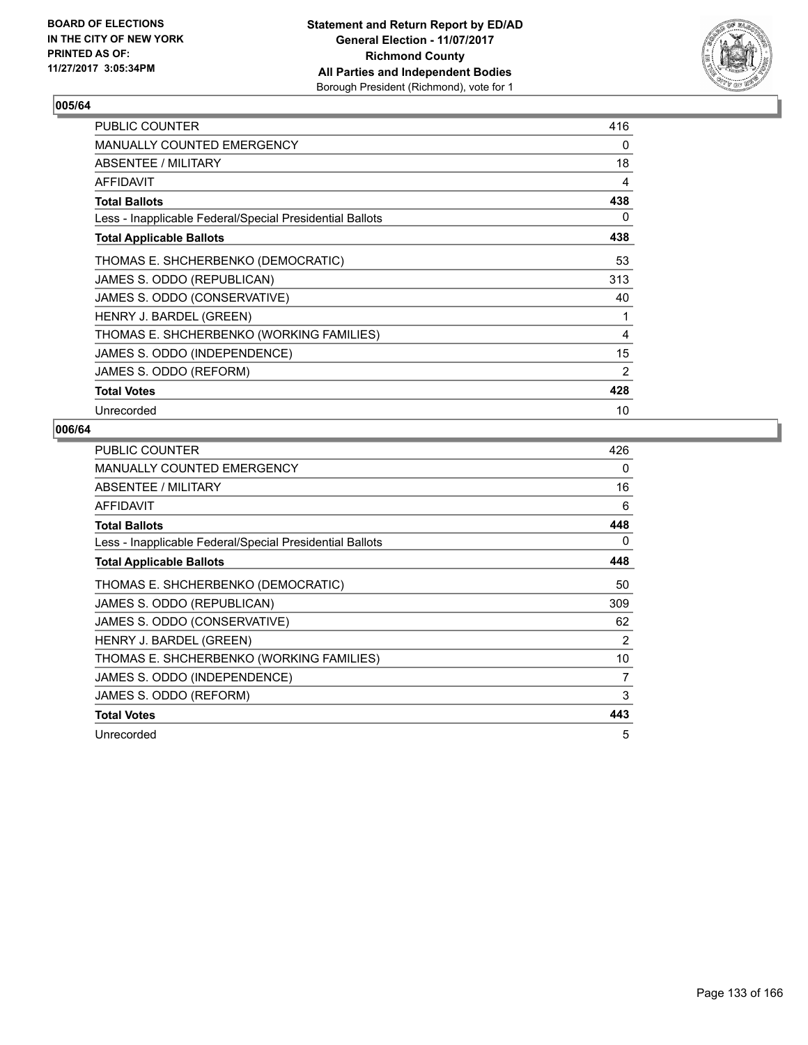BOARD OF ELECTIONS
IN THE CITY OF NEW YORK
PRINTED AS OF:
11/27/2017 3:05:34PM

**Statement and Return Report by ED/AD**
**General Election - 11/07/2017**
**Richmond County**
**All Parties and Independent Bodies**
Borough President (Richmond), vote for 1

## 005/64

| | |
|---|---|
| PUBLIC COUNTER | 416 |
| MANUALLY COUNTED EMERGENCY | 0 |
| ABSENTEE / MILITARY | 18 |
| AFFIDAVIT | 4 |
| **Total Ballots** | **438** |
| Less - Inapplicable Federal/Special Presidential Ballots | 0 |
| **Total Applicable Ballots** | **438** |
| THOMAS E. SHCHERBENKO (DEMOCRATIC) | 53 |
| JAMES S. ODDO (REPUBLICAN) | 313 |
| JAMES S. ODDO (CONSERVATIVE) | 40 |
| HENRY J. BARDEL (GREEN) | 1 |
| THOMAS E. SHCHERBENKO (WORKING FAMILIES) | 4 |
| JAMES S. ODDO (INDEPENDENCE) | 15 |
| JAMES S. ODDO (REFORM) | 2 |
| **Total Votes** | **428** |
| Unrecorded | 10 |

## 006/64

| | |
|---|---|
| PUBLIC COUNTER | 426 |
| MANUALLY COUNTED EMERGENCY | 0 |
| ABSENTEE / MILITARY | 16 |
| AFFIDAVIT | 6 |
| **Total Ballots** | **448** |
| Less - Inapplicable Federal/Special Presidential Ballots | 0 |
| **Total Applicable Ballots** | **448** |
| THOMAS E. SHCHERBENKO (DEMOCRATIC) | 50 |
| JAMES S. ODDO (REPUBLICAN) | 309 |
| JAMES S. ODDO (CONSERVATIVE) | 62 |
| HENRY J. BARDEL (GREEN) | 2 |
| THOMAS E. SHCHERBENKO (WORKING FAMILIES) | 10 |
| JAMES S. ODDO (INDEPENDENCE) | 7 |
| JAMES S. ODDO (REFORM) | 3 |
| **Total Votes** | **443** |
| Unrecorded | 5 |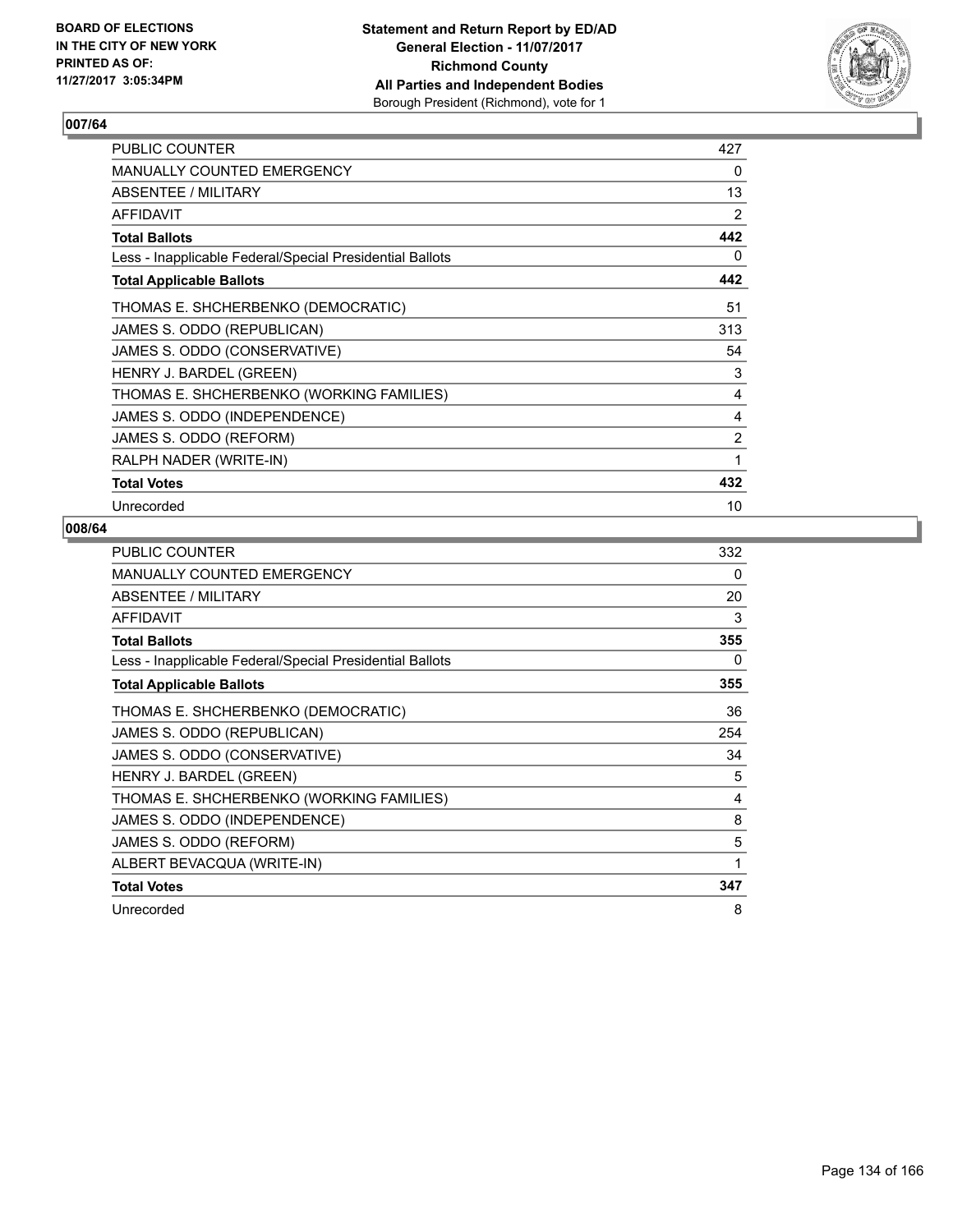## 007/64

| | |
|---|---|
| PUBLIC COUNTER | 427 |
| MANUALLY COUNTED EMERGENCY | 0 |
| ABSENTEE / MILITARY | 13 |
| AFFIDAVIT | 2 |
| **Total Ballots** | **442** |
| Less - Inapplicable Federal/Special Presidential Ballots | 0 |
| **Total Applicable Ballots** | **442** |
| THOMAS E. SHCHERBENKO (DEMOCRATIC) | 51 |
| JAMES S. ODDO (REPUBLICAN) | 313 |
| JAMES S. ODDO (CONSERVATIVE) | 54 |
| HENRY J. BARDEL (GREEN) | 3 |
| THOMAS E. SHCHERBENKO (WORKING FAMILIES) | 4 |
| JAMES S. ODDO (INDEPENDENCE) | 4 |
| JAMES S. ODDO (REFORM) | 2 |
| RALPH NADER (WRITE-IN) | 1 |
| **Total Votes** | **432** |
| Unrecorded | 10 |

## 008/64

| | |
|---|---|
| PUBLIC COUNTER | 332 |
| MANUALLY COUNTED EMERGENCY | 0 |
| ABSENTEE / MILITARY | 20 |
| AFFIDAVIT | 3 |
| **Total Ballots** | **355** |
| Less - Inapplicable Federal/Special Presidential Ballots | 0 |
| **Total Applicable Ballots** | **355** |
| THOMAS E. SHCHERBENKO (DEMOCRATIC) | 36 |
| JAMES S. ODDO (REPUBLICAN) | 254 |
| JAMES S. ODDO (CONSERVATIVE) | 34 |
| HENRY J. BARDEL (GREEN) | 5 |
| THOMAS E. SHCHERBENKO (WORKING FAMILIES) | 4 |
| JAMES S. ODDO (INDEPENDENCE) | 8 |
| JAMES S. ODDO (REFORM) | 5 |
| ALBERT BEVACQUA (WRITE-IN) | 1 |
| **Total Votes** | **347** |
| Unrecorded | 8 |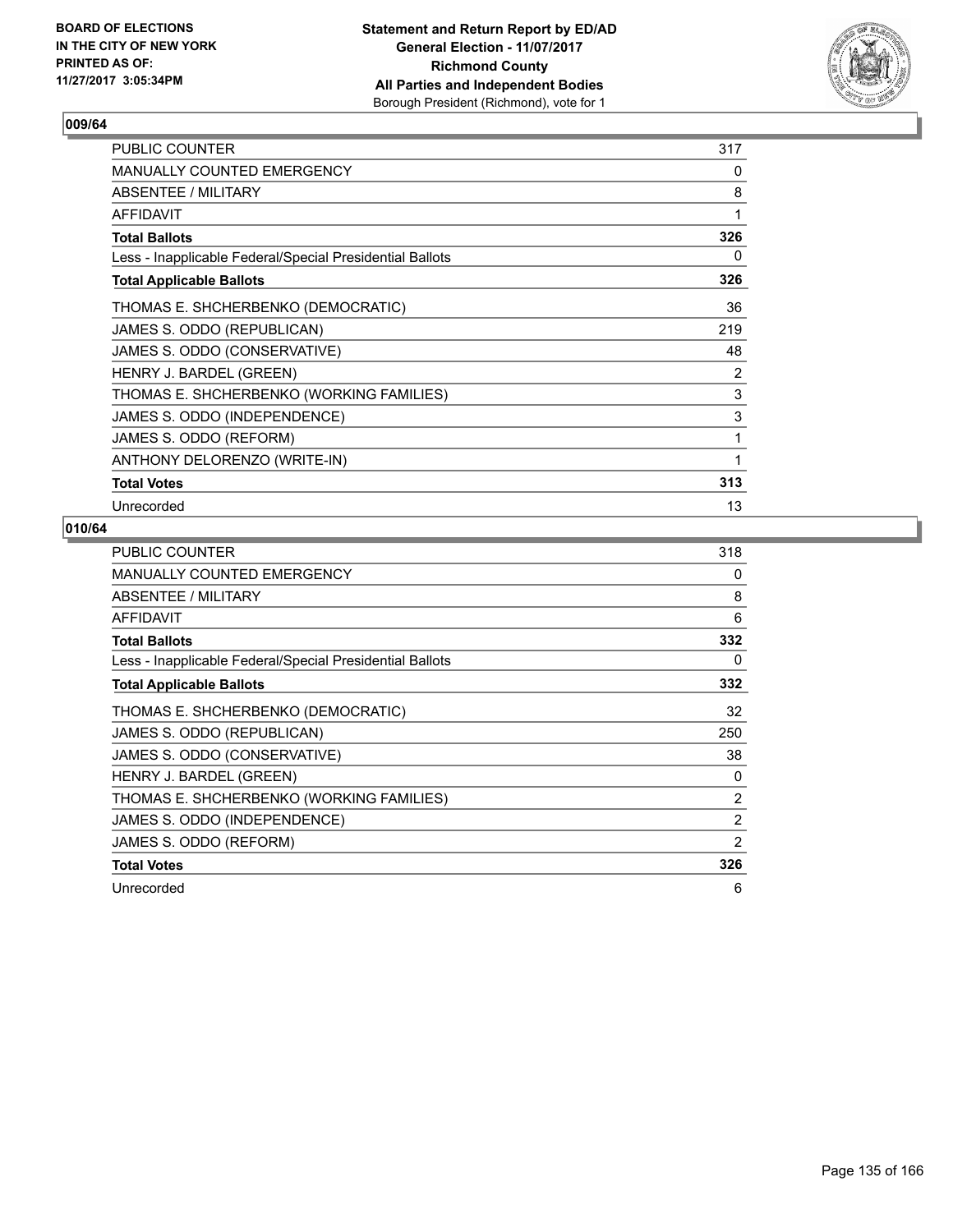## 009/64

| | |
|---|---|
| PUBLIC COUNTER | 317 |
| MANUALLY COUNTED EMERGENCY | 0 |
| ABSENTEE / MILITARY | 8 |
| AFFIDAVIT | 1 |
| **Total Ballots** | **326** |
| Less - Inapplicable Federal/Special Presidential Ballots | 0 |
| **Total Applicable Ballots** | **326** |
| THOMAS E. SHCHERBENKO (DEMOCRATIC) | 36 |
| JAMES S. ODDO (REPUBLICAN) | 219 |
| JAMES S. ODDO (CONSERVATIVE) | 48 |
| HENRY J. BARDEL (GREEN) | 2 |
| THOMAS E. SHCHERBENKO (WORKING FAMILIES) | 3 |
| JAMES S. ODDO (INDEPENDENCE) | 3 |
| JAMES S. ODDO (REFORM) | 1 |
| ANTHONY DELORENZO (WRITE-IN) | 1 |
| **Total Votes** | **313** |
| Unrecorded | 13 |

## 010/64

| | |
|---|---|
| PUBLIC COUNTER | 318 |
| MANUALLY COUNTED EMERGENCY | 0 |
| ABSENTEE / MILITARY | 8 |
| AFFIDAVIT | 6 |
| **Total Ballots** | **332** |
| Less - Inapplicable Federal/Special Presidential Ballots | 0 |
| **Total Applicable Ballots** | **332** |
| THOMAS E. SHCHERBENKO (DEMOCRATIC) | 32 |
| JAMES S. ODDO (REPUBLICAN) | 250 |
| JAMES S. ODDO (CONSERVATIVE) | 38 |
| HENRY J. BARDEL (GREEN) | 0 |
| THOMAS E. SHCHERBENKO (WORKING FAMILIES) | 2 |
| JAMES S. ODDO (INDEPENDENCE) | 2 |
| JAMES S. ODDO (REFORM) | 2 |
| **Total Votes** | **326** |
| Unrecorded | 6 |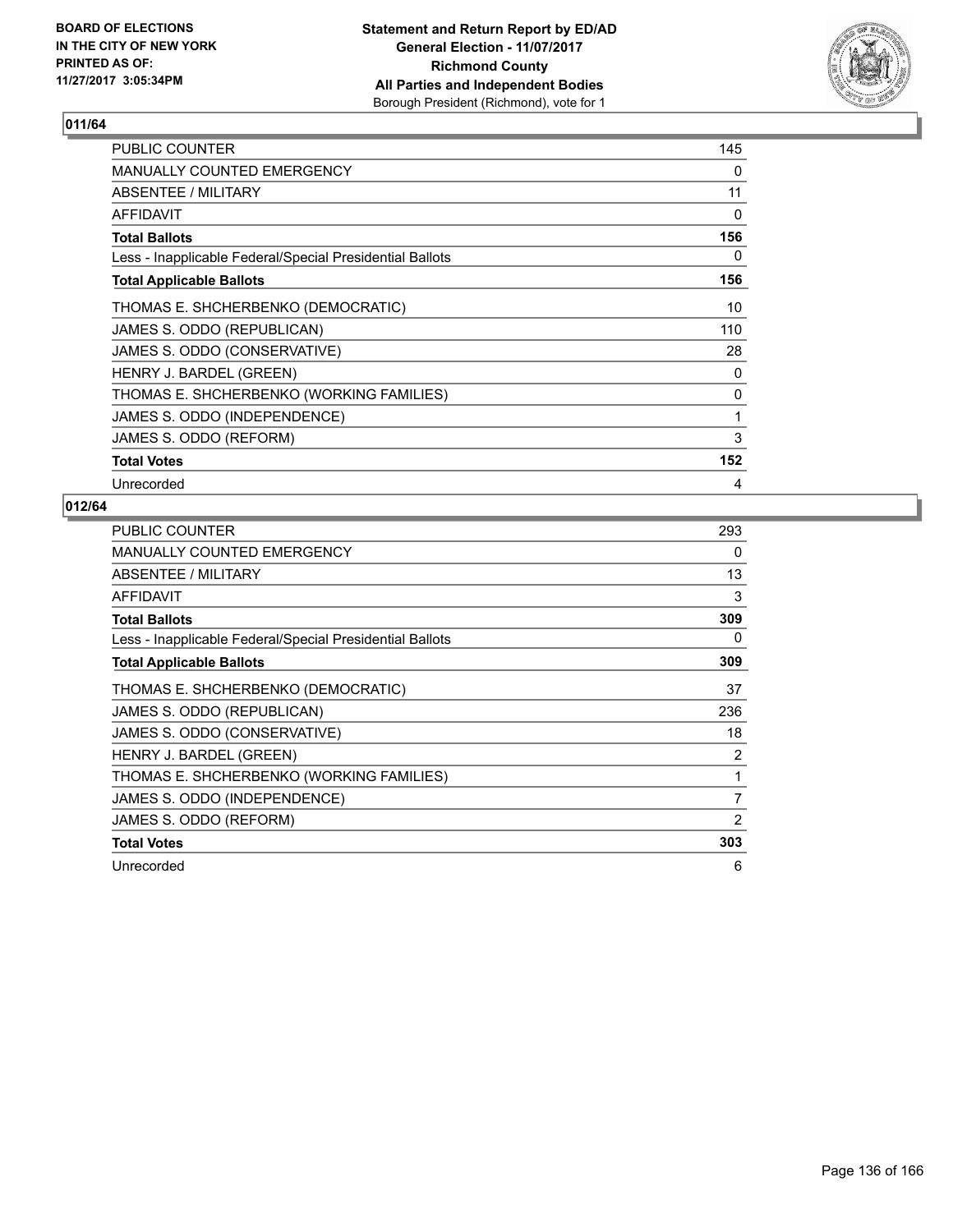BOARD OF ELECTIONS
IN THE CITY OF NEW YORK
PRINTED AS OF:
11/27/2017 3:05:34PM

**Statement and Return Report by ED/AD**
**General Election - 11/07/2017**
**Richmond County**
**All Parties and Independent Bodies**
Borough President (Richmond), vote for 1

## 011/64

| | |
|---|---|
| PUBLIC COUNTER | 145 |
| MANUALLY COUNTED EMERGENCY | 0 |
| ABSENTEE / MILITARY | 11 |
| AFFIDAVIT | 0 |
| **Total Ballots** | **156** |
| Less - Inapplicable Federal/Special Presidential Ballots | 0 |
| **Total Applicable Ballots** | **156** |
| THOMAS E. SHCHERBENKO (DEMOCRATIC) | 10 |
| JAMES S. ODDO (REPUBLICAN) | 110 |
| JAMES S. ODDO (CONSERVATIVE) | 28 |
| HENRY J. BARDEL (GREEN) | 0 |
| THOMAS E. SHCHERBENKO (WORKING FAMILIES) | 0 |
| JAMES S. ODDO (INDEPENDENCE) | 1 |
| JAMES S. ODDO (REFORM) | 3 |
| **Total Votes** | **152** |
| Unrecorded | 4 |

## 012/64

| | |
|---|---|
| PUBLIC COUNTER | 293 |
| MANUALLY COUNTED EMERGENCY | 0 |
| ABSENTEE / MILITARY | 13 |
| AFFIDAVIT | 3 |
| **Total Ballots** | **309** |
| Less - Inapplicable Federal/Special Presidential Ballots | 0 |
| **Total Applicable Ballots** | **309** |
| THOMAS E. SHCHERBENKO (DEMOCRATIC) | 37 |
| JAMES S. ODDO (REPUBLICAN) | 236 |
| JAMES S. ODDO (CONSERVATIVE) | 18 |
| HENRY J. BARDEL (GREEN) | 2 |
| THOMAS E. SHCHERBENKO (WORKING FAMILIES) | 1 |
| JAMES S. ODDO (INDEPENDENCE) | 7 |
| JAMES S. ODDO (REFORM) | 2 |
| **Total Votes** | **303** |
| Unrecorded | 6 |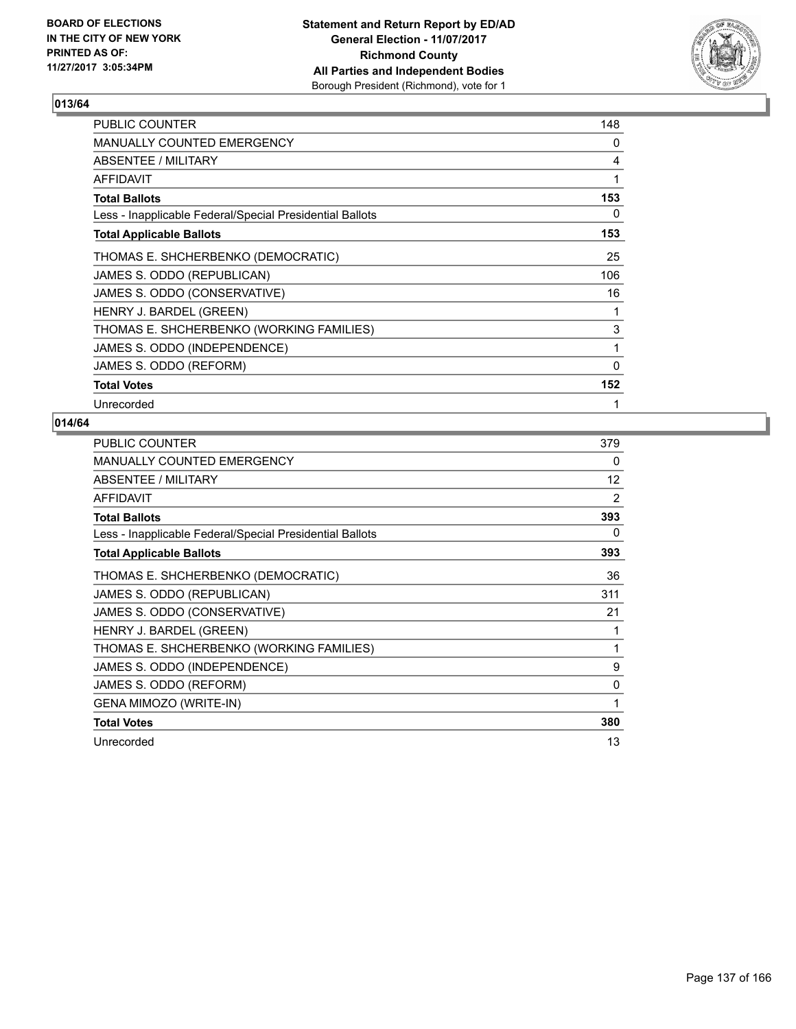BOARD OF ELECTIONS
IN THE CITY OF NEW YORK
PRINTED AS OF:
11/27/2017 3:05:34PM

**Statement and Return Report by ED/AD**
**General Election - 11/07/2017**
**Richmond County**
**All Parties and Independent Bodies**
Borough President (Richmond), vote for 1

## 013/64

| | |
|---|---|
| PUBLIC COUNTER | 148 |
| MANUALLY COUNTED EMERGENCY | 0 |
| ABSENTEE / MILITARY | 4 |
| AFFIDAVIT | 1 |
| **Total Ballots** | **153** |
| Less - Inapplicable Federal/Special Presidential Ballots | 0 |
| **Total Applicable Ballots** | **153** |
| THOMAS E. SHCHERBENKO (DEMOCRATIC) | 25 |
| JAMES S. ODDO (REPUBLICAN) | 106 |
| JAMES S. ODDO (CONSERVATIVE) | 16 |
| HENRY J. BARDEL (GREEN) | 1 |
| THOMAS E. SHCHERBENKO (WORKING FAMILIES) | 3 |
| JAMES S. ODDO (INDEPENDENCE) | 1 |
| JAMES S. ODDO (REFORM) | 0 |
| **Total Votes** | **152** |
| Unrecorded | 1 |

## 014/64

| | |
|---|---|
| PUBLIC COUNTER | 379 |
| MANUALLY COUNTED EMERGENCY | 0 |
| ABSENTEE / MILITARY | 12 |
| AFFIDAVIT | 2 |
| **Total Ballots** | **393** |
| Less - Inapplicable Federal/Special Presidential Ballots | 0 |
| **Total Applicable Ballots** | **393** |
| THOMAS E. SHCHERBENKO (DEMOCRATIC) | 36 |
| JAMES S. ODDO (REPUBLICAN) | 311 |
| JAMES S. ODDO (CONSERVATIVE) | 21 |
| HENRY J. BARDEL (GREEN) | 1 |
| THOMAS E. SHCHERBENKO (WORKING FAMILIES) | 1 |
| JAMES S. ODDO (INDEPENDENCE) | 9 |
| JAMES S. ODDO (REFORM) | 0 |
| GENA MIMOZO (WRITE-IN) | 1 |
| **Total Votes** | **380** |
| Unrecorded | 13 |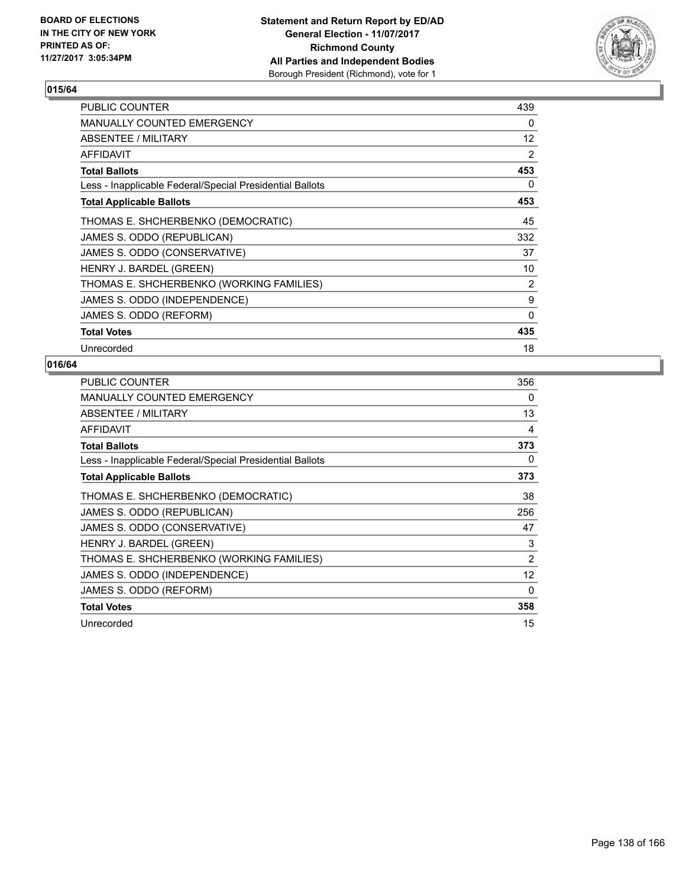**BOARD OF ELECTIONS**
**IN THE CITY OF NEW YORK**
**PRINTED AS OF:**
**11/27/2017 3:05:34PM**

**Statement and Return Report by ED/AD**
**General Election - 11/07/2017**
**Richmond County**
**All Parties and Independent Bodies**
Borough President (Richmond), vote for 1

## 015/64

| | |
|---|---|
| PUBLIC COUNTER | 439 |
| MANUALLY COUNTED EMERGENCY | 0 |
| ABSENTEE / MILITARY | 12 |
| AFFIDAVIT | 2 |
| **Total Ballots** | **453** |
| Less - Inapplicable Federal/Special Presidential Ballots | 0 |
| **Total Applicable Ballots** | **453** |
| THOMAS E. SHCHERBENKO (DEMOCRATIC) | 45 |
| JAMES S. ODDO (REPUBLICAN) | 332 |
| JAMES S. ODDO (CONSERVATIVE) | 37 |
| HENRY J. BARDEL (GREEN) | 10 |
| THOMAS E. SHCHERBENKO (WORKING FAMILIES) | 2 |
| JAMES S. ODDO (INDEPENDENCE) | 9 |
| JAMES S. ODDO (REFORM) | 0 |
| **Total Votes** | **435** |
| Unrecorded | 18 |

## 016/64

| | |
|---|---|
| PUBLIC COUNTER | 356 |
| MANUALLY COUNTED EMERGENCY | 0 |
| ABSENTEE / MILITARY | 13 |
| AFFIDAVIT | 4 |
| **Total Ballots** | **373** |
| Less - Inapplicable Federal/Special Presidential Ballots | 0 |
| **Total Applicable Ballots** | **373** |
| THOMAS E. SHCHERBENKO (DEMOCRATIC) | 38 |
| JAMES S. ODDO (REPUBLICAN) | 256 |
| JAMES S. ODDO (CONSERVATIVE) | 47 |
| HENRY J. BARDEL (GREEN) | 3 |
| THOMAS E. SHCHERBENKO (WORKING FAMILIES) | 2 |
| JAMES S. ODDO (INDEPENDENCE) | 12 |
| JAMES S. ODDO (REFORM) | 0 |
| **Total Votes** | **358** |
| Unrecorded | 15 |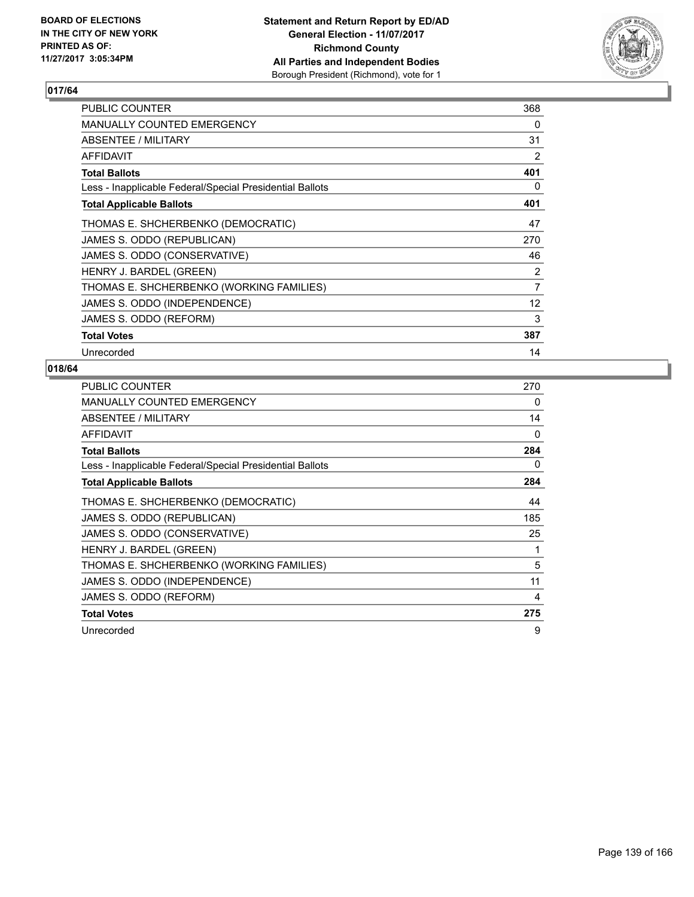BOARD OF ELECTIONS
IN THE CITY OF NEW YORK
PRINTED AS OF:
11/27/2017 3:05:34PM

**Statement and Return Report by ED/AD**
**General Election - 11/07/2017**
**Richmond County**
**All Parties and Independent Bodies**
Borough President (Richmond), vote for 1

## 017/64

| | |
|---|---|
| PUBLIC COUNTER | 368 |
| MANUALLY COUNTED EMERGENCY | 0 |
| ABSENTEE / MILITARY | 31 |
| AFFIDAVIT | 2 |
| **Total Ballots** | **401** |
| Less - Inapplicable Federal/Special Presidential Ballots | 0 |
| **Total Applicable Ballots** | **401** |
| THOMAS E. SHCHERBENKO (DEMOCRATIC) | 47 |
| JAMES S. ODDO (REPUBLICAN) | 270 |
| JAMES S. ODDO (CONSERVATIVE) | 46 |
| HENRY J. BARDEL (GREEN) | 2 |
| THOMAS E. SHCHERBENKO (WORKING FAMILIES) | 7 |
| JAMES S. ODDO (INDEPENDENCE) | 12 |
| JAMES S. ODDO (REFORM) | 3 |
| **Total Votes** | **387** |
| Unrecorded | 14 |

## 018/64

| | |
|---|---|
| PUBLIC COUNTER | 270 |
| MANUALLY COUNTED EMERGENCY | 0 |
| ABSENTEE / MILITARY | 14 |
| AFFIDAVIT | 0 |
| **Total Ballots** | **284** |
| Less - Inapplicable Federal/Special Presidential Ballots | 0 |
| **Total Applicable Ballots** | **284** |
| THOMAS E. SHCHERBENKO (DEMOCRATIC) | 44 |
| JAMES S. ODDO (REPUBLICAN) | 185 |
| JAMES S. ODDO (CONSERVATIVE) | 25 |
| HENRY J. BARDEL (GREEN) | 1 |
| THOMAS E. SHCHERBENKO (WORKING FAMILIES) | 5 |
| JAMES S. ODDO (INDEPENDENCE) | 11 |
| JAMES S. ODDO (REFORM) | 4 |
| **Total Votes** | **275** |
| Unrecorded | 9 |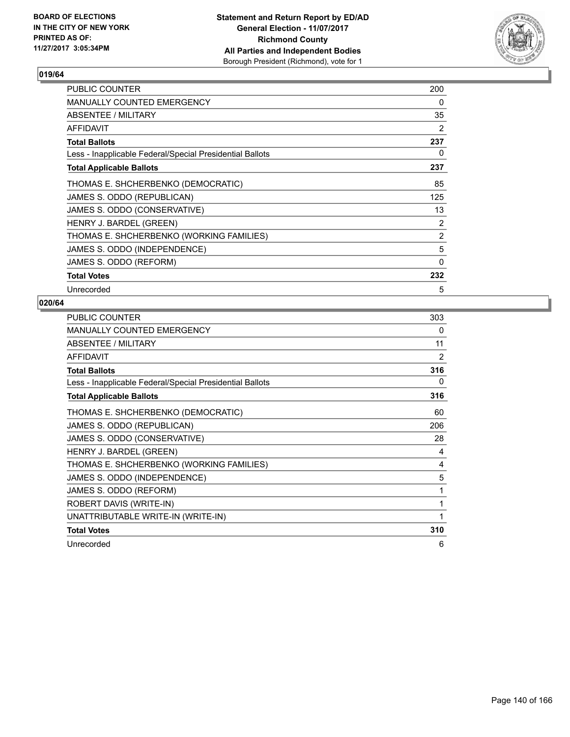**BOARD OF ELECTIONS IN THE CITY OF NEW YORK PRINTED AS OF: 11/27/2017 3:05:34PM**

**Statement and Return Report by ED/AD General Election - 11/07/2017 Richmond County All Parties and Independent Bodies** Borough President (Richmond), vote for 1

## 019/64

| | |
|---|---|
| PUBLIC COUNTER | 200 |
| MANUALLY COUNTED EMERGENCY | 0 |
| ABSENTEE / MILITARY | 35 |
| AFFIDAVIT | 2 |
| **Total Ballots** | **237** |
| Less - Inapplicable Federal/Special Presidential Ballots | 0 |
| **Total Applicable Ballots** | **237** |
| THOMAS E. SHCHERBENKO (DEMOCRATIC) | 85 |
| JAMES S. ODDO (REPUBLICAN) | 125 |
| JAMES S. ODDO (CONSERVATIVE) | 13 |
| HENRY J. BARDEL (GREEN) | 2 |
| THOMAS E. SHCHERBENKO (WORKING FAMILIES) | 2 |
| JAMES S. ODDO (INDEPENDENCE) | 5 |
| JAMES S. ODDO (REFORM) | 0 |
| **Total Votes** | **232** |
| Unrecorded | 5 |

## 020/64

| | |
|---|---|
| PUBLIC COUNTER | 303 |
| MANUALLY COUNTED EMERGENCY | 0 |
| ABSENTEE / MILITARY | 11 |
| AFFIDAVIT | 2 |
| **Total Ballots** | **316** |
| Less - Inapplicable Federal/Special Presidential Ballots | 0 |
| **Total Applicable Ballots** | **316** |
| THOMAS E. SHCHERBENKO (DEMOCRATIC) | 60 |
| JAMES S. ODDO (REPUBLICAN) | 206 |
| JAMES S. ODDO (CONSERVATIVE) | 28 |
| HENRY J. BARDEL (GREEN) | 4 |
| THOMAS E. SHCHERBENKO (WORKING FAMILIES) | 4 |
| JAMES S. ODDO (INDEPENDENCE) | 5 |
| JAMES S. ODDO (REFORM) | 1 |
| ROBERT DAVIS (WRITE-IN) | 1 |
| UNATTRIBUTABLE WRITE-IN (WRITE-IN) | 1 |
| **Total Votes** | **310** |
| Unrecorded | 6 |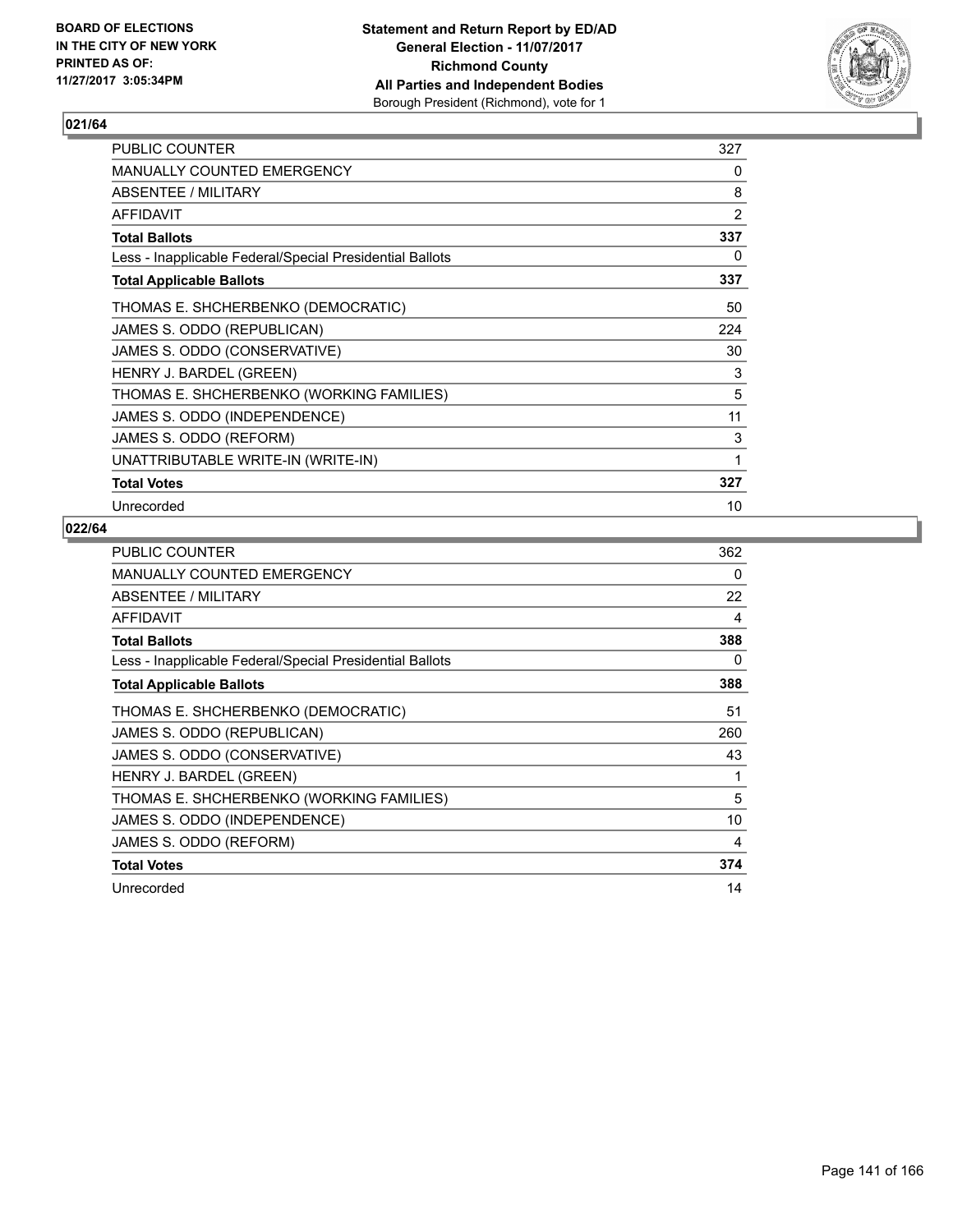BOARD OF ELECTIONS
IN THE CITY OF NEW YORK
PRINTED AS OF:
11/27/2017 3:05:34PM

**Statement and Return Report by ED/AD**
**General Election - 11/07/2017**
**Richmond County**
**All Parties and Independent Bodies**
Borough President (Richmond), vote for 1

## 021/64

| | |
|---|---|
| PUBLIC COUNTER | 327 |
| MANUALLY COUNTED EMERGENCY | 0 |
| ABSENTEE / MILITARY | 8 |
| AFFIDAVIT | 2 |
| **Total Ballots** | **337** |
| Less - Inapplicable Federal/Special Presidential Ballots | 0 |
| **Total Applicable Ballots** | **337** |
| THOMAS E. SHCHERBENKO (DEMOCRATIC) | 50 |
| JAMES S. ODDO (REPUBLICAN) | 224 |
| JAMES S. ODDO (CONSERVATIVE) | 30 |
| HENRY J. BARDEL (GREEN) | 3 |
| THOMAS E. SHCHERBENKO (WORKING FAMILIES) | 5 |
| JAMES S. ODDO (INDEPENDENCE) | 11 |
| JAMES S. ODDO (REFORM) | 3 |
| UNATTRIBUTABLE WRITE-IN (WRITE-IN) | 1 |
| **Total Votes** | **327** |
| Unrecorded | 10 |

## 022/64

| | |
|---|---|
| PUBLIC COUNTER | 362 |
| MANUALLY COUNTED EMERGENCY | 0 |
| ABSENTEE / MILITARY | 22 |
| AFFIDAVIT | 4 |
| **Total Ballots** | **388** |
| Less - Inapplicable Federal/Special Presidential Ballots | 0 |
| **Total Applicable Ballots** | **388** |
| THOMAS E. SHCHERBENKO (DEMOCRATIC) | 51 |
| JAMES S. ODDO (REPUBLICAN) | 260 |
| JAMES S. ODDO (CONSERVATIVE) | 43 |
| HENRY J. BARDEL (GREEN) | 1 |
| THOMAS E. SHCHERBENKO (WORKING FAMILIES) | 5 |
| JAMES S. ODDO (INDEPENDENCE) | 10 |
| JAMES S. ODDO (REFORM) | 4 |
| **Total Votes** | **374** |
| Unrecorded | 14 |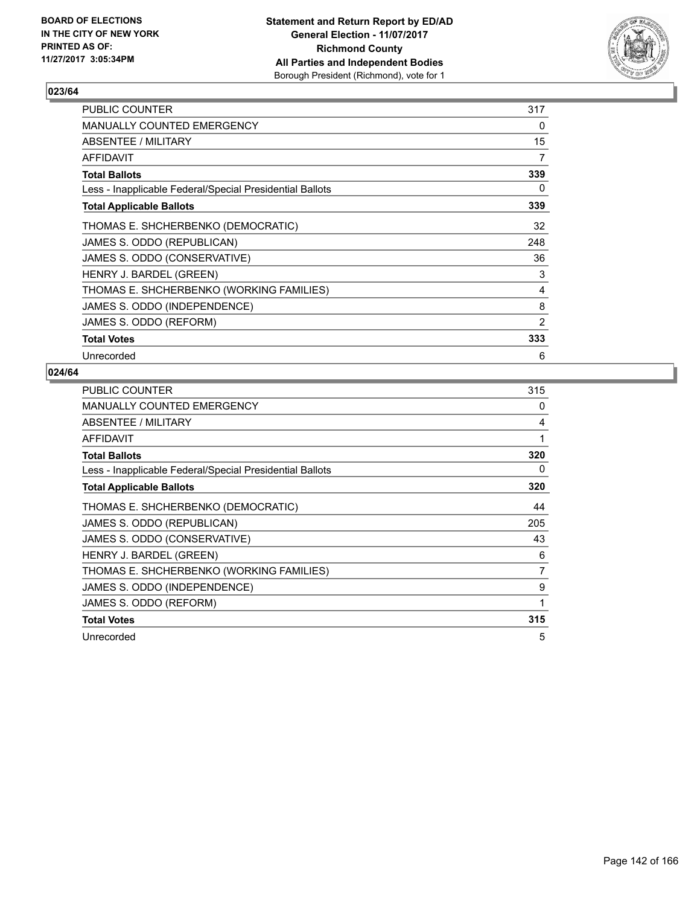BOARD OF ELECTIONS
IN THE CITY OF NEW YORK
PRINTED AS OF:
11/27/2017 3:05:34PM

**Statement and Return Report by ED/AD**
**General Election - 11/07/2017**
**Richmond County**
**All Parties and Independent Bodies**
Borough President (Richmond), vote for 1

### 023/64

| | |
|---|---|
| PUBLIC COUNTER | 317 |
| MANUALLY COUNTED EMERGENCY | 0 |
| ABSENTEE / MILITARY | 15 |
| AFFIDAVIT | 7 |
| **Total Ballots** | **339** |
| Less - Inapplicable Federal/Special Presidential Ballots | 0 |
| **Total Applicable Ballots** | **339** |
| THOMAS E. SHCHERBENKO (DEMOCRATIC) | 32 |
| JAMES S. ODDO (REPUBLICAN) | 248 |
| JAMES S. ODDO (CONSERVATIVE) | 36 |
| HENRY J. BARDEL (GREEN) | 3 |
| THOMAS E. SHCHERBENKO (WORKING FAMILIES) | 4 |
| JAMES S. ODDO (INDEPENDENCE) | 8 |
| JAMES S. ODDO (REFORM) | 2 |
| **Total Votes** | **333** |
| Unrecorded | 6 |

### 024/64

| | |
|---|---|
| PUBLIC COUNTER | 315 |
| MANUALLY COUNTED EMERGENCY | 0 |
| ABSENTEE / MILITARY | 4 |
| AFFIDAVIT | 1 |
| **Total Ballots** | **320** |
| Less - Inapplicable Federal/Special Presidential Ballots | 0 |
| **Total Applicable Ballots** | **320** |
| THOMAS E. SHCHERBENKO (DEMOCRATIC) | 44 |
| JAMES S. ODDO (REPUBLICAN) | 205 |
| JAMES S. ODDO (CONSERVATIVE) | 43 |
| HENRY J. BARDEL (GREEN) | 6 |
| THOMAS E. SHCHERBENKO (WORKING FAMILIES) | 7 |
| JAMES S. ODDO (INDEPENDENCE) | 9 |
| JAMES S. ODDO (REFORM) | 1 |
| **Total Votes** | **315** |
| Unrecorded | 5 |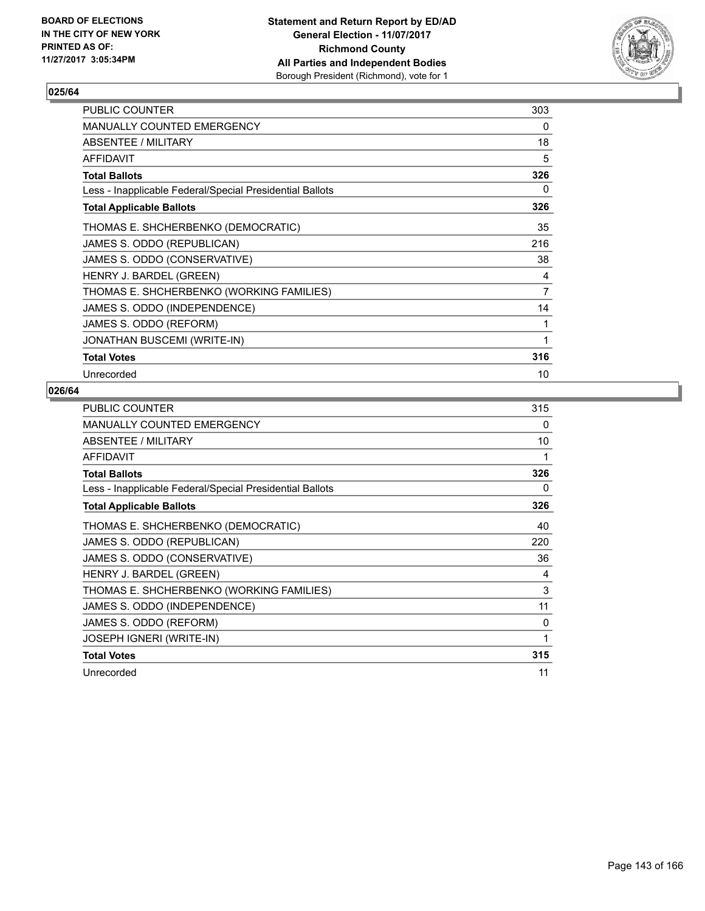BOARD OF ELECTIONS
IN THE CITY OF NEW YORK
PRINTED AS OF:
11/27/2017 3:05:34PM

**Statement and Return Report by ED/AD**
**General Election - 11/07/2017**
**Richmond County**
**All Parties and Independent Bodies**
Borough President (Richmond), vote for 1

**025/64**

| | |
|---|---|
| PUBLIC COUNTER | 303 |
| MANUALLY COUNTED EMERGENCY | 0 |
| ABSENTEE / MILITARY | 18 |
| AFFIDAVIT | 5 |
| **Total Ballots** | **326** |
| Less - Inapplicable Federal/Special Presidential Ballots | 0 |
| **Total Applicable Ballots** | **326** |
| THOMAS E. SHCHERBENKO (DEMOCRATIC) | 35 |
| JAMES S. ODDO (REPUBLICAN) | 216 |
| JAMES S. ODDO (CONSERVATIVE) | 38 |
| HENRY J. BARDEL (GREEN) | 4 |
| THOMAS E. SHCHERBENKO (WORKING FAMILIES) | 7 |
| JAMES S. ODDO (INDEPENDENCE) | 14 |
| JAMES S. ODDO (REFORM) | 1 |
| JONATHAN BUSCEMI (WRITE-IN) | 1 |
| **Total Votes** | **316** |
| Unrecorded | 10 |

**026/64**

| | |
|---|---|
| PUBLIC COUNTER | 315 |
| MANUALLY COUNTED EMERGENCY | 0 |
| ABSENTEE / MILITARY | 10 |
| AFFIDAVIT | 1 |
| **Total Ballots** | **326** |
| Less - Inapplicable Federal/Special Presidential Ballots | 0 |
| **Total Applicable Ballots** | **326** |
| THOMAS E. SHCHERBENKO (DEMOCRATIC) | 40 |
| JAMES S. ODDO (REPUBLICAN) | 220 |
| JAMES S. ODDO (CONSERVATIVE) | 36 |
| HENRY J. BARDEL (GREEN) | 4 |
| THOMAS E. SHCHERBENKO (WORKING FAMILIES) | 3 |
| JAMES S. ODDO (INDEPENDENCE) | 11 |
| JAMES S. ODDO (REFORM) | 0 |
| JOSEPH IGNERI (WRITE-IN) | 1 |
| **Total Votes** | **315** |
| Unrecorded | 11 |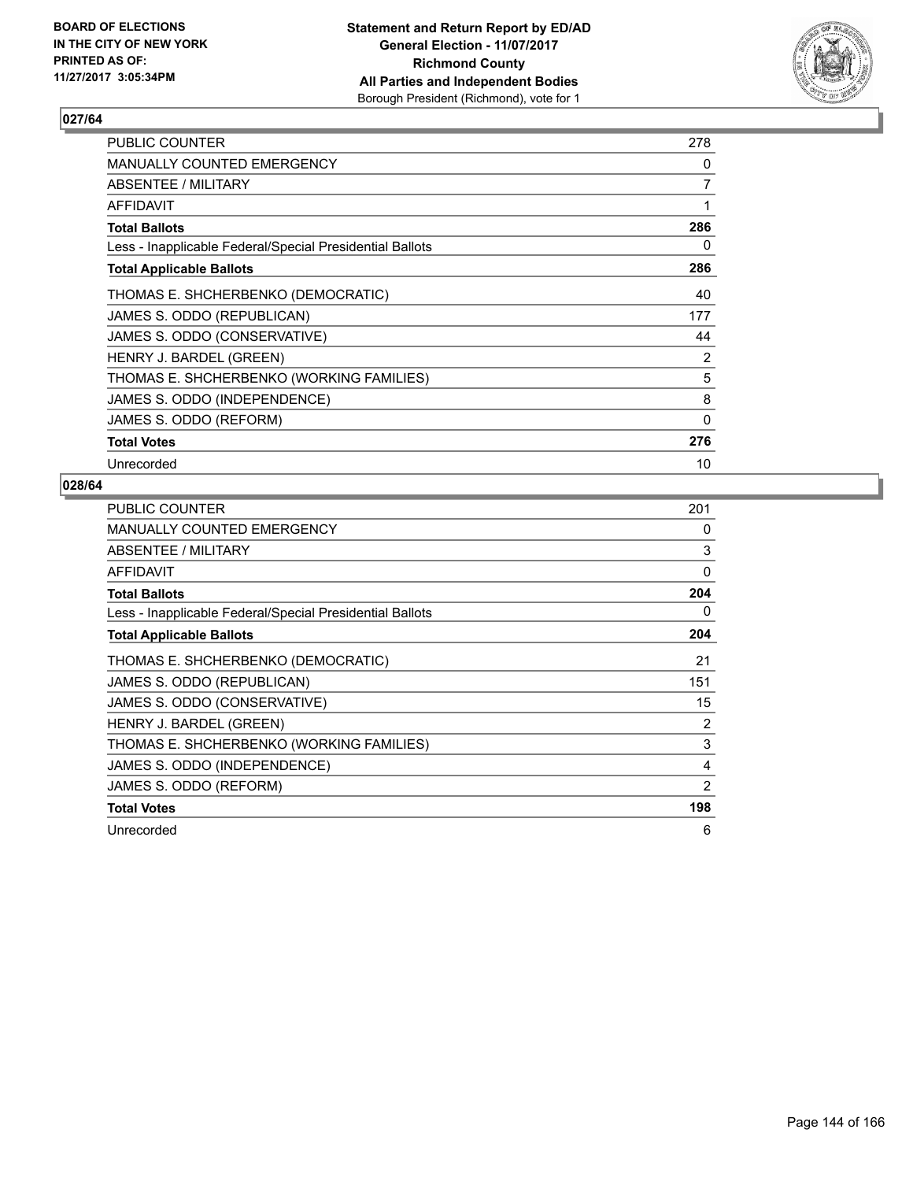BOARD OF ELECTIONS
IN THE CITY OF NEW YORK
PRINTED AS OF:
11/27/2017 3:05:34PM

**Statement and Return Report by ED/AD**
**General Election - 11/07/2017**
**Richmond County**
**All Parties and Independent Bodies**
Borough President (Richmond), vote for 1

### 027/64

| | |
|---|---|
| PUBLIC COUNTER | 278 |
| MANUALLY COUNTED EMERGENCY | 0 |
| ABSENTEE / MILITARY | 7 |
| AFFIDAVIT | 1 |
| **Total Ballots** | **286** |
| Less - Inapplicable Federal/Special Presidential Ballots | 0 |
| **Total Applicable Ballots** | **286** |
| THOMAS E. SHCHERBENKO (DEMOCRATIC) | 40 |
| JAMES S. ODDO (REPUBLICAN) | 177 |
| JAMES S. ODDO (CONSERVATIVE) | 44 |
| HENRY J. BARDEL (GREEN) | 2 |
| THOMAS E. SHCHERBENKO (WORKING FAMILIES) | 5 |
| JAMES S. ODDO (INDEPENDENCE) | 8 |
| JAMES S. ODDO (REFORM) | 0 |
| **Total Votes** | **276** |
| Unrecorded | 10 |

### 028/64

| | |
|---|---|
| PUBLIC COUNTER | 201 |
| MANUALLY COUNTED EMERGENCY | 0 |
| ABSENTEE / MILITARY | 3 |
| AFFIDAVIT | 0 |
| **Total Ballots** | **204** |
| Less - Inapplicable Federal/Special Presidential Ballots | 0 |
| **Total Applicable Ballots** | **204** |
| THOMAS E. SHCHERBENKO (DEMOCRATIC) | 21 |
| JAMES S. ODDO (REPUBLICAN) | 151 |
| JAMES S. ODDO (CONSERVATIVE) | 15 |
| HENRY J. BARDEL (GREEN) | 2 |
| THOMAS E. SHCHERBENKO (WORKING FAMILIES) | 3 |
| JAMES S. ODDO (INDEPENDENCE) | 4 |
| JAMES S. ODDO (REFORM) | 2 |
| **Total Votes** | **198** |
| Unrecorded | 6 |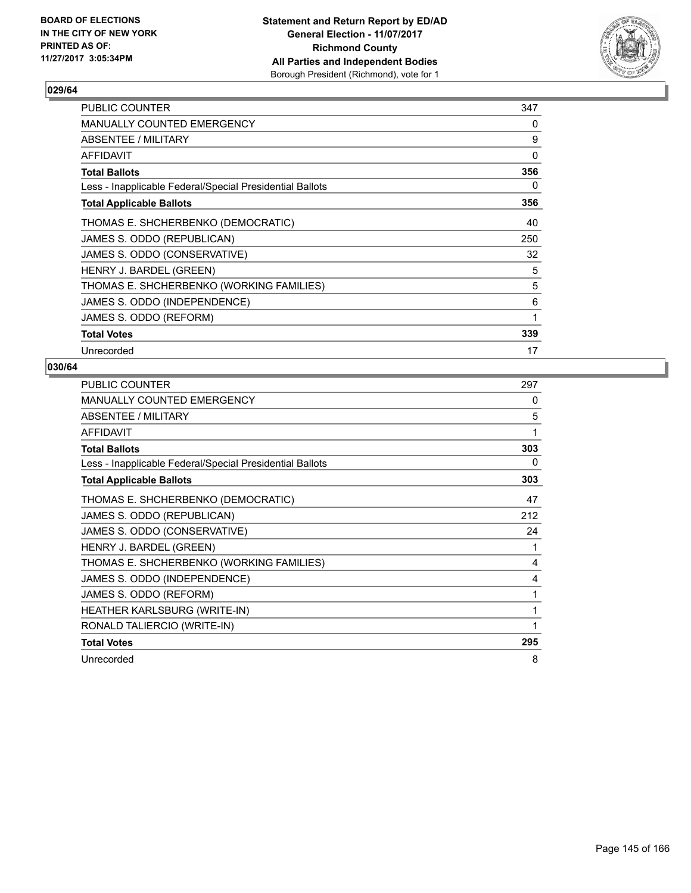**BOARD OF ELECTIONS IN THE CITY OF NEW YORK PRINTED AS OF: 11/27/2017 3:05:34PM**

**Statement and Return Report by ED/AD General Election - 11/07/2017 Richmond County All Parties and Independent Bodies** Borough President (Richmond), vote for 1

## 029/64

| | |
|---|---|
| PUBLIC COUNTER | 347 |
| MANUALLY COUNTED EMERGENCY | 0 |
| ABSENTEE / MILITARY | 9 |
| AFFIDAVIT | 0 |
| **Total Ballots** | **356** |
| Less - Inapplicable Federal/Special Presidential Ballots | 0 |
| **Total Applicable Ballots** | **356** |
| THOMAS E. SHCHERBENKO (DEMOCRATIC) | 40 |
| JAMES S. ODDO (REPUBLICAN) | 250 |
| JAMES S. ODDO (CONSERVATIVE) | 32 |
| HENRY J. BARDEL (GREEN) | 5 |
| THOMAS E. SHCHERBENKO (WORKING FAMILIES) | 5 |
| JAMES S. ODDO (INDEPENDENCE) | 6 |
| JAMES S. ODDO (REFORM) | 1 |
| **Total Votes** | **339** |
| Unrecorded | 17 |

## 030/64

| | |
|---|---|
| PUBLIC COUNTER | 297 |
| MANUALLY COUNTED EMERGENCY | 0 |
| ABSENTEE / MILITARY | 5 |
| AFFIDAVIT | 1 |
| **Total Ballots** | **303** |
| Less - Inapplicable Federal/Special Presidential Ballots | 0 |
| **Total Applicable Ballots** | **303** |
| THOMAS E. SHCHERBENKO (DEMOCRATIC) | 47 |
| JAMES S. ODDO (REPUBLICAN) | 212 |
| JAMES S. ODDO (CONSERVATIVE) | 24 |
| HENRY J. BARDEL (GREEN) | 1 |
| THOMAS E. SHCHERBENKO (WORKING FAMILIES) | 4 |
| JAMES S. ODDO (INDEPENDENCE) | 4 |
| JAMES S. ODDO (REFORM) | 1 |
| HEATHER KARLSBURG (WRITE-IN) | 1 |
| RONALD TALIERCIO (WRITE-IN) | 1 |
| **Total Votes** | **295** |
| Unrecorded | 8 |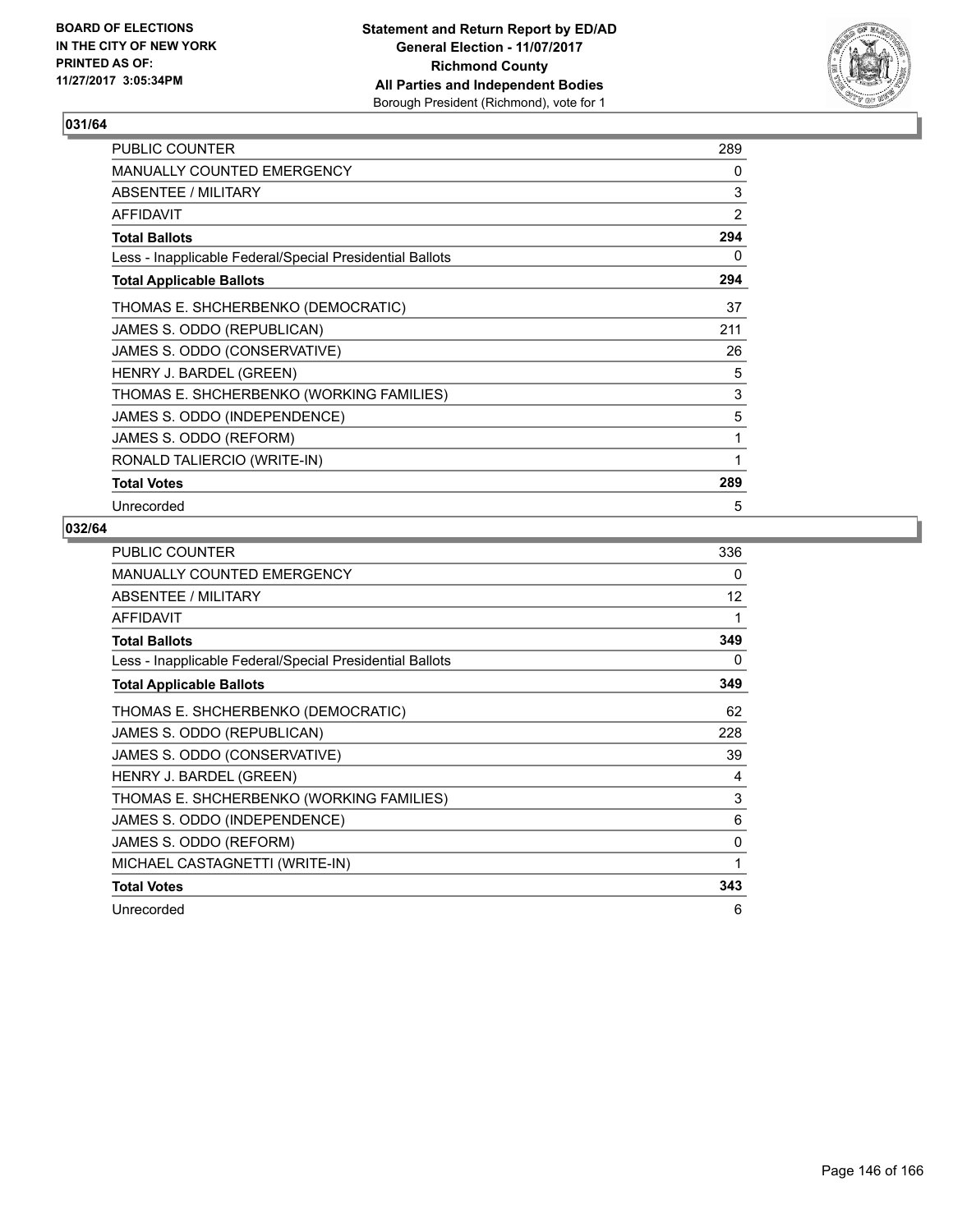**BOARD OF ELECTIONS IN THE CITY OF NEW YORK PRINTED AS OF: 11/27/2017 3:05:34PM**

**Statement and Return Report by ED/AD General Election - 11/07/2017 Richmond County All Parties and Independent Bodies** Borough President (Richmond), vote for 1

## 031/64

| | |
|---|---|
| PUBLIC COUNTER | 289 |
| MANUALLY COUNTED EMERGENCY | 0 |
| ABSENTEE / MILITARY | 3 |
| AFFIDAVIT | 2 |
| **Total Ballots** | **294** |
| Less - Inapplicable Federal/Special Presidential Ballots | 0 |
| **Total Applicable Ballots** | **294** |
| THOMAS E. SHCHERBENKO (DEMOCRATIC) | 37 |
| JAMES S. ODDO (REPUBLICAN) | 211 |
| JAMES S. ODDO (CONSERVATIVE) | 26 |
| HENRY J. BARDEL (GREEN) | 5 |
| THOMAS E. SHCHERBENKO (WORKING FAMILIES) | 3 |
| JAMES S. ODDO (INDEPENDENCE) | 5 |
| JAMES S. ODDO (REFORM) | 1 |
| RONALD TALIERCIO (WRITE-IN) | 1 |
| **Total Votes** | **289** |
| Unrecorded | 5 |

## 032/64

| | |
|---|---|
| PUBLIC COUNTER | 336 |
| MANUALLY COUNTED EMERGENCY | 0 |
| ABSENTEE / MILITARY | 12 |
| AFFIDAVIT | 1 |
| **Total Ballots** | **349** |
| Less - Inapplicable Federal/Special Presidential Ballots | 0 |
| **Total Applicable Ballots** | **349** |
| THOMAS E. SHCHERBENKO (DEMOCRATIC) | 62 |
| JAMES S. ODDO (REPUBLICAN) | 228 |
| JAMES S. ODDO (CONSERVATIVE) | 39 |
| HENRY J. BARDEL (GREEN) | 4 |
| THOMAS E. SHCHERBENKO (WORKING FAMILIES) | 3 |
| JAMES S. ODDO (INDEPENDENCE) | 6 |
| JAMES S. ODDO (REFORM) | 0 |
| MICHAEL CASTAGNETTI (WRITE-IN) | 1 |
| **Total Votes** | **343** |
| Unrecorded | 6 |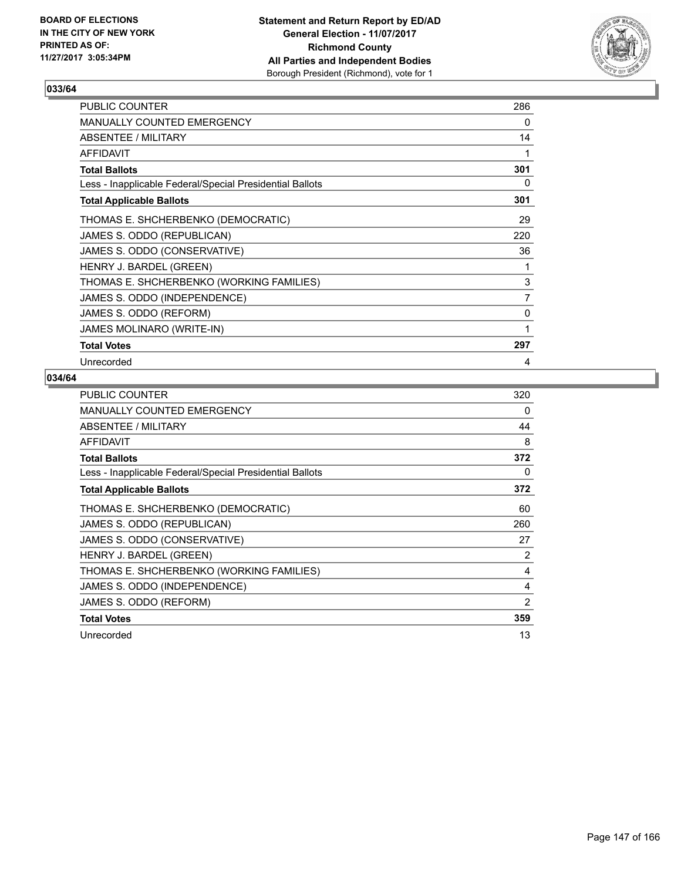BOARD OF ELECTIONS
IN THE CITY OF NEW YORK
PRINTED AS OF:
11/27/2017 3:05:34PM

**Statement and Return Report by ED/AD**
**General Election - 11/07/2017**
**Richmond County**
**All Parties and Independent Bodies**
Borough President (Richmond), vote for 1

### 033/64

| | |
|---|---|
| PUBLIC COUNTER | 286 |
| MANUALLY COUNTED EMERGENCY | 0 |
| ABSENTEE / MILITARY | 14 |
| AFFIDAVIT | 1 |
| **Total Ballots** | **301** |
| Less - Inapplicable Federal/Special Presidential Ballots | 0 |
| **Total Applicable Ballots** | **301** |
| THOMAS E. SHCHERBENKO (DEMOCRATIC) | 29 |
| JAMES S. ODDO (REPUBLICAN) | 220 |
| JAMES S. ODDO (CONSERVATIVE) | 36 |
| HENRY J. BARDEL (GREEN) | 1 |
| THOMAS E. SHCHERBENKO (WORKING FAMILIES) | 3 |
| JAMES S. ODDO (INDEPENDENCE) | 7 |
| JAMES S. ODDO (REFORM) | 0 |
| JAMES MOLINARO (WRITE-IN) | 1 |
| **Total Votes** | **297** |
| Unrecorded | 4 |

### 034/64

| | |
|---|---|
| PUBLIC COUNTER | 320 |
| MANUALLY COUNTED EMERGENCY | 0 |
| ABSENTEE / MILITARY | 44 |
| AFFIDAVIT | 8 |
| **Total Ballots** | **372** |
| Less - Inapplicable Federal/Special Presidential Ballots | 0 |
| **Total Applicable Ballots** | **372** |
| THOMAS E. SHCHERBENKO (DEMOCRATIC) | 60 |
| JAMES S. ODDO (REPUBLICAN) | 260 |
| JAMES S. ODDO (CONSERVATIVE) | 27 |
| HENRY J. BARDEL (GREEN) | 2 |
| THOMAS E. SHCHERBENKO (WORKING FAMILIES) | 4 |
| JAMES S. ODDO (INDEPENDENCE) | 4 |
| JAMES S. ODDO (REFORM) | 2 |
| **Total Votes** | **359** |
| Unrecorded | 13 |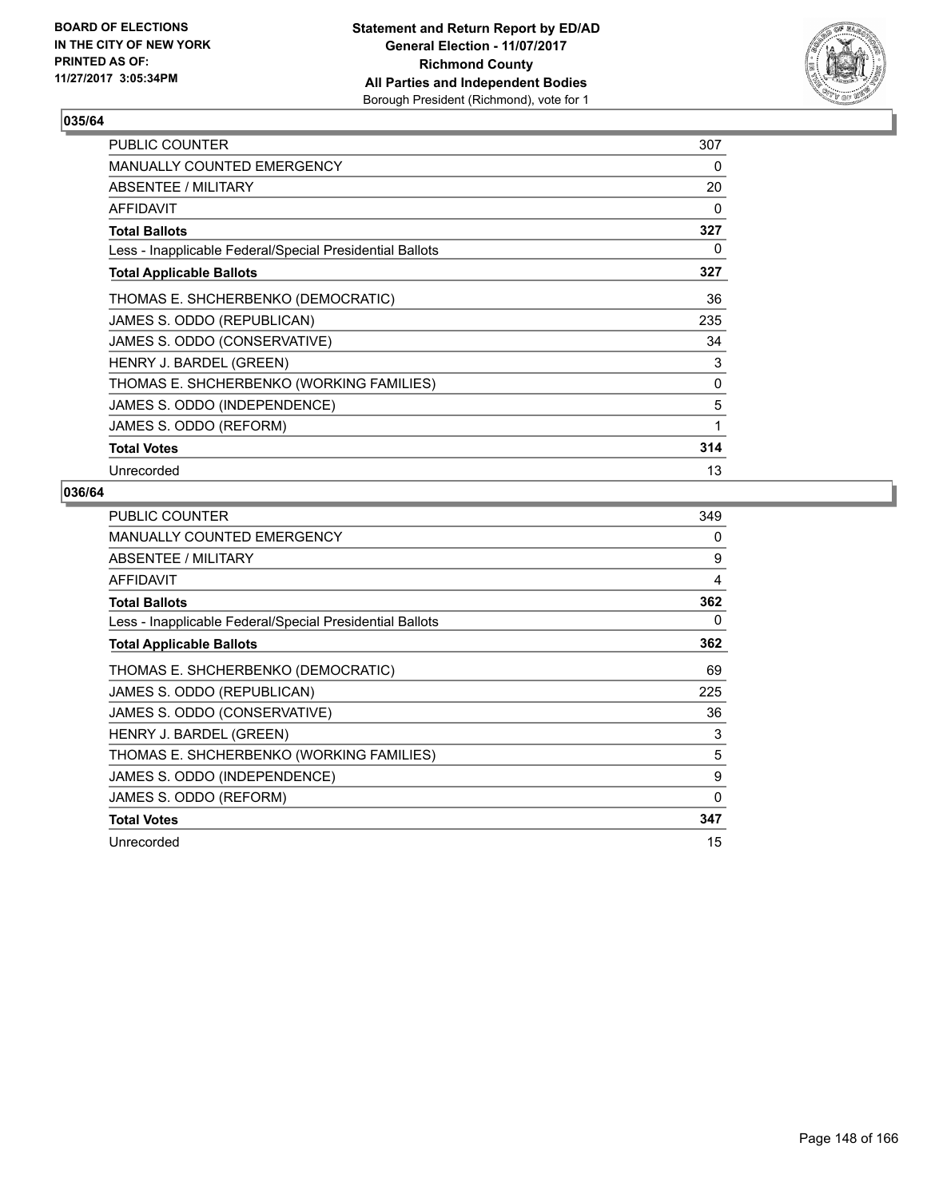BOARD OF ELECTIONS
IN THE CITY OF NEW YORK
PRINTED AS OF:
11/27/2017 3:05:34PM

**Statement and Return Report by ED/AD**
**General Election - 11/07/2017**
**Richmond County**
**All Parties and Independent Bodies**
Borough President (Richmond), vote for 1

### 035/64

| | |
|---|---|
| PUBLIC COUNTER | 307 |
| MANUALLY COUNTED EMERGENCY | 0 |
| ABSENTEE / MILITARY | 20 |
| AFFIDAVIT | 0 |
| **Total Ballots** | **327** |
| Less - Inapplicable Federal/Special Presidential Ballots | 0 |
| **Total Applicable Ballots** | **327** |
| THOMAS E. SHCHERBENKO (DEMOCRATIC) | 36 |
| JAMES S. ODDO (REPUBLICAN) | 235 |
| JAMES S. ODDO (CONSERVATIVE) | 34 |
| HENRY J. BARDEL (GREEN) | 3 |
| THOMAS E. SHCHERBENKO (WORKING FAMILIES) | 0 |
| JAMES S. ODDO (INDEPENDENCE) | 5 |
| JAMES S. ODDO (REFORM) | 1 |
| **Total Votes** | **314** |
| Unrecorded | 13 |

### 036/64

| | |
|---|---|
| PUBLIC COUNTER | 349 |
| MANUALLY COUNTED EMERGENCY | 0 |
| ABSENTEE / MILITARY | 9 |
| AFFIDAVIT | 4 |
| **Total Ballots** | **362** |
| Less - Inapplicable Federal/Special Presidential Ballots | 0 |
| **Total Applicable Ballots** | **362** |
| THOMAS E. SHCHERBENKO (DEMOCRATIC) | 69 |
| JAMES S. ODDO (REPUBLICAN) | 225 |
| JAMES S. ODDO (CONSERVATIVE) | 36 |
| HENRY J. BARDEL (GREEN) | 3 |
| THOMAS E. SHCHERBENKO (WORKING FAMILIES) | 5 |
| JAMES S. ODDO (INDEPENDENCE) | 9 |
| JAMES S. ODDO (REFORM) | 0 |
| **Total Votes** | **347** |
| Unrecorded | 15 |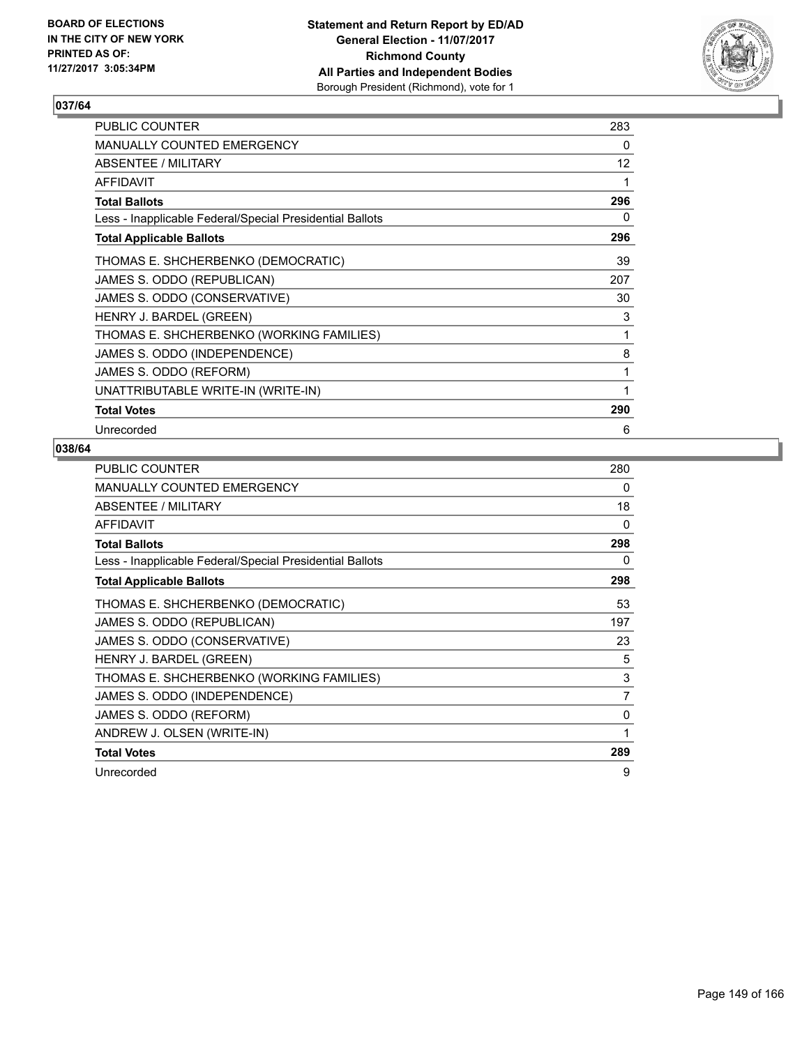BOARD OF ELECTIONS
IN THE CITY OF NEW YORK
PRINTED AS OF:
11/27/2017 3:05:34PM

**Statement and Return Report by ED/AD**
**General Election - 11/07/2017**
**Richmond County**
**All Parties and Independent Bodies**
Borough President (Richmond), vote for 1

### 037/64

| | |
|---|---|
| PUBLIC COUNTER | 283 |
| MANUALLY COUNTED EMERGENCY | 0 |
| ABSENTEE / MILITARY | 12 |
| AFFIDAVIT | 1 |
| **Total Ballots** | **296** |
| Less - Inapplicable Federal/Special Presidential Ballots | 0 |
| **Total Applicable Ballots** | **296** |
| THOMAS E. SHCHERBENKO (DEMOCRATIC) | 39 |
| JAMES S. ODDO (REPUBLICAN) | 207 |
| JAMES S. ODDO (CONSERVATIVE) | 30 |
| HENRY J. BARDEL (GREEN) | 3 |
| THOMAS E. SHCHERBENKO (WORKING FAMILIES) | 1 |
| JAMES S. ODDO (INDEPENDENCE) | 8 |
| JAMES S. ODDO (REFORM) | 1 |
| UNATTRIBUTABLE WRITE-IN (WRITE-IN) | 1 |
| **Total Votes** | **290** |
| Unrecorded | 6 |

### 038/64

| | |
|---|---|
| PUBLIC COUNTER | 280 |
| MANUALLY COUNTED EMERGENCY | 0 |
| ABSENTEE / MILITARY | 18 |
| AFFIDAVIT | 0 |
| **Total Ballots** | **298** |
| Less - Inapplicable Federal/Special Presidential Ballots | 0 |
| **Total Applicable Ballots** | **298** |
| THOMAS E. SHCHERBENKO (DEMOCRATIC) | 53 |
| JAMES S. ODDO (REPUBLICAN) | 197 |
| JAMES S. ODDO (CONSERVATIVE) | 23 |
| HENRY J. BARDEL (GREEN) | 5 |
| THOMAS E. SHCHERBENKO (WORKING FAMILIES) | 3 |
| JAMES S. ODDO (INDEPENDENCE) | 7 |
| JAMES S. ODDO (REFORM) | 0 |
| ANDREW J. OLSEN (WRITE-IN) | 1 |
| **Total Votes** | **289** |
| Unrecorded | 9 |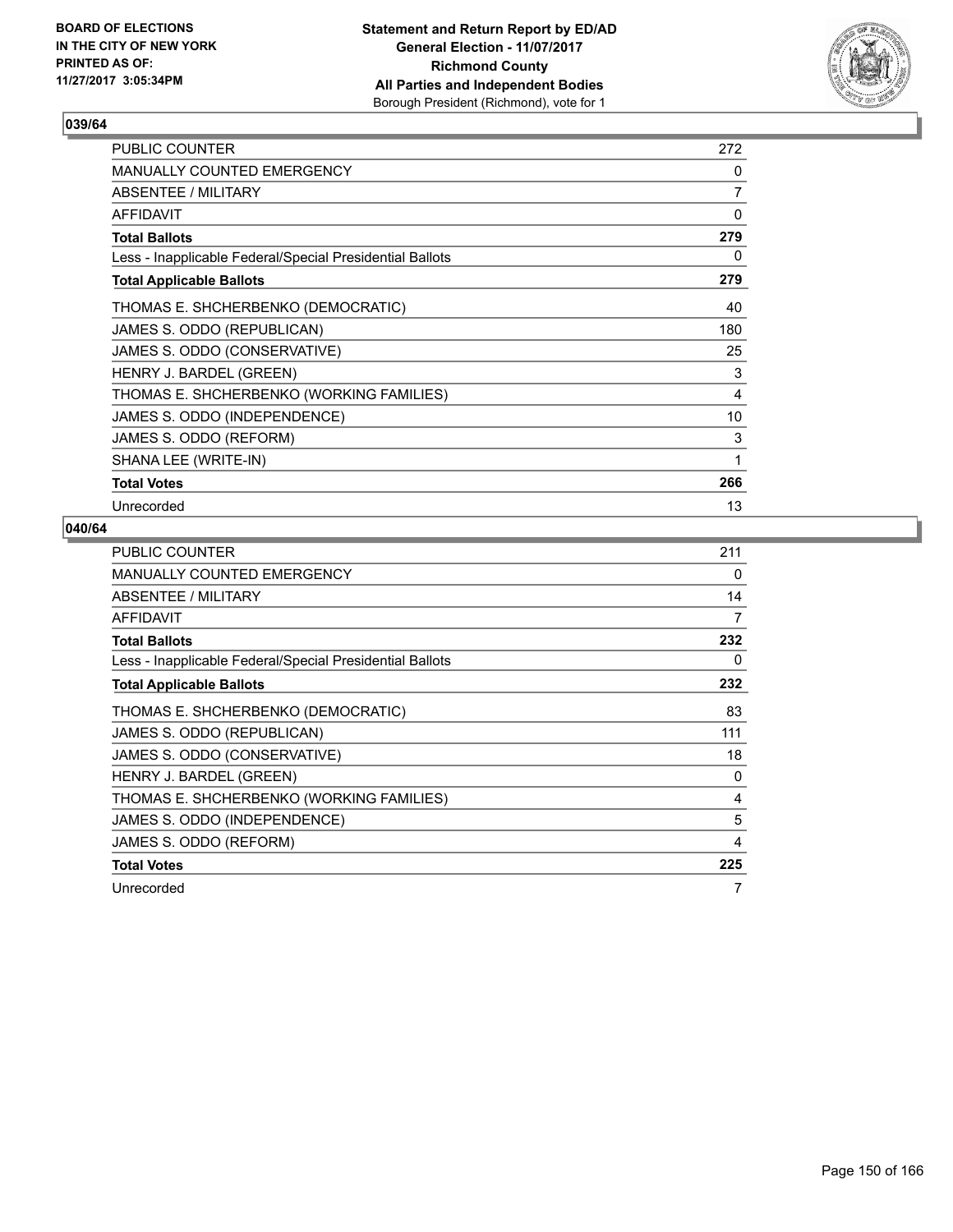BOARD OF ELECTIONS
IN THE CITY OF NEW YORK
PRINTED AS OF:
11/27/2017 3:05:34PM

**Statement and Return Report by ED/AD**
**General Election - 11/07/2017**
**Richmond County**
**All Parties and Independent Bodies**
Borough President (Richmond), vote for 1

## 039/64

| | |
|---|---|
| PUBLIC COUNTER | 272 |
| MANUALLY COUNTED EMERGENCY | 0 |
| ABSENTEE / MILITARY | 7 |
| AFFIDAVIT | 0 |
| **Total Ballots** | **279** |
| Less - Inapplicable Federal/Special Presidential Ballots | 0 |
| **Total Applicable Ballots** | **279** |
| THOMAS E. SHCHERBENKO (DEMOCRATIC) | 40 |
| JAMES S. ODDO (REPUBLICAN) | 180 |
| JAMES S. ODDO (CONSERVATIVE) | 25 |
| HENRY J. BARDEL (GREEN) | 3 |
| THOMAS E. SHCHERBENKO (WORKING FAMILIES) | 4 |
| JAMES S. ODDO (INDEPENDENCE) | 10 |
| JAMES S. ODDO (REFORM) | 3 |
| SHANA LEE (WRITE-IN) | 1 |
| **Total Votes** | **266** |
| Unrecorded | 13 |

## 040/64

| | |
|---|---|
| PUBLIC COUNTER | 211 |
| MANUALLY COUNTED EMERGENCY | 0 |
| ABSENTEE / MILITARY | 14 |
| AFFIDAVIT | 7 |
| **Total Ballots** | **232** |
| Less - Inapplicable Federal/Special Presidential Ballots | 0 |
| **Total Applicable Ballots** | **232** |
| THOMAS E. SHCHERBENKO (DEMOCRATIC) | 83 |
| JAMES S. ODDO (REPUBLICAN) | 111 |
| JAMES S. ODDO (CONSERVATIVE) | 18 |
| HENRY J. BARDEL (GREEN) | 0 |
| THOMAS E. SHCHERBENKO (WORKING FAMILIES) | 4 |
| JAMES S. ODDO (INDEPENDENCE) | 5 |
| JAMES S. ODDO (REFORM) | 4 |
| **Total Votes** | **225** |
| Unrecorded | 7 |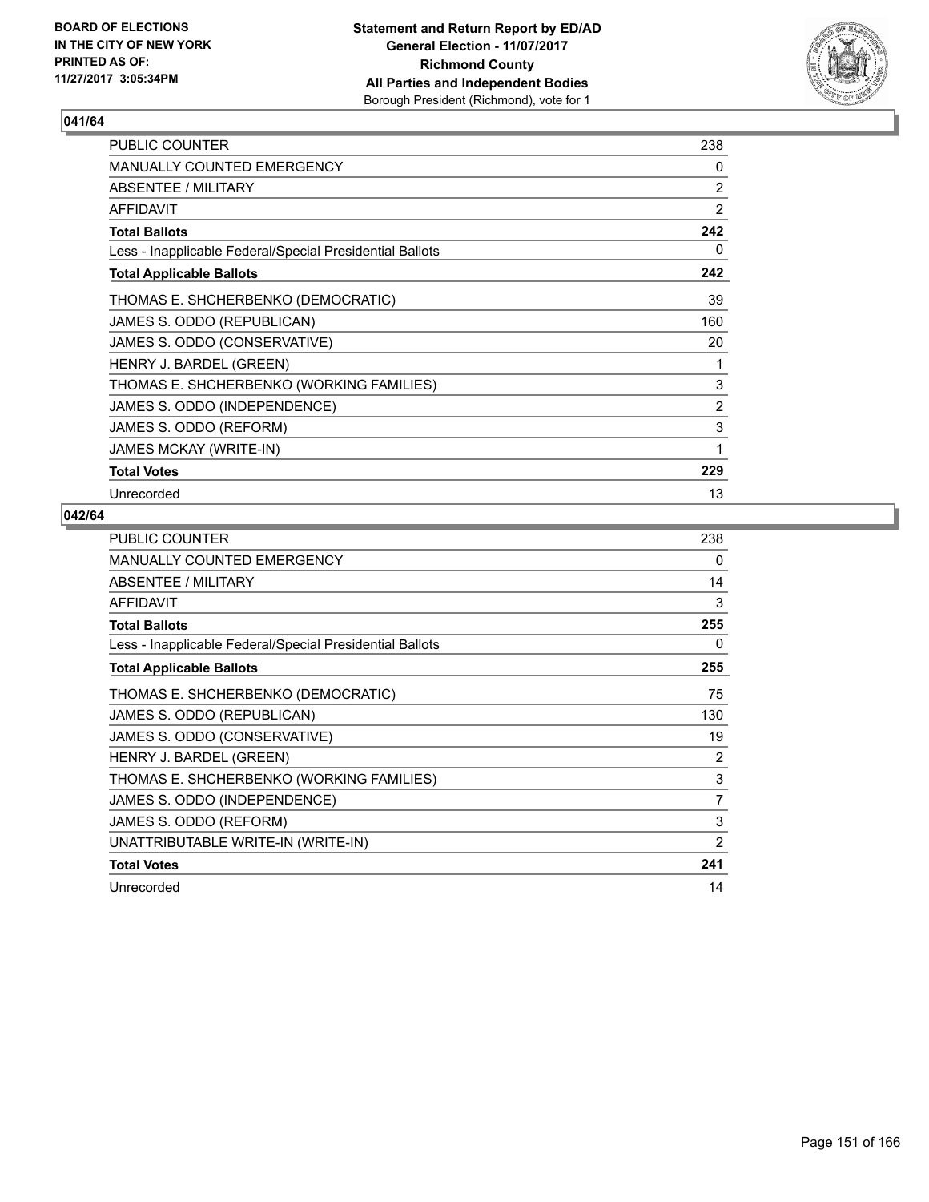BOARD OF ELECTIONS
IN THE CITY OF NEW YORK
PRINTED AS OF:
11/27/2017 3:05:34PM

**Statement and Return Report by ED/AD**
**General Election - 11/07/2017**
**Richmond County**
**All Parties and Independent Bodies**
Borough President (Richmond), vote for 1

## 041/64

| | |
|---|---|
| PUBLIC COUNTER | 238 |
| MANUALLY COUNTED EMERGENCY | 0 |
| ABSENTEE / MILITARY | 2 |
| AFFIDAVIT | 2 |
| **Total Ballots** | **242** |
| Less - Inapplicable Federal/Special Presidential Ballots | 0 |
| **Total Applicable Ballots** | **242** |
| THOMAS E. SHCHERBENKO (DEMOCRATIC) | 39 |
| JAMES S. ODDO (REPUBLICAN) | 160 |
| JAMES S. ODDO (CONSERVATIVE) | 20 |
| HENRY J. BARDEL (GREEN) | 1 |
| THOMAS E. SHCHERBENKO (WORKING FAMILIES) | 3 |
| JAMES S. ODDO (INDEPENDENCE) | 2 |
| JAMES S. ODDO (REFORM) | 3 |
| JAMES MCKAY (WRITE-IN) | 1 |
| **Total Votes** | **229** |
| Unrecorded | 13 |

## 042/64

| | |
|---|---|
| PUBLIC COUNTER | 238 |
| MANUALLY COUNTED EMERGENCY | 0 |
| ABSENTEE / MILITARY | 14 |
| AFFIDAVIT | 3 |
| **Total Ballots** | **255** |
| Less - Inapplicable Federal/Special Presidential Ballots | 0 |
| **Total Applicable Ballots** | **255** |
| THOMAS E. SHCHERBENKO (DEMOCRATIC) | 75 |
| JAMES S. ODDO (REPUBLICAN) | 130 |
| JAMES S. ODDO (CONSERVATIVE) | 19 |
| HENRY J. BARDEL (GREEN) | 2 |
| THOMAS E. SHCHERBENKO (WORKING FAMILIES) | 3 |
| JAMES S. ODDO (INDEPENDENCE) | 7 |
| JAMES S. ODDO (REFORM) | 3 |
| UNATTRIBUTABLE WRITE-IN (WRITE-IN) | 2 |
| **Total Votes** | **241** |
| Unrecorded | 14 |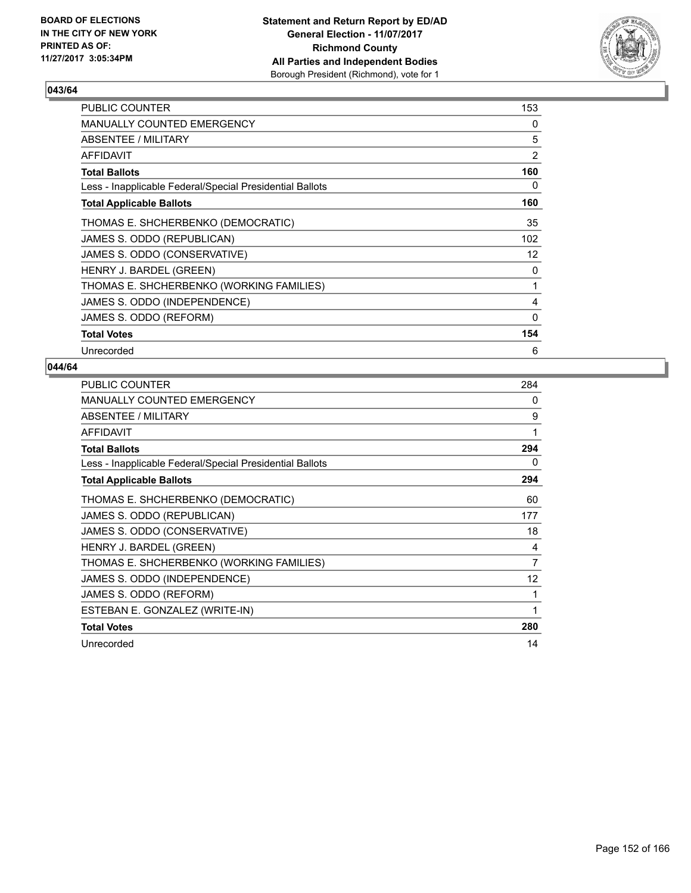BOARD OF ELECTIONS
IN THE CITY OF NEW YORK
PRINTED AS OF:
11/27/2017 3:05:34PM

**Statement and Return Report by ED/AD**
**General Election - 11/07/2017**
**Richmond County**
**All Parties and Independent Bodies**
Borough President (Richmond), vote for 1

### 043/64

| | |
|---|---|
| PUBLIC COUNTER | 153 |
| MANUALLY COUNTED EMERGENCY | 0 |
| ABSENTEE / MILITARY | 5 |
| AFFIDAVIT | 2 |
| **Total Ballots** | **160** |
| Less - Inapplicable Federal/Special Presidential Ballots | 0 |
| **Total Applicable Ballots** | **160** |
| THOMAS E. SHCHERBENKO (DEMOCRATIC) | 35 |
| JAMES S. ODDO (REPUBLICAN) | 102 |
| JAMES S. ODDO (CONSERVATIVE) | 12 |
| HENRY J. BARDEL (GREEN) | 0 |
| THOMAS E. SHCHERBENKO (WORKING FAMILIES) | 1 |
| JAMES S. ODDO (INDEPENDENCE) | 4 |
| JAMES S. ODDO (REFORM) | 0 |
| **Total Votes** | **154** |
| Unrecorded | 6 |

### 044/64

| | |
|---|---|
| PUBLIC COUNTER | 284 |
| MANUALLY COUNTED EMERGENCY | 0 |
| ABSENTEE / MILITARY | 9 |
| AFFIDAVIT | 1 |
| **Total Ballots** | **294** |
| Less - Inapplicable Federal/Special Presidential Ballots | 0 |
| **Total Applicable Ballots** | **294** |
| THOMAS E. SHCHERBENKO (DEMOCRATIC) | 60 |
| JAMES S. ODDO (REPUBLICAN) | 177 |
| JAMES S. ODDO (CONSERVATIVE) | 18 |
| HENRY J. BARDEL (GREEN) | 4 |
| THOMAS E. SHCHERBENKO (WORKING FAMILIES) | 7 |
| JAMES S. ODDO (INDEPENDENCE) | 12 |
| JAMES S. ODDO (REFORM) | 1 |
| ESTEBAN E. GONZALEZ (WRITE-IN) | 1 |
| **Total Votes** | **280** |
| Unrecorded | 14 |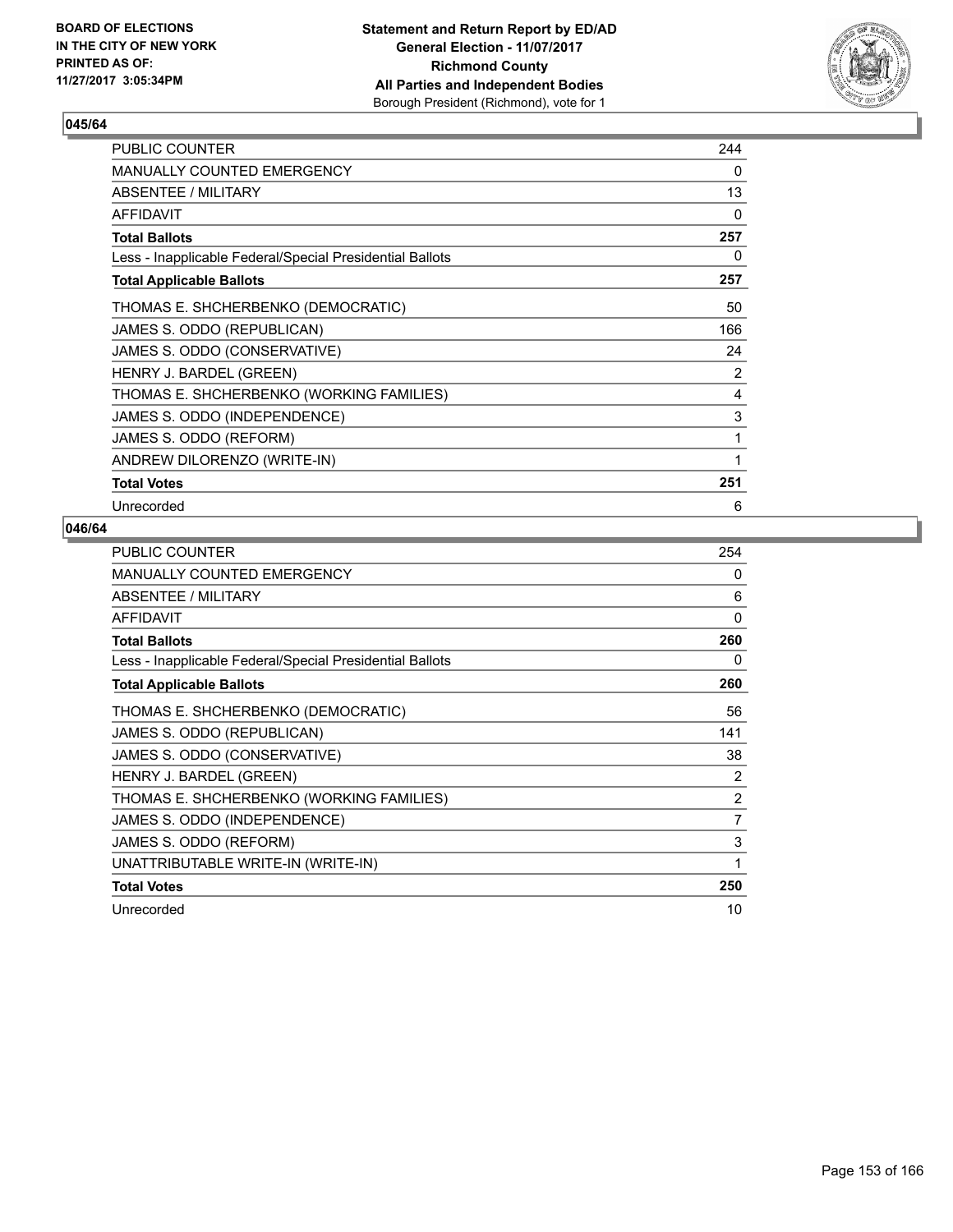BOARD OF ELECTIONS
IN THE CITY OF NEW YORK
PRINTED AS OF:
11/27/2017 3:05:34PM

**Statement and Return Report by ED/AD**
**General Election - 11/07/2017**
**Richmond County**
**All Parties and Independent Bodies**
Borough President (Richmond), vote for 1

### 045/64

| | |
|---|---|
| PUBLIC COUNTER | 244 |
| MANUALLY COUNTED EMERGENCY | 0 |
| ABSENTEE / MILITARY | 13 |
| AFFIDAVIT | 0 |
| **Total Ballots** | **257** |
| Less - Inapplicable Federal/Special Presidential Ballots | 0 |
| **Total Applicable Ballots** | **257** |
| THOMAS E. SHCHERBENKO (DEMOCRATIC) | 50 |
| JAMES S. ODDO (REPUBLICAN) | 166 |
| JAMES S. ODDO (CONSERVATIVE) | 24 |
| HENRY J. BARDEL (GREEN) | 2 |
| THOMAS E. SHCHERBENKO (WORKING FAMILIES) | 4 |
| JAMES S. ODDO (INDEPENDENCE) | 3 |
| JAMES S. ODDO (REFORM) | 1 |
| ANDREW DILORENZO (WRITE-IN) | 1 |
| **Total Votes** | **251** |
| Unrecorded | 6 |

### 046/64

| | |
|---|---|
| PUBLIC COUNTER | 254 |
| MANUALLY COUNTED EMERGENCY | 0 |
| ABSENTEE / MILITARY | 6 |
| AFFIDAVIT | 0 |
| **Total Ballots** | **260** |
| Less - Inapplicable Federal/Special Presidential Ballots | 0 |
| **Total Applicable Ballots** | **260** |
| THOMAS E. SHCHERBENKO (DEMOCRATIC) | 56 |
| JAMES S. ODDO (REPUBLICAN) | 141 |
| JAMES S. ODDO (CONSERVATIVE) | 38 |
| HENRY J. BARDEL (GREEN) | 2 |
| THOMAS E. SHCHERBENKO (WORKING FAMILIES) | 2 |
| JAMES S. ODDO (INDEPENDENCE) | 7 |
| JAMES S. ODDO (REFORM) | 3 |
| UNATTRIBUTABLE WRITE-IN (WRITE-IN) | 1 |
| **Total Votes** | **250** |
| Unrecorded | 10 |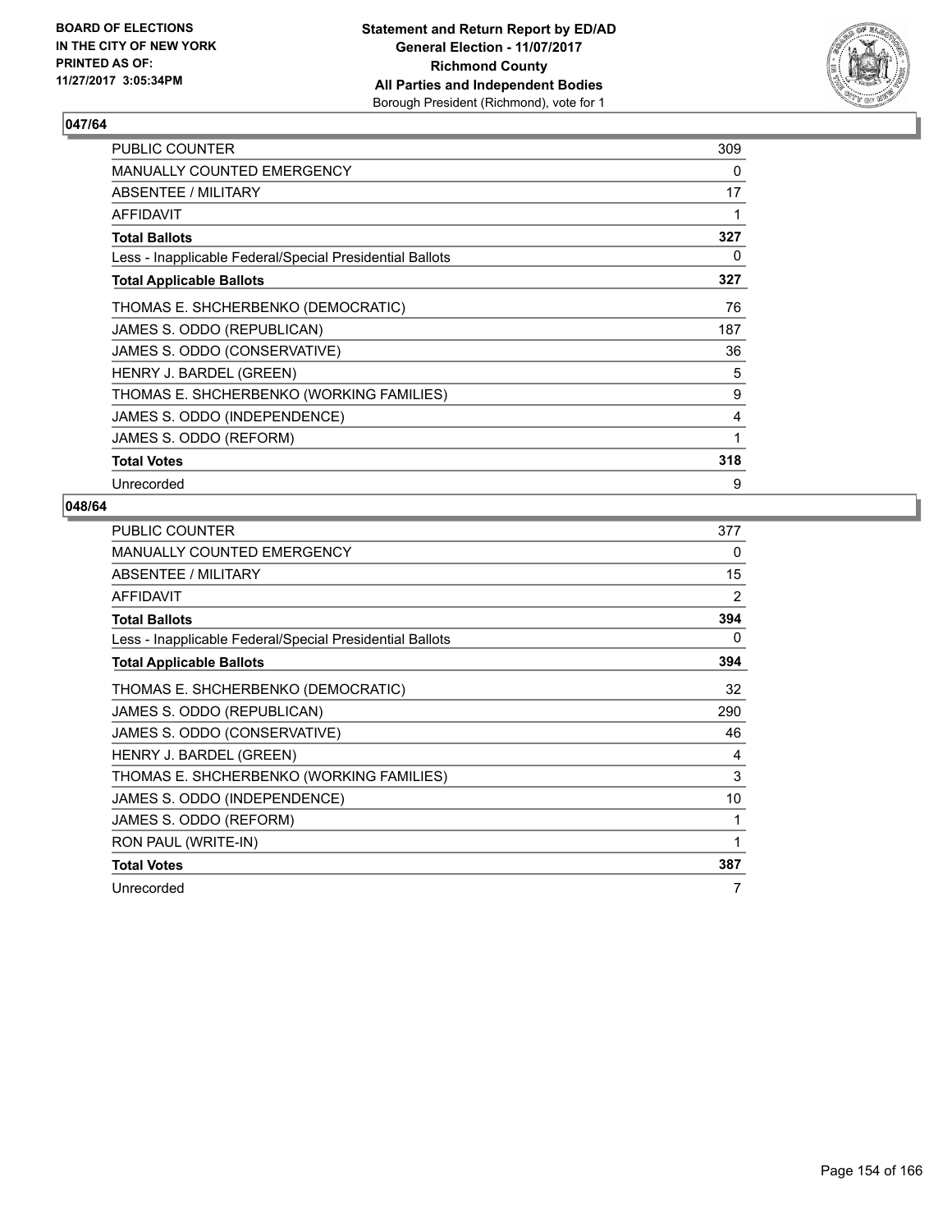BOARD OF ELECTIONS
IN THE CITY OF NEW YORK
PRINTED AS OF:
11/27/2017 3:05:34PM

**Statement and Return Report by ED/AD**
**General Election - 11/07/2017**
**Richmond County**
**All Parties and Independent Bodies**
Borough President (Richmond), vote for 1

### 047/64

| | |
|---|---|
| PUBLIC COUNTER | 309 |
| MANUALLY COUNTED EMERGENCY | 0 |
| ABSENTEE / MILITARY | 17 |
| AFFIDAVIT | 1 |
| **Total Ballots** | **327** |
| Less - Inapplicable Federal/Special Presidential Ballots | 0 |
| **Total Applicable Ballots** | **327** |
| THOMAS E. SHCHERBENKO (DEMOCRATIC) | 76 |
| JAMES S. ODDO (REPUBLICAN) | 187 |
| JAMES S. ODDO (CONSERVATIVE) | 36 |
| HENRY J. BARDEL (GREEN) | 5 |
| THOMAS E. SHCHERBENKO (WORKING FAMILIES) | 9 |
| JAMES S. ODDO (INDEPENDENCE) | 4 |
| JAMES S. ODDO (REFORM) | 1 |
| **Total Votes** | **318** |
| Unrecorded | 9 |

### 048/64

| | |
|---|---|
| PUBLIC COUNTER | 377 |
| MANUALLY COUNTED EMERGENCY | 0 |
| ABSENTEE / MILITARY | 15 |
| AFFIDAVIT | 2 |
| **Total Ballots** | **394** |
| Less - Inapplicable Federal/Special Presidential Ballots | 0 |
| **Total Applicable Ballots** | **394** |
| THOMAS E. SHCHERBENKO (DEMOCRATIC) | 32 |
| JAMES S. ODDO (REPUBLICAN) | 290 |
| JAMES S. ODDO (CONSERVATIVE) | 46 |
| HENRY J. BARDEL (GREEN) | 4 |
| THOMAS E. SHCHERBENKO (WORKING FAMILIES) | 3 |
| JAMES S. ODDO (INDEPENDENCE) | 10 |
| JAMES S. ODDO (REFORM) | 1 |
| RON PAUL (WRITE-IN) | 1 |
| **Total Votes** | **387** |
| Unrecorded | 7 |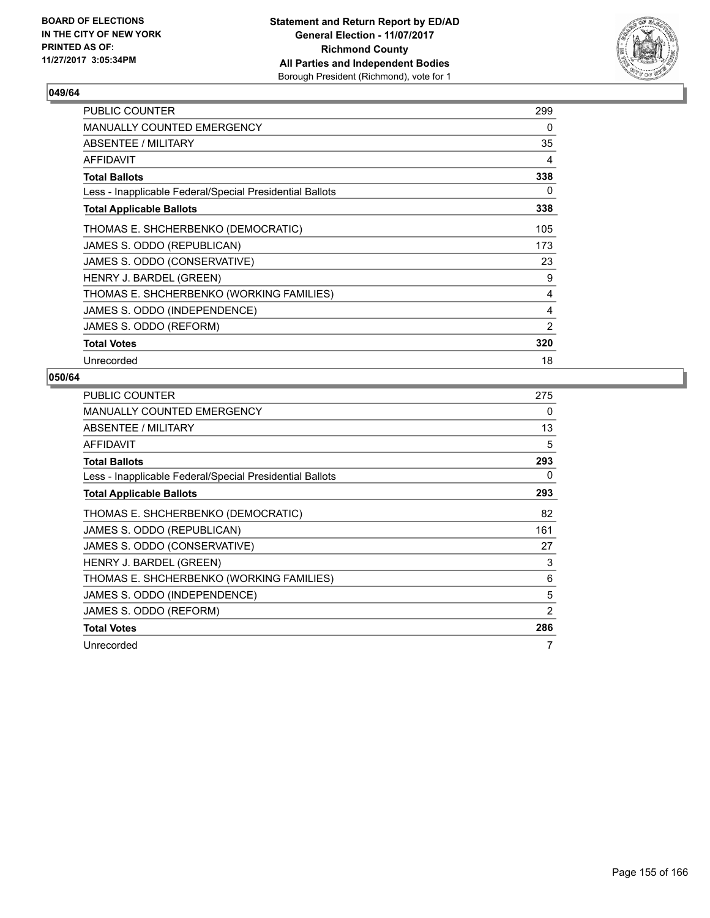BOARD OF ELECTIONS
IN THE CITY OF NEW YORK
PRINTED AS OF:
11/27/2017 3:05:34PM

**Statement and Return Report by ED/AD**
**General Election - 11/07/2017**
**Richmond County**
**All Parties and Independent Bodies**
Borough President (Richmond), vote for 1

### 049/64

| | |
|---|---|
| PUBLIC COUNTER | 299 |
| MANUALLY COUNTED EMERGENCY | 0 |
| ABSENTEE / MILITARY | 35 |
| AFFIDAVIT | 4 |
| **Total Ballots** | **338** |
| Less - Inapplicable Federal/Special Presidential Ballots | 0 |
| **Total Applicable Ballots** | **338** |
| THOMAS E. SHCHERBENKO (DEMOCRATIC) | 105 |
| JAMES S. ODDO (REPUBLICAN) | 173 |
| JAMES S. ODDO (CONSERVATIVE) | 23 |
| HENRY J. BARDEL (GREEN) | 9 |
| THOMAS E. SHCHERBENKO (WORKING FAMILIES) | 4 |
| JAMES S. ODDO (INDEPENDENCE) | 4 |
| JAMES S. ODDO (REFORM) | 2 |
| **Total Votes** | **320** |
| Unrecorded | 18 |

### 050/64

| | |
|---|---|
| PUBLIC COUNTER | 275 |
| MANUALLY COUNTED EMERGENCY | 0 |
| ABSENTEE / MILITARY | 13 |
| AFFIDAVIT | 5 |
| **Total Ballots** | **293** |
| Less - Inapplicable Federal/Special Presidential Ballots | 0 |
| **Total Applicable Ballots** | **293** |
| THOMAS E. SHCHERBENKO (DEMOCRATIC) | 82 |
| JAMES S. ODDO (REPUBLICAN) | 161 |
| JAMES S. ODDO (CONSERVATIVE) | 27 |
| HENRY J. BARDEL (GREEN) | 3 |
| THOMAS E. SHCHERBENKO (WORKING FAMILIES) | 6 |
| JAMES S. ODDO (INDEPENDENCE) | 5 |
| JAMES S. ODDO (REFORM) | 2 |
| **Total Votes** | **286** |
| Unrecorded | 7 |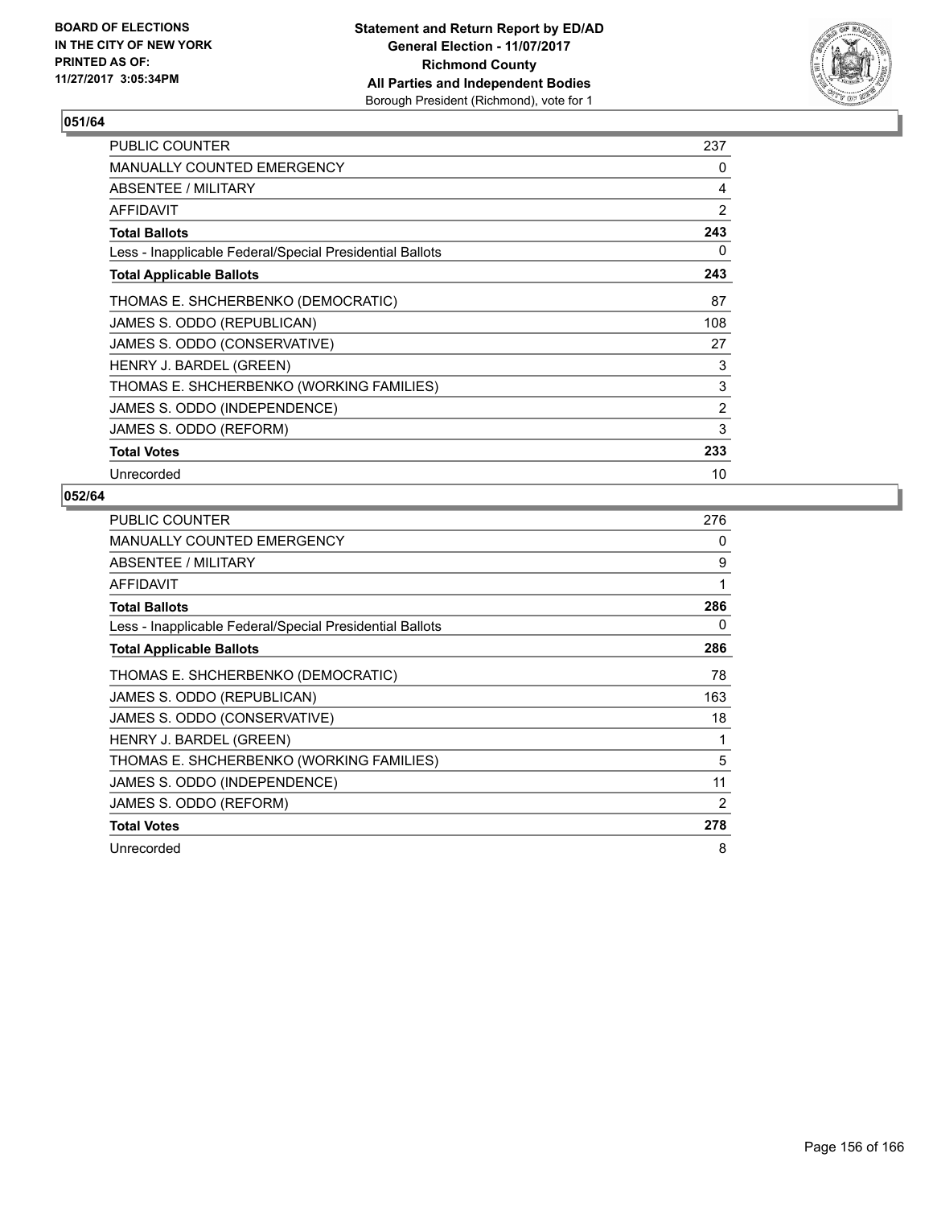**BOARD OF ELECTIONS IN THE CITY OF NEW YORK PRINTED AS OF: 11/27/2017 3:05:34PM**

**Statement and Return Report by ED/AD**
**General Election - 11/07/2017**
**Richmond County**
**All Parties and Independent Bodies**
Borough President (Richmond), vote for 1

### 051/64

| | |
|---|---|
| PUBLIC COUNTER | 237 |
| MANUALLY COUNTED EMERGENCY | 0 |
| ABSENTEE / MILITARY | 4 |
| AFFIDAVIT | 2 |
| **Total Ballots** | **243** |
| Less - Inapplicable Federal/Special Presidential Ballots | 0 |
| **Total Applicable Ballots** | **243** |
| THOMAS E. SHCHERBENKO (DEMOCRATIC) | 87 |
| JAMES S. ODDO (REPUBLICAN) | 108 |
| JAMES S. ODDO (CONSERVATIVE) | 27 |
| HENRY J. BARDEL (GREEN) | 3 |
| THOMAS E. SHCHERBENKO (WORKING FAMILIES) | 3 |
| JAMES S. ODDO (INDEPENDENCE) | 2 |
| JAMES S. ODDO (REFORM) | 3 |
| **Total Votes** | **233** |
| Unrecorded | 10 |

### 052/64

| | |
|---|---|
| PUBLIC COUNTER | 276 |
| MANUALLY COUNTED EMERGENCY | 0 |
| ABSENTEE / MILITARY | 9 |
| AFFIDAVIT | 1 |
| **Total Ballots** | **286** |
| Less - Inapplicable Federal/Special Presidential Ballots | 0 |
| **Total Applicable Ballots** | **286** |
| THOMAS E. SHCHERBENKO (DEMOCRATIC) | 78 |
| JAMES S. ODDO (REPUBLICAN) | 163 |
| JAMES S. ODDO (CONSERVATIVE) | 18 |
| HENRY J. BARDEL (GREEN) | 1 |
| THOMAS E. SHCHERBENKO (WORKING FAMILIES) | 5 |
| JAMES S. ODDO (INDEPENDENCE) | 11 |
| JAMES S. ODDO (REFORM) | 2 |
| **Total Votes** | **278** |
| Unrecorded | 8 |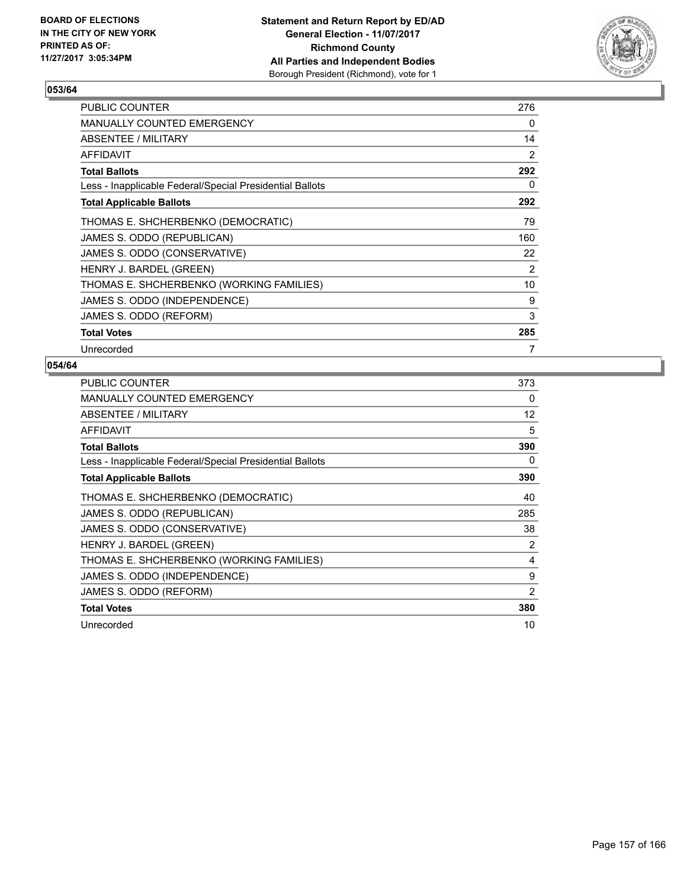**Statement and Return Report by ED/AD**
**General Election - 11/07/2017**
**Richmond County**
**All Parties and Independent Bodies**
Borough President (Richmond), vote for 1

BOARD OF ELECTIONS IN THE CITY OF NEW YORK PRINTED AS OF: 11/27/2017 3:05:34PM

### 053/64

| | |
|---|---|
| PUBLIC COUNTER | 276 |
| MANUALLY COUNTED EMERGENCY | 0 |
| ABSENTEE / MILITARY | 14 |
| AFFIDAVIT | 2 |
| **Total Ballots** | **292** |
| Less - Inapplicable Federal/Special Presidential Ballots | 0 |
| **Total Applicable Ballots** | **292** |
| THOMAS E. SHCHERBENKO (DEMOCRATIC) | 79 |
| JAMES S. ODDO (REPUBLICAN) | 160 |
| JAMES S. ODDO (CONSERVATIVE) | 22 |
| HENRY J. BARDEL (GREEN) | 2 |
| THOMAS E. SHCHERBENKO (WORKING FAMILIES) | 10 |
| JAMES S. ODDO (INDEPENDENCE) | 9 |
| JAMES S. ODDO (REFORM) | 3 |
| **Total Votes** | **285** |
| Unrecorded | 7 |

### 054/64

| | |
|---|---|
| PUBLIC COUNTER | 373 |
| MANUALLY COUNTED EMERGENCY | 0 |
| ABSENTEE / MILITARY | 12 |
| AFFIDAVIT | 5 |
| **Total Ballots** | **390** |
| Less - Inapplicable Federal/Special Presidential Ballots | 0 |
| **Total Applicable Ballots** | **390** |
| THOMAS E. SHCHERBENKO (DEMOCRATIC) | 40 |
| JAMES S. ODDO (REPUBLICAN) | 285 |
| JAMES S. ODDO (CONSERVATIVE) | 38 |
| HENRY J. BARDEL (GREEN) | 2 |
| THOMAS E. SHCHERBENKO (WORKING FAMILIES) | 4 |
| JAMES S. ODDO (INDEPENDENCE) | 9 |
| JAMES S. ODDO (REFORM) | 2 |
| **Total Votes** | **380** |
| Unrecorded | 10 |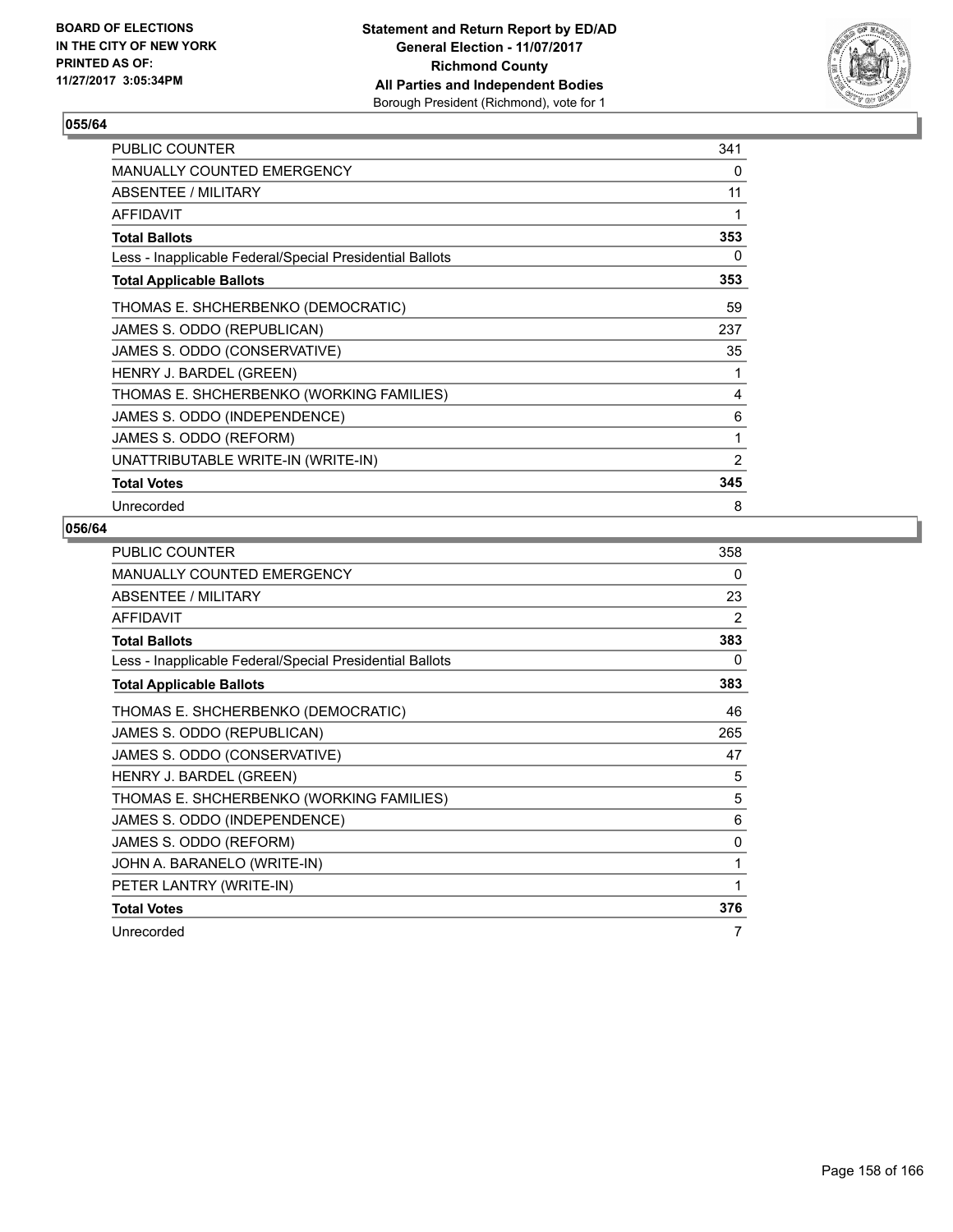BOARD OF ELECTIONS
IN THE CITY OF NEW YORK
PRINTED AS OF:
11/27/2017 3:05:34PM

**Statement and Return Report by ED/AD**
**General Election - 11/07/2017**
**Richmond County**
**All Parties and Independent Bodies**
Borough President (Richmond), vote for 1

## 055/64

| | |
|---|---|
| PUBLIC COUNTER | 341 |
| MANUALLY COUNTED EMERGENCY | 0 |
| ABSENTEE / MILITARY | 11 |
| AFFIDAVIT | 1 |
| **Total Ballots** | **353** |
| Less - Inapplicable Federal/Special Presidential Ballots | 0 |
| **Total Applicable Ballots** | **353** |
| THOMAS E. SHCHERBENKO (DEMOCRATIC) | 59 |
| JAMES S. ODDO (REPUBLICAN) | 237 |
| JAMES S. ODDO (CONSERVATIVE) | 35 |
| HENRY J. BARDEL (GREEN) | 1 |
| THOMAS E. SHCHERBENKO (WORKING FAMILIES) | 4 |
| JAMES S. ODDO (INDEPENDENCE) | 6 |
| JAMES S. ODDO (REFORM) | 1 |
| UNATTRIBUTABLE WRITE-IN (WRITE-IN) | 2 |
| **Total Votes** | **345** |
| Unrecorded | 8 |

## 056/64

| | |
|---|---|
| PUBLIC COUNTER | 358 |
| MANUALLY COUNTED EMERGENCY | 0 |
| ABSENTEE / MILITARY | 23 |
| AFFIDAVIT | 2 |
| **Total Ballots** | **383** |
| Less - Inapplicable Federal/Special Presidential Ballots | 0 |
| **Total Applicable Ballots** | **383** |
| THOMAS E. SHCHERBENKO (DEMOCRATIC) | 46 |
| JAMES S. ODDO (REPUBLICAN) | 265 |
| JAMES S. ODDO (CONSERVATIVE) | 47 |
| HENRY J. BARDEL (GREEN) | 5 |
| THOMAS E. SHCHERBENKO (WORKING FAMILIES) | 5 |
| JAMES S. ODDO (INDEPENDENCE) | 6 |
| JAMES S. ODDO (REFORM) | 0 |
| JOHN A. BARANELO (WRITE-IN) | 1 |
| PETER LANTRY (WRITE-IN) | 1 |
| **Total Votes** | **376** |
| Unrecorded | 7 |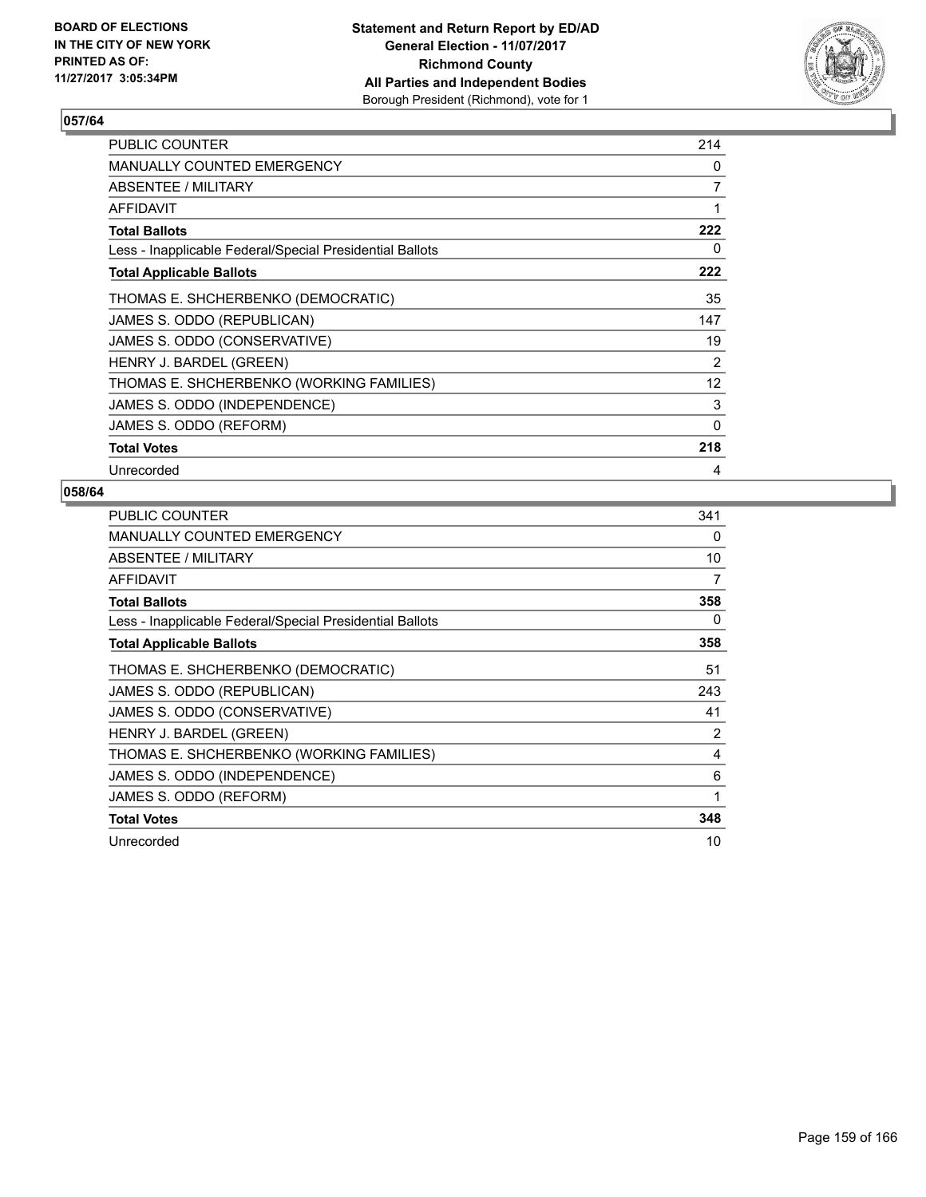BOARD OF ELECTIONS
IN THE CITY OF NEW YORK
PRINTED AS OF:
11/27/2017 3:05:34PM

**Statement and Return Report by ED/AD**
**General Election - 11/07/2017**
**Richmond County**
**All Parties and Independent Bodies**
Borough President (Richmond), vote for 1

### 057/64

| | |
|---|---|
| PUBLIC COUNTER | 214 |
| MANUALLY COUNTED EMERGENCY | 0 |
| ABSENTEE / MILITARY | 7 |
| AFFIDAVIT | 1 |
| **Total Ballots** | **222** |
| Less - Inapplicable Federal/Special Presidential Ballots | 0 |
| **Total Applicable Ballots** | **222** |
| THOMAS E. SHCHERBENKO (DEMOCRATIC) | 35 |
| JAMES S. ODDO (REPUBLICAN) | 147 |
| JAMES S. ODDO (CONSERVATIVE) | 19 |
| HENRY J. BARDEL (GREEN) | 2 |
| THOMAS E. SHCHERBENKO (WORKING FAMILIES) | 12 |
| JAMES S. ODDO (INDEPENDENCE) | 3 |
| JAMES S. ODDO (REFORM) | 0 |
| **Total Votes** | **218** |
| Unrecorded | 4 |

### 058/64

| | |
|---|---|
| PUBLIC COUNTER | 341 |
| MANUALLY COUNTED EMERGENCY | 0 |
| ABSENTEE / MILITARY | 10 |
| AFFIDAVIT | 7 |
| **Total Ballots** | **358** |
| Less - Inapplicable Federal/Special Presidential Ballots | 0 |
| **Total Applicable Ballots** | **358** |
| THOMAS E. SHCHERBENKO (DEMOCRATIC) | 51 |
| JAMES S. ODDO (REPUBLICAN) | 243 |
| JAMES S. ODDO (CONSERVATIVE) | 41 |
| HENRY J. BARDEL (GREEN) | 2 |
| THOMAS E. SHCHERBENKO (WORKING FAMILIES) | 4 |
| JAMES S. ODDO (INDEPENDENCE) | 6 |
| JAMES S. ODDO (REFORM) | 1 |
| **Total Votes** | **348** |
| Unrecorded | 10 |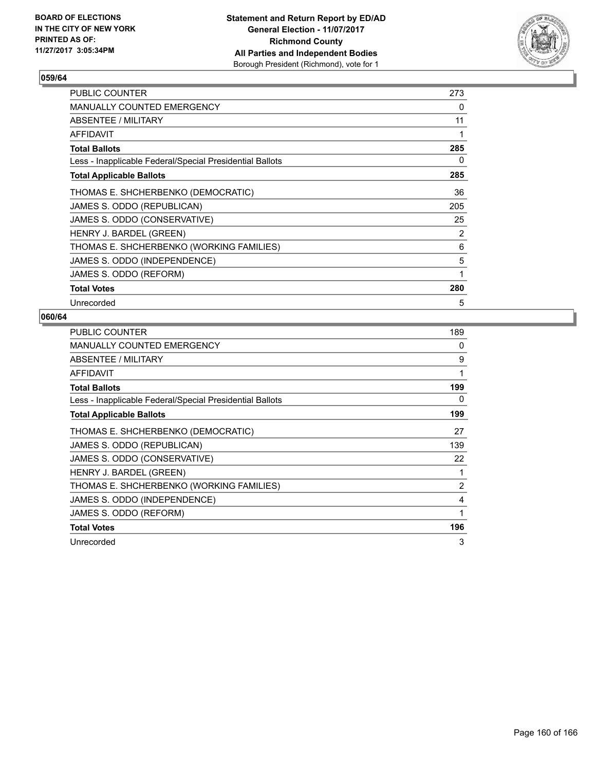**BOARD OF ELECTIONS IN THE CITY OF NEW YORK PRINTED AS OF: 11/27/2017 3:05:34PM**

**Statement and Return Report by ED/AD**
**General Election - 11/07/2017**
**Richmond County**
**All Parties and Independent Bodies**
Borough President (Richmond), vote for 1

### 059/64

| | |
|---|---|
| PUBLIC COUNTER | 273 |
| MANUALLY COUNTED EMERGENCY | 0 |
| ABSENTEE / MILITARY | 11 |
| AFFIDAVIT | 1 |
| **Total Ballots** | **285** |
| Less - Inapplicable Federal/Special Presidential Ballots | 0 |
| **Total Applicable Ballots** | **285** |
| THOMAS E. SHCHERBENKO (DEMOCRATIC) | 36 |
| JAMES S. ODDO (REPUBLICAN) | 205 |
| JAMES S. ODDO (CONSERVATIVE) | 25 |
| HENRY J. BARDEL (GREEN) | 2 |
| THOMAS E. SHCHERBENKO (WORKING FAMILIES) | 6 |
| JAMES S. ODDO (INDEPENDENCE) | 5 |
| JAMES S. ODDO (REFORM) | 1 |
| **Total Votes** | **280** |
| Unrecorded | 5 |

### 060/64

| | |
|---|---|
| PUBLIC COUNTER | 189 |
| MANUALLY COUNTED EMERGENCY | 0 |
| ABSENTEE / MILITARY | 9 |
| AFFIDAVIT | 1 |
| **Total Ballots** | **199** |
| Less - Inapplicable Federal/Special Presidential Ballots | 0 |
| **Total Applicable Ballots** | **199** |
| THOMAS E. SHCHERBENKO (DEMOCRATIC) | 27 |
| JAMES S. ODDO (REPUBLICAN) | 139 |
| JAMES S. ODDO (CONSERVATIVE) | 22 |
| HENRY J. BARDEL (GREEN) | 1 |
| THOMAS E. SHCHERBENKO (WORKING FAMILIES) | 2 |
| JAMES S. ODDO (INDEPENDENCE) | 4 |
| JAMES S. ODDO (REFORM) | 1 |
| **Total Votes** | **196** |
| Unrecorded | 3 |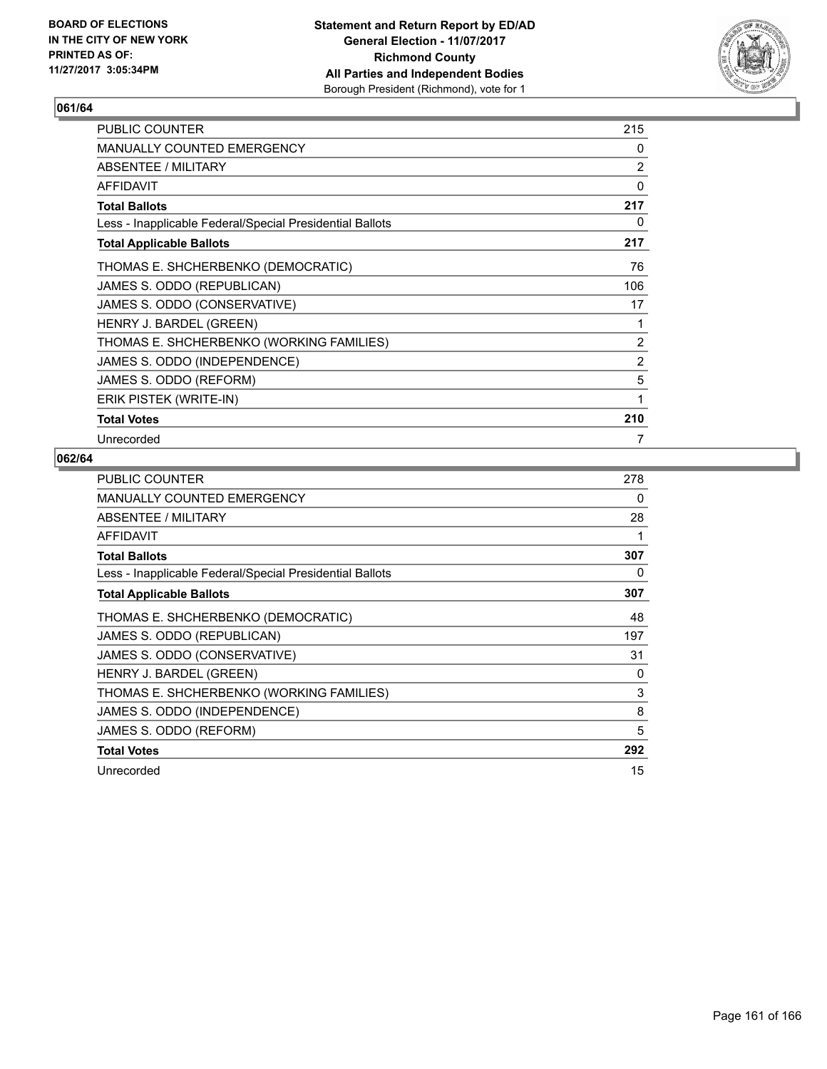BOARD OF ELECTIONS
IN THE CITY OF NEW YORK
PRINTED AS OF:
11/27/2017 3:05:34PM

**Statement and Return Report by ED/AD**
**General Election - 11/07/2017**
**Richmond County**
**All Parties and Independent Bodies**
Borough President (Richmond), vote for 1

### 061/64

| | |
|---|---|
| PUBLIC COUNTER | 215 |
| MANUALLY COUNTED EMERGENCY | 0 |
| ABSENTEE / MILITARY | 2 |
| AFFIDAVIT | 0 |
| **Total Ballots** | **217** |
| Less - Inapplicable Federal/Special Presidential Ballots | 0 |
| **Total Applicable Ballots** | **217** |
| THOMAS E. SHCHERBENKO (DEMOCRATIC) | 76 |
| JAMES S. ODDO (REPUBLICAN) | 106 |
| JAMES S. ODDO (CONSERVATIVE) | 17 |
| HENRY J. BARDEL (GREEN) | 1 |
| THOMAS E. SHCHERBENKO (WORKING FAMILIES) | 2 |
| JAMES S. ODDO (INDEPENDENCE) | 2 |
| JAMES S. ODDO (REFORM) | 5 |
| ERIK PISTEK (WRITE-IN) | 1 |
| **Total Votes** | **210** |
| Unrecorded | 7 |

### 062/64

| | |
|---|---|
| PUBLIC COUNTER | 278 |
| MANUALLY COUNTED EMERGENCY | 0 |
| ABSENTEE / MILITARY | 28 |
| AFFIDAVIT | 1 |
| **Total Ballots** | **307** |
| Less - Inapplicable Federal/Special Presidential Ballots | 0 |
| **Total Applicable Ballots** | **307** |
| THOMAS E. SHCHERBENKO (DEMOCRATIC) | 48 |
| JAMES S. ODDO (REPUBLICAN) | 197 |
| JAMES S. ODDO (CONSERVATIVE) | 31 |
| HENRY J. BARDEL (GREEN) | 0 |
| THOMAS E. SHCHERBENKO (WORKING FAMILIES) | 3 |
| JAMES S. ODDO (INDEPENDENCE) | 8 |
| JAMES S. ODDO (REFORM) | 5 |
| **Total Votes** | **292** |
| Unrecorded | 15 |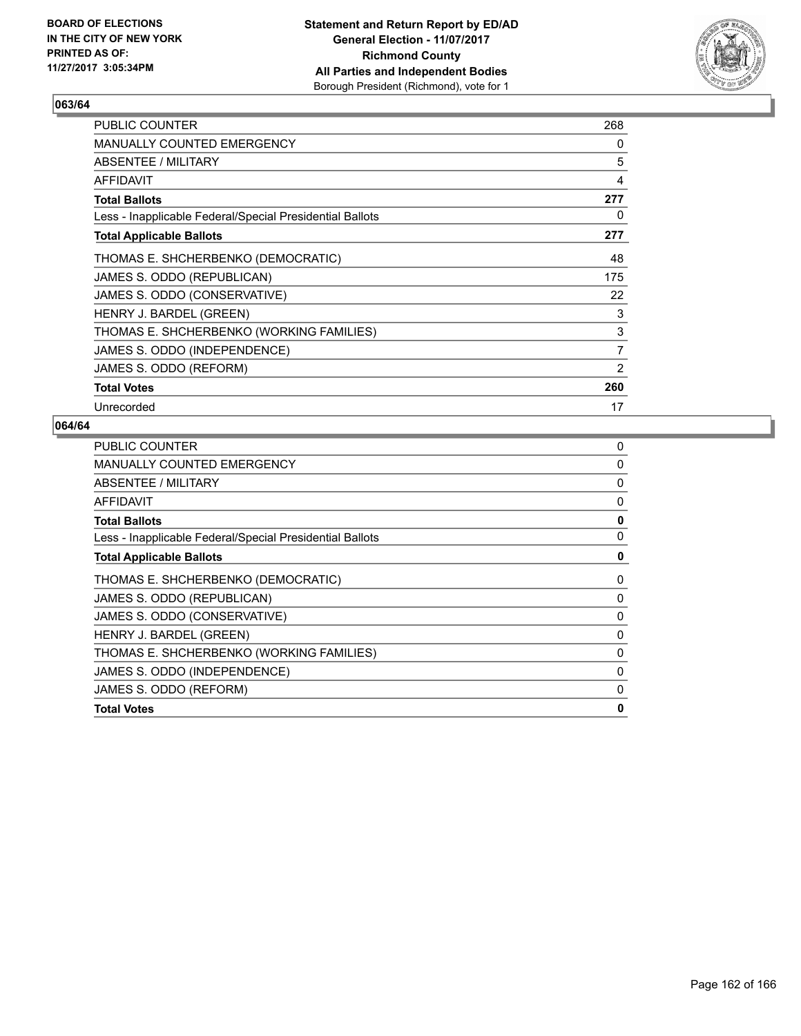BOARD OF ELECTIONS
IN THE CITY OF NEW YORK
PRINTED AS OF:
11/27/2017 3:05:34PM

**Statement and Return Report by ED/AD**
**General Election - 11/07/2017**
**Richmond County**
**All Parties and Independent Bodies**
Borough President (Richmond), vote for 1

## 063/64

| | |
|---|---|
| PUBLIC COUNTER | 268 |
| MANUALLY COUNTED EMERGENCY | 0 |
| ABSENTEE / MILITARY | 5 |
| AFFIDAVIT | 4 |
| **Total Ballots** | **277** |
| Less - Inapplicable Federal/Special Presidential Ballots | 0 |
| **Total Applicable Ballots** | **277** |
| THOMAS E. SHCHERBENKO (DEMOCRATIC) | 48 |
| JAMES S. ODDO (REPUBLICAN) | 175 |
| JAMES S. ODDO (CONSERVATIVE) | 22 |
| HENRY J. BARDEL (GREEN) | 3 |
| THOMAS E. SHCHERBENKO (WORKING FAMILIES) | 3 |
| JAMES S. ODDO (INDEPENDENCE) | 7 |
| JAMES S. ODDO (REFORM) | 2 |
| **Total Votes** | **260** |
| Unrecorded | 17 |

## 064/64

| | |
|---|---|
| PUBLIC COUNTER | 0 |
| MANUALLY COUNTED EMERGENCY | 0 |
| ABSENTEE / MILITARY | 0 |
| AFFIDAVIT | 0 |
| **Total Ballots** | **0** |
| Less - Inapplicable Federal/Special Presidential Ballots | 0 |
| **Total Applicable Ballots** | **0** |
| THOMAS E. SHCHERBENKO (DEMOCRATIC) | 0 |
| JAMES S. ODDO (REPUBLICAN) | 0 |
| JAMES S. ODDO (CONSERVATIVE) | 0 |
| HENRY J. BARDEL (GREEN) | 0 |
| THOMAS E. SHCHERBENKO (WORKING FAMILIES) | 0 |
| JAMES S. ODDO (INDEPENDENCE) | 0 |
| JAMES S. ODDO (REFORM) | 0 |
| **Total Votes** | **0** |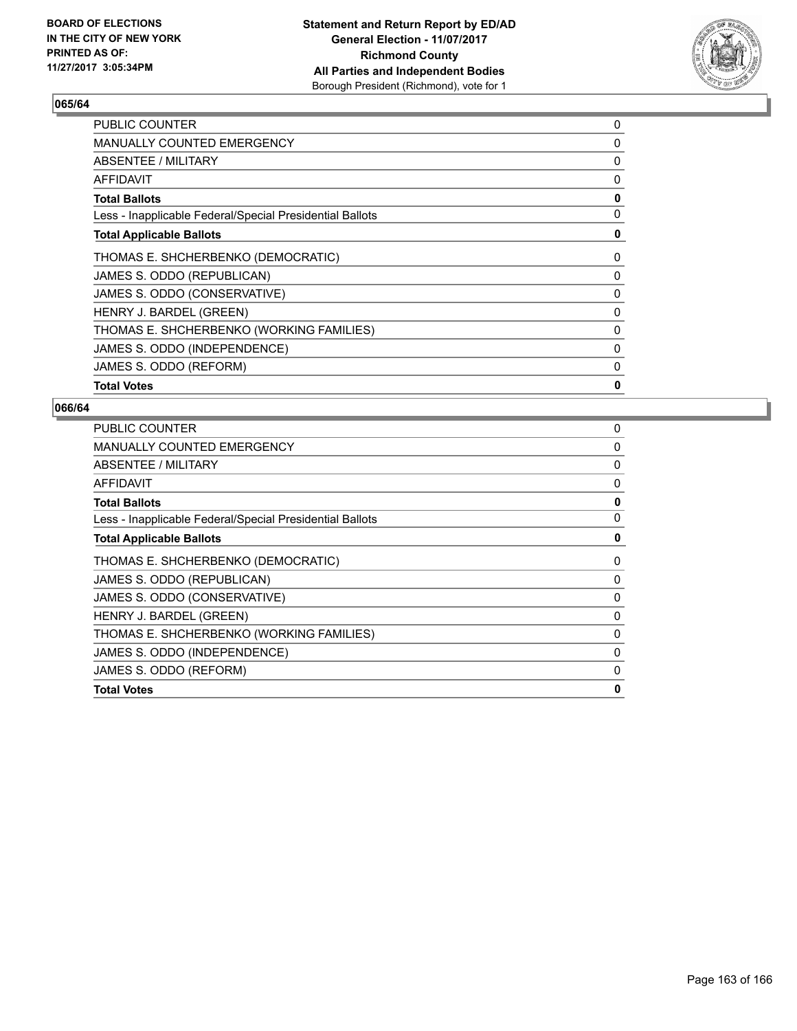BOARD OF ELECTIONS
IN THE CITY OF NEW YORK
PRINTED AS OF:
11/27/2017 3:05:34PM

**Statement and Return Report by ED/AD**
**General Election - 11/07/2017**
**Richmond County**
**All Parties and Independent Bodies**
Borough President (Richmond), vote for 1

### 065/64

| | |
|---|---|
| PUBLIC COUNTER | 0 |
| MANUALLY COUNTED EMERGENCY | 0 |
| ABSENTEE / MILITARY | 0 |
| AFFIDAVIT | 0 |
| **Total Ballots** | **0** |
| Less - Inapplicable Federal/Special Presidential Ballots | 0 |
| **Total Applicable Ballots** | **0** |
| THOMAS E. SHCHERBENKO (DEMOCRATIC) | 0 |
| JAMES S. ODDO (REPUBLICAN) | 0 |
| JAMES S. ODDO (CONSERVATIVE) | 0 |
| HENRY J. BARDEL (GREEN) | 0 |
| THOMAS E. SHCHERBENKO (WORKING FAMILIES) | 0 |
| JAMES S. ODDO (INDEPENDENCE) | 0 |
| JAMES S. ODDO (REFORM) | 0 |
| **Total Votes** | **0** |

### 066/64

| | |
|---|---|
| PUBLIC COUNTER | 0 |
| MANUALLY COUNTED EMERGENCY | 0 |
| ABSENTEE / MILITARY | 0 |
| AFFIDAVIT | 0 |
| **Total Ballots** | **0** |
| Less - Inapplicable Federal/Special Presidential Ballots | 0 |
| **Total Applicable Ballots** | **0** |
| THOMAS E. SHCHERBENKO (DEMOCRATIC) | 0 |
| JAMES S. ODDO (REPUBLICAN) | 0 |
| JAMES S. ODDO (CONSERVATIVE) | 0 |
| HENRY J. BARDEL (GREEN) | 0 |
| THOMAS E. SHCHERBENKO (WORKING FAMILIES) | 0 |
| JAMES S. ODDO (INDEPENDENCE) | 0 |
| JAMES S. ODDO (REFORM) | 0 |
| **Total Votes** | **0** |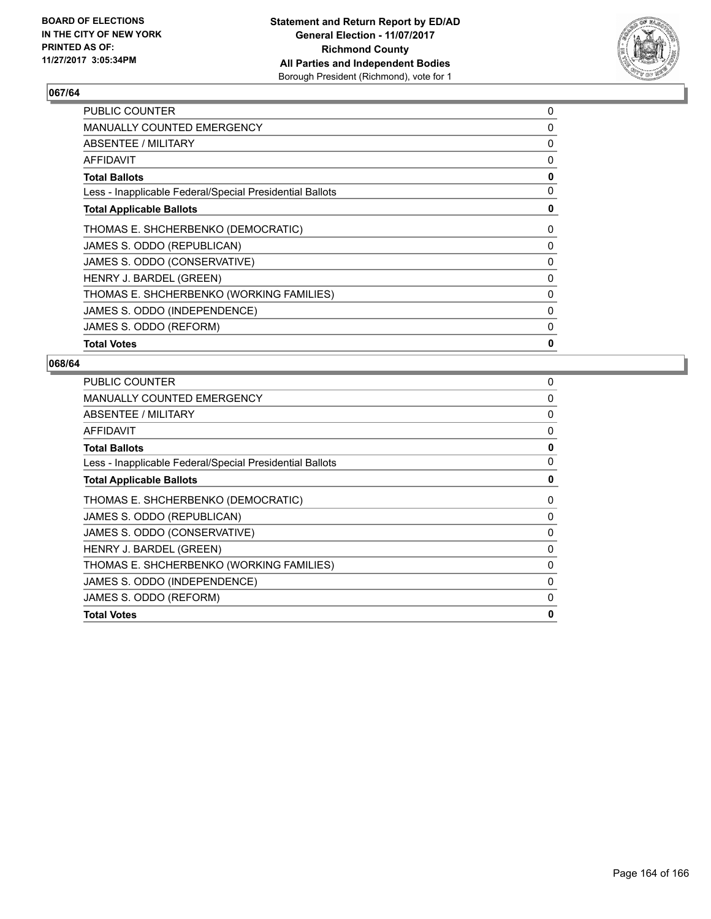**Statement and Return Report by ED/AD**
**General Election - 11/07/2017**
**Richmond County**
**All Parties and Independent Bodies**
Borough President (Richmond), vote for 1

BOARD OF ELECTIONS
IN THE CITY OF NEW YORK
PRINTED AS OF:
11/27/2017 3:05:34PM

### 067/64

| | |
|---|---|
| PUBLIC COUNTER | 0 |
| MANUALLY COUNTED EMERGENCY | 0 |
| ABSENTEE / MILITARY | 0 |
| AFFIDAVIT | 0 |
| **Total Ballots** | **0** |
| Less - Inapplicable Federal/Special Presidential Ballots | 0 |
| **Total Applicable Ballots** | **0** |
| THOMAS E. SHCHERBENKO (DEMOCRATIC) | 0 |
| JAMES S. ODDO (REPUBLICAN) | 0 |
| JAMES S. ODDO (CONSERVATIVE) | 0 |
| HENRY J. BARDEL (GREEN) | 0 |
| THOMAS E. SHCHERBENKO (WORKING FAMILIES) | 0 |
| JAMES S. ODDO (INDEPENDENCE) | 0 |
| JAMES S. ODDO (REFORM) | 0 |
| **Total Votes** | **0** |

### 068/64

| | |
|---|---|
| PUBLIC COUNTER | 0 |
| MANUALLY COUNTED EMERGENCY | 0 |
| ABSENTEE / MILITARY | 0 |
| AFFIDAVIT | 0 |
| **Total Ballots** | **0** |
| Less - Inapplicable Federal/Special Presidential Ballots | 0 |
| **Total Applicable Ballots** | **0** |
| THOMAS E. SHCHERBENKO (DEMOCRATIC) | 0 |
| JAMES S. ODDO (REPUBLICAN) | 0 |
| JAMES S. ODDO (CONSERVATIVE) | 0 |
| HENRY J. BARDEL (GREEN) | 0 |
| THOMAS E. SHCHERBENKO (WORKING FAMILIES) | 0 |
| JAMES S. ODDO (INDEPENDENCE) | 0 |
| JAMES S. ODDO (REFORM) | 0 |
| **Total Votes** | **0** |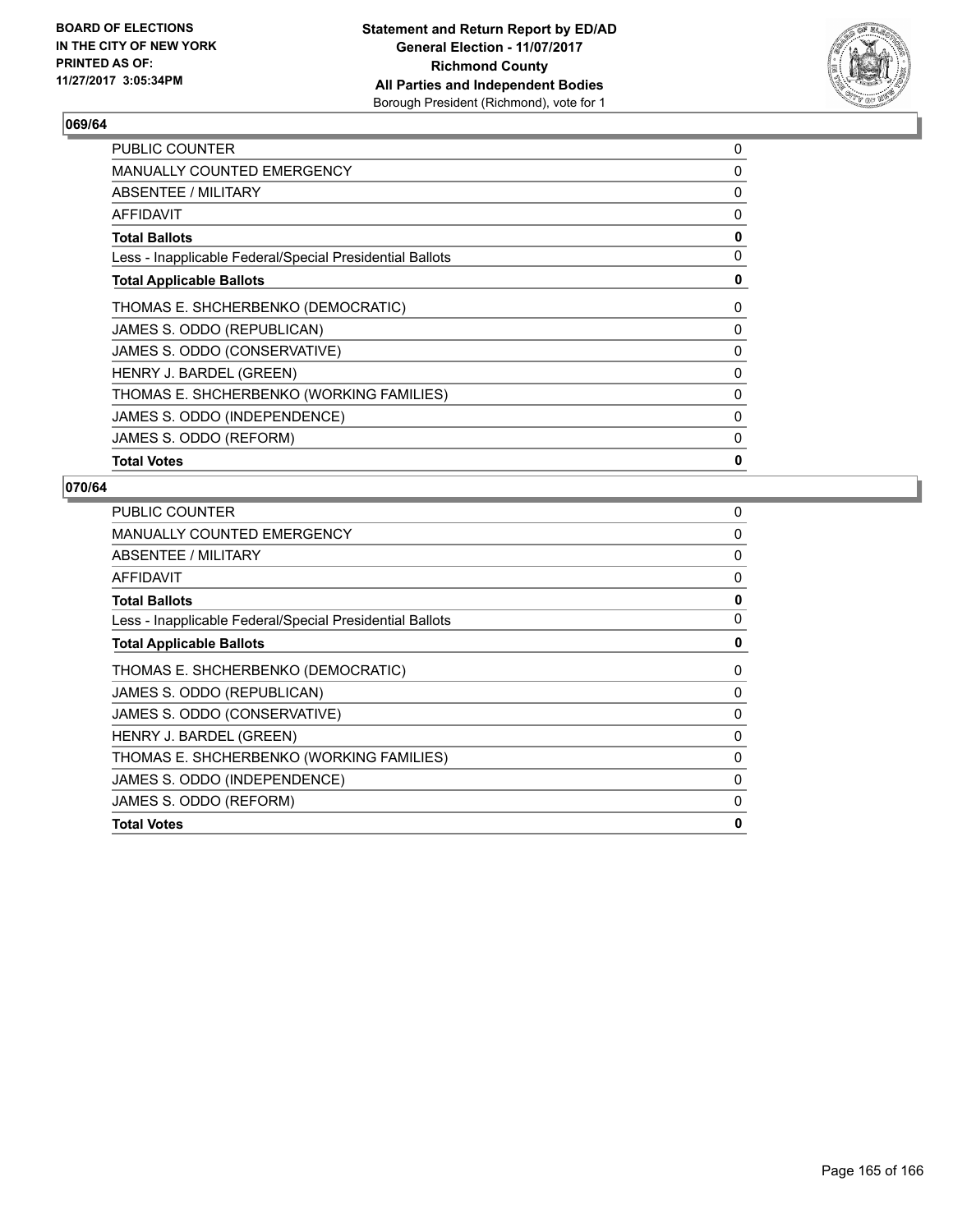BOARD OF ELECTIONS
IN THE CITY OF NEW YORK
PRINTED AS OF:
11/27/2017 3:05:34PM

**Statement and Return Report by ED/AD**
**General Election - 11/07/2017**
**Richmond County**
**All Parties and Independent Bodies**
Borough President (Richmond), vote for 1

## 069/64

| | |
|---|---|
| PUBLIC COUNTER | 0 |
| MANUALLY COUNTED EMERGENCY | 0 |
| ABSENTEE / MILITARY | 0 |
| AFFIDAVIT | 0 |
| **Total Ballots** | **0** |
| Less - Inapplicable Federal/Special Presidential Ballots | 0 |
| **Total Applicable Ballots** | **0** |
| THOMAS E. SHCHERBENKO (DEMOCRATIC) | 0 |
| JAMES S. ODDO (REPUBLICAN) | 0 |
| JAMES S. ODDO (CONSERVATIVE) | 0 |
| HENRY J. BARDEL (GREEN) | 0 |
| THOMAS E. SHCHERBENKO (WORKING FAMILIES) | 0 |
| JAMES S. ODDO (INDEPENDENCE) | 0 |
| JAMES S. ODDO (REFORM) | 0 |
| **Total Votes** | **0** |

## 070/64

| | |
|---|---|
| PUBLIC COUNTER | 0 |
| MANUALLY COUNTED EMERGENCY | 0 |
| ABSENTEE / MILITARY | 0 |
| AFFIDAVIT | 0 |
| **Total Ballots** | **0** |
| Less - Inapplicable Federal/Special Presidential Ballots | 0 |
| **Total Applicable Ballots** | **0** |
| THOMAS E. SHCHERBENKO (DEMOCRATIC) | 0 |
| JAMES S. ODDO (REPUBLICAN) | 0 |
| JAMES S. ODDO (CONSERVATIVE) | 0 |
| HENRY J. BARDEL (GREEN) | 0 |
| THOMAS E. SHCHERBENKO (WORKING FAMILIES) | 0 |
| JAMES S. ODDO (INDEPENDENCE) | 0 |
| JAMES S. ODDO (REFORM) | 0 |
| **Total Votes** | **0** |